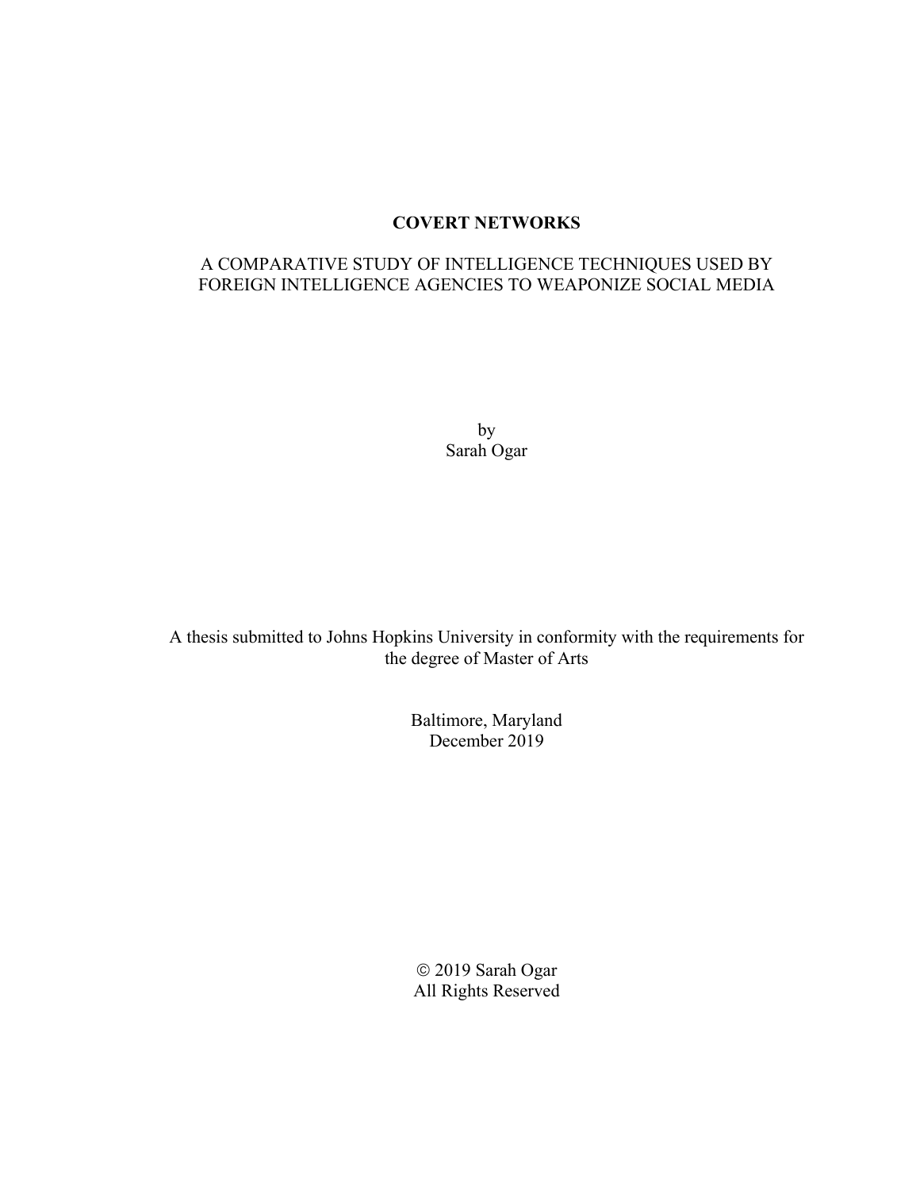# COVERT NETWORKS

## A COMPARATIVE STUDY OF INTELLIGENCE TECHNIQUES USED BY FOREIGN INTELLIGENCE AGENCIES TO WEAPONIZE SOCIAL MEDIA

by
Sarah Ogar

A thesis submitted to Johns Hopkins University in conformity with the requirements for the degree of Master of Arts

Baltimore, Maryland
December 2019

© 2019 Sarah Ogar
All Rights Reserved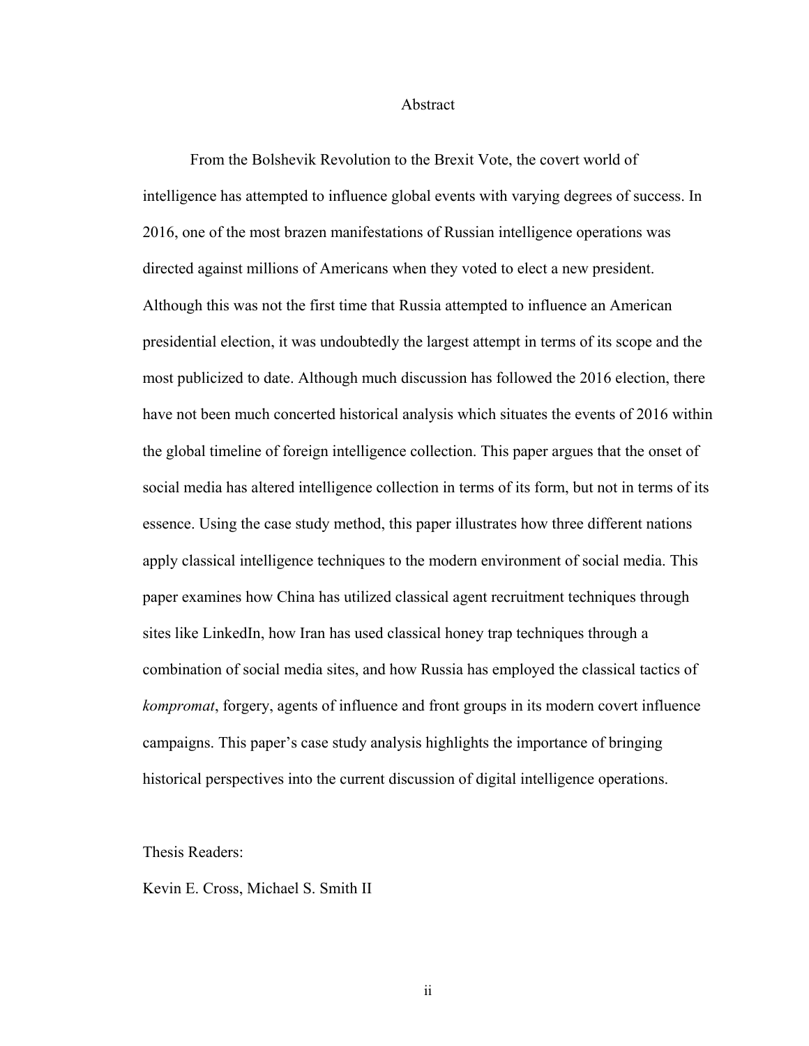# Abstract

From the Bolshevik Revolution to the Brexit Vote, the covert world of intelligence has attempted to influence global events with varying degrees of success. In 2016, one of the most brazen manifestations of Russian intelligence operations was directed against millions of Americans when they voted to elect a new president. Although this was not the first time that Russia attempted to influence an American presidential election, it was undoubtedly the largest attempt in terms of its scope and the most publicized to date. Although much discussion has followed the 2016 election, there have not been much concerted historical analysis which situates the events of 2016 within the global timeline of foreign intelligence collection. This paper argues that the onset of social media has altered intelligence collection in terms of its form, but not in terms of its essence. Using the case study method, this paper illustrates how three different nations apply classical intelligence techniques to the modern environment of social media. This paper examines how China has utilized classical agent recruitment techniques through sites like LinkedIn, how Iran has used classical honey trap techniques through a combination of social media sites, and how Russia has employed the classical tactics of *kompromat*, forgery, agents of influence and front groups in its modern covert influence campaigns. This paper's case study analysis highlights the importance of bringing historical perspectives into the current discussion of digital intelligence operations.

Thesis Readers:

Kevin E. Cross, Michael S. Smith II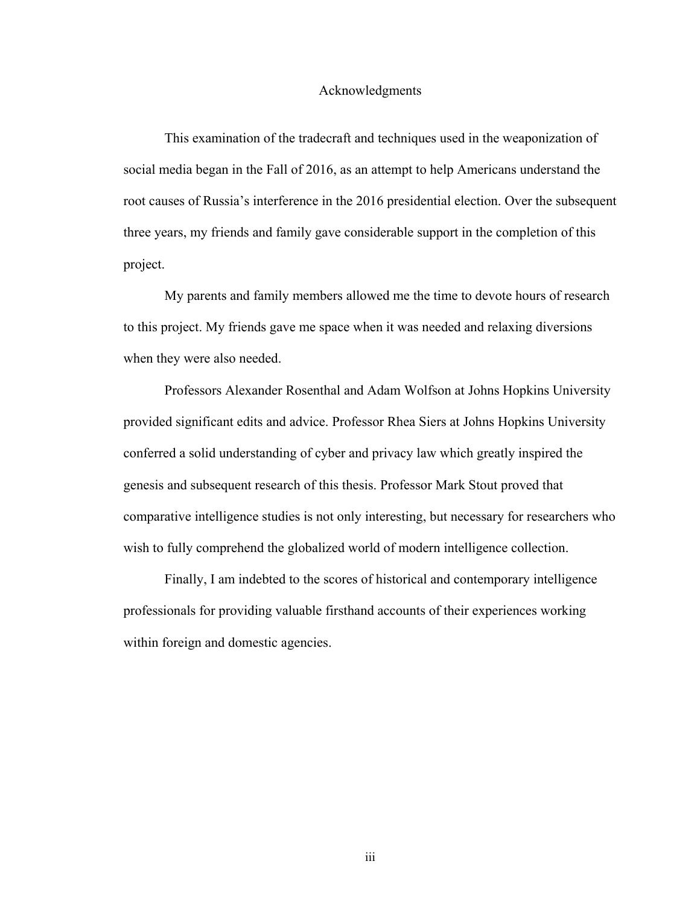# Acknowledgments

This examination of the tradecraft and techniques used in the weaponization of social media began in the Fall of 2016, as an attempt to help Americans understand the root causes of Russia's interference in the 2016 presidential election. Over the subsequent three years, my friends and family gave considerable support in the completion of this project.

My parents and family members allowed me the time to devote hours of research to this project. My friends gave me space when it was needed and relaxing diversions when they were also needed.

Professors Alexander Rosenthal and Adam Wolfson at Johns Hopkins University provided significant edits and advice. Professor Rhea Siers at Johns Hopkins University conferred a solid understanding of cyber and privacy law which greatly inspired the genesis and subsequent research of this thesis. Professor Mark Stout proved that comparative intelligence studies is not only interesting, but necessary for researchers who wish to fully comprehend the globalized world of modern intelligence collection.

Finally, I am indebted to the scores of historical and contemporary intelligence professionals for providing valuable firsthand accounts of their experiences working within foreign and domestic agencies.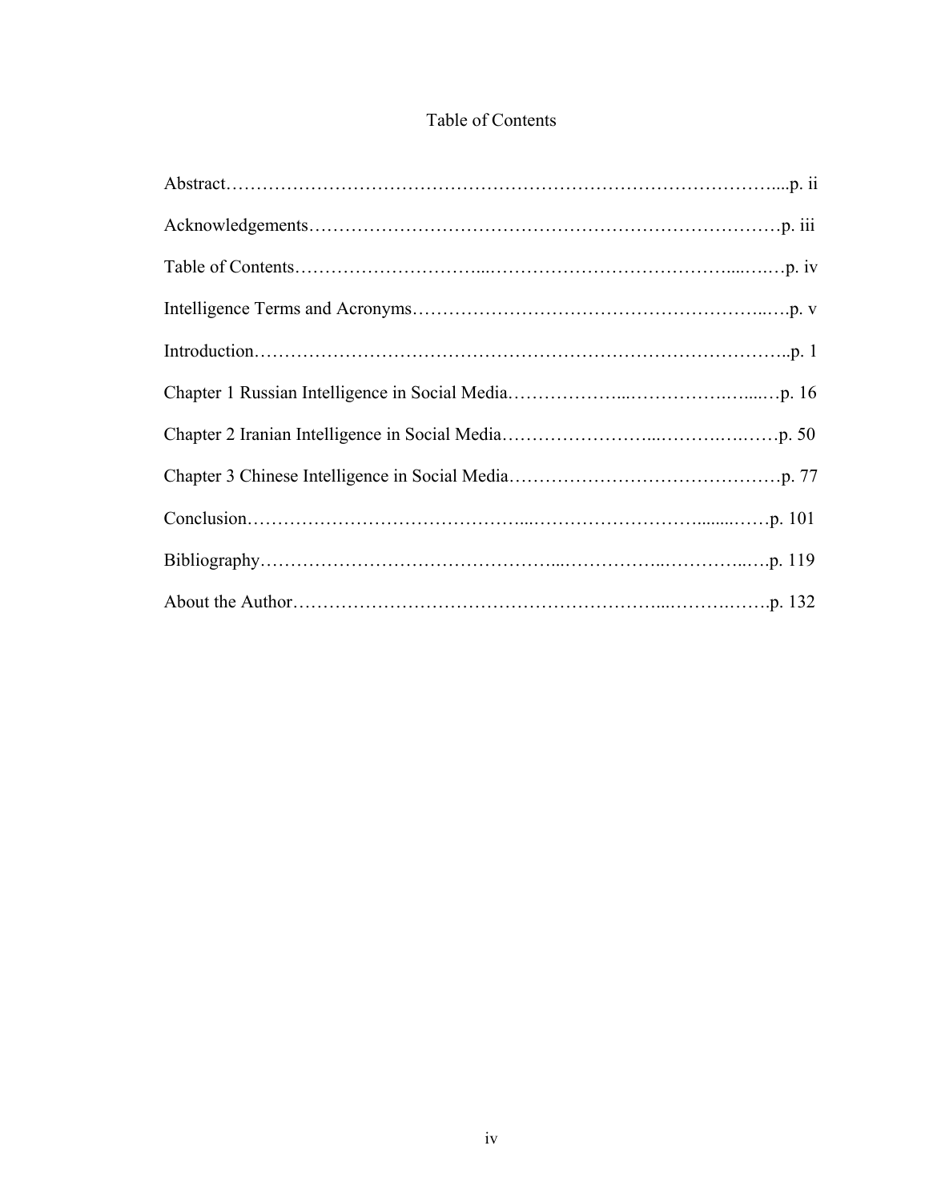# Table of Contents

Abstract……………………………………………………………………………….....p. ii

Acknowledgements…………………………………………………………………p. iii

Table of Contents…………………………...……………………………………....….…p. iv

Intelligence Terms and Acronyms………………………………………………..….p. v

Introduction……………………………………………………………………………..p. 1

Chapter 1 Russian Intelligence in Social Media………………...……………….…....…p. 16

Chapter 2 Iranian Intelligence in Social Media……………………...………….….……p. 50

Chapter 3 Chinese Intelligence in Social Media………………………………………p. 77

Conclusion……………………………………...……………………….........……p. 101

Bibliography……………………………………...……………..…………..….p. 119

About the Author……………………………………………………...……….…….p. 132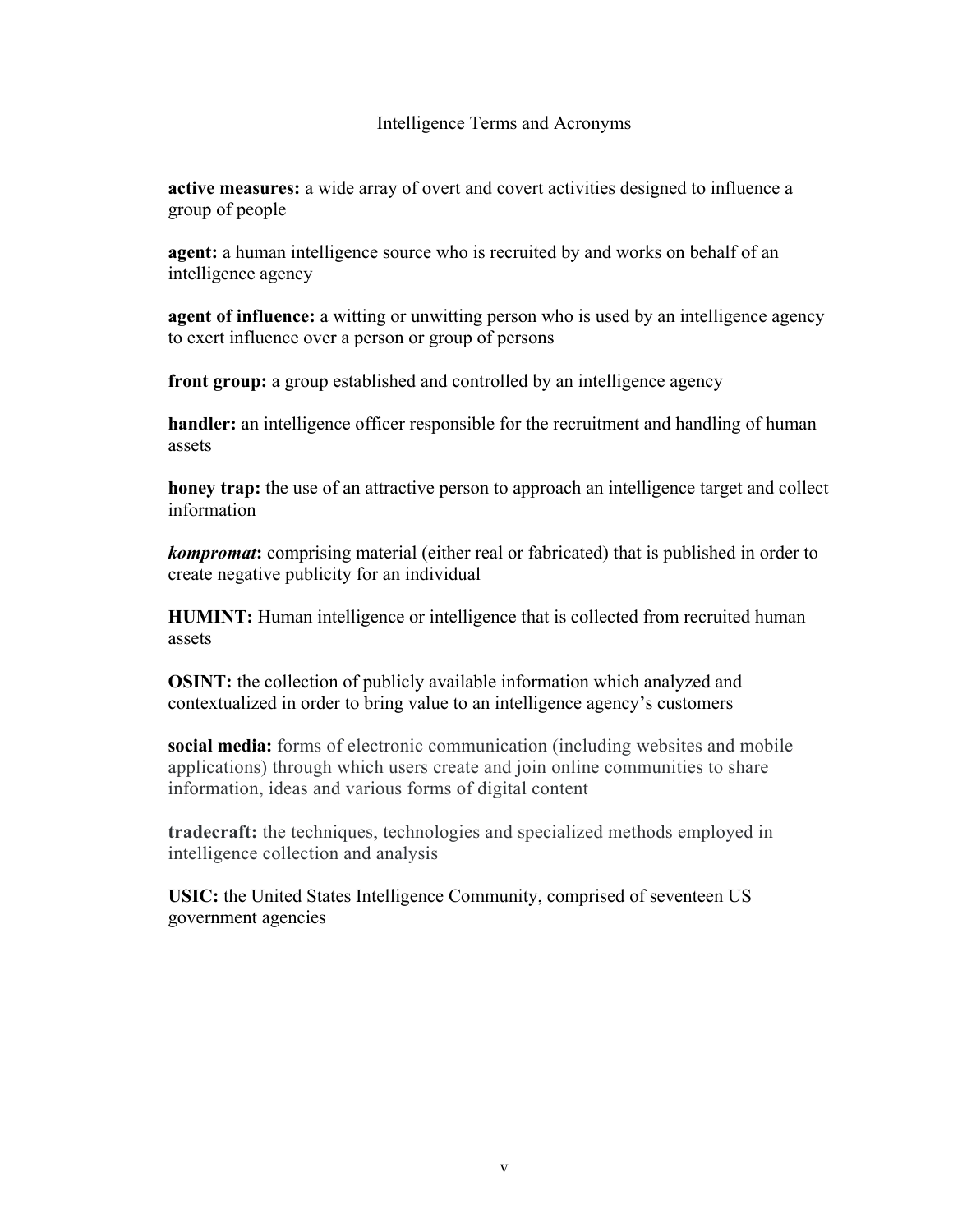# Intelligence Terms and Acronyms

**active measures:** a wide array of overt and covert activities designed to influence a group of people

**agent:** a human intelligence source who is recruited by and works on behalf of an intelligence agency

**agent of influence:** a witting or unwitting person who is used by an intelligence agency to exert influence over a person or group of persons

**front group:** a group established and controlled by an intelligence agency

**handler:** an intelligence officer responsible for the recruitment and handling of human assets

**honey trap:** the use of an attractive person to approach an intelligence target and collect information

***kompromat*:** comprising material (either real or fabricated) that is published in order to create negative publicity for an individual

**HUMINT:** Human intelligence or intelligence that is collected from recruited human assets

**OSINT:** the collection of publicly available information which analyzed and contextualized in order to bring value to an intelligence agency's customers

**social media:** forms of electronic communication (including websites and mobile applications) through which users create and join online communities to share information, ideas and various forms of digital content

**tradecraft:** the techniques, technologies and specialized methods employed in intelligence collection and analysis

**USIC:** the United States Intelligence Community, comprised of seventeen US government agencies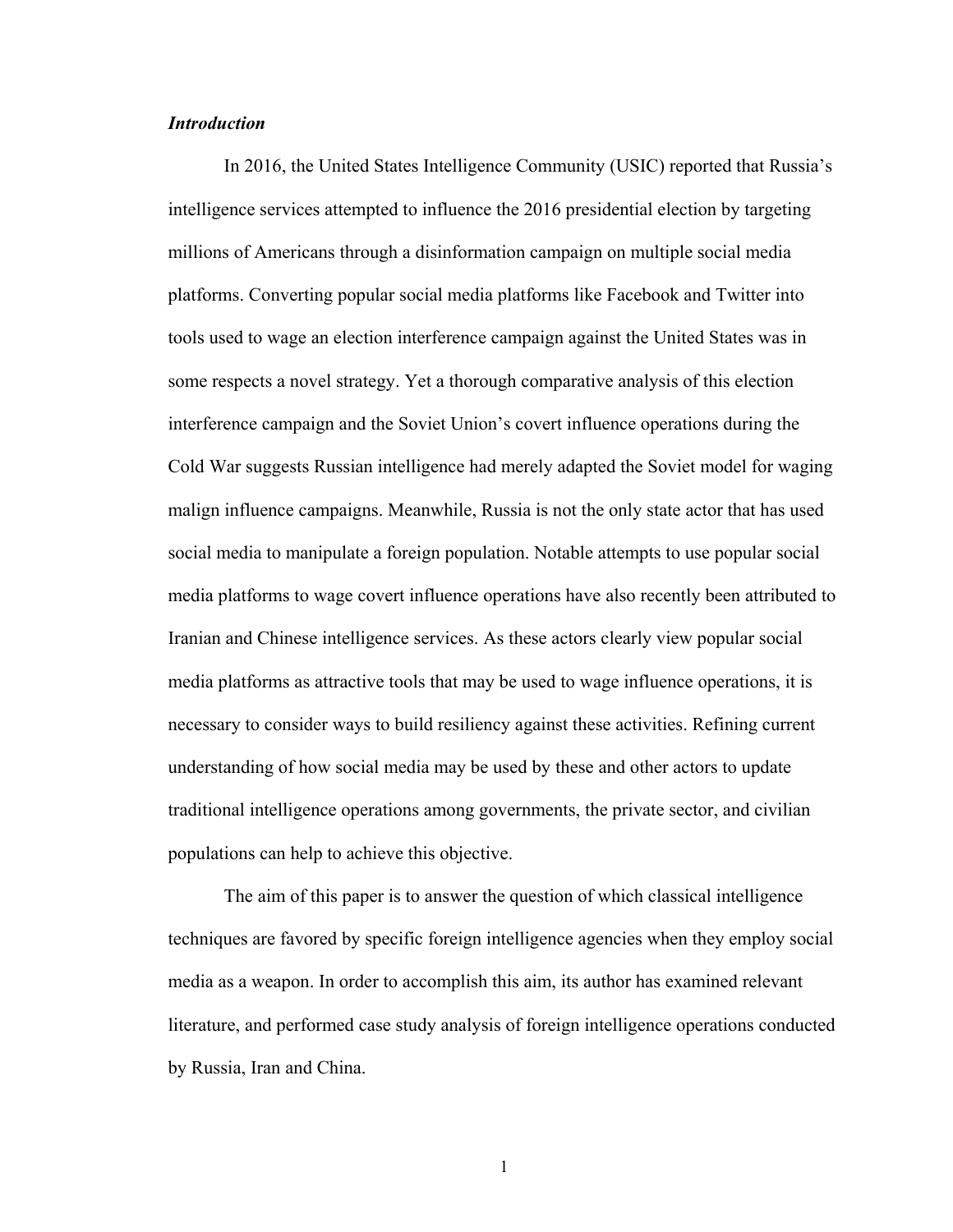### *Introduction*

In 2016, the United States Intelligence Community (USIC) reported that Russia's intelligence services attempted to influence the 2016 presidential election by targeting millions of Americans through a disinformation campaign on multiple social media platforms. Converting popular social media platforms like Facebook and Twitter into tools used to wage an election interference campaign against the United States was in some respects a novel strategy. Yet a thorough comparative analysis of this election interference campaign and the Soviet Union's covert influence operations during the Cold War suggests Russian intelligence had merely adapted the Soviet model for waging malign influence campaigns. Meanwhile, Russia is not the only state actor that has used social media to manipulate a foreign population. Notable attempts to use popular social media platforms to wage covert influence operations have also recently been attributed to Iranian and Chinese intelligence services. As these actors clearly view popular social media platforms as attractive tools that may be used to wage influence operations, it is necessary to consider ways to build resiliency against these activities. Refining current understanding of how social media may be used by these and other actors to update traditional intelligence operations among governments, the private sector, and civilian populations can help to achieve this objective.

The aim of this paper is to answer the question of which classical intelligence techniques are favored by specific foreign intelligence agencies when they employ social media as a weapon. In order to accomplish this aim, its author has examined relevant literature, and performed case study analysis of foreign intelligence operations conducted by Russia, Iran and China.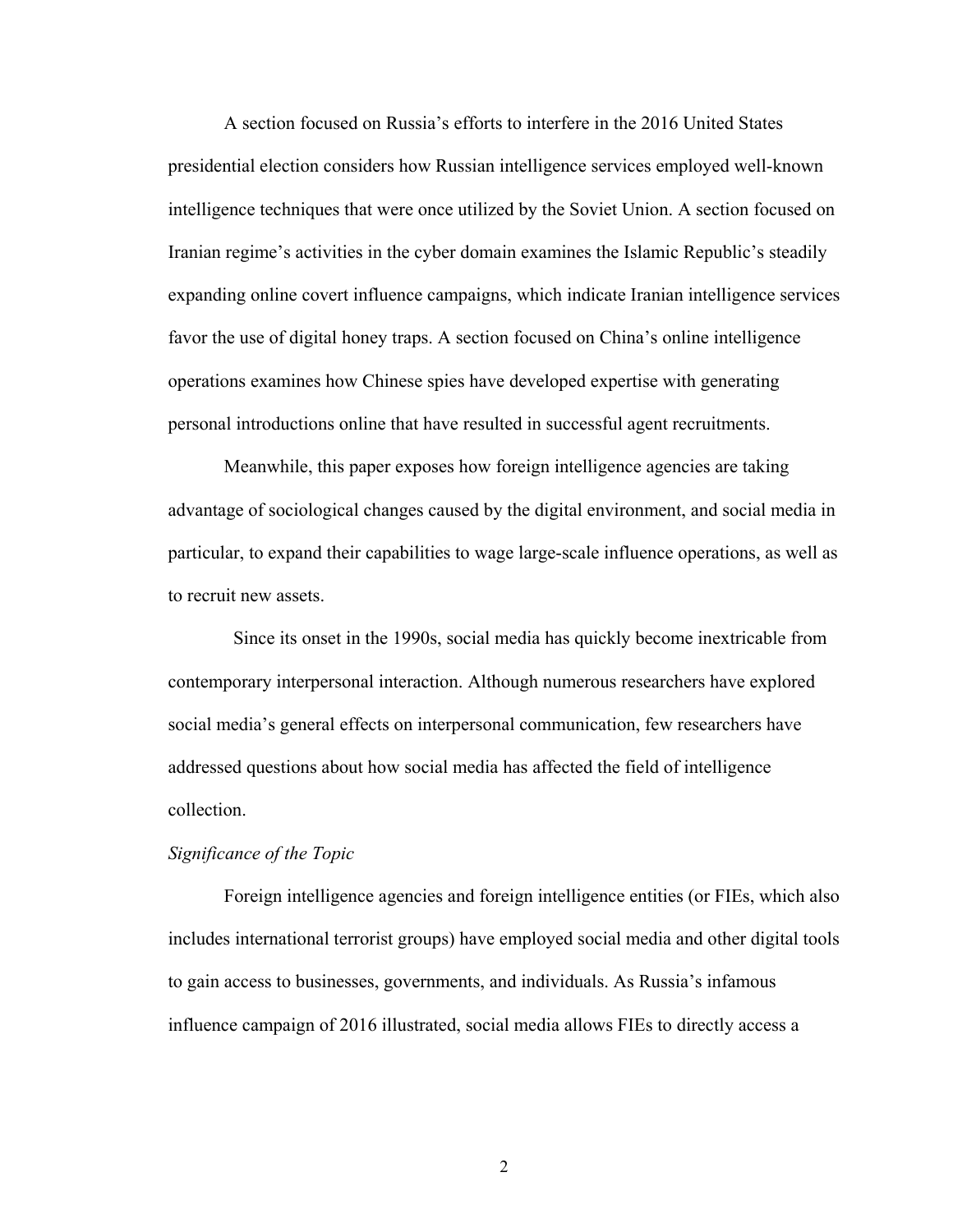A section focused on Russia's efforts to interfere in the 2016 United States presidential election considers how Russian intelligence services employed well-known intelligence techniques that were once utilized by the Soviet Union. A section focused on Iranian regime's activities in the cyber domain examines the Islamic Republic's steadily expanding online covert influence campaigns, which indicate Iranian intelligence services favor the use of digital honey traps. A section focused on China's online intelligence operations examines how Chinese spies have developed expertise with generating personal introductions online that have resulted in successful agent recruitments.

Meanwhile, this paper exposes how foreign intelligence agencies are taking advantage of sociological changes caused by the digital environment, and social media in particular, to expand their capabilities to wage large-scale influence operations, as well as to recruit new assets.

Since its onset in the 1990s, social media has quickly become inextricable from contemporary interpersonal interaction. Although numerous researchers have explored social media's general effects on interpersonal communication, few researchers have addressed questions about how social media has affected the field of intelligence collection.

*Significance of the Topic*

Foreign intelligence agencies and foreign intelligence entities (or FIEs, which also includes international terrorist groups) have employed social media and other digital tools to gain access to businesses, governments, and individuals. As Russia's infamous influence campaign of 2016 illustrated, social media allows FIEs to directly access a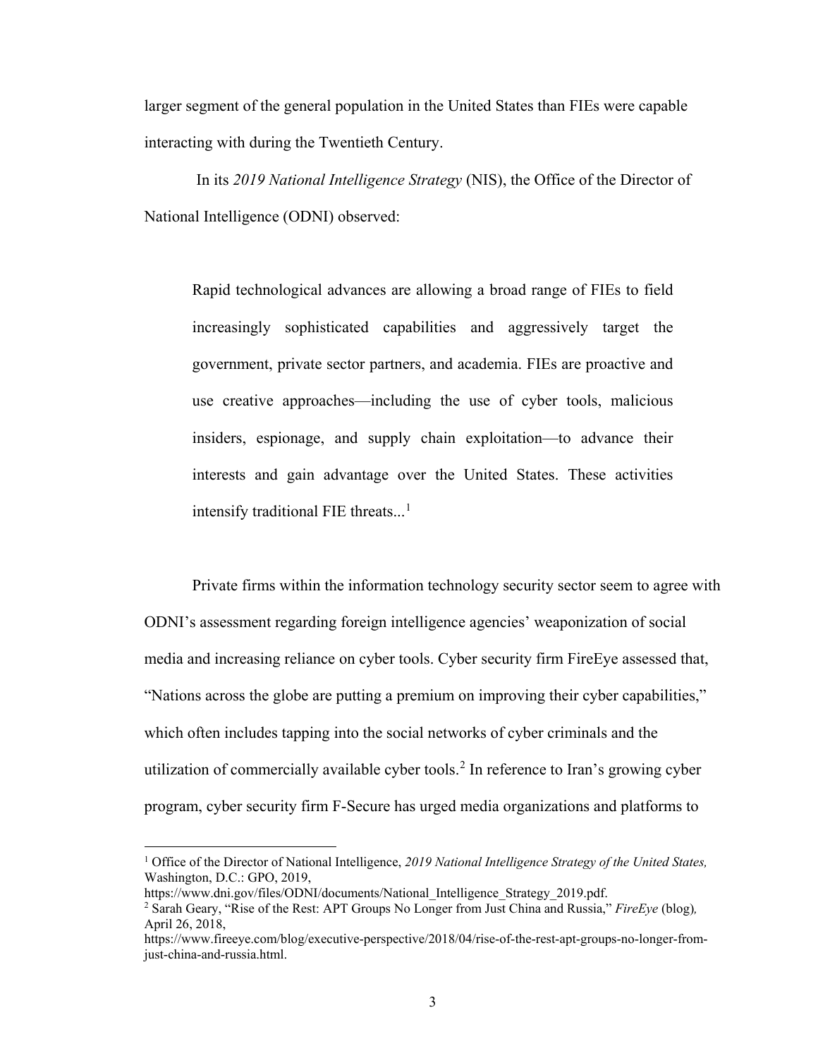larger segment of the general population in the United States than FIEs were capable interacting with during the Twentieth Century.

In its *2019 National Intelligence Strategy* (NIS), the Office of the Director of National Intelligence (ODNI) observed:

> Rapid technological advances are allowing a broad range of FIEs to field increasingly sophisticated capabilities and aggressively target the government, private sector partners, and academia. FIEs are proactive and use creative approaches—including the use of cyber tools, malicious insiders, espionage, and supply chain exploitation—to advance their interests and gain advantage over the United States. These activities intensify traditional FIE threats...[1]

Private firms within the information technology security sector seem to agree with ODNI's assessment regarding foreign intelligence agencies' weaponization of social media and increasing reliance on cyber tools. Cyber security firm FireEye assessed that, "Nations across the globe are putting a premium on improving their cyber capabilities," which often includes tapping into the social networks of cyber criminals and the utilization of commercially available cyber tools.[2] In reference to Iran's growing cyber program, cyber security firm F-Secure has urged media organizations and platforms to

---

[1] Office of the Director of National Intelligence, *2019 National Intelligence Strategy of the United States,* Washington, D.C.: GPO, 2019, https://www.dni.gov/files/ODNI/documents/National_Intelligence_Strategy_2019.pdf.

[2] Sarah Geary, "Rise of the Rest: APT Groups No Longer from Just China and Russia," *FireEye* (blog), April 26, 2018, https://www.fireeye.com/blog/executive-perspective/2018/04/rise-of-the-rest-apt-groups-no-longer-from-just-china-and-russia.html.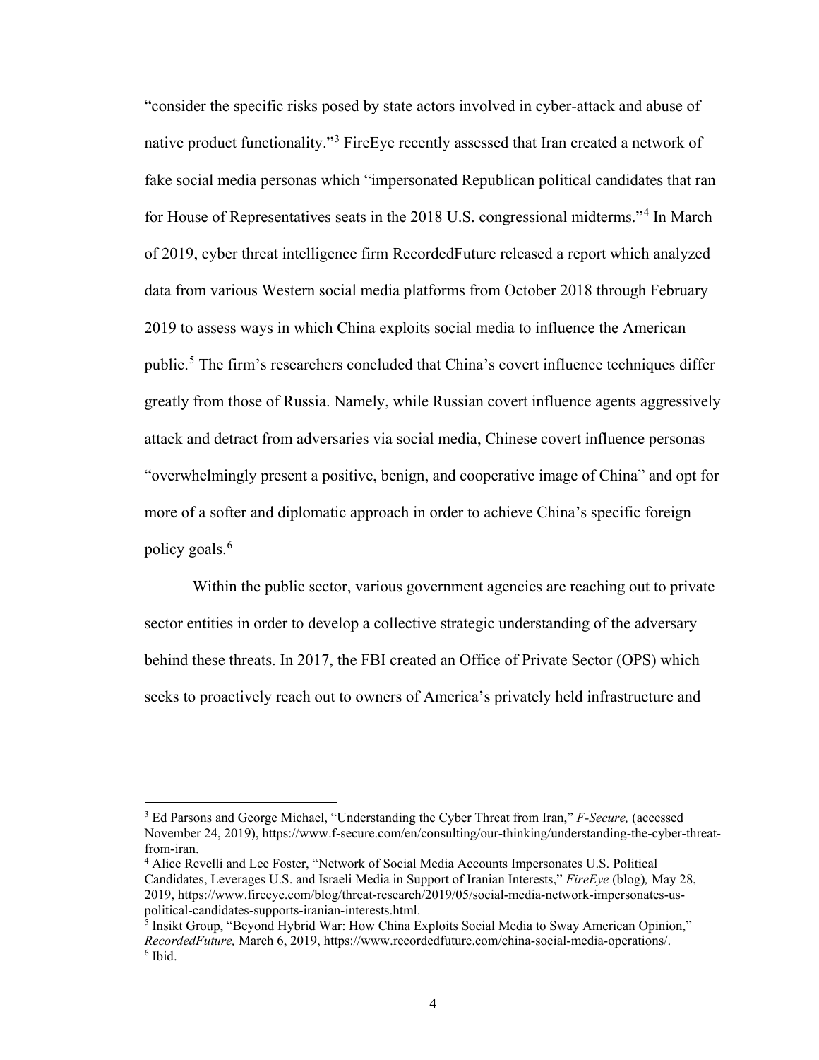"consider the specific risks posed by state actors involved in cyber-attack and abuse of native product functionality."[3] FireEye recently assessed that Iran created a network of fake social media personas which "impersonated Republican political candidates that ran for House of Representatives seats in the 2018 U.S. congressional midterms."[4] In March of 2019, cyber threat intelligence firm RecordedFuture released a report which analyzed data from various Western social media platforms from October 2018 through February 2019 to assess ways in which China exploits social media to influence the American public.[5] The firm's researchers concluded that China's covert influence techniques differ greatly from those of Russia. Namely, while Russian covert influence agents aggressively attack and detract from adversaries via social media, Chinese covert influence personas "overwhelmingly present a positive, benign, and cooperative image of China" and opt for more of a softer and diplomatic approach in order to achieve China's specific foreign policy goals.[6]

Within the public sector, various government agencies are reaching out to private sector entities in order to develop a collective strategic understanding of the adversary behind these threats. In 2017, the FBI created an Office of Private Sector (OPS) which seeks to proactively reach out to owners of America's privately held infrastructure and

---

[3] Ed Parsons and George Michael, "Understanding the Cyber Threat from Iran," *F-Secure,* (accessed November 24, 2019), https://www.f-secure.com/en/consulting/our-thinking/understanding-the-cyber-threat-from-iran.

[4] Alice Revelli and Lee Foster, "Network of Social Media Accounts Impersonates U.S. Political Candidates, Leverages U.S. and Israeli Media in Support of Iranian Interests," *FireEye* (blog)*,* May 28, 2019, https://www.fireeye.com/blog/threat-research/2019/05/social-media-network-impersonates-us-political-candidates-supports-iranian-interests.html.

[5] Insikt Group, "Beyond Hybrid War: How China Exploits Social Media to Sway American Opinion," *RecordedFuture,* March 6, 2019, https://www.recordedfuture.com/china-social-media-operations/.

[6] Ibid.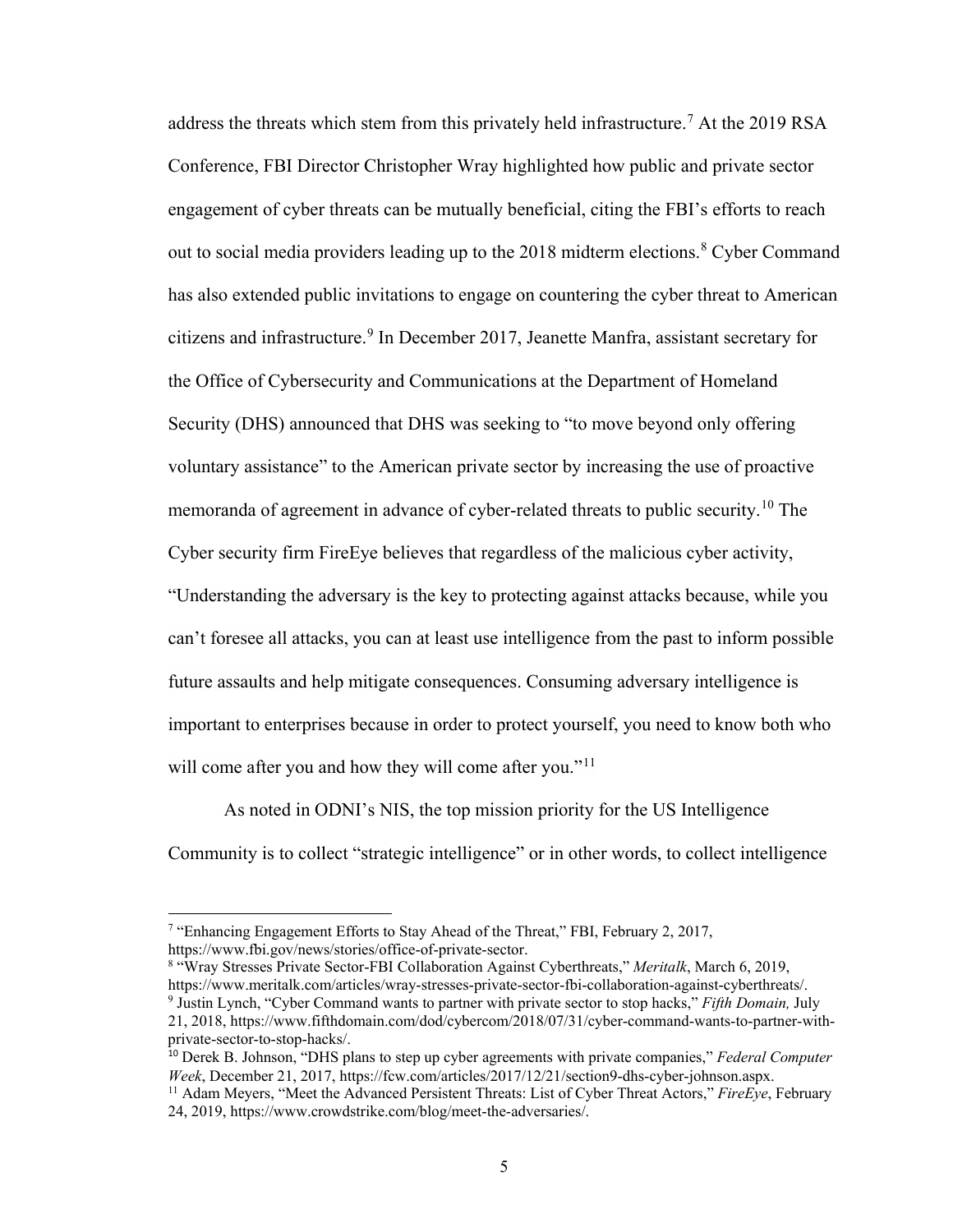address the threats which stem from this privately held infrastructure.[7] At the 2019 RSA Conference, FBI Director Christopher Wray highlighted how public and private sector engagement of cyber threats can be mutually beneficial, citing the FBI's efforts to reach out to social media providers leading up to the 2018 midterm elections.[8] Cyber Command has also extended public invitations to engage on countering the cyber threat to American citizens and infrastructure.[9] In December 2017, Jeanette Manfra, assistant secretary for the Office of Cybersecurity and Communications at the Department of Homeland Security (DHS) announced that DHS was seeking to "to move beyond only offering voluntary assistance" to the American private sector by increasing the use of proactive memoranda of agreement in advance of cyber-related threats to public security.[10] The Cyber security firm FireEye believes that regardless of the malicious cyber activity, "Understanding the adversary is the key to protecting against attacks because, while you can't foresee all attacks, you can at least use intelligence from the past to inform possible future assaults and help mitigate consequences. Consuming adversary intelligence is important to enterprises because in order to protect yourself, you need to know both who will come after you and how they will come after you."[11]

As noted in ODNI's NIS, the top mission priority for the US Intelligence Community is to collect "strategic intelligence" or in other words, to collect intelligence

---

[7] "Enhancing Engagement Efforts to Stay Ahead of the Threat," FBI, February 2, 2017, https://www.fbi.gov/news/stories/office-of-private-sector.

[8] "Wray Stresses Private Sector-FBI Collaboration Against Cyberthreats," *Meritalk*, March 6, 2019, https://www.meritalk.com/articles/wray-stresses-private-sector-fbi-collaboration-against-cyberthreats/.

[9] Justin Lynch, "Cyber Command wants to partner with private sector to stop hacks," *Fifth Domain,* July 21, 2018, https://www.fifthdomain.com/dod/cybercom/2018/07/31/cyber-command-wants-to-partner-with-private-sector-to-stop-hacks/.

[10] Derek B. Johnson, "DHS plans to step up cyber agreements with private companies," *Federal Computer Week*, December 21, 2017, https://fcw.com/articles/2017/12/21/section9-dhs-cyber-johnson.aspx.

[11] Adam Meyers, "Meet the Advanced Persistent Threats: List of Cyber Threat Actors," *FireEye*, February 24, 2019, https://www.crowdstrike.com/blog/meet-the-adversaries/.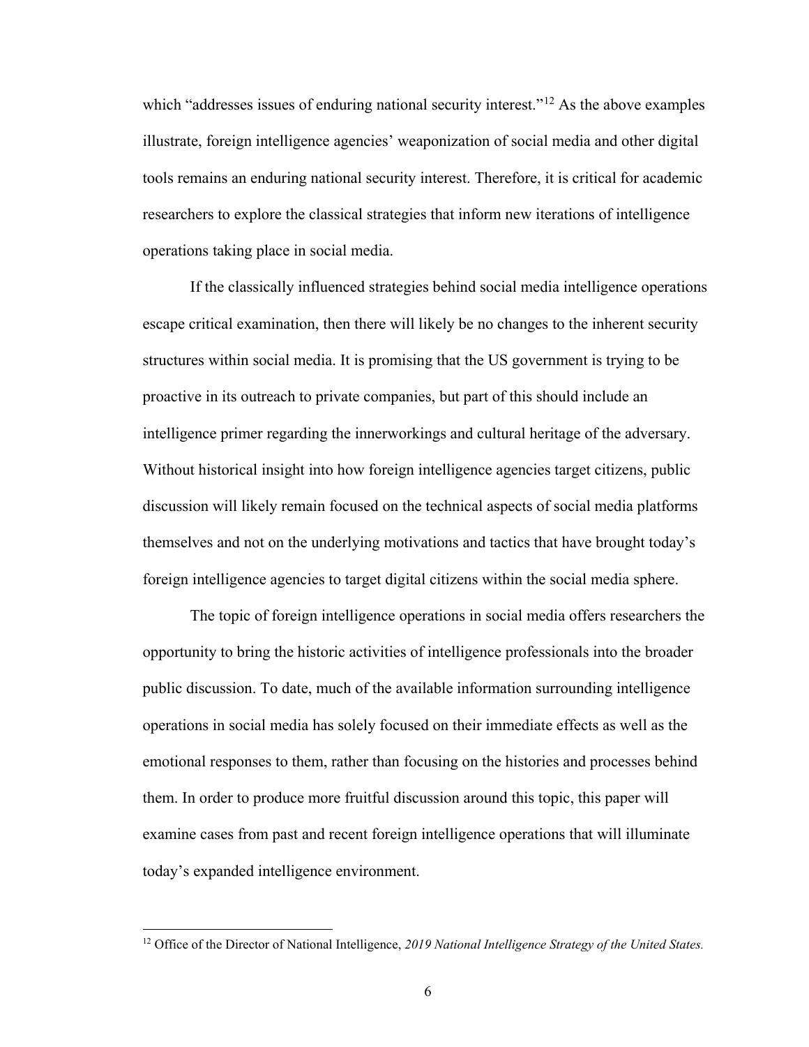which "addresses issues of enduring national security interest."[12] As the above examples illustrate, foreign intelligence agencies' weaponization of social media and other digital tools remains an enduring national security interest. Therefore, it is critical for academic researchers to explore the classical strategies that inform new iterations of intelligence operations taking place in social media.

If the classically influenced strategies behind social media intelligence operations escape critical examination, then there will likely be no changes to the inherent security structures within social media. It is promising that the US government is trying to be proactive in its outreach to private companies, but part of this should include an intelligence primer regarding the innerworkings and cultural heritage of the adversary. Without historical insight into how foreign intelligence agencies target citizens, public discussion will likely remain focused on the technical aspects of social media platforms themselves and not on the underlying motivations and tactics that have brought today's foreign intelligence agencies to target digital citizens within the social media sphere.

The topic of foreign intelligence operations in social media offers researchers the opportunity to bring the historic activities of intelligence professionals into the broader public discussion. To date, much of the available information surrounding intelligence operations in social media has solely focused on their immediate effects as well as the emotional responses to them, rather than focusing on the histories and processes behind them. In order to produce more fruitful discussion around this topic, this paper will examine cases from past and recent foreign intelligence operations that will illuminate today's expanded intelligence environment.

---

[12] Office of the Director of National Intelligence, *2019 National Intelligence Strategy of the United States.*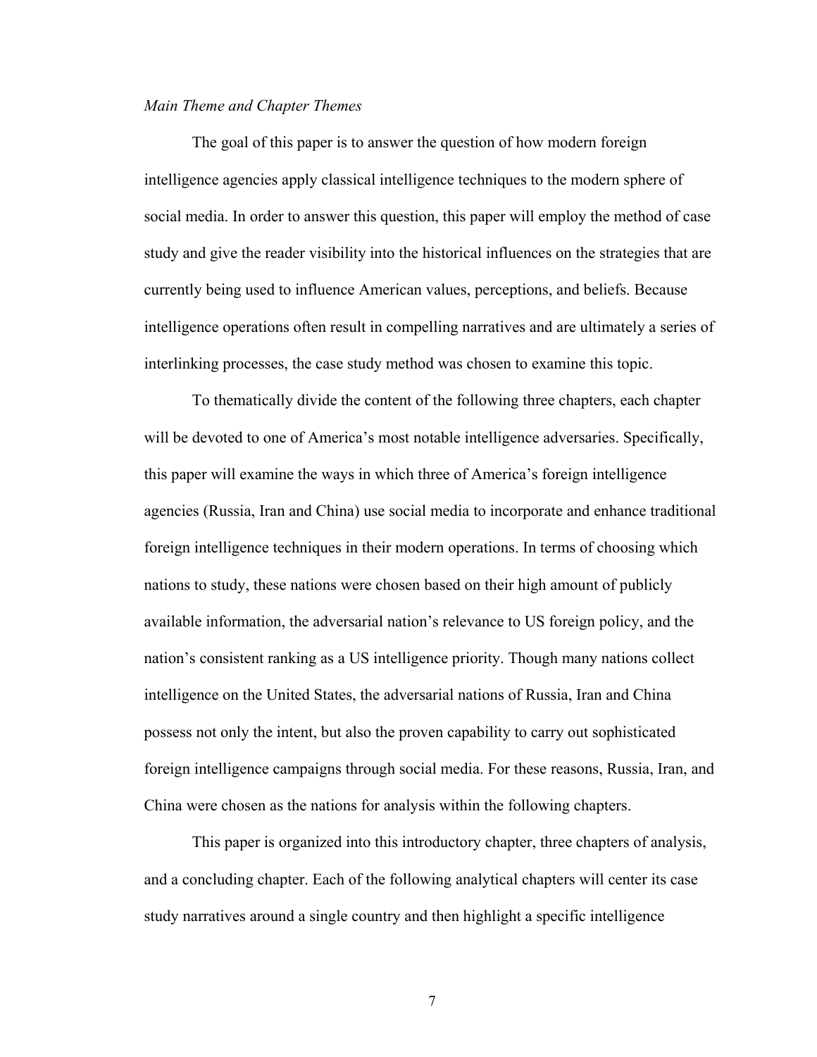*Main Theme and Chapter Themes*

The goal of this paper is to answer the question of how modern foreign intelligence agencies apply classical intelligence techniques to the modern sphere of social media. In order to answer this question, this paper will employ the method of case study and give the reader visibility into the historical influences on the strategies that are currently being used to influence American values, perceptions, and beliefs. Because intelligence operations often result in compelling narratives and are ultimately a series of interlinking processes, the case study method was chosen to examine this topic.

To thematically divide the content of the following three chapters, each chapter will be devoted to one of America's most notable intelligence adversaries. Specifically, this paper will examine the ways in which three of America's foreign intelligence agencies (Russia, Iran and China) use social media to incorporate and enhance traditional foreign intelligence techniques in their modern operations. In terms of choosing which nations to study, these nations were chosen based on their high amount of publicly available information, the adversarial nation's relevance to US foreign policy, and the nation's consistent ranking as a US intelligence priority. Though many nations collect intelligence on the United States, the adversarial nations of Russia, Iran and China possess not only the intent, but also the proven capability to carry out sophisticated foreign intelligence campaigns through social media. For these reasons, Russia, Iran, and China were chosen as the nations for analysis within the following chapters.

This paper is organized into this introductory chapter, three chapters of analysis, and a concluding chapter. Each of the following analytical chapters will center its case study narratives around a single country and then highlight a specific intelligence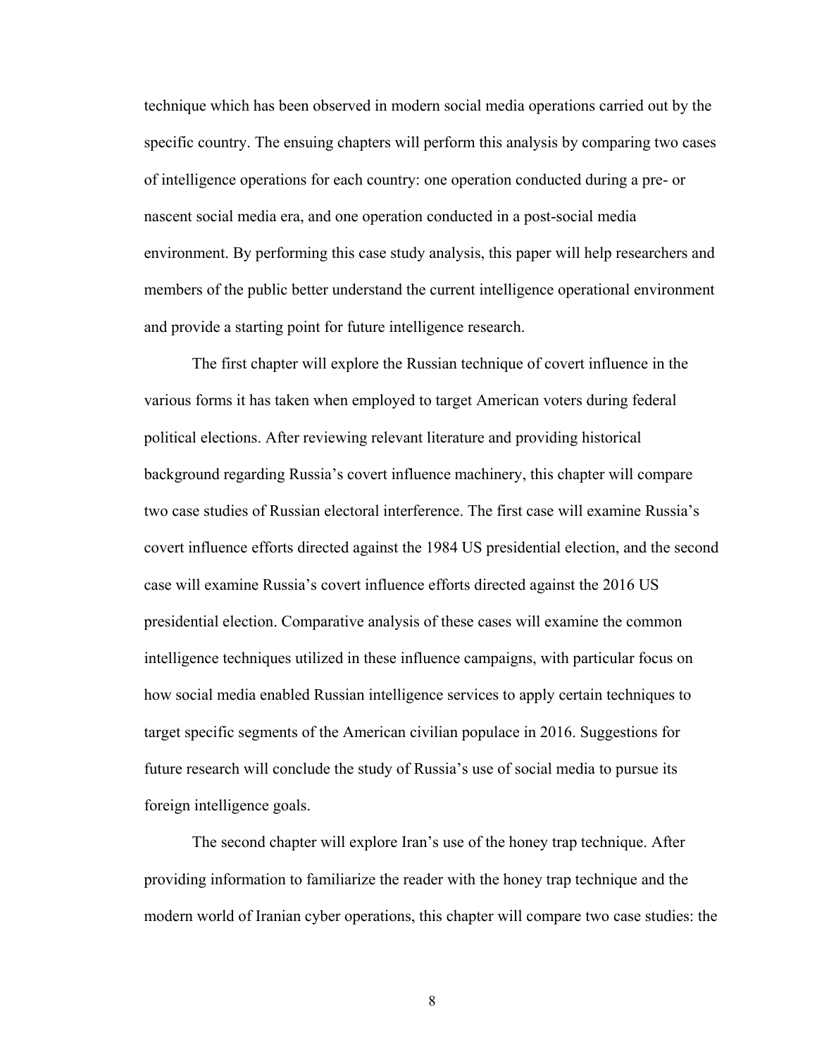technique which has been observed in modern social media operations carried out by the specific country. The ensuing chapters will perform this analysis by comparing two cases of intelligence operations for each country: one operation conducted during a pre- or nascent social media era, and one operation conducted in a post-social media environment. By performing this case study analysis, this paper will help researchers and members of the public better understand the current intelligence operational environment and provide a starting point for future intelligence research.

The first chapter will explore the Russian technique of covert influence in the various forms it has taken when employed to target American voters during federal political elections. After reviewing relevant literature and providing historical background regarding Russia's covert influence machinery, this chapter will compare two case studies of Russian electoral interference. The first case will examine Russia's covert influence efforts directed against the 1984 US presidential election, and the second case will examine Russia's covert influence efforts directed against the 2016 US presidential election. Comparative analysis of these cases will examine the common intelligence techniques utilized in these influence campaigns, with particular focus on how social media enabled Russian intelligence services to apply certain techniques to target specific segments of the American civilian populace in 2016. Suggestions for future research will conclude the study of Russia's use of social media to pursue its foreign intelligence goals.

The second chapter will explore Iran's use of the honey trap technique. After providing information to familiarize the reader with the honey trap technique and the modern world of Iranian cyber operations, this chapter will compare two case studies: the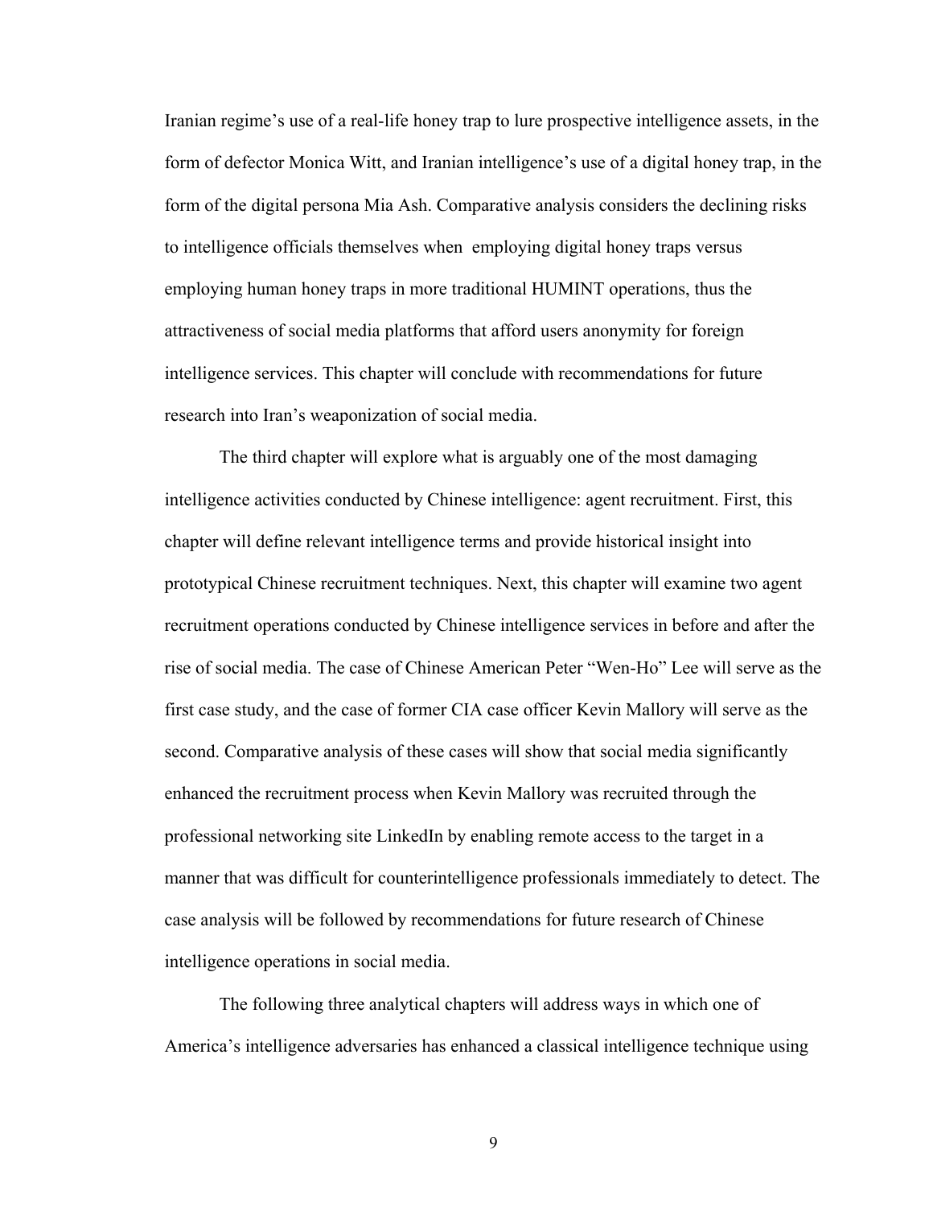Iranian regime's use of a real-life honey trap to lure prospective intelligence assets, in the form of defector Monica Witt, and Iranian intelligence's use of a digital honey trap, in the form of the digital persona Mia Ash. Comparative analysis considers the declining risks to intelligence officials themselves when employing digital honey traps versus employing human honey traps in more traditional HUMINT operations, thus the attractiveness of social media platforms that afford users anonymity for foreign intelligence services. This chapter will conclude with recommendations for future research into Iran's weaponization of social media.

The third chapter will explore what is arguably one of the most damaging intelligence activities conducted by Chinese intelligence: agent recruitment. First, this chapter will define relevant intelligence terms and provide historical insight into prototypical Chinese recruitment techniques. Next, this chapter will examine two agent recruitment operations conducted by Chinese intelligence services in before and after the rise of social media. The case of Chinese American Peter "Wen-Ho" Lee will serve as the first case study, and the case of former CIA case officer Kevin Mallory will serve as the second. Comparative analysis of these cases will show that social media significantly enhanced the recruitment process when Kevin Mallory was recruited through the professional networking site LinkedIn by enabling remote access to the target in a manner that was difficult for counterintelligence professionals immediately to detect. The case analysis will be followed by recommendations for future research of Chinese intelligence operations in social media.

The following three analytical chapters will address ways in which one of America's intelligence adversaries has enhanced a classical intelligence technique using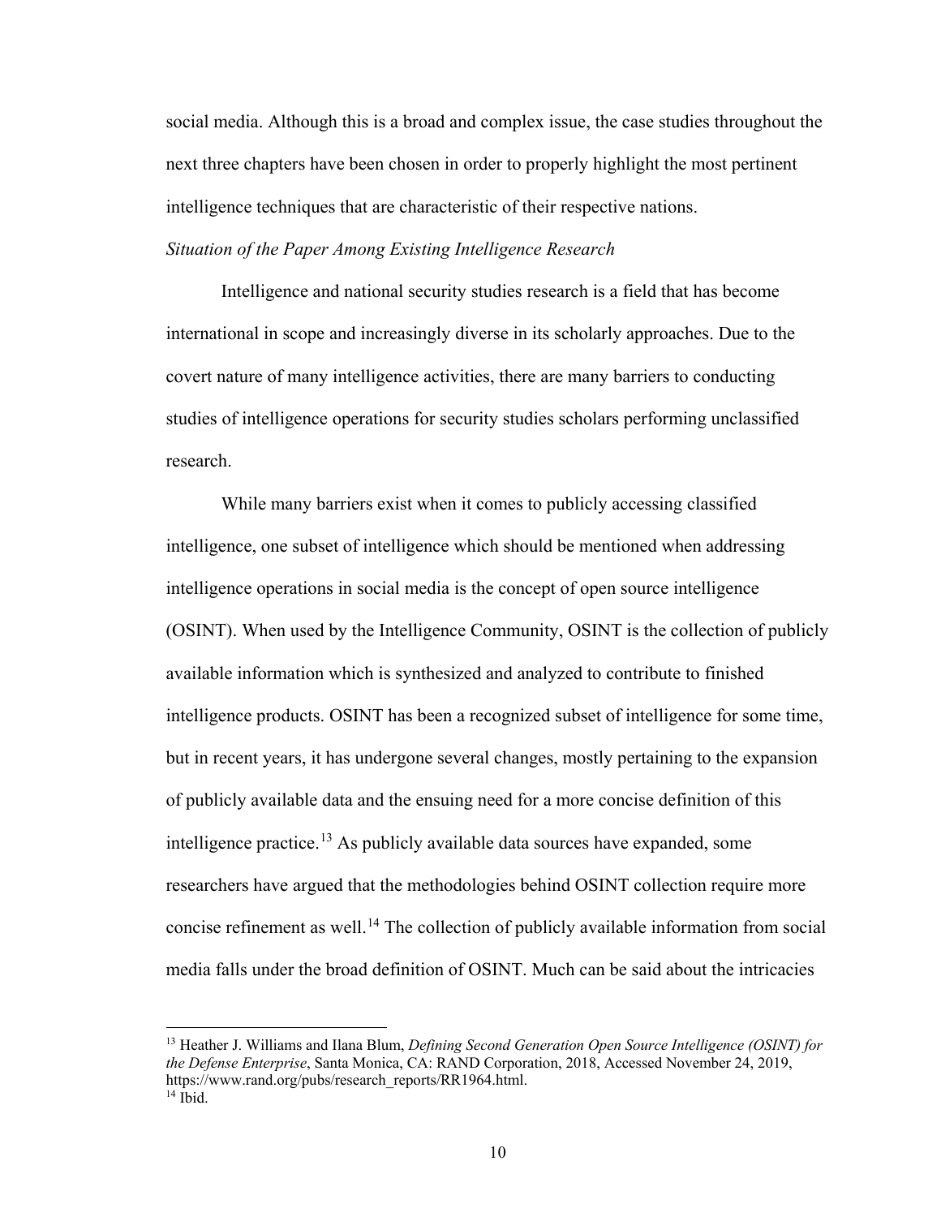social media. Although this is a broad and complex issue, the case studies throughout the next three chapters have been chosen in order to properly highlight the most pertinent intelligence techniques that are characteristic of their respective nations.

*Situation of the Paper Among Existing Intelligence Research*

Intelligence and national security studies research is a field that has become international in scope and increasingly diverse in its scholarly approaches. Due to the covert nature of many intelligence activities, there are many barriers to conducting studies of intelligence operations for security studies scholars performing unclassified research.

While many barriers exist when it comes to publicly accessing classified intelligence, one subset of intelligence which should be mentioned when addressing intelligence operations in social media is the concept of open source intelligence (OSINT). When used by the Intelligence Community, OSINT is the collection of publicly available information which is synthesized and analyzed to contribute to finished intelligence products. OSINT has been a recognized subset of intelligence for some time, but in recent years, it has undergone several changes, mostly pertaining to the expansion of publicly available data and the ensuing need for a more concise definition of this intelligence practice.[13] As publicly available data sources have expanded, some researchers have argued that the methodologies behind OSINT collection require more concise refinement as well.[14] The collection of publicly available information from social media falls under the broad definition of OSINT. Much can be said about the intricacies

[13] Heather J. Williams and Ilana Blum, *Defining Second Generation Open Source Intelligence (OSINT) for the Defense Enterprise*, Santa Monica, CA: RAND Corporation, 2018, Accessed November 24, 2019, https://www.rand.org/pubs/research_reports/RR1964.html.
[14] Ibid.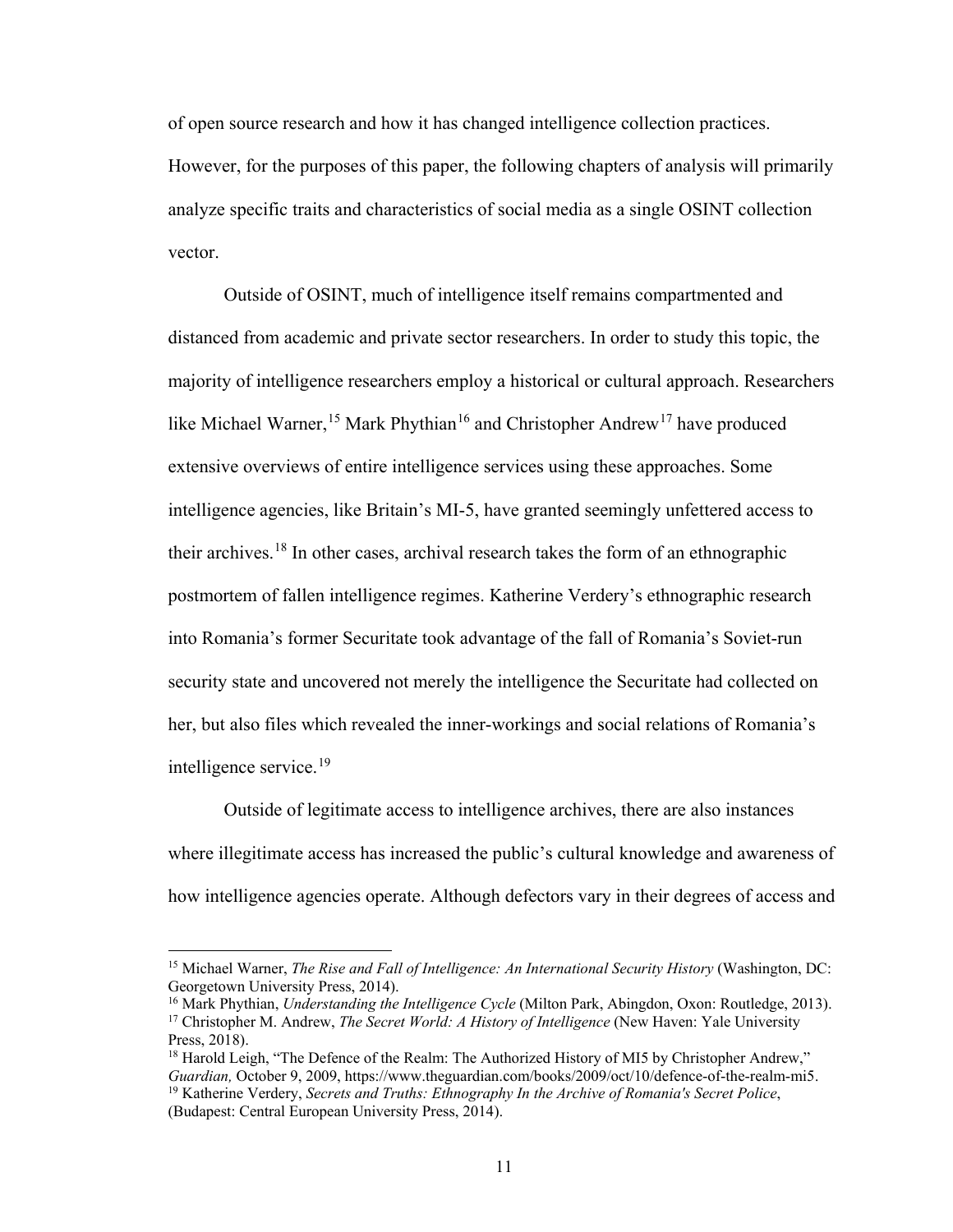of open source research and how it has changed intelligence collection practices. However, for the purposes of this paper, the following chapters of analysis will primarily analyze specific traits and characteristics of social media as a single OSINT collection vector.

Outside of OSINT, much of intelligence itself remains compartmented and distanced from academic and private sector researchers. In order to study this topic, the majority of intelligence researchers employ a historical or cultural approach. Researchers like Michael Warner,[15] Mark Phythian[16] and Christopher Andrew[17] have produced extensive overviews of entire intelligence services using these approaches. Some intelligence agencies, like Britain's MI-5, have granted seemingly unfettered access to their archives.[18] In other cases, archival research takes the form of an ethnographic postmortem of fallen intelligence regimes. Katherine Verdery's ethnographic research into Romania's former Securitate took advantage of the fall of Romania's Soviet-run security state and uncovered not merely the intelligence the Securitate had collected on her, but also files which revealed the inner-workings and social relations of Romania's intelligence service.[19]

Outside of legitimate access to intelligence archives, there are also instances where illegitimate access has increased the public's cultural knowledge and awareness of how intelligence agencies operate. Although defectors vary in their degrees of access and

---

[15] Michael Warner, *The Rise and Fall of Intelligence: An International Security History* (Washington, DC: Georgetown University Press, 2014).

[16] Mark Phythian, *Understanding the Intelligence Cycle* (Milton Park, Abingdon, Oxon: Routledge, 2013).

[17] Christopher M. Andrew, *The Secret World: A History of Intelligence* (New Haven: Yale University Press, 2018).

[18] Harold Leigh, "The Defence of the Realm: The Authorized History of MI5 by Christopher Andrew," *Guardian,* October 9, 2009, https://www.theguardian.com/books/2009/oct/10/defence-of-the-realm-mi5.

[19] Katherine Verdery, *Secrets and Truths: Ethnography In the Archive of Romania's Secret Police*, (Budapest: Central European University Press, 2014).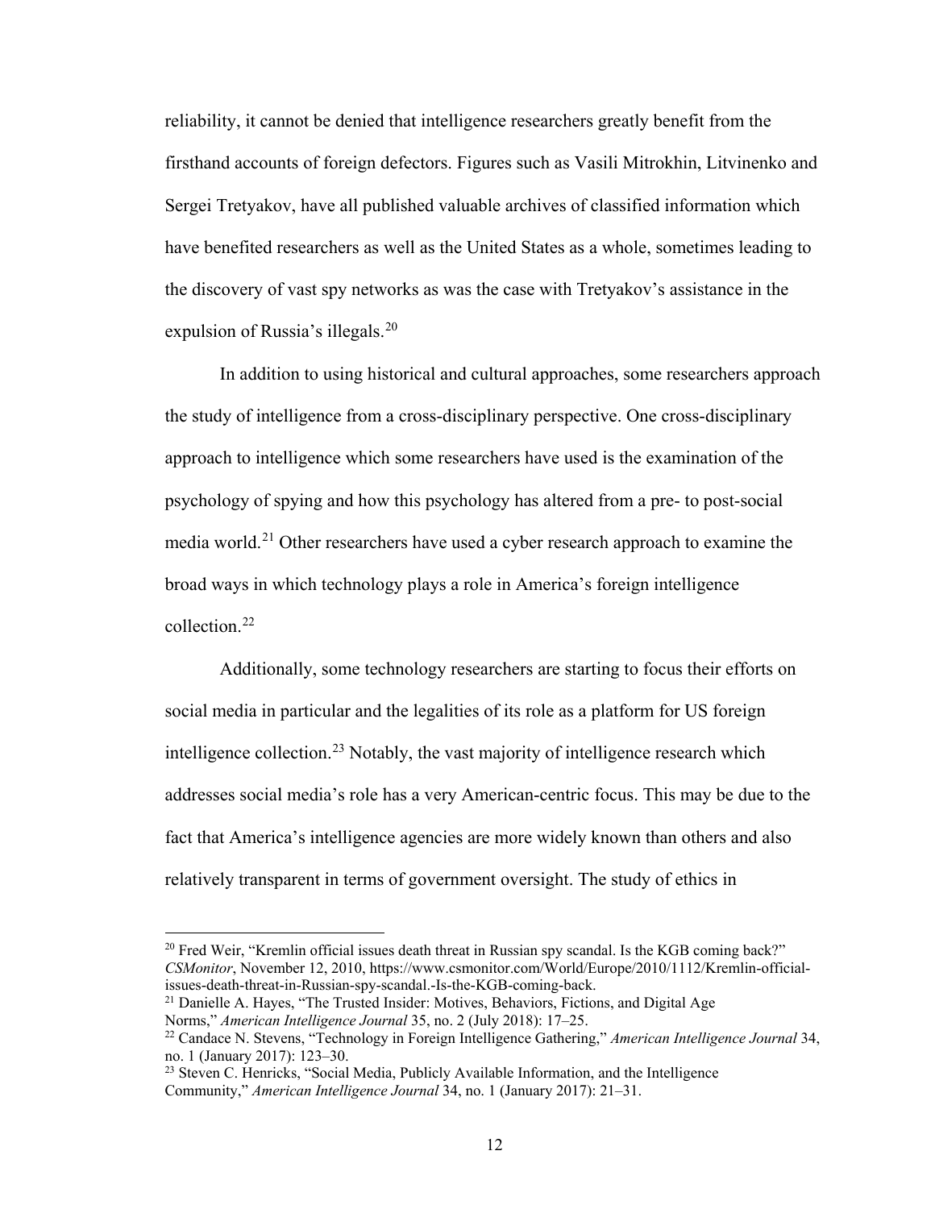reliability, it cannot be denied that intelligence researchers greatly benefit from the firsthand accounts of foreign defectors. Figures such as Vasili Mitrokhin, Litvinenko and Sergei Tretyakov, have all published valuable archives of classified information which have benefited researchers as well as the United States as a whole, sometimes leading to the discovery of vast spy networks as was the case with Tretyakov's assistance in the expulsion of Russia's illegals.[20]

In addition to using historical and cultural approaches, some researchers approach the study of intelligence from a cross-disciplinary perspective. One cross-disciplinary approach to intelligence which some researchers have used is the examination of the psychology of spying and how this psychology has altered from a pre- to post-social media world.[21] Other researchers have used a cyber research approach to examine the broad ways in which technology plays a role in America's foreign intelligence collection.[22]

Additionally, some technology researchers are starting to focus their efforts on social media in particular and the legalities of its role as a platform for US foreign intelligence collection.[23] Notably, the vast majority of intelligence research which addresses social media's role has a very American-centric focus. This may be due to the fact that America's intelligence agencies are more widely known than others and also relatively transparent in terms of government oversight. The study of ethics in

---

[20] Fred Weir, "Kremlin official issues death threat in Russian spy scandal. Is the KGB coming back?" *CSMonitor*, November 12, 2010, https://www.csmonitor.com/World/Europe/2010/1112/Kremlin-official-issues-death-threat-in-Russian-spy-scandal.-Is-the-KGB-coming-back.

[21] Danielle A. Hayes, "The Trusted Insider: Motives, Behaviors, Fictions, and Digital Age Norms," *American Intelligence Journal* 35, no. 2 (July 2018): 17–25.

[22] Candace N. Stevens, "Technology in Foreign Intelligence Gathering," *American Intelligence Journal* 34, no. 1 (January 2017): 123–30.

[23] Steven C. Henricks, "Social Media, Publicly Available Information, and the Intelligence Community," *American Intelligence Journal* 34, no. 1 (January 2017): 21–31.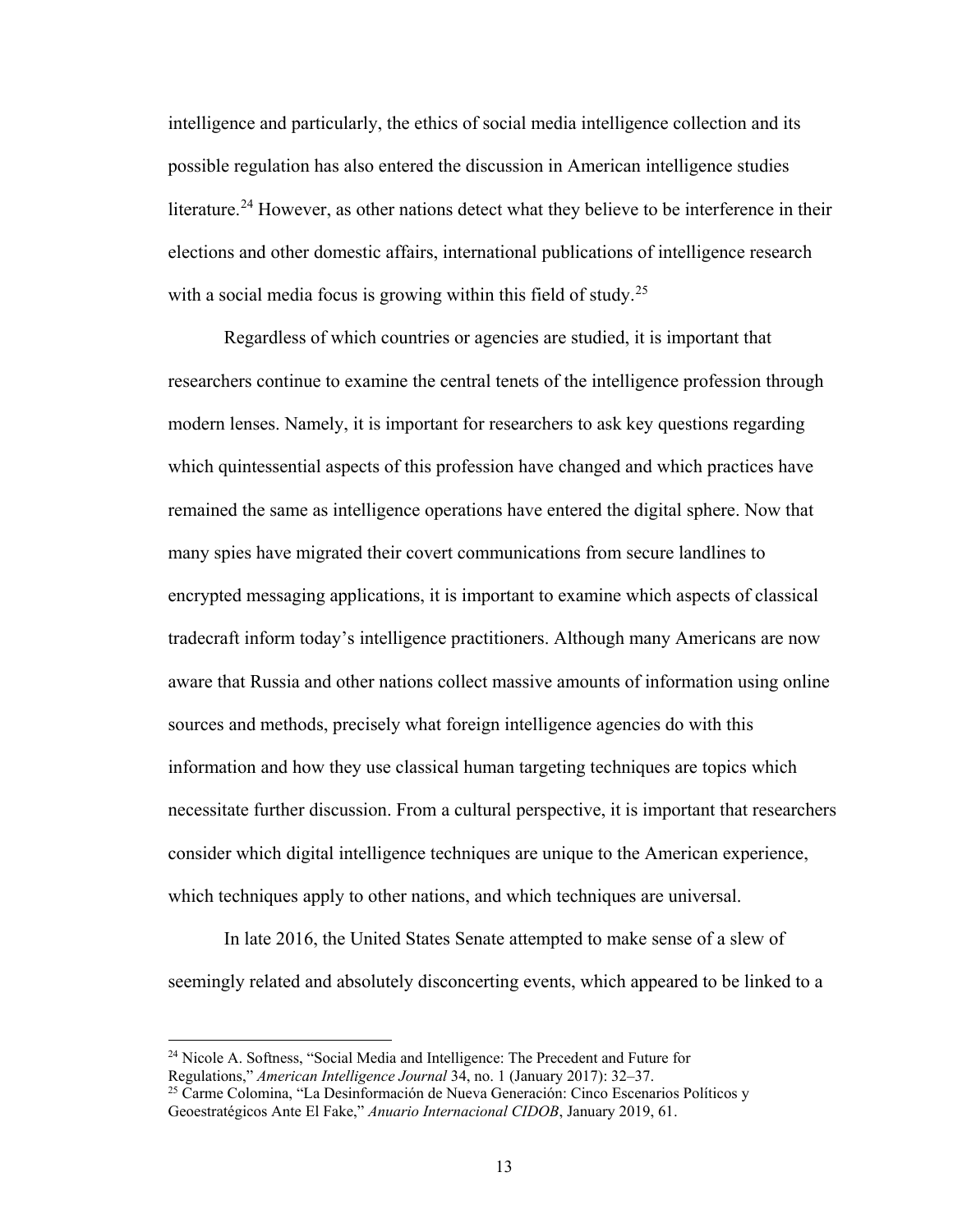intelligence and particularly, the ethics of social media intelligence collection and its possible regulation has also entered the discussion in American intelligence studies literature.[24] However, as other nations detect what they believe to be interference in their elections and other domestic affairs, international publications of intelligence research with a social media focus is growing within this field of study.[25]

Regardless of which countries or agencies are studied, it is important that researchers continue to examine the central tenets of the intelligence profession through modern lenses. Namely, it is important for researchers to ask key questions regarding which quintessential aspects of this profession have changed and which practices have remained the same as intelligence operations have entered the digital sphere. Now that many spies have migrated their covert communications from secure landlines to encrypted messaging applications, it is important to examine which aspects of classical tradecraft inform today's intelligence practitioners. Although many Americans are now aware that Russia and other nations collect massive amounts of information using online sources and methods, precisely what foreign intelligence agencies do with this information and how they use classical human targeting techniques are topics which necessitate further discussion. From a cultural perspective, it is important that researchers consider which digital intelligence techniques are unique to the American experience, which techniques apply to other nations, and which techniques are universal.

In late 2016, the United States Senate attempted to make sense of a slew of seemingly related and absolutely disconcerting events, which appeared to be linked to a

---

[24] Nicole A. Softness, "Social Media and Intelligence: The Precedent and Future for Regulations," *American Intelligence Journal* 34, no. 1 (January 2017): 32–37.

[25] Carme Colomina, "La Desinformación de Nueva Generación: Cinco Escenarios Políticos y Geoestratégicos Ante El Fake," *Anuario Internacional CIDOB*, January 2019, 61.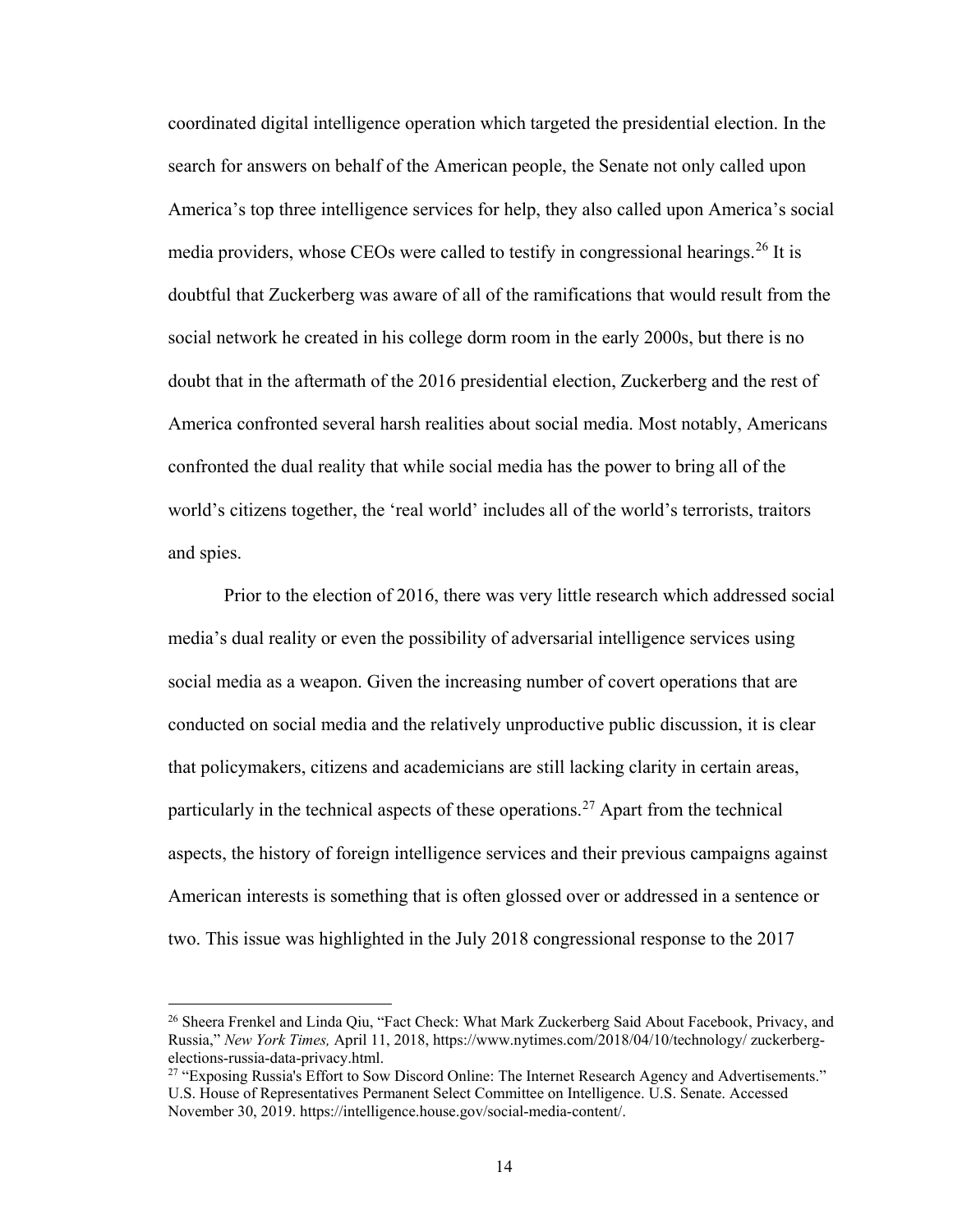coordinated digital intelligence operation which targeted the presidential election. In the search for answers on behalf of the American people, the Senate not only called upon America's top three intelligence services for help, they also called upon America's social media providers, whose CEOs were called to testify in congressional hearings.[26] It is doubtful that Zuckerberg was aware of all of the ramifications that would result from the social network he created in his college dorm room in the early 2000s, but there is no doubt that in the aftermath of the 2016 presidential election, Zuckerberg and the rest of America confronted several harsh realities about social media. Most notably, Americans confronted the dual reality that while social media has the power to bring all of the world's citizens together, the 'real world' includes all of the world's terrorists, traitors and spies.

Prior to the election of 2016, there was very little research which addressed social media's dual reality or even the possibility of adversarial intelligence services using social media as a weapon. Given the increasing number of covert operations that are conducted on social media and the relatively unproductive public discussion, it is clear that policymakers, citizens and academicians are still lacking clarity in certain areas, particularly in the technical aspects of these operations.[27] Apart from the technical aspects, the history of foreign intelligence services and their previous campaigns against American interests is something that is often glossed over or addressed in a sentence or two. This issue was highlighted in the July 2018 congressional response to the 2017

---

[26] Sheera Frenkel and Linda Qiu, "Fact Check: What Mark Zuckerberg Said About Facebook, Privacy, and Russia," *New York Times,* April 11, 2018, https://www.nytimes.com/2018/04/10/technology/ zuckerberg-elections-russia-data-privacy.html.

[27] "Exposing Russia's Effort to Sow Discord Online: The Internet Research Agency and Advertisements." U.S. House of Representatives Permanent Select Committee on Intelligence. U.S. Senate. Accessed November 30, 2019. https://intelligence.house.gov/social-media-content/.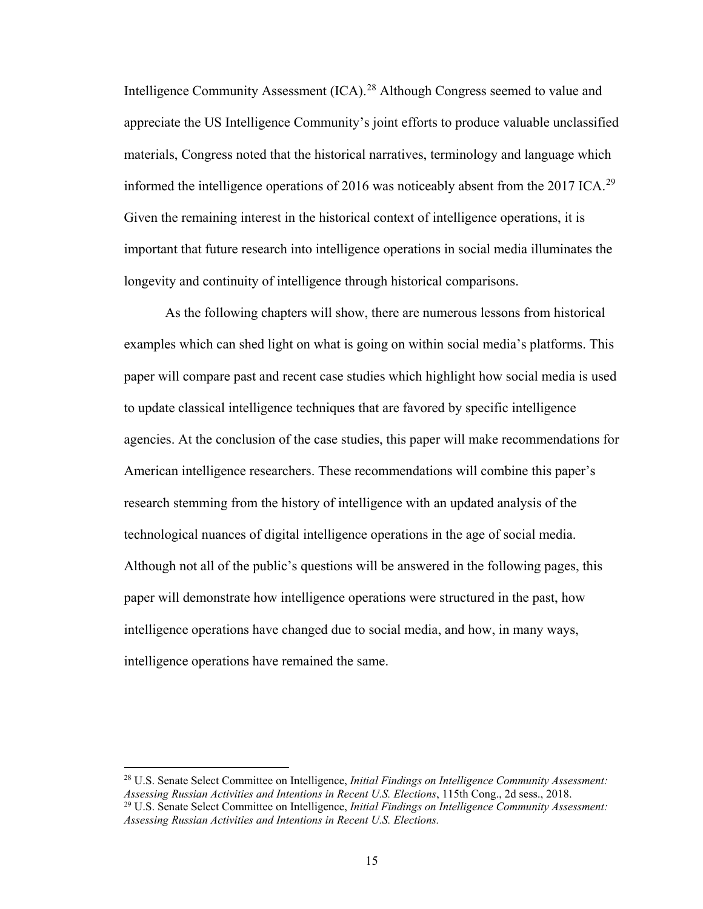Intelligence Community Assessment (ICA).[28] Although Congress seemed to value and appreciate the US Intelligence Community's joint efforts to produce valuable unclassified materials, Congress noted that the historical narratives, terminology and language which informed the intelligence operations of 2016 was noticeably absent from the 2017 ICA.[29] Given the remaining interest in the historical context of intelligence operations, it is important that future research into intelligence operations in social media illuminates the longevity and continuity of intelligence through historical comparisons.

As the following chapters will show, there are numerous lessons from historical examples which can shed light on what is going on within social media's platforms. This paper will compare past and recent case studies which highlight how social media is used to update classical intelligence techniques that are favored by specific intelligence agencies. At the conclusion of the case studies, this paper will make recommendations for American intelligence researchers. These recommendations will combine this paper's research stemming from the history of intelligence with an updated analysis of the technological nuances of digital intelligence operations in the age of social media. Although not all of the public's questions will be answered in the following pages, this paper will demonstrate how intelligence operations were structured in the past, how intelligence operations have changed due to social media, and how, in many ways, intelligence operations have remained the same.

---

[28] U.S. Senate Select Committee on Intelligence, *Initial Findings on Intelligence Community Assessment: Assessing Russian Activities and Intentions in Recent U.S. Elections*, 115th Cong., 2d sess., 2018.

[29] U.S. Senate Select Committee on Intelligence, *Initial Findings on Intelligence Community Assessment: Assessing Russian Activities and Intentions in Recent U.S. Elections.*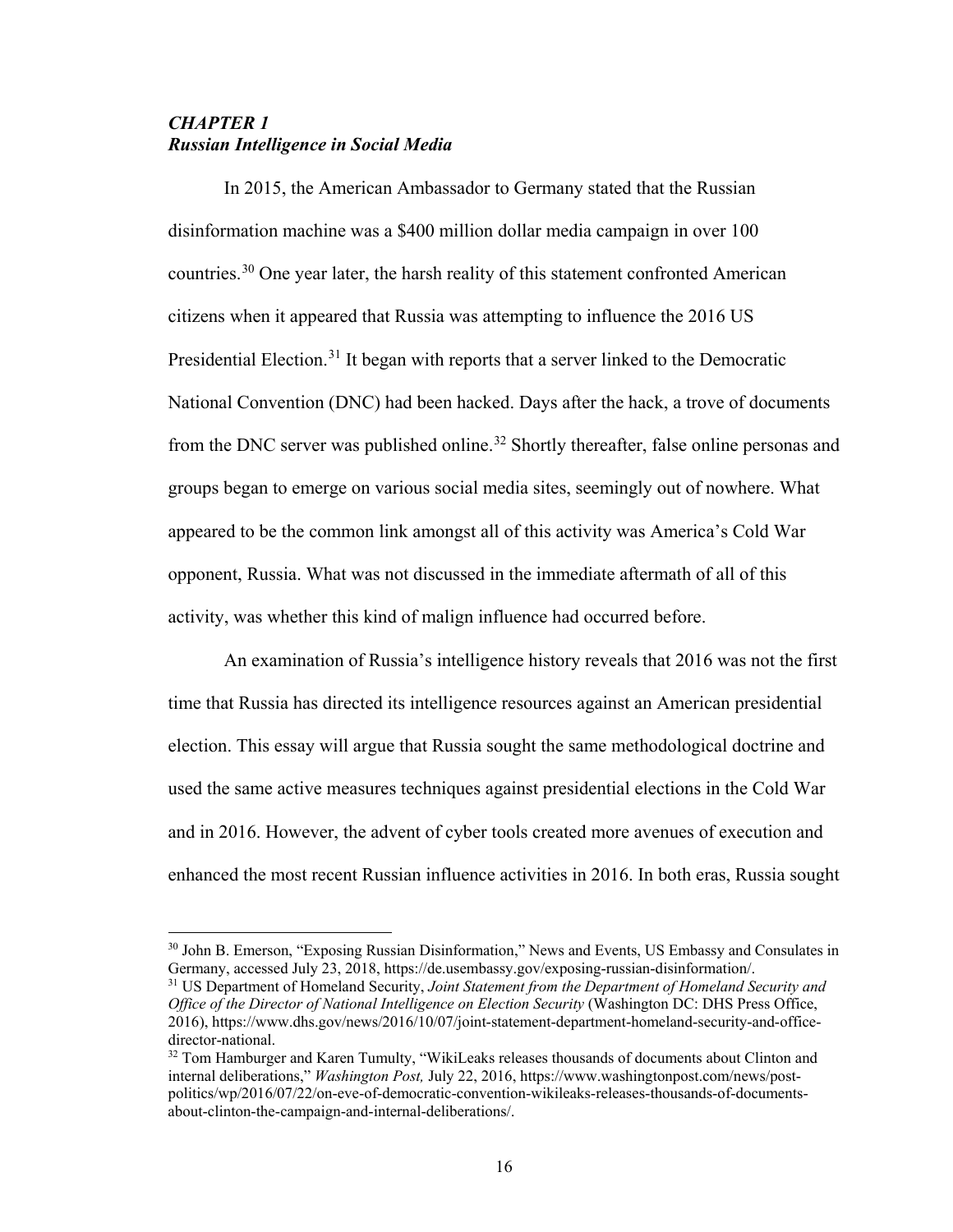### *CHAPTER 1*
### *Russian Intelligence in Social Media*

In 2015, the American Ambassador to Germany stated that the Russian disinformation machine was a $400 million dollar media campaign in over 100 countries.[30] One year later, the harsh reality of this statement confronted American citizens when it appeared that Russia was attempting to influence the 2016 US Presidential Election.[31] It began with reports that a server linked to the Democratic National Convention (DNC) had been hacked. Days after the hack, a trove of documents from the DNC server was published online.[32] Shortly thereafter, false online personas and groups began to emerge on various social media sites, seemingly out of nowhere. What appeared to be the common link amongst all of this activity was America's Cold War opponent, Russia. What was not discussed in the immediate aftermath of all of this activity, was whether this kind of malign influence had occurred before.

An examination of Russia's intelligence history reveals that 2016 was not the first time that Russia has directed its intelligence resources against an American presidential election. This essay will argue that Russia sought the same methodological doctrine and used the same active measures techniques against presidential elections in the Cold War and in 2016. However, the advent of cyber tools created more avenues of execution and enhanced the most recent Russian influence activities in 2016. In both eras, Russia sought

---

[30] John B. Emerson, "Exposing Russian Disinformation," News and Events, US Embassy and Consulates in Germany, accessed July 23, 2018, https://de.usembassy.gov/exposing-russian-disinformation/.

[31] US Department of Homeland Security, *Joint Statement from the Department of Homeland Security and Office of the Director of National Intelligence on Election Security* (Washington DC: DHS Press Office, 2016), https://www.dhs.gov/news/2016/10/07/joint-statement-department-homeland-security-and-office-director-national.

[32] Tom Hamburger and Karen Tumulty, "WikiLeaks releases thousands of documents about Clinton and internal deliberations," *Washington Post,* July 22, 2016, https://www.washingtonpost.com/news/post-politics/wp/2016/07/22/on-eve-of-democratic-convention-wikileaks-releases-thousands-of-documents-about-clinton-the-campaign-and-internal-deliberations/.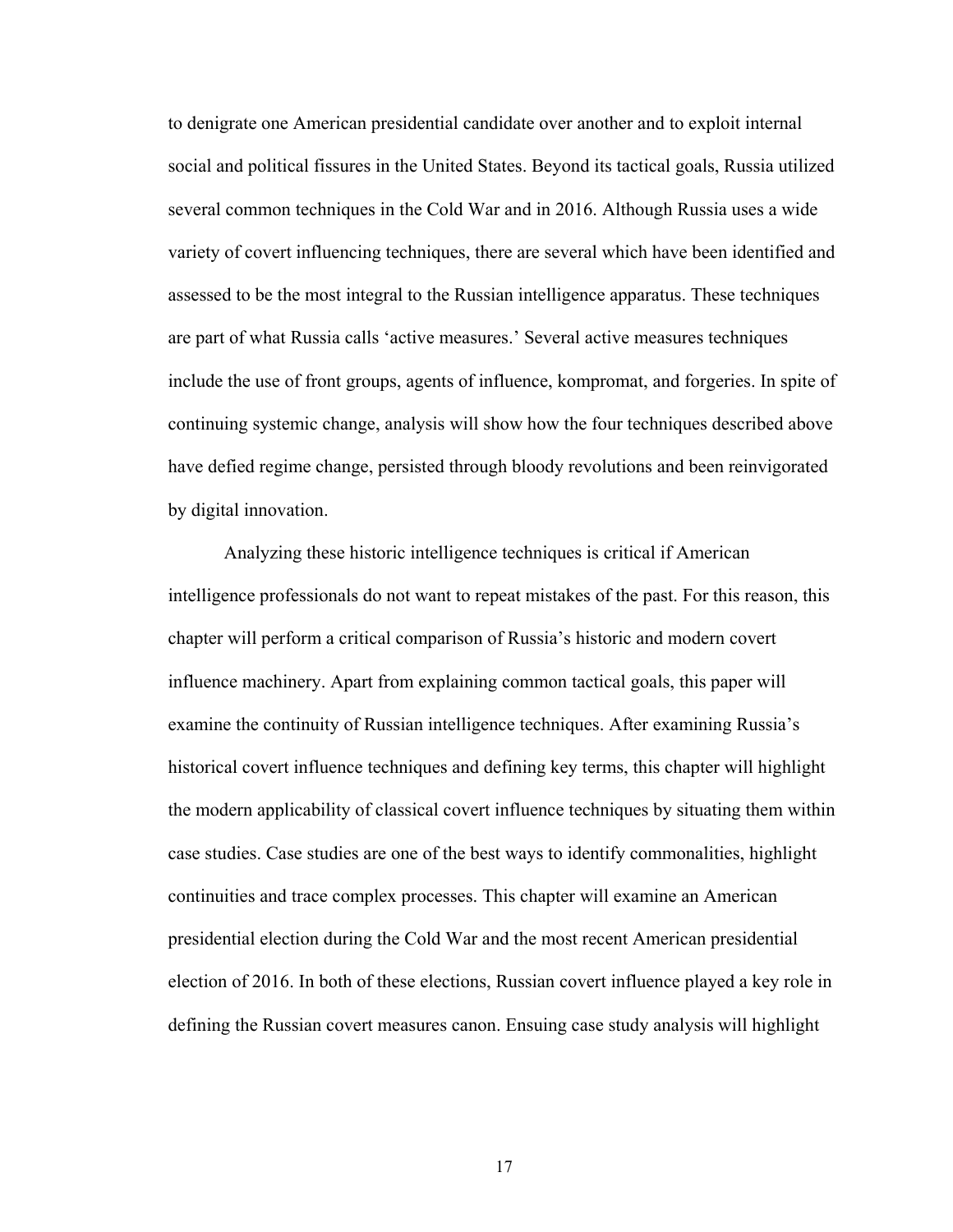to denigrate one American presidential candidate over another and to exploit internal social and political fissures in the United States. Beyond its tactical goals, Russia utilized several common techniques in the Cold War and in 2016. Although Russia uses a wide variety of covert influencing techniques, there are several which have been identified and assessed to be the most integral to the Russian intelligence apparatus. These techniques are part of what Russia calls ‘active measures.’ Several active measures techniques include the use of front groups, agents of influence, kompromat, and forgeries. In spite of continuing systemic change, analysis will show how the four techniques described above have defied regime change, persisted through bloody revolutions and been reinvigorated by digital innovation.

Analyzing these historic intelligence techniques is critical if American intelligence professionals do not want to repeat mistakes of the past. For this reason, this chapter will perform a critical comparison of Russia’s historic and modern covert influence machinery. Apart from explaining common tactical goals, this paper will examine the continuity of Russian intelligence techniques. After examining Russia’s historical covert influence techniques and defining key terms, this chapter will highlight the modern applicability of classical covert influence techniques by situating them within case studies. Case studies are one of the best ways to identify commonalities, highlight continuities and trace complex processes. This chapter will examine an American presidential election during the Cold War and the most recent American presidential election of 2016. In both of these elections, Russian covert influence played a key role in defining the Russian covert measures canon. Ensuing case study analysis will highlight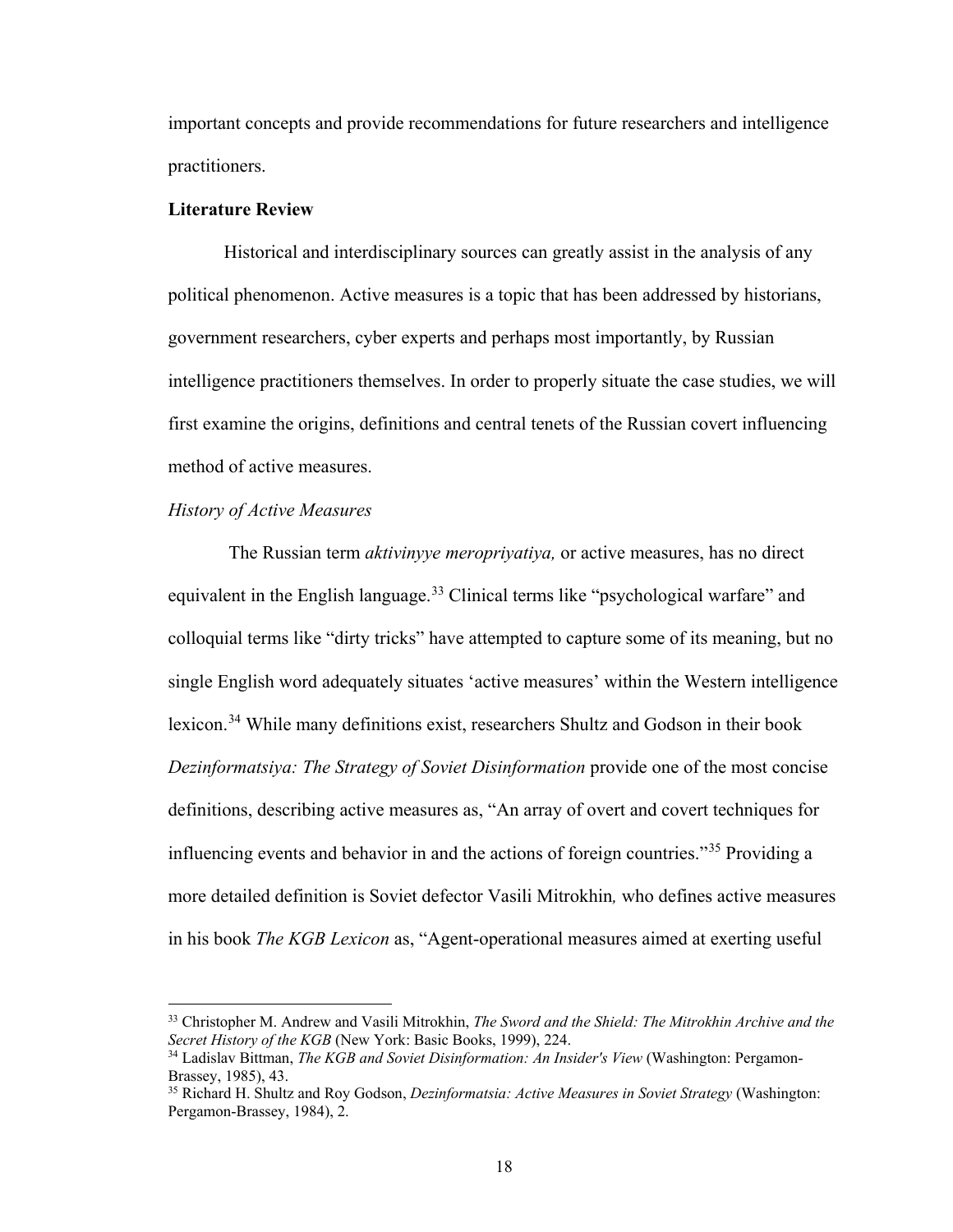important concepts and provide recommendations for future researchers and intelligence practitioners.

**Literature Review**

Historical and interdisciplinary sources can greatly assist in the analysis of any political phenomenon. Active measures is a topic that has been addressed by historians, government researchers, cyber experts and perhaps most importantly, by Russian intelligence practitioners themselves. In order to properly situate the case studies, we will first examine the origins, definitions and central tenets of the Russian covert influencing method of active measures.

*History of Active Measures*

The Russian term *aktivinyye meropriyatiya,* or active measures, has no direct equivalent in the English language.[33] Clinical terms like "psychological warfare" and colloquial terms like "dirty tricks" have attempted to capture some of its meaning, but no single English word adequately situates 'active measures' within the Western intelligence lexicon.[34] While many definitions exist, researchers Shultz and Godson in their book *Dezinformatsiya: The Strategy of Soviet Disinformation* provide one of the most concise definitions, describing active measures as, "An array of overt and covert techniques for influencing events and behavior in and the actions of foreign countries."[35] Providing a more detailed definition is Soviet defector Vasili Mitrokhin*,* who defines active measures in his book *The KGB Lexicon* as, "Agent-operational measures aimed at exerting useful

---

[33] Christopher M. Andrew and Vasili Mitrokhin, *The Sword and the Shield: The Mitrokhin Archive and the Secret History of the KGB* (New York: Basic Books, 1999), 224.

[34] Ladislav Bittman, *The KGB and Soviet Disinformation: An Insider's View* (Washington: Pergamon-Brassey, 1985), 43.

[35] Richard H. Shultz and Roy Godson, *Dezinformatsia: Active Measures in Soviet Strategy* (Washington: Pergamon-Brassey, 1984), 2.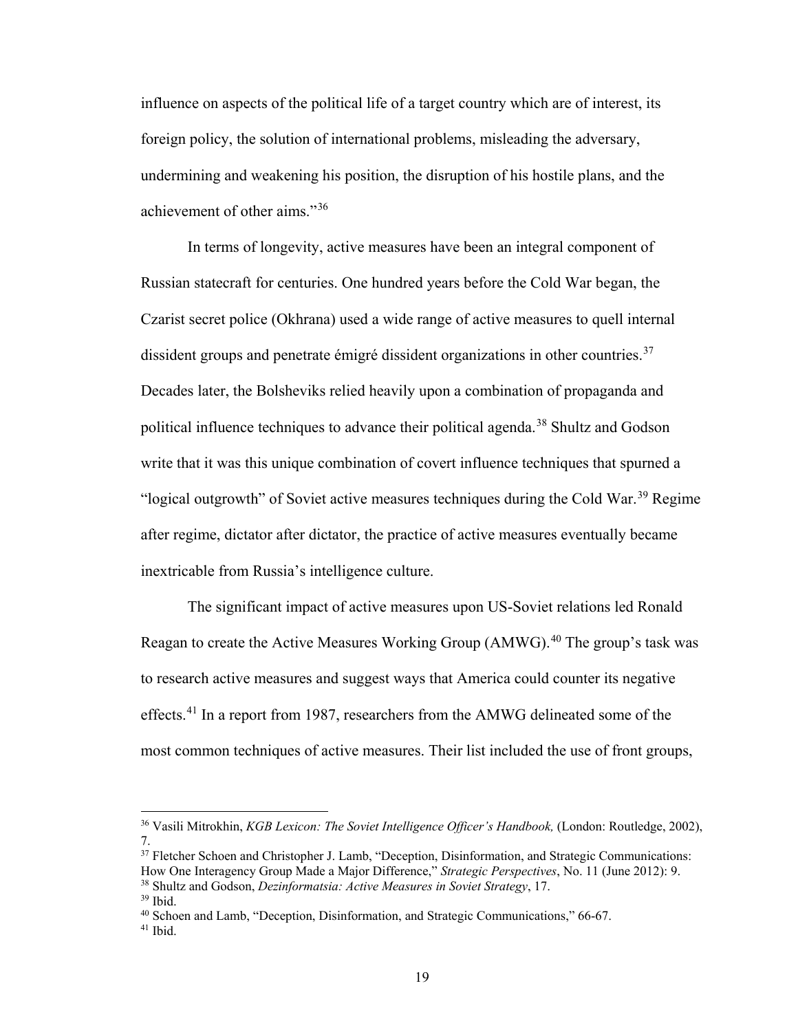influence on aspects of the political life of a target country which are of interest, its foreign policy, the solution of international problems, misleading the adversary, undermining and weakening his position, the disruption of his hostile plans, and the achievement of other aims."[36]

In terms of longevity, active measures have been an integral component of Russian statecraft for centuries. One hundred years before the Cold War began, the Czarist secret police (Okhrana) used a wide range of active measures to quell internal dissident groups and penetrate émigré dissident organizations in other countries.[37] Decades later, the Bolsheviks relied heavily upon a combination of propaganda and political influence techniques to advance their political agenda.[38] Shultz and Godson write that it was this unique combination of covert influence techniques that spurned a "logical outgrowth" of Soviet active measures techniques during the Cold War.[39] Regime after regime, dictator after dictator, the practice of active measures eventually became inextricable from Russia's intelligence culture.

The significant impact of active measures upon US-Soviet relations led Ronald Reagan to create the Active Measures Working Group (AMWG).[40] The group's task was to research active measures and suggest ways that America could counter its negative effects.[41] In a report from 1987, researchers from the AMWG delineated some of the most common techniques of active measures. Their list included the use of front groups,

---

[36] Vasili Mitrokhin, *KGB Lexicon: The Soviet Intelligence Officer's Handbook,* (London: Routledge, 2002), 7.

[37] Fletcher Schoen and Christopher J. Lamb, "Deception, Disinformation, and Strategic Communications: How One Interagency Group Made a Major Difference," *Strategic Perspectives*, No. 11 (June 2012): 9.

[38] Shultz and Godson, *Dezinformatsia: Active Measures in Soviet Strategy*, 17.

[39] Ibid.

[40] Schoen and Lamb, "Deception, Disinformation, and Strategic Communications," 66-67.

[41] Ibid.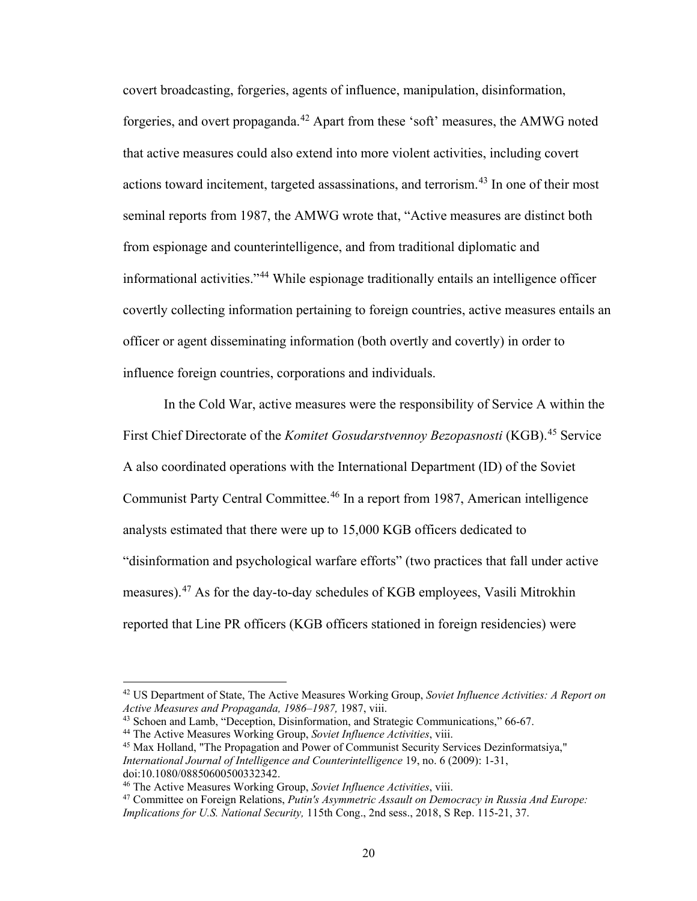covert broadcasting, forgeries, agents of influence, manipulation, disinformation, forgeries, and overt propaganda.[42] Apart from these 'soft' measures, the AMWG noted that active measures could also extend into more violent activities, including covert actions toward incitement, targeted assassinations, and terrorism.[43] In one of their most seminal reports from 1987, the AMWG wrote that, "Active measures are distinct both from espionage and counterintelligence, and from traditional diplomatic and informational activities."[44] While espionage traditionally entails an intelligence officer covertly collecting information pertaining to foreign countries, active measures entails an officer or agent disseminating information (both overtly and covertly) in order to influence foreign countries, corporations and individuals.

In the Cold War, active measures were the responsibility of Service A within the First Chief Directorate of the *Komitet Gosudarstvennoy Bezopasnosti* (KGB).[45] Service A also coordinated operations with the International Department (ID) of the Soviet Communist Party Central Committee.[46] In a report from 1987, American intelligence analysts estimated that there were up to 15,000 KGB officers dedicated to "disinformation and psychological warfare efforts" (two practices that fall under active measures).[47] As for the day-to-day schedules of KGB employees, Vasili Mitrokhin reported that Line PR officers (KGB officers stationed in foreign residencies) were

---

[42] US Department of State, The Active Measures Working Group, *Soviet Influence Activities: A Report on Active Measures and Propaganda, 1986–1987,* 1987, viii.

[43] Schoen and Lamb, "Deception, Disinformation, and Strategic Communications," 66-67.

[44] The Active Measures Working Group, *Soviet Influence Activities*, viii.

[45] Max Holland, "The Propagation and Power of Communist Security Services Dezinformatsiya," *International Journal of Intelligence and Counterintelligence* 19, no. 6 (2009): 1-31, doi:10.1080/08850600500332342.

[46] The Active Measures Working Group, *Soviet Influence Activities*, viii.

[47] Committee on Foreign Relations, *Putin's Asymmetric Assault on Democracy in Russia And Europe: Implications for U.S. National Security,* 115th Cong., 2nd sess., 2018, S Rep. 115-21, 37.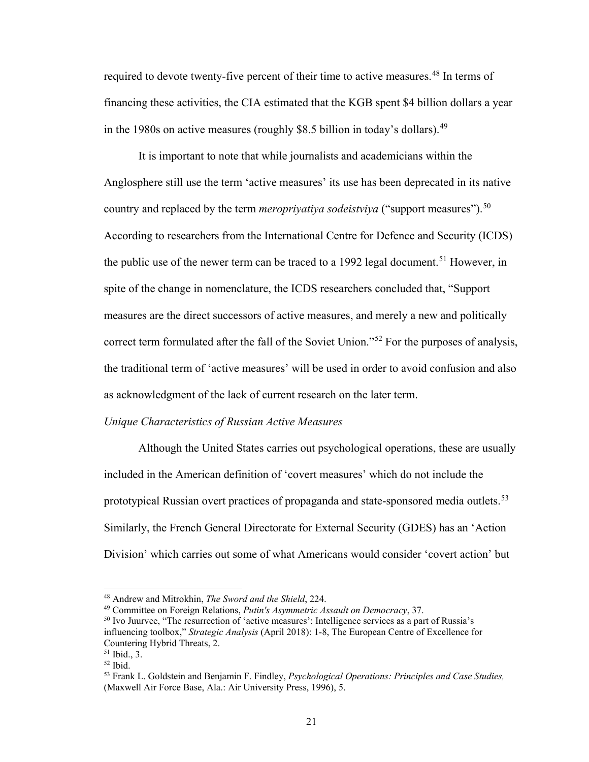required to devote twenty-five percent of their time to active measures.[48] In terms of financing these activities, the CIA estimated that the KGB spent $4 billion dollars a year in the 1980s on active measures (roughly $8.5 billion in today's dollars).[49]

It is important to note that while journalists and academicians within the Anglosphere still use the term 'active measures' its use has been deprecated in its native country and replaced by the term *meropriyatiya sodeistviya* ("support measures").[50] According to researchers from the International Centre for Defence and Security (ICDS) the public use of the newer term can be traced to a 1992 legal document.[51] However, in spite of the change in nomenclature, the ICDS researchers concluded that, "Support measures are the direct successors of active measures, and merely a new and politically correct term formulated after the fall of the Soviet Union."[52] For the purposes of analysis, the traditional term of 'active measures' will be used in order to avoid confusion and also as acknowledgment of the lack of current research on the later term.

*Unique Characteristics of Russian Active Measures*

Although the United States carries out psychological operations, these are usually included in the American definition of 'covert measures' which do not include the prototypical Russian overt practices of propaganda and state-sponsored media outlets.[53] Similarly, the French General Directorate for External Security (GDES) has an 'Action Division' which carries out some of what Americans would consider 'covert action' but

---

[48] Andrew and Mitrokhin, *The Sword and the Shield*, 224.

[49] Committee on Foreign Relations, *Putin's Asymmetric Assault on Democracy*, 37.

[50] Ivo Juurvee, "The resurrection of 'active measures': Intelligence services as a part of Russia's influencing toolbox," *Strategic Analysis* (April 2018): 1-8, The European Centre of Excellence for Countering Hybrid Threats, 2.

[51] Ibid., 3.

[52] Ibid.

[53] Frank L. Goldstein and Benjamin F. Findley, *Psychological Operations: Principles and Case Studies,* (Maxwell Air Force Base, Ala.: Air University Press, 1996), 5.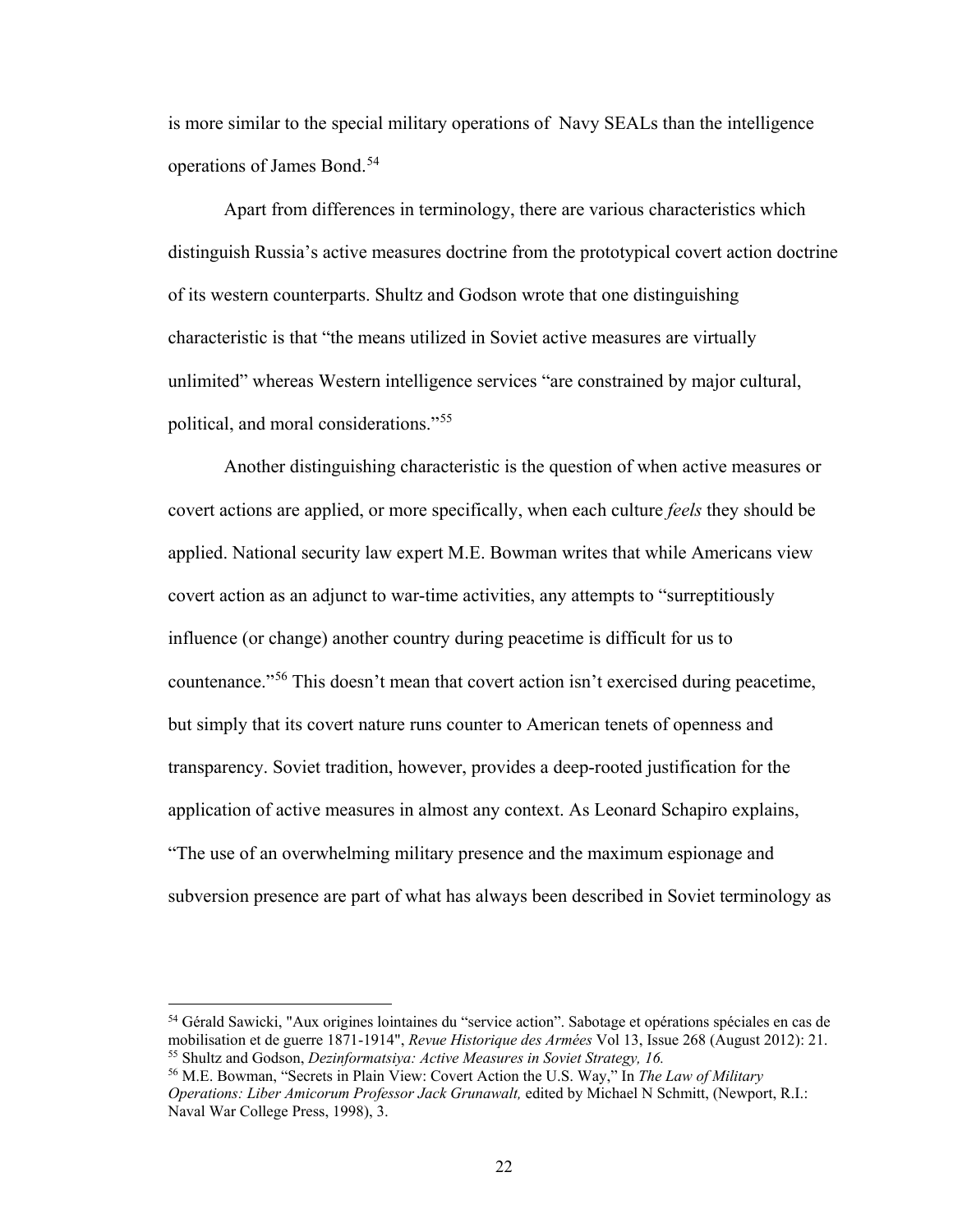is more similar to the special military operations of Navy SEALs than the intelligence operations of James Bond.[54]

Apart from differences in terminology, there are various characteristics which distinguish Russia's active measures doctrine from the prototypical covert action doctrine of its western counterparts. Shultz and Godson wrote that one distinguishing characteristic is that "the means utilized in Soviet active measures are virtually unlimited" whereas Western intelligence services "are constrained by major cultural, political, and moral considerations."[55]

Another distinguishing characteristic is the question of when active measures or covert actions are applied, or more specifically, when each culture *feels* they should be applied. National security law expert M.E. Bowman writes that while Americans view covert action as an adjunct to war-time activities, any attempts to "surreptitiously influence (or change) another country during peacetime is difficult for us to countenance."[56] This doesn't mean that covert action isn't exercised during peacetime, but simply that its covert nature runs counter to American tenets of openness and transparency. Soviet tradition, however, provides a deep-rooted justification for the application of active measures in almost any context. As Leonard Schapiro explains, "The use of an overwhelming military presence and the maximum espionage and subversion presence are part of what has always been described in Soviet terminology as

---

[54] Gérald Sawicki, "Aux origines lointaines du "service action". Sabotage et opérations spéciales en cas de mobilisation et de guerre 1871-1914", *Revue Historique des Armées* Vol 13, Issue 268 (August 2012): 21.

[55] Shultz and Godson, *Dezinformatsiya: Active Measures in Soviet Strategy, 16.*

[56] M.E. Bowman, "Secrets in Plain View: Covert Action the U.S. Way," In *The Law of Military Operations: Liber Amicorum Professor Jack Grunawalt,* edited by Michael N Schmitt, (Newport, R.I.: Naval War College Press, 1998), 3.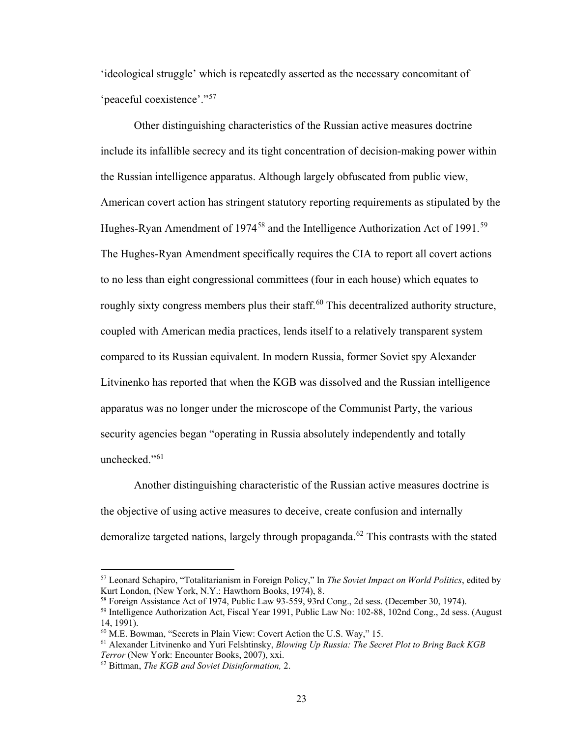'ideological struggle' which is repeatedly asserted as the necessary concomitant of 'peaceful coexistence'."[57]

Other distinguishing characteristics of the Russian active measures doctrine include its infallible secrecy and its tight concentration of decision-making power within the Russian intelligence apparatus. Although largely obfuscated from public view, American covert action has stringent statutory reporting requirements as stipulated by the Hughes-Ryan Amendment of 1974[58] and the Intelligence Authorization Act of 1991.[59] The Hughes-Ryan Amendment specifically requires the CIA to report all covert actions to no less than eight congressional committees (four in each house) which equates to roughly sixty congress members plus their staff.[60] This decentralized authority structure, coupled with American media practices, lends itself to a relatively transparent system compared to its Russian equivalent. In modern Russia, former Soviet spy Alexander Litvinenko has reported that when the KGB was dissolved and the Russian intelligence apparatus was no longer under the microscope of the Communist Party, the various security agencies began "operating in Russia absolutely independently and totally unchecked."[61]

Another distinguishing characteristic of the Russian active measures doctrine is the objective of using active measures to deceive, create confusion and internally demoralize targeted nations, largely through propaganda.[62] This contrasts with the stated

[57] Leonard Schapiro, "Totalitarianism in Foreign Policy," In *The Soviet Impact on World Politics*, edited by Kurt London, (New York, N.Y.: Hawthorn Books, 1974), 8.

[58] Foreign Assistance Act of 1974, Public Law 93-559, 93rd Cong., 2d sess. (December 30, 1974).

[59] Intelligence Authorization Act, Fiscal Year 1991, Public Law No: 102-88, 102nd Cong., 2d sess. (August 14, 1991).

[60] M.E. Bowman, "Secrets in Plain View: Covert Action the U.S. Way," 15.

[61] Alexander Litvinenko and Yuri Felshtinsky, *Blowing Up Russia: The Secret Plot to Bring Back KGB Terror* (New York: Encounter Books, 2007), xxi.

[62] Bittman, *The KGB and Soviet Disinformation,* 2.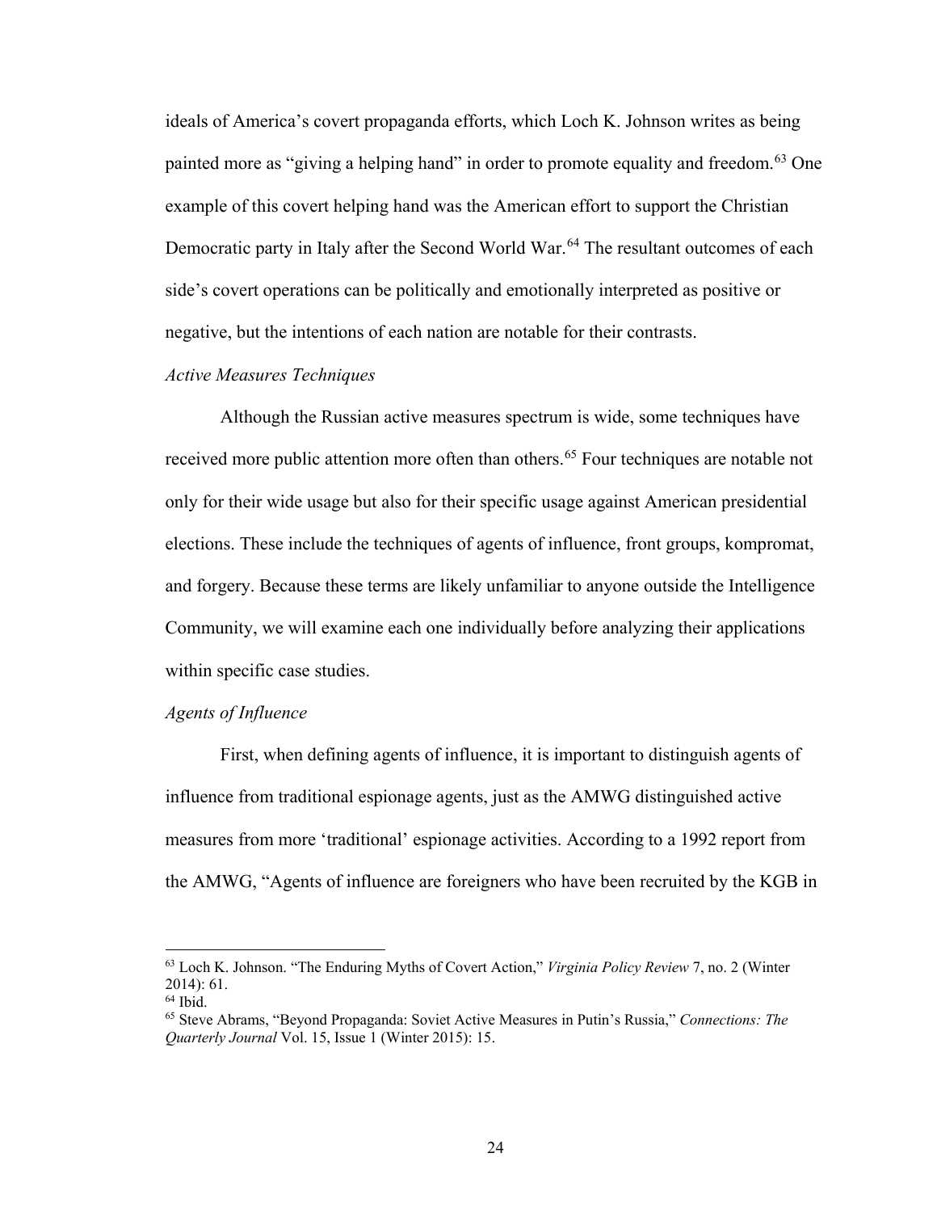ideals of America's covert propaganda efforts, which Loch K. Johnson writes as being painted more as "giving a helping hand" in order to promote equality and freedom.[63] One example of this covert helping hand was the American effort to support the Christian Democratic party in Italy after the Second World War.[64] The resultant outcomes of each side's covert operations can be politically and emotionally interpreted as positive or negative, but the intentions of each nation are notable for their contrasts.

*Active Measures Techniques*

Although the Russian active measures spectrum is wide, some techniques have received more public attention more often than others.[65] Four techniques are notable not only for their wide usage but also for their specific usage against American presidential elections. These include the techniques of agents of influence, front groups, kompromat, and forgery. Because these terms are likely unfamiliar to anyone outside the Intelligence Community, we will examine each one individually before analyzing their applications within specific case studies.

*Agents of Influence*

First, when defining agents of influence, it is important to distinguish agents of influence from traditional espionage agents, just as the AMWG distinguished active measures from more 'traditional' espionage activities. According to a 1992 report from the AMWG, "Agents of influence are foreigners who have been recruited by the KGB in

---

[63] Loch K. Johnson. "The Enduring Myths of Covert Action," *Virginia Policy Review* 7, no. 2 (Winter 2014): 61.

[64] Ibid.

[65] Steve Abrams, "Beyond Propaganda: Soviet Active Measures in Putin's Russia," *Connections: The Quarterly Journal* Vol. 15, Issue 1 (Winter 2015): 15.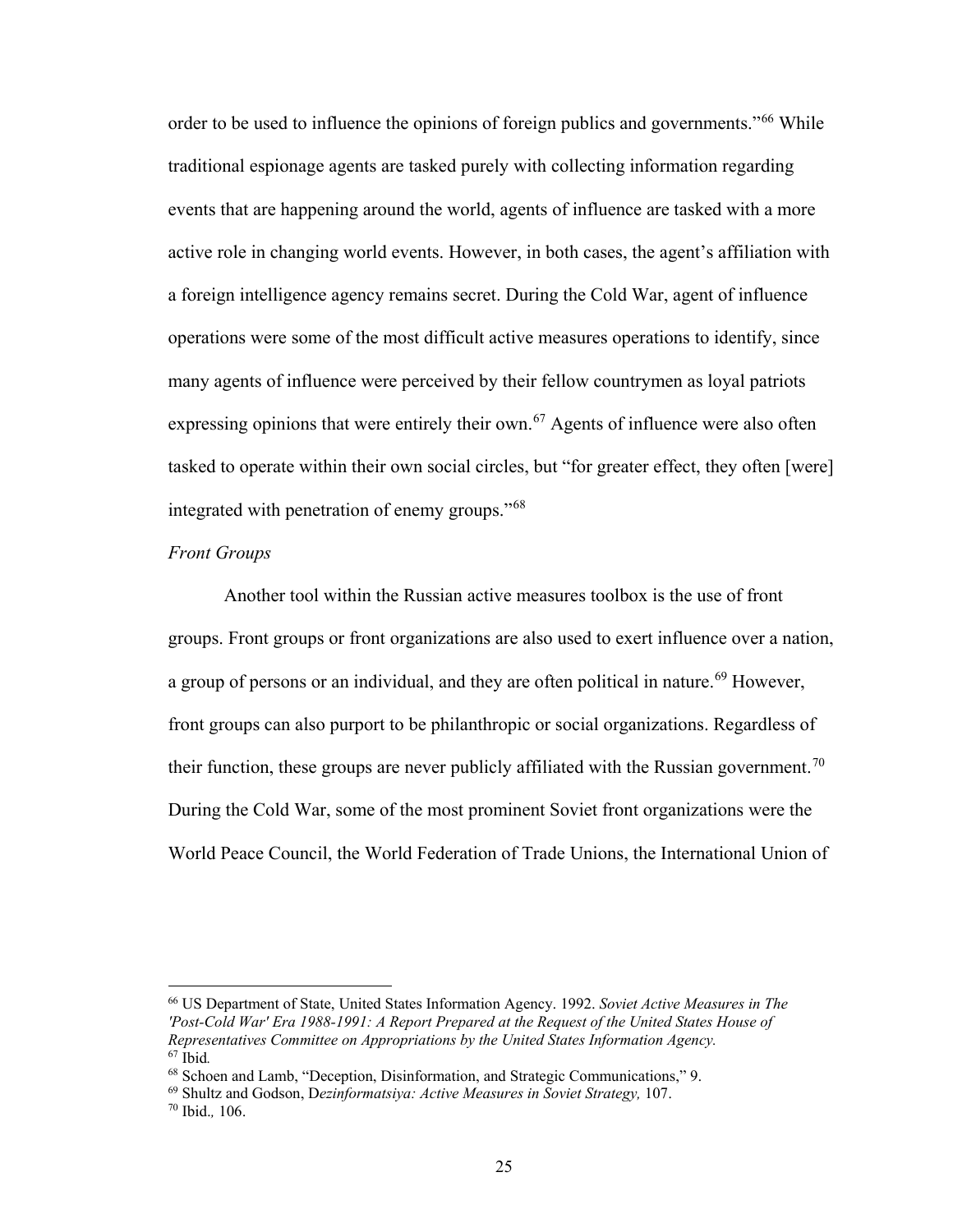order to be used to influence the opinions of foreign publics and governments."[66] While traditional espionage agents are tasked purely with collecting information regarding events that are happening around the world, agents of influence are tasked with a more active role in changing world events. However, in both cases, the agent's affiliation with a foreign intelligence agency remains secret. During the Cold War, agent of influence operations were some of the most difficult active measures operations to identify, since many agents of influence were perceived by their fellow countrymen as loyal patriots expressing opinions that were entirely their own.[67] Agents of influence were also often tasked to operate within their own social circles, but "for greater effect, they often [were] integrated with penetration of enemy groups."[68]

### *Front Groups*

Another tool within the Russian active measures toolbox is the use of front groups. Front groups or front organizations are also used to exert influence over a nation, a group of persons or an individual, and they are often political in nature.[69] However, front groups can also purport to be philanthropic or social organizations. Regardless of their function, these groups are never publicly affiliated with the Russian government.[70] During the Cold War, some of the most prominent Soviet front organizations were the World Peace Council, the World Federation of Trade Unions, the International Union of

---

[66] US Department of State, United States Information Agency. 1992. *Soviet Active Measures in The 'Post-Cold War' Era 1988-1991: A Report Prepared at the Request of the United States House of Representatives Committee on Appropriations by the United States Information Agency.*
[67] Ibid*.*
[68] Schoen and Lamb, "Deception, Disinformation, and Strategic Communications," 9.
[69] Shultz and Godson, D*ezinformatsiya: Active Measures in Soviet Strategy,* 107.
[70] Ibid*.,* 106.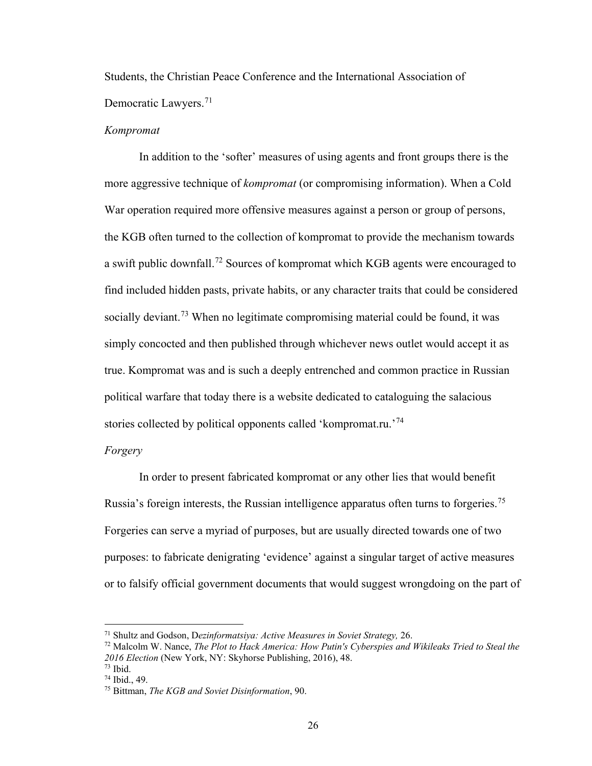Students, the Christian Peace Conference and the International Association of Democratic Lawyers.[71]

*Kompromat*

In addition to the 'softer' measures of using agents and front groups there is the more aggressive technique of *kompromat* (or compromising information). When a Cold War operation required more offensive measures against a person or group of persons, the KGB often turned to the collection of kompromat to provide the mechanism towards a swift public downfall.[72] Sources of kompromat which KGB agents were encouraged to find included hidden pasts, private habits, or any character traits that could be considered socially deviant.[73] When no legitimate compromising material could be found, it was simply concocted and then published through whichever news outlet would accept it as true. Kompromat was and is such a deeply entrenched and common practice in Russian political warfare that today there is a website dedicated to cataloguing the salacious stories collected by political opponents called 'kompromat.ru.'[74]

*Forgery*

In order to present fabricated kompromat or any other lies that would benefit Russia's foreign interests, the Russian intelligence apparatus often turns to forgeries.[75] Forgeries can serve a myriad of purposes, but are usually directed towards one of two purposes: to fabricate denigrating 'evidence' against a singular target of active measures or to falsify official government documents that would suggest wrongdoing on the part of

---

[71] Shultz and Godson, D*ezinformatsiya: Active Measures in Soviet Strategy,* 26.

[72] Malcolm W. Nance, *The Plot to Hack America: How Putin's Cyberspies and Wikileaks Tried to Steal the 2016 Election* (New York, NY: Skyhorse Publishing, 2016), 48.

[73] Ibid.

[74] Ibid., 49.

[75] Bittman, *The KGB and Soviet Disinformation*, 90.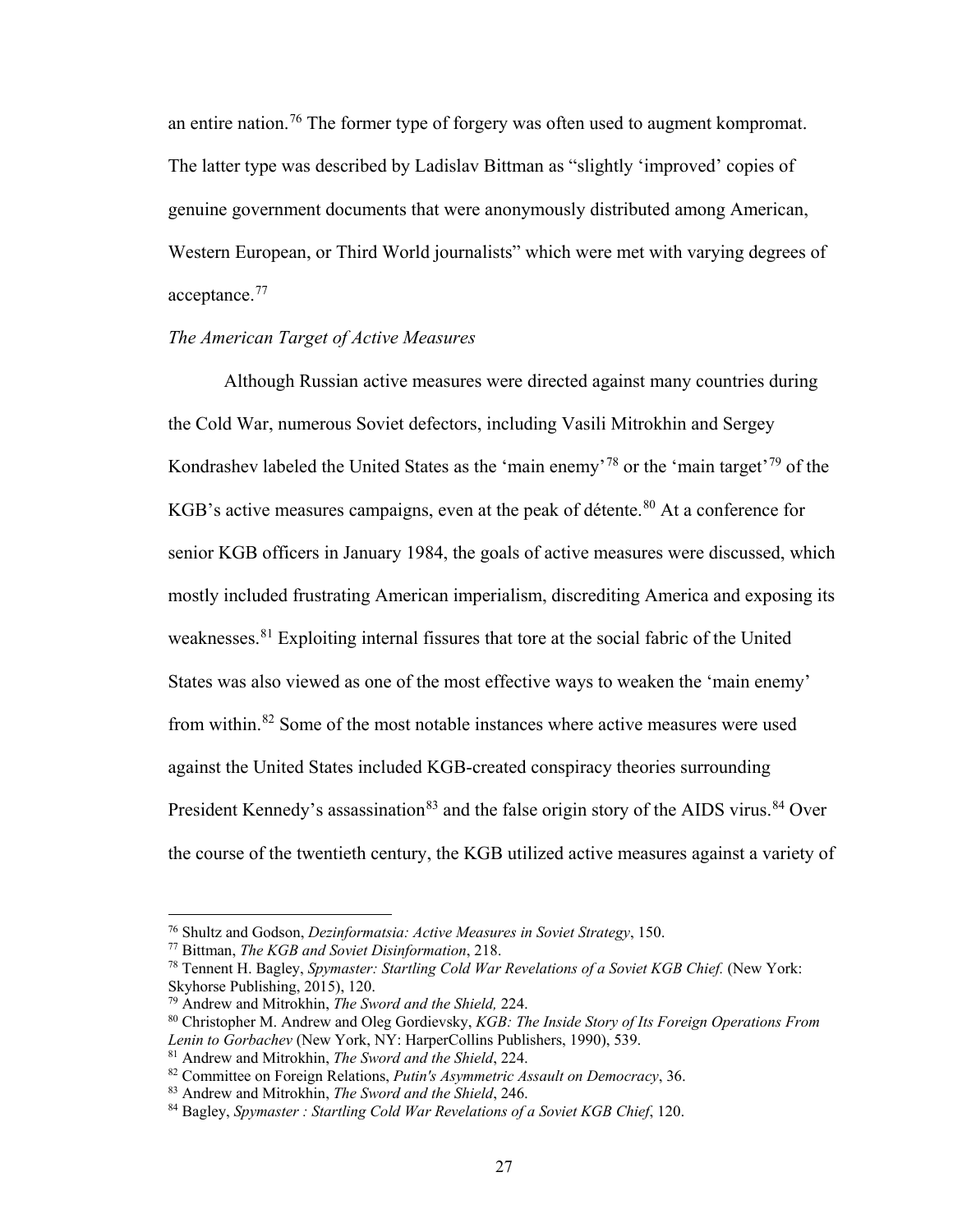an entire nation.[76] The former type of forgery was often used to augment kompromat. The latter type was described by Ladislav Bittman as "slightly 'improved' copies of genuine government documents that were anonymously distributed among American, Western European, or Third World journalists" which were met with varying degrees of acceptance.[77]

*The American Target of Active Measures*

Although Russian active measures were directed against many countries during the Cold War, numerous Soviet defectors, including Vasili Mitrokhin and Sergey Kondrashev labeled the United States as the 'main enemy'[78] or the 'main target'[79] of the KGB's active measures campaigns, even at the peak of détente.[80] At a conference for senior KGB officers in January 1984, the goals of active measures were discussed, which mostly included frustrating American imperialism, discrediting America and exposing its weaknesses.[81] Exploiting internal fissures that tore at the social fabric of the United States was also viewed as one of the most effective ways to weaken the 'main enemy' from within.[82] Some of the most notable instances where active measures were used against the United States included KGB-created conspiracy theories surrounding President Kennedy's assassination[83] and the false origin story of the AIDS virus.[84] Over the course of the twentieth century, the KGB utilized active measures against a variety of

---

[76] Shultz and Godson, *Dezinformatsia: Active Measures in Soviet Strategy*, 150.

[77] Bittman, *The KGB and Soviet Disinformation*, 218.

[78] Tennent H. Bagley, *Spymaster: Startling Cold War Revelations of a Soviet KGB Chief.* (New York: Skyhorse Publishing, 2015), 120.

[79] Andrew and Mitrokhin, *The Sword and the Shield,* 224.

[80] Christopher M. Andrew and Oleg Gordievsky, *KGB: The Inside Story of Its Foreign Operations From Lenin to Gorbachev* (New York, NY: HarperCollins Publishers, 1990), 539.

[81] Andrew and Mitrokhin, *The Sword and the Shield*, 224.

[82] Committee on Foreign Relations, *Putin's Asymmetric Assault on Democracy*, 36.

[83] Andrew and Mitrokhin, *The Sword and the Shield*, 246.

[84] Bagley, *Spymaster : Startling Cold War Revelations of a Soviet KGB Chief*, 120.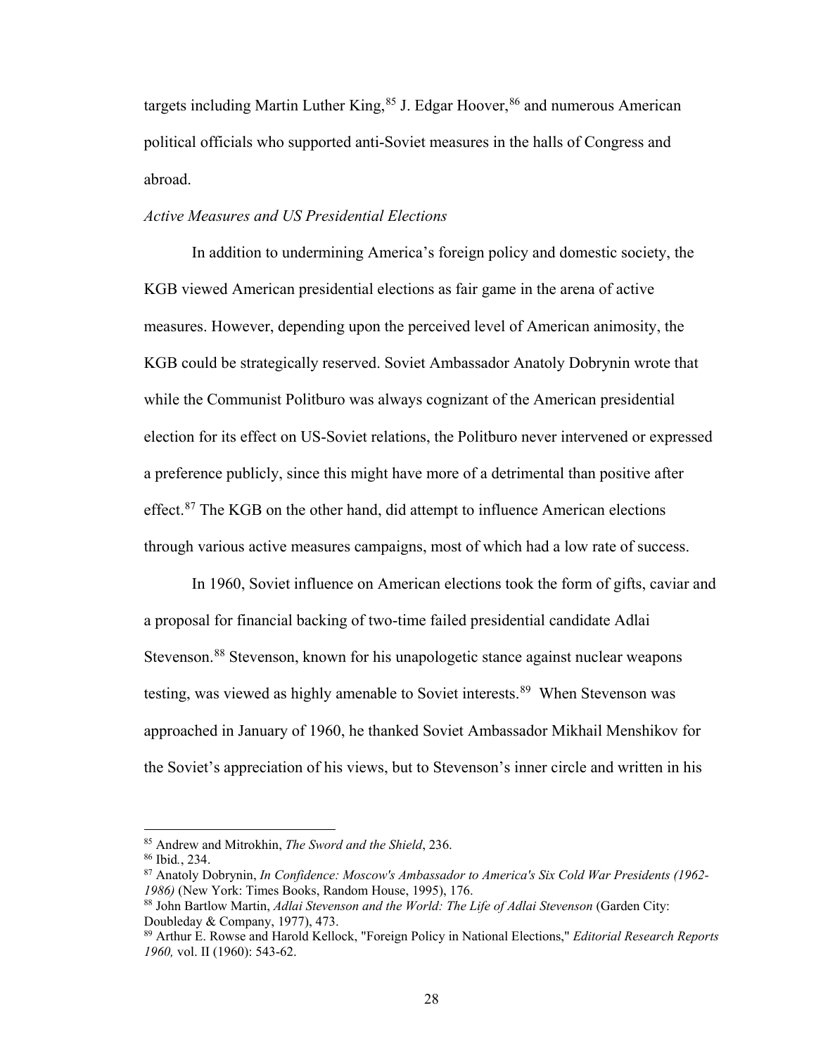targets including Martin Luther King,[85] J. Edgar Hoover,[86] and numerous American political officials who supported anti-Soviet measures in the halls of Congress and abroad.

### *Active Measures and US Presidential Elections*

In addition to undermining America's foreign policy and domestic society, the KGB viewed American presidential elections as fair game in the arena of active measures. However, depending upon the perceived level of American animosity, the KGB could be strategically reserved. Soviet Ambassador Anatoly Dobrynin wrote that while the Communist Politburo was always cognizant of the American presidential election for its effect on US-Soviet relations, the Politburo never intervened or expressed a preference publicly, since this might have more of a detrimental than positive after effect.[87] The KGB on the other hand, did attempt to influence American elections through various active measures campaigns, most of which had a low rate of success.

In 1960, Soviet influence on American elections took the form of gifts, caviar and a proposal for financial backing of two-time failed presidential candidate Adlai Stevenson.[88] Stevenson, known for his unapologetic stance against nuclear weapons testing, was viewed as highly amenable to Soviet interests.[89] When Stevenson was approached in January of 1960, he thanked Soviet Ambassador Mikhail Menshikov for the Soviet's appreciation of his views, but to Stevenson's inner circle and written in his

---

[85] Andrew and Mitrokhin, *The Sword and the Shield*, 236.

[86] Ibid., 234.

[87] Anatoly Dobrynin, *In Confidence: Moscow's Ambassador to America's Six Cold War Presidents (1962-1986)* (New York: Times Books, Random House, 1995), 176.

[88] John Bartlow Martin, *Adlai Stevenson and the World: The Life of Adlai Stevenson* (Garden City: Doubleday & Company, 1977), 473.

[89] Arthur E. Rowse and Harold Kellock, "Foreign Policy in National Elections," *Editorial Research Reports 1960,* vol. II (1960): 543-62.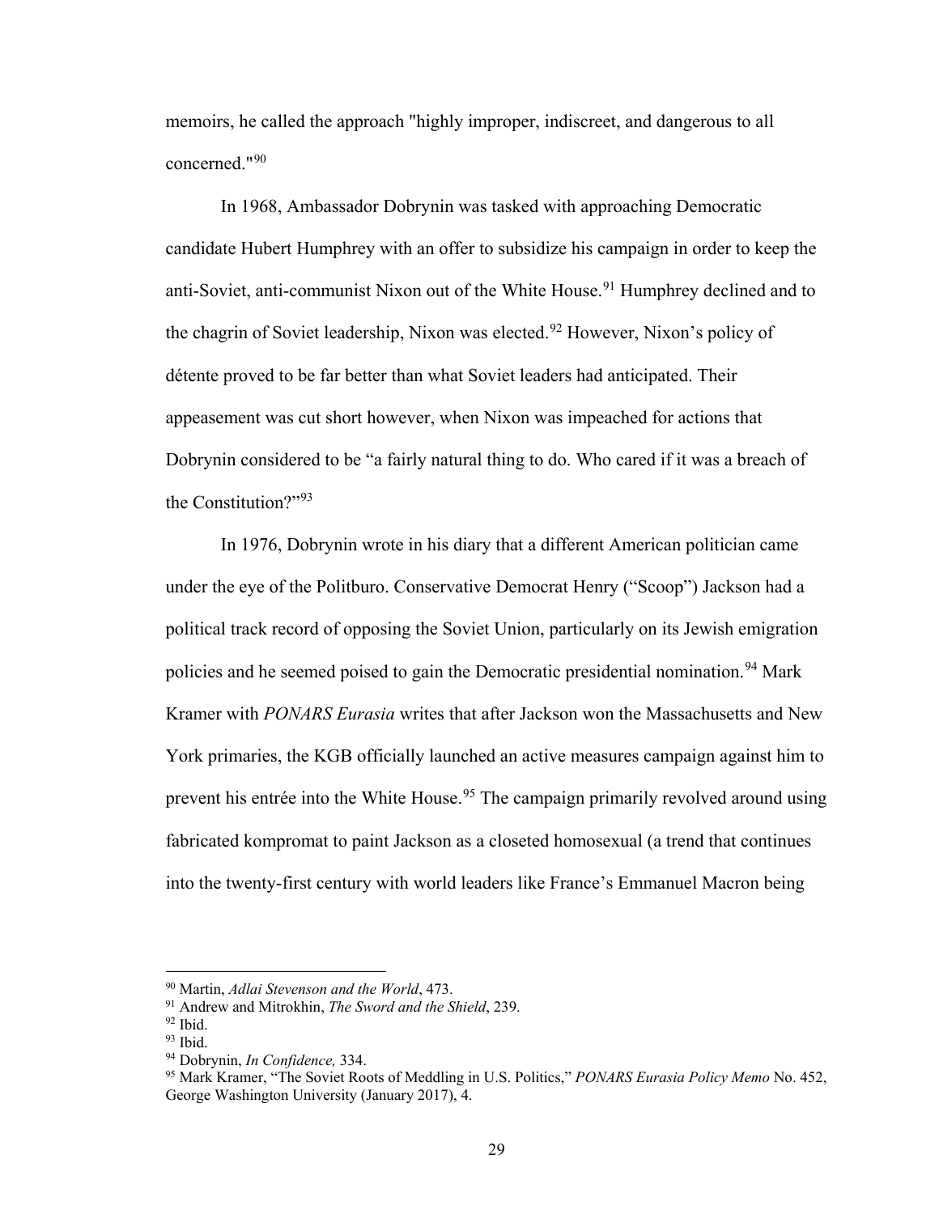memoirs, he called the approach "highly improper, indiscreet, and dangerous to all concerned."[90]

In 1968, Ambassador Dobrynin was tasked with approaching Democratic candidate Hubert Humphrey with an offer to subsidize his campaign in order to keep the anti-Soviet, anti-communist Nixon out of the White House.[91] Humphrey declined and to the chagrin of Soviet leadership, Nixon was elected.[92] However, Nixon's policy of détente proved to be far better than what Soviet leaders had anticipated. Their appeasement was cut short however, when Nixon was impeached for actions that Dobrynin considered to be "a fairly natural thing to do. Who cared if it was a breach of the Constitution?"[93]

In 1976, Dobrynin wrote in his diary that a different American politician came under the eye of the Politburo. Conservative Democrat Henry ("Scoop") Jackson had a political track record of opposing the Soviet Union, particularly on its Jewish emigration policies and he seemed poised to gain the Democratic presidential nomination.[94] Mark Kramer with *PONARS Eurasia* writes that after Jackson won the Massachusetts and New York primaries, the KGB officially launched an active measures campaign against him to prevent his entrée into the White House.[95] The campaign primarily revolved around using fabricated kompromat to paint Jackson as a closeted homosexual (a trend that continues into the twenty-first century with world leaders like France's Emmanuel Macron being

---

[90] Martin, *Adlai Stevenson and the World*, 473.

[91] Andrew and Mitrokhin, *The Sword and the Shield*, 239.

[92] Ibid.

[93] Ibid.

[94] Dobrynin, *In Confidence,* 334.

[95] Mark Kramer, "The Soviet Roots of Meddling in U.S. Politics," *PONARS Eurasia Policy Memo* No. 452, George Washington University (January 2017), 4.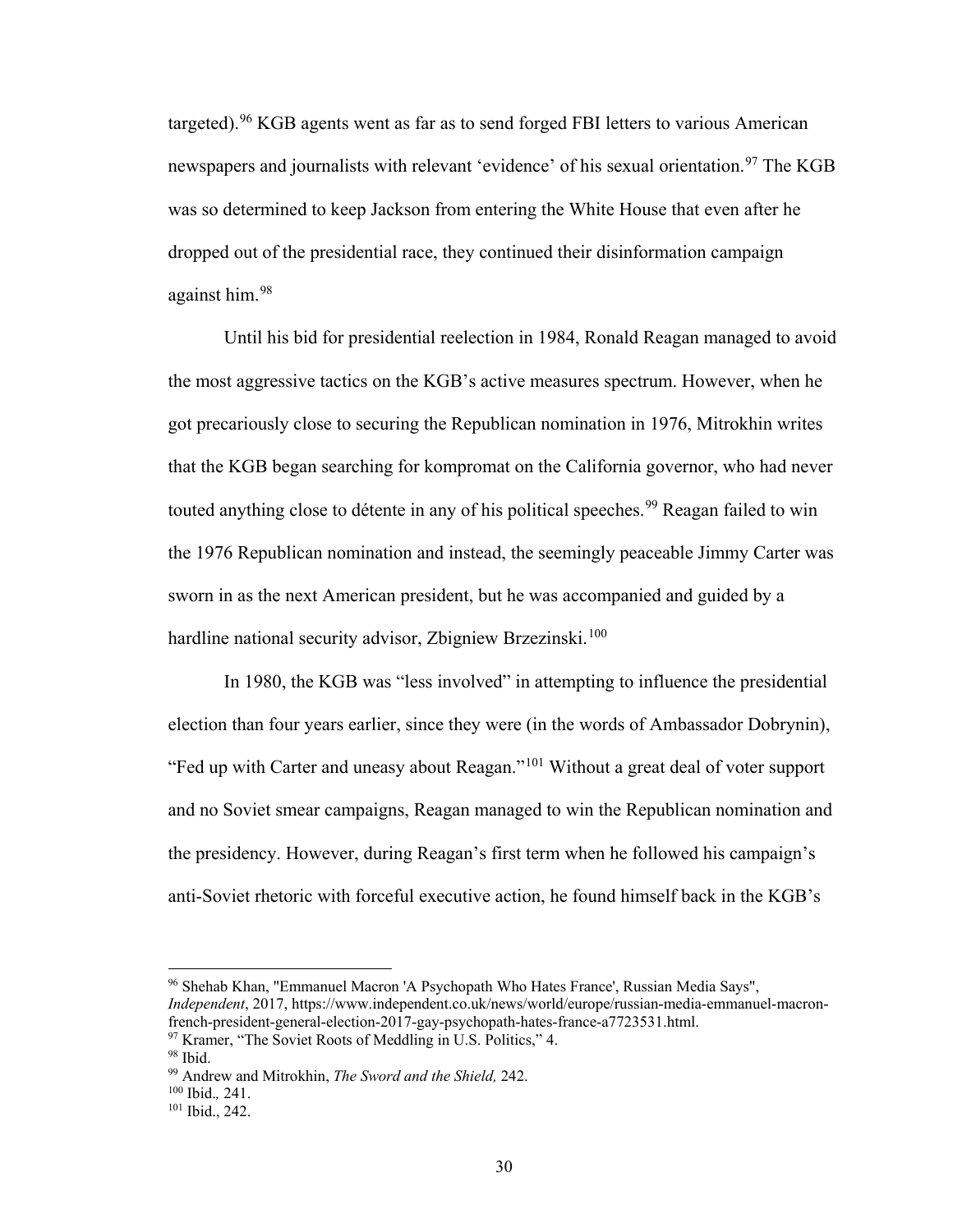targeted).[96] KGB agents went as far as to send forged FBI letters to various American newspapers and journalists with relevant 'evidence' of his sexual orientation.[97] The KGB was so determined to keep Jackson from entering the White House that even after he dropped out of the presidential race, they continued their disinformation campaign against him.[98]

Until his bid for presidential reelection in 1984, Ronald Reagan managed to avoid the most aggressive tactics on the KGB's active measures spectrum. However, when he got precariously close to securing the Republican nomination in 1976, Mitrokhin writes that the KGB began searching for kompromat on the California governor, who had never touted anything close to détente in any of his political speeches.[99] Reagan failed to win the 1976 Republican nomination and instead, the seemingly peaceable Jimmy Carter was sworn in as the next American president, but he was accompanied and guided by a hardline national security advisor, Zbigniew Brzezinski.[100]

In 1980, the KGB was "less involved" in attempting to influence the presidential election than four years earlier, since they were (in the words of Ambassador Dobrynin), "Fed up with Carter and uneasy about Reagan."[101] Without a great deal of voter support and no Soviet smear campaigns, Reagan managed to win the Republican nomination and the presidency. However, during Reagan's first term when he followed his campaign's anti-Soviet rhetoric with forceful executive action, he found himself back in the KGB's

---

[96] Shehab Khan, "Emmanuel Macron 'A Psychopath Who Hates France', Russian Media Says", *Independent*, 2017, https://www.independent.co.uk/news/world/europe/russian-media-emmanuel-macron-french-president-general-election-2017-gay-psychopath-hates-france-a7723531.html.

[97] Kramer, "The Soviet Roots of Meddling in U.S. Politics," 4.

[98] Ibid.

[99] Andrew and Mitrokhin, *The Sword and the Shield,* 242.

[100] Ibid.*,* 241.

[101] Ibid., 242.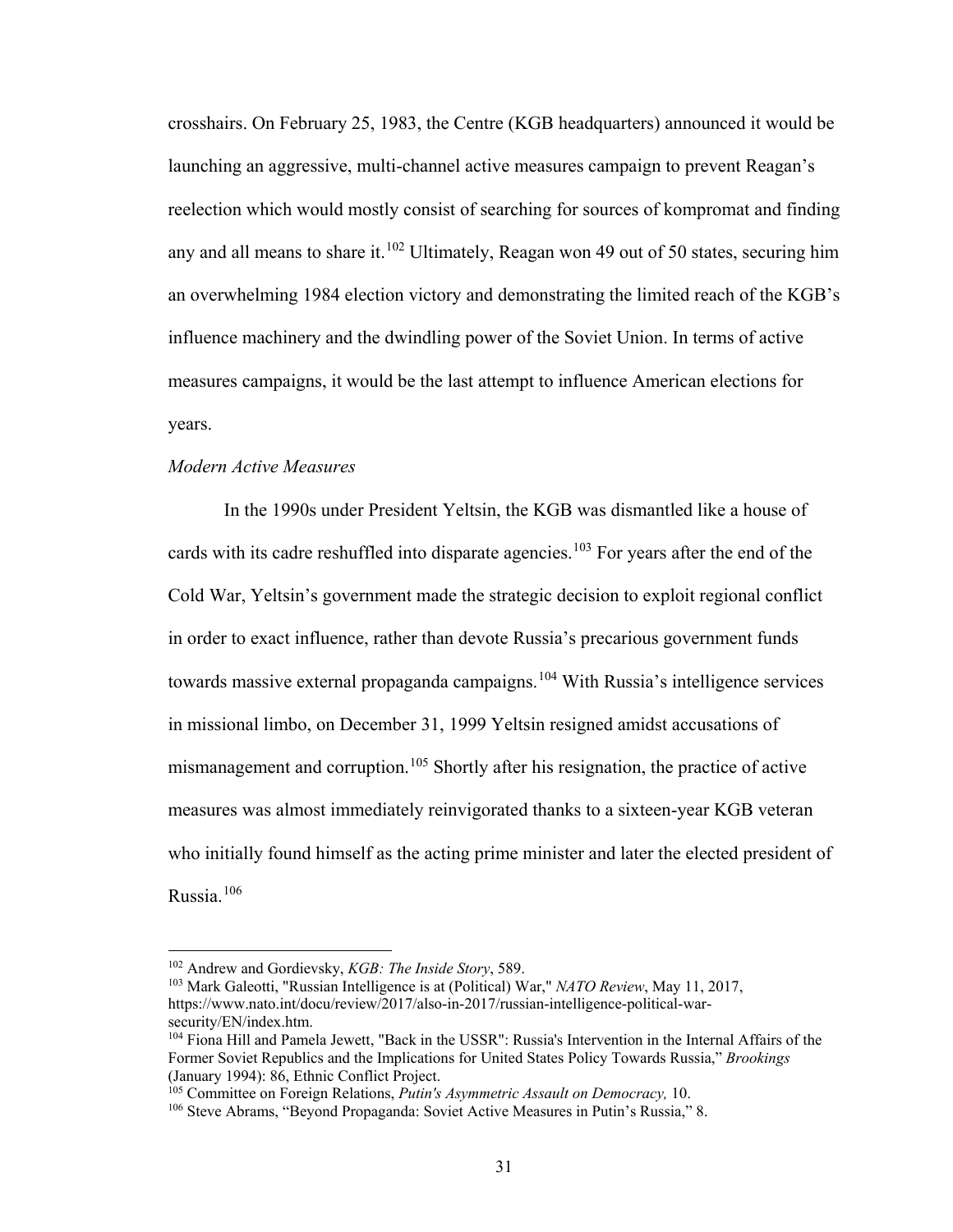crosshairs. On February 25, 1983, the Centre (KGB headquarters) announced it would be launching an aggressive, multi-channel active measures campaign to prevent Reagan's reelection which would mostly consist of searching for sources of kompromat and finding any and all means to share it.[102] Ultimately, Reagan won 49 out of 50 states, securing him an overwhelming 1984 election victory and demonstrating the limited reach of the KGB's influence machinery and the dwindling power of the Soviet Union. In terms of active measures campaigns, it would be the last attempt to influence American elections for years.

*Modern Active Measures*

In the 1990s under President Yeltsin, the KGB was dismantled like a house of cards with its cadre reshuffled into disparate agencies.[103] For years after the end of the Cold War, Yeltsin's government made the strategic decision to exploit regional conflict in order to exact influence, rather than devote Russia's precarious government funds towards massive external propaganda campaigns.[104] With Russia's intelligence services in missional limbo, on December 31, 1999 Yeltsin resigned amidst accusations of mismanagement and corruption.[105] Shortly after his resignation, the practice of active measures was almost immediately reinvigorated thanks to a sixteen-year KGB veteran who initially found himself as the acting prime minister and later the elected president of Russia.[106]

---

[102] Andrew and Gordievsky, *KGB: The Inside Story*, 589.

[103] Mark Galeotti, "Russian Intelligence is at (Political) War," *NATO Review*, May 11, 2017, https://www.nato.int/docu/review/2017/also-in-2017/russian-intelligence-political-war-security/EN/index.htm.

[104] Fiona Hill and Pamela Jewett, "Back in the USSR": Russia's Intervention in the Internal Affairs of the Former Soviet Republics and the Implications for United States Policy Towards Russia," *Brookings* (January 1994): 86, Ethnic Conflict Project.

[105] Committee on Foreign Relations, *Putin's Asymmetric Assault on Democracy,* 10.

[106] Steve Abrams, "Beyond Propaganda: Soviet Active Measures in Putin's Russia," 8.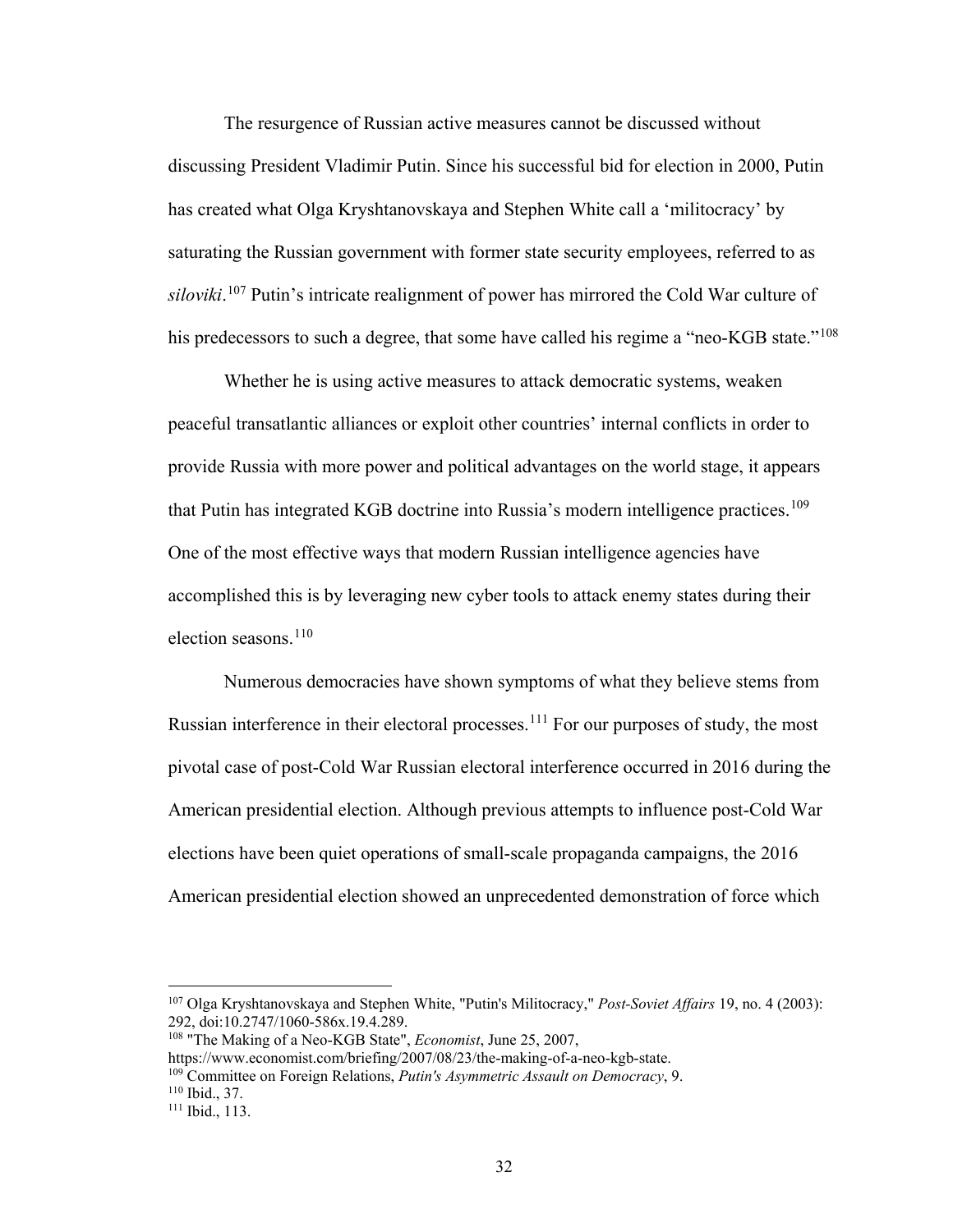The resurgence of Russian active measures cannot be discussed without discussing President Vladimir Putin. Since his successful bid for election in 2000, Putin has created what Olga Kryshtanovskaya and Stephen White call a 'militocracy' by saturating the Russian government with former state security employees, referred to as *siloviki*.[107] Putin's intricate realignment of power has mirrored the Cold War culture of his predecessors to such a degree, that some have called his regime a "neo-KGB state."[108]

Whether he is using active measures to attack democratic systems, weaken peaceful transatlantic alliances or exploit other countries' internal conflicts in order to provide Russia with more power and political advantages on the world stage, it appears that Putin has integrated KGB doctrine into Russia's modern intelligence practices.[109] One of the most effective ways that modern Russian intelligence agencies have accomplished this is by leveraging new cyber tools to attack enemy states during their election seasons.[110]

Numerous democracies have shown symptoms of what they believe stems from Russian interference in their electoral processes.[111] For our purposes of study, the most pivotal case of post-Cold War Russian electoral interference occurred in 2016 during the American presidential election. Although previous attempts to influence post-Cold War elections have been quiet operations of small-scale propaganda campaigns, the 2016 American presidential election showed an unprecedented demonstration of force which

---

[107] Olga Kryshtanovskaya and Stephen White, "Putin's Militocracy," *Post-Soviet Affairs* 19, no. 4 (2003): 292, doi:10.2747/1060-586x.19.4.289.

[108] "The Making of a Neo-KGB State", *Economist*, June 25, 2007, https://www.economist.com/briefing/2007/08/23/the-making-of-a-neo-kgb-state.

[109] Committee on Foreign Relations, *Putin's Asymmetric Assault on Democracy*, 9.

[110] Ibid., 37.

[111] Ibid., 113.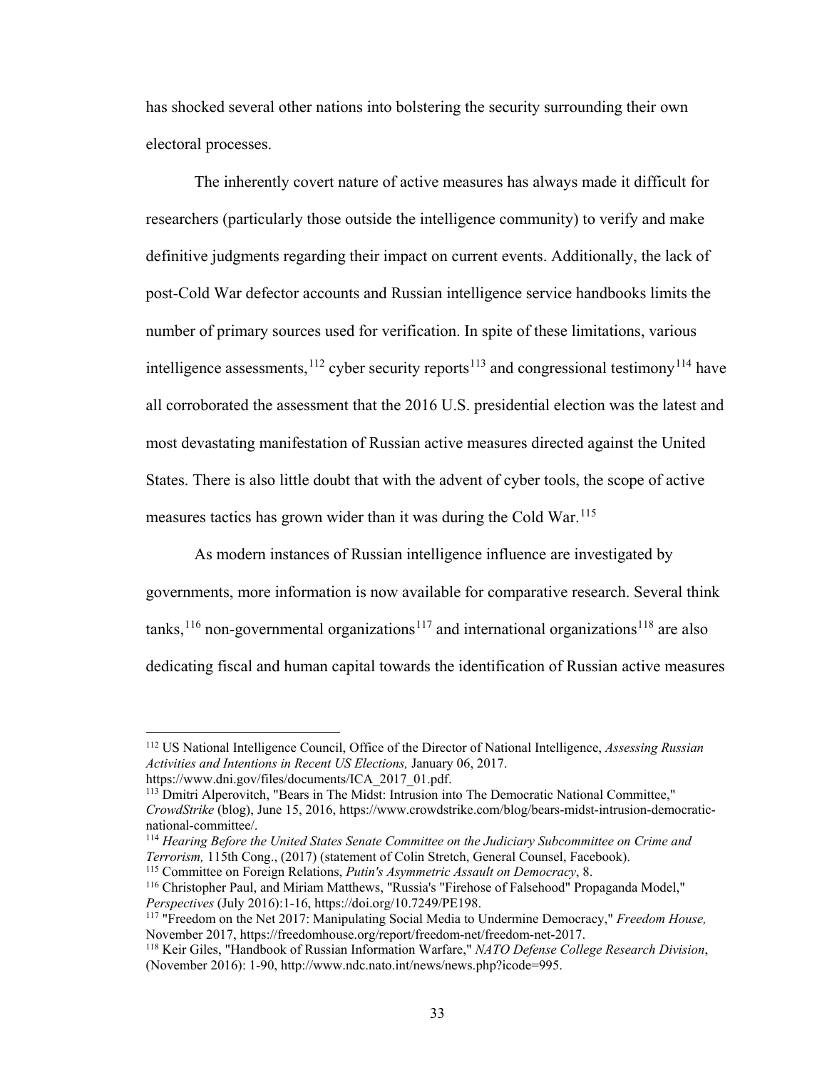has shocked several other nations into bolstering the security surrounding their own electoral processes.

The inherently covert nature of active measures has always made it difficult for researchers (particularly those outside the intelligence community) to verify and make definitive judgments regarding their impact on current events. Additionally, the lack of post-Cold War defector accounts and Russian intelligence service handbooks limits the number of primary sources used for verification. In spite of these limitations, various intelligence assessments,[112] cyber security reports[113] and congressional testimony[114] have all corroborated the assessment that the 2016 U.S. presidential election was the latest and most devastating manifestation of Russian active measures directed against the United States. There is also little doubt that with the advent of cyber tools, the scope of active measures tactics has grown wider than it was during the Cold War.[115]

As modern instances of Russian intelligence influence are investigated by governments, more information is now available for comparative research. Several think tanks,[116] non-governmental organizations[117] and international organizations[118] are also dedicating fiscal and human capital towards the identification of Russian active measures

---

[112] US National Intelligence Council, Office of the Director of National Intelligence, *Assessing Russian Activities and Intentions in Recent US Elections,* January 06, 2017. https://www.dni.gov/files/documents/ICA_2017_01.pdf.

[113] Dmitri Alperovitch, "Bears in The Midst: Intrusion into The Democratic National Committee," *CrowdStrike* (blog), June 15, 2016, https://www.crowdstrike.com/blog/bears-midst-intrusion-democratic-national-committee/.

[114] *Hearing Before the United States Senate Committee on the Judiciary Subcommittee on Crime and Terrorism,* 115th Cong., (2017) (statement of Colin Stretch, General Counsel, Facebook).

[115] Committee on Foreign Relations, *Putin's Asymmetric Assault on Democracy*, 8.

[116] Christopher Paul, and Miriam Matthews, "Russia's "Firehose of Falsehood" Propaganda Model," *Perspectives* (July 2016):1-16, https://doi.org/10.7249/PE198.

[117] "Freedom on the Net 2017: Manipulating Social Media to Undermine Democracy," *Freedom House,* November 2017, https://freedomhouse.org/report/freedom-net/freedom-net-2017.

[118] Keir Giles, "Handbook of Russian Information Warfare," *NATO Defense College Research Division*, (November 2016): 1-90, http://www.ndc.nato.int/news/news.php?icode=995.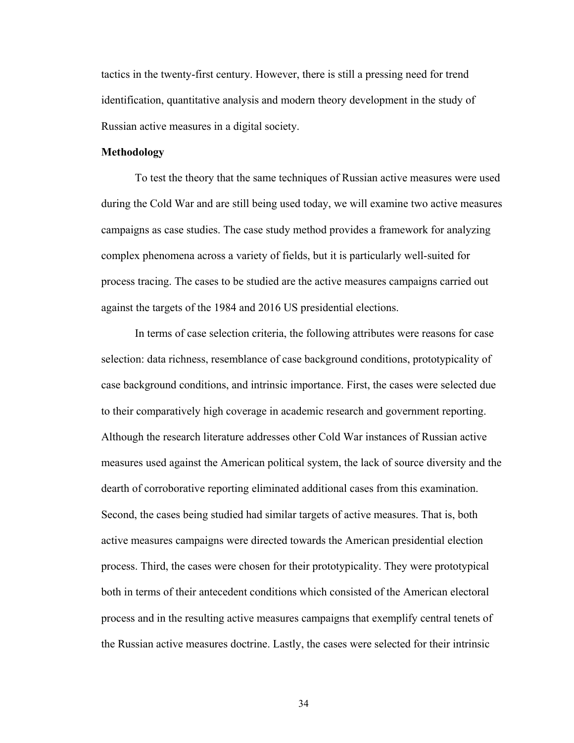tactics in the twenty-first century. However, there is still a pressing need for trend identification, quantitative analysis and modern theory development in the study of Russian active measures in a digital society.

**Methodology**

To test the theory that the same techniques of Russian active measures were used during the Cold War and are still being used today, we will examine two active measures campaigns as case studies. The case study method provides a framework for analyzing complex phenomena across a variety of fields, but it is particularly well-suited for process tracing. The cases to be studied are the active measures campaigns carried out against the targets of the 1984 and 2016 US presidential elections.

In terms of case selection criteria, the following attributes were reasons for case selection: data richness, resemblance of case background conditions, prototypicality of case background conditions, and intrinsic importance. First, the cases were selected due to their comparatively high coverage in academic research and government reporting. Although the research literature addresses other Cold War instances of Russian active measures used against the American political system, the lack of source diversity and the dearth of corroborative reporting eliminated additional cases from this examination. Second, the cases being studied had similar targets of active measures. That is, both active measures campaigns were directed towards the American presidential election process. Third, the cases were chosen for their prototypicality. They were prototypical both in terms of their antecedent conditions which consisted of the American electoral process and in the resulting active measures campaigns that exemplify central tenets of the Russian active measures doctrine. Lastly, the cases were selected for their intrinsic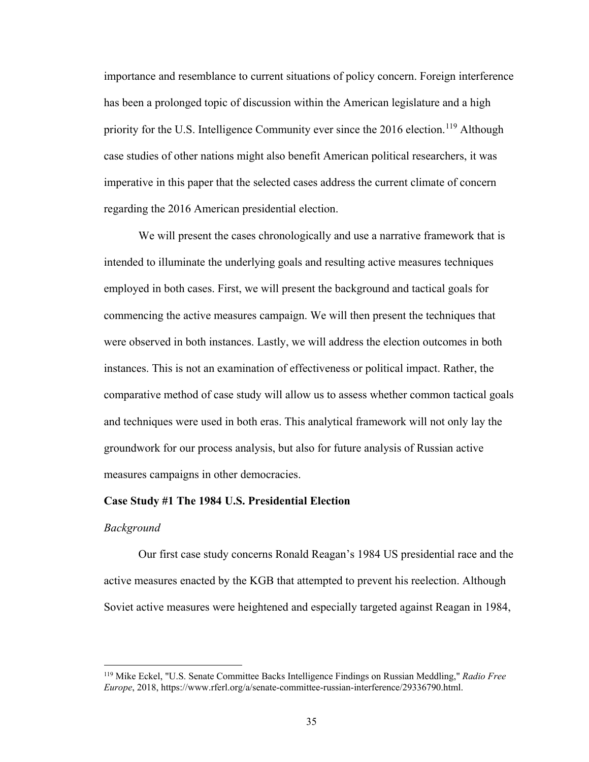importance and resemblance to current situations of policy concern. Foreign interference has been a prolonged topic of discussion within the American legislature and a high priority for the U.S. Intelligence Community ever since the 2016 election.[119] Although case studies of other nations might also benefit American political researchers, it was imperative in this paper that the selected cases address the current climate of concern regarding the 2016 American presidential election.

We will present the cases chronologically and use a narrative framework that is intended to illuminate the underlying goals and resulting active measures techniques employed in both cases. First, we will present the background and tactical goals for commencing the active measures campaign. We will then present the techniques that were observed in both instances. Lastly, we will address the election outcomes in both instances. This is not an examination of effectiveness or political impact. Rather, the comparative method of case study will allow us to assess whether common tactical goals and techniques were used in both eras. This analytical framework will not only lay the groundwork for our process analysis, but also for future analysis of Russian active measures campaigns in other democracies.

**Case Study #1 The 1984 U.S. Presidential Election**

*Background*

Our first case study concerns Ronald Reagan's 1984 US presidential race and the active measures enacted by the KGB that attempted to prevent his reelection. Although Soviet active measures were heightened and especially targeted against Reagan in 1984,

[119] Mike Eckel, "U.S. Senate Committee Backs Intelligence Findings on Russian Meddling," *Radio Free Europe*, 2018, https://www.rferl.org/a/senate-committee-russian-interference/29336790.html.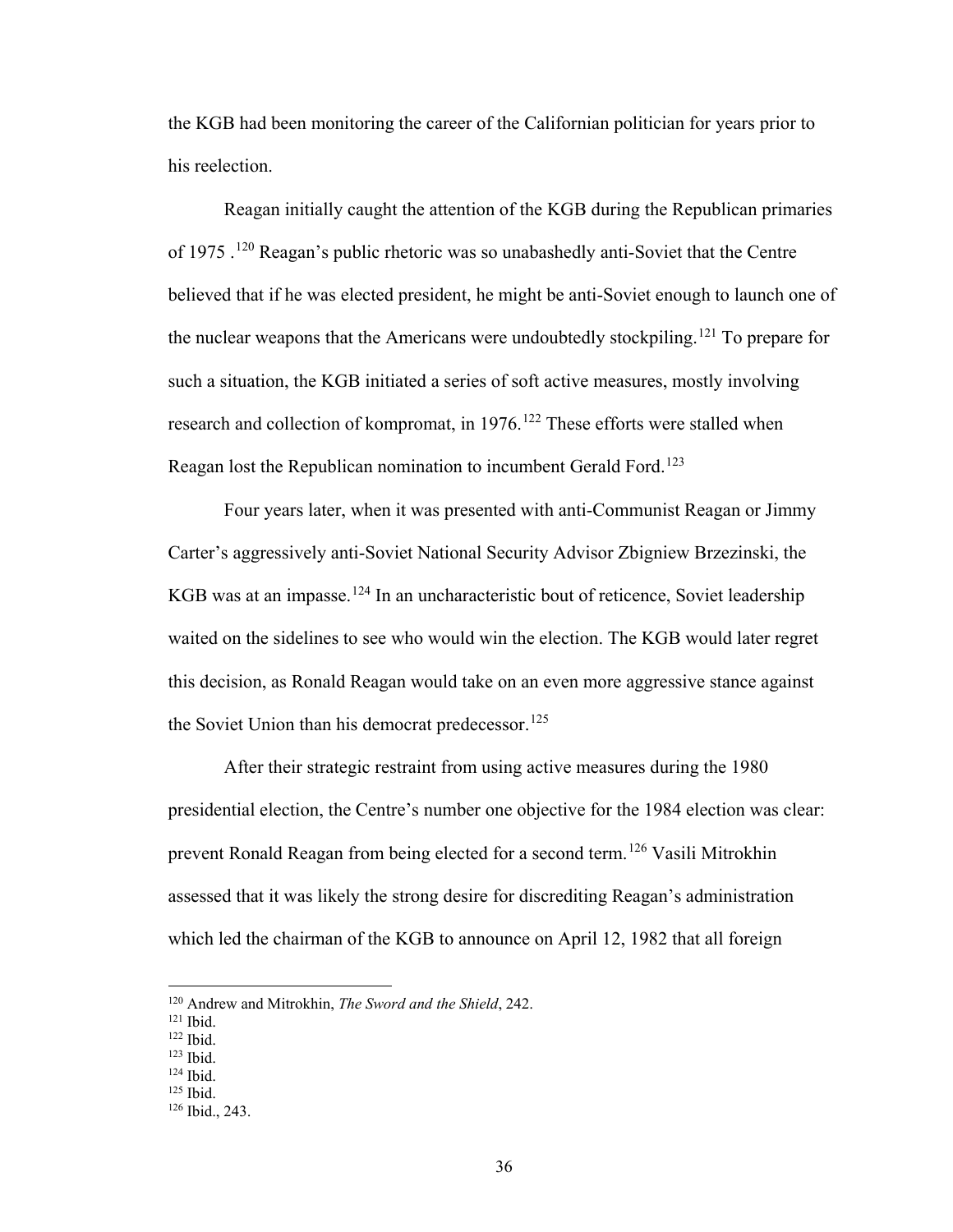the KGB had been monitoring the career of the Californian politician for years prior to his reelection.

Reagan initially caught the attention of the KGB during the Republican primaries of 1975 .[120] Reagan's public rhetoric was so unabashedly anti-Soviet that the Centre believed that if he was elected president, he might be anti-Soviet enough to launch one of the nuclear weapons that the Americans were undoubtedly stockpiling.[121] To prepare for such a situation, the KGB initiated a series of soft active measures, mostly involving research and collection of kompromat, in 1976.[122] These efforts were stalled when Reagan lost the Republican nomination to incumbent Gerald Ford.[123]

Four years later, when it was presented with anti-Communist Reagan or Jimmy Carter's aggressively anti-Soviet National Security Advisor Zbigniew Brzezinski, the KGB was at an impasse.[124] In an uncharacteristic bout of reticence, Soviet leadership waited on the sidelines to see who would win the election. The KGB would later regret this decision, as Ronald Reagan would take on an even more aggressive stance against the Soviet Union than his democrat predecessor.[125]

After their strategic restraint from using active measures during the 1980 presidential election, the Centre's number one objective for the 1984 election was clear: prevent Ronald Reagan from being elected for a second term.[126] Vasili Mitrokhin assessed that it was likely the strong desire for discrediting Reagan's administration which led the chairman of the KGB to announce on April 12, 1982 that all foreign

---

[120] Andrew and Mitrokhin, *The Sword and the Shield*, 242.
[121] Ibid.
[122] Ibid.
[123] Ibid.
[124] Ibid.
[125] Ibid.
[126] Ibid., 243.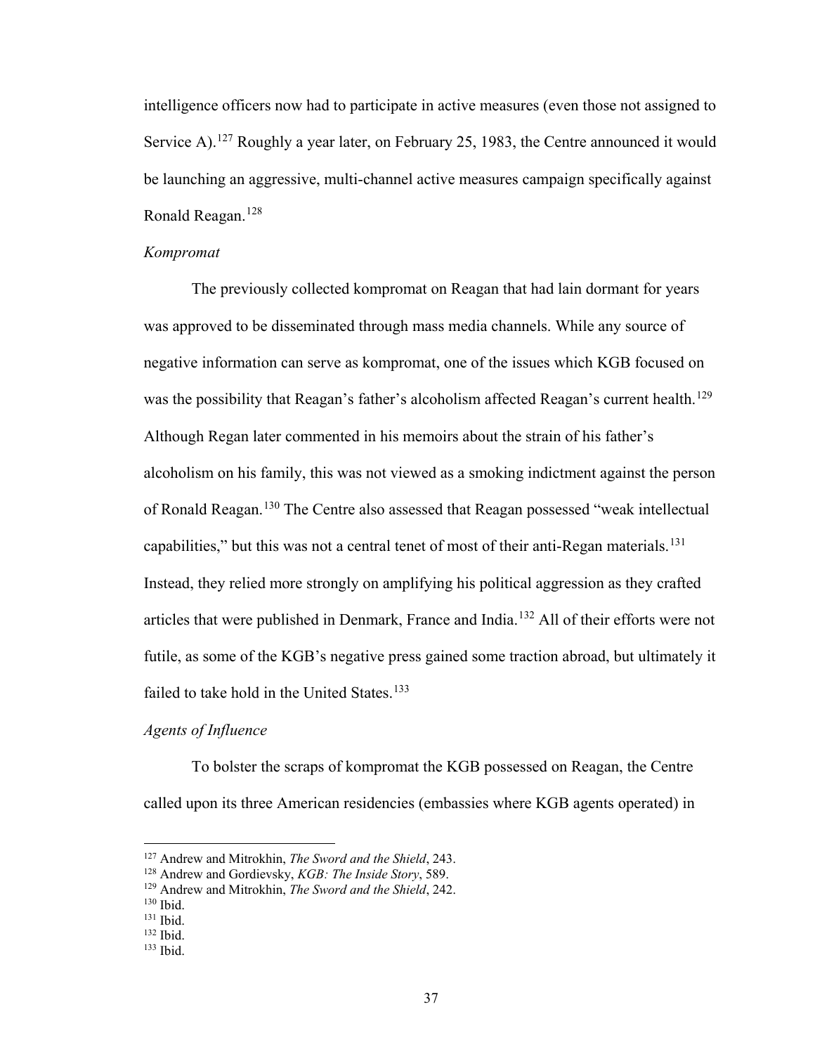intelligence officers now had to participate in active measures (even those not assigned to Service A).[127] Roughly a year later, on February 25, 1983, the Centre announced it would be launching an aggressive, multi-channel active measures campaign specifically against Ronald Reagan.[128]

*Kompromat*

The previously collected kompromat on Reagan that had lain dormant for years was approved to be disseminated through mass media channels. While any source of negative information can serve as kompromat, one of the issues which KGB focused on was the possibility that Reagan's father's alcoholism affected Reagan's current health.[129] Although Regan later commented in his memoirs about the strain of his father's alcoholism on his family, this was not viewed as a smoking indictment against the person of Ronald Reagan.[130] The Centre also assessed that Reagan possessed "weak intellectual capabilities," but this was not a central tenet of most of their anti-Regan materials.[131] Instead, they relied more strongly on amplifying his political aggression as they crafted articles that were published in Denmark, France and India.[132] All of their efforts were not futile, as some of the KGB's negative press gained some traction abroad, but ultimately it failed to take hold in the United States.[133]

*Agents of Influence*

To bolster the scraps of kompromat the KGB possessed on Reagan, the Centre called upon its three American residencies (embassies where KGB agents operated) in

---

[127] Andrew and Mitrokhin, *The Sword and the Shield*, 243.
[128] Andrew and Gordievsky, *KGB: The Inside Story*, 589.
[129] Andrew and Mitrokhin, *The Sword and the Shield*, 242.
[130] Ibid.
[131] Ibid.
[132] Ibid.
[133] Ibid.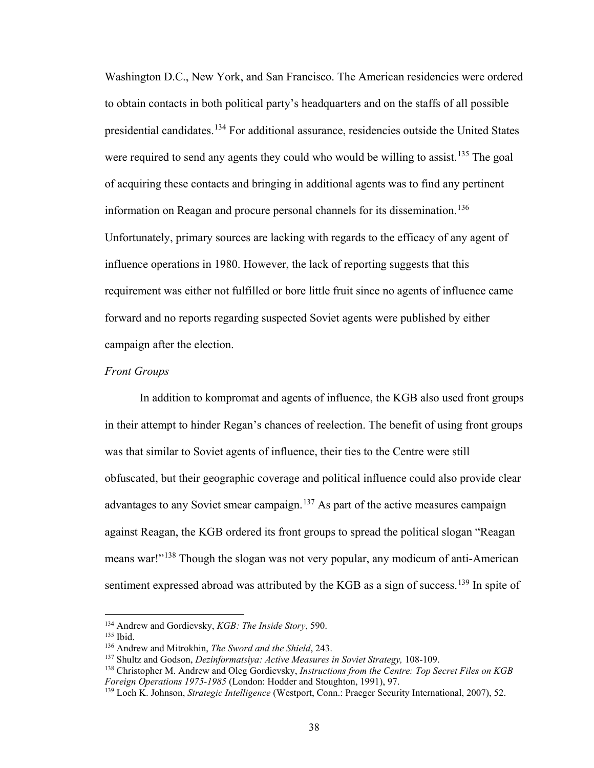Washington D.C., New York, and San Francisco. The American residencies were ordered to obtain contacts in both political party's headquarters and on the staffs of all possible presidential candidates.[134] For additional assurance, residencies outside the United States were required to send any agents they could who would be willing to assist.[135] The goal of acquiring these contacts and bringing in additional agents was to find any pertinent information on Reagan and procure personal channels for its dissemination.[136] Unfortunately, primary sources are lacking with regards to the efficacy of any agent of influence operations in 1980. However, the lack of reporting suggests that this requirement was either not fulfilled or bore little fruit since no agents of influence came forward and no reports regarding suspected Soviet agents were published by either campaign after the election.

*Front Groups*

In addition to kompromat and agents of influence, the KGB also used front groups in their attempt to hinder Regan's chances of reelection. The benefit of using front groups was that similar to Soviet agents of influence, their ties to the Centre were still obfuscated, but their geographic coverage and political influence could also provide clear advantages to any Soviet smear campaign.[137] As part of the active measures campaign against Reagan, the KGB ordered its front groups to spread the political slogan "Reagan means war!"[138] Though the slogan was not very popular, any modicum of anti-American sentiment expressed abroad was attributed by the KGB as a sign of success.[139] In spite of

---

[134] Andrew and Gordievsky, *KGB: The Inside Story*, 590.

[135] Ibid.

[136] Andrew and Mitrokhin, *The Sword and the Shield*, 243.

[137] Shultz and Godson, *Dezinformatsiya: Active Measures in Soviet Strategy,* 108-109.

[138] Christopher M. Andrew and Oleg Gordievsky, *Instructions from the Centre: Top Secret Files on KGB Foreign Operations 1975-1985* (London: Hodder and Stoughton, 1991), 97.

[139] Loch K. Johnson, *Strategic Intelligence* (Westport, Conn.: Praeger Security International, 2007), 52.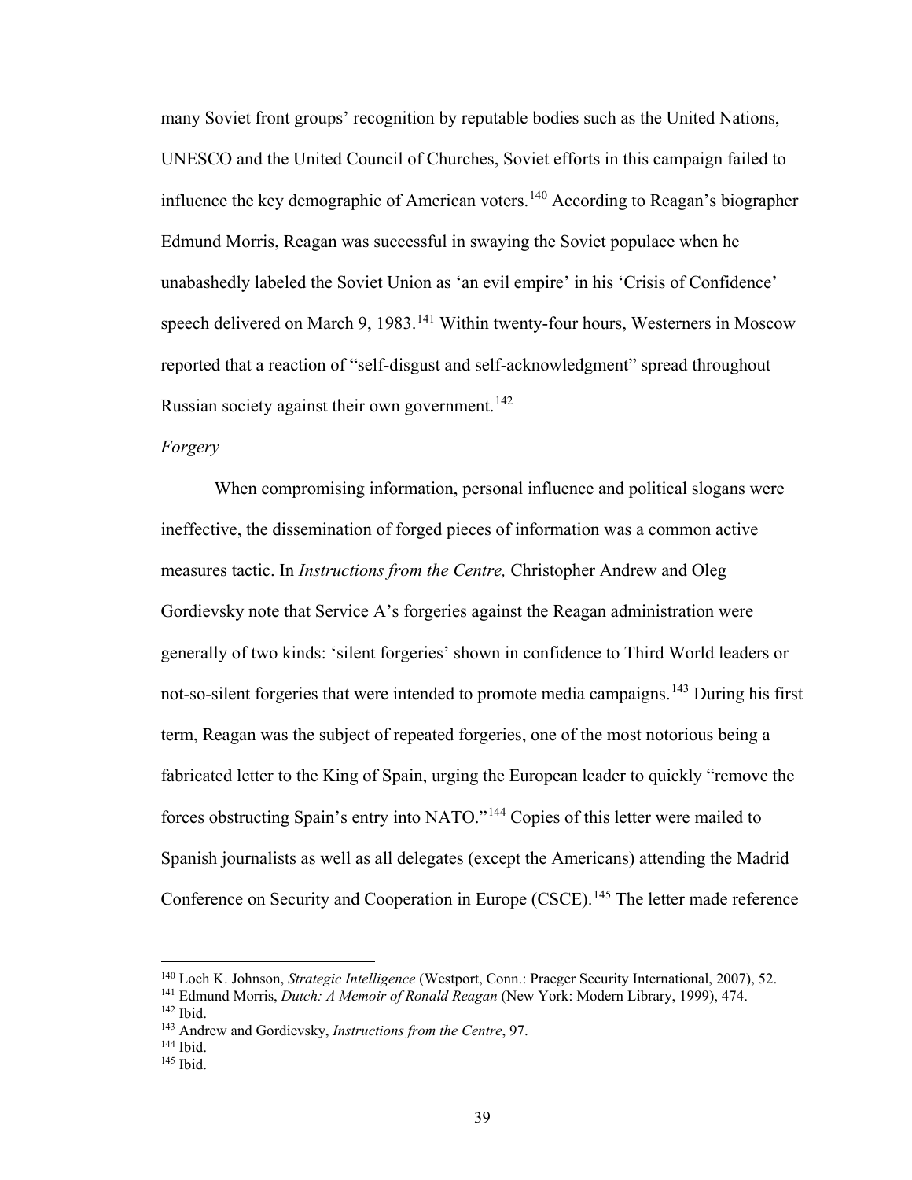many Soviet front groups' recognition by reputable bodies such as the United Nations, UNESCO and the United Council of Churches, Soviet efforts in this campaign failed to influence the key demographic of American voters.[140] According to Reagan's biographer Edmund Morris, Reagan was successful in swaying the Soviet populace when he unabashedly labeled the Soviet Union as 'an evil empire' in his 'Crisis of Confidence' speech delivered on March 9, 1983.[141] Within twenty-four hours, Westerners in Moscow reported that a reaction of "self-disgust and self-acknowledgment" spread throughout Russian society against their own government.[142]

*Forgery*

When compromising information, personal influence and political slogans were ineffective, the dissemination of forged pieces of information was a common active measures tactic. In *Instructions from the Centre,* Christopher Andrew and Oleg Gordievsky note that Service A's forgeries against the Reagan administration were generally of two kinds: 'silent forgeries' shown in confidence to Third World leaders or not-so-silent forgeries that were intended to promote media campaigns.[143] During his first term, Reagan was the subject of repeated forgeries, one of the most notorious being a fabricated letter to the King of Spain, urging the European leader to quickly "remove the forces obstructing Spain's entry into NATO."[144] Copies of this letter were mailed to Spanish journalists as well as all delegates (except the Americans) attending the Madrid Conference on Security and Cooperation in Europe (CSCE).[145] The letter made reference

---

[140] Loch K. Johnson, *Strategic Intelligence* (Westport, Conn.: Praeger Security International, 2007), 52.
[141] Edmund Morris, *Dutch: A Memoir of Ronald Reagan* (New York: Modern Library, 1999), 474.
[142] Ibid.
[143] Andrew and Gordievsky, *Instructions from the Centre*, 97.
[144] Ibid.
[145] Ibid.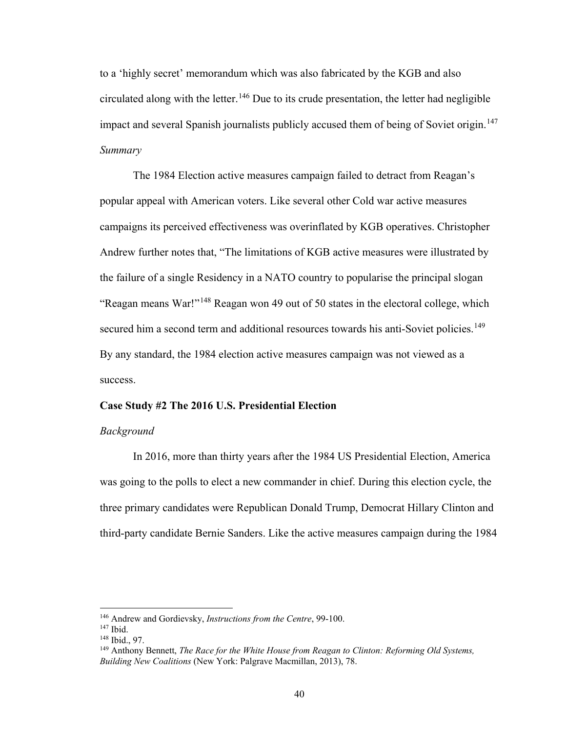to a ‘highly secret’ memorandum which was also fabricated by the KGB and also circulated along with the letter.[146] Due to its crude presentation, the letter had negligible impact and several Spanish journalists publicly accused them of being of Soviet origin.[147]

*Summary*

The 1984 Election active measures campaign failed to detract from Reagan’s popular appeal with American voters. Like several other Cold war active measures campaigns its perceived effectiveness was overinflated by KGB operatives. Christopher Andrew further notes that, “The limitations of KGB active measures were illustrated by the failure of a single Residency in a NATO country to popularise the principal slogan “Reagan means War!”[148] Reagan won 49 out of 50 states in the electoral college, which secured him a second term and additional resources towards his anti-Soviet policies.[149] By any standard, the 1984 election active measures campaign was not viewed as a success.

**Case Study #2 The 2016 U.S. Presidential Election**

*Background*

In 2016, more than thirty years after the 1984 US Presidential Election, America was going to the polls to elect a new commander in chief. During this election cycle, the three primary candidates were Republican Donald Trump, Democrat Hillary Clinton and third-party candidate Bernie Sanders. Like the active measures campaign during the 1984

---

[146] Andrew and Gordievsky, *Instructions from the Centre*, 99-100.

[147] Ibid.

[148] Ibid., 97.

[149] Anthony Bennett, *The Race for the White House from Reagan to Clinton: Reforming Old Systems, Building New Coalitions* (New York: Palgrave Macmillan, 2013), 78.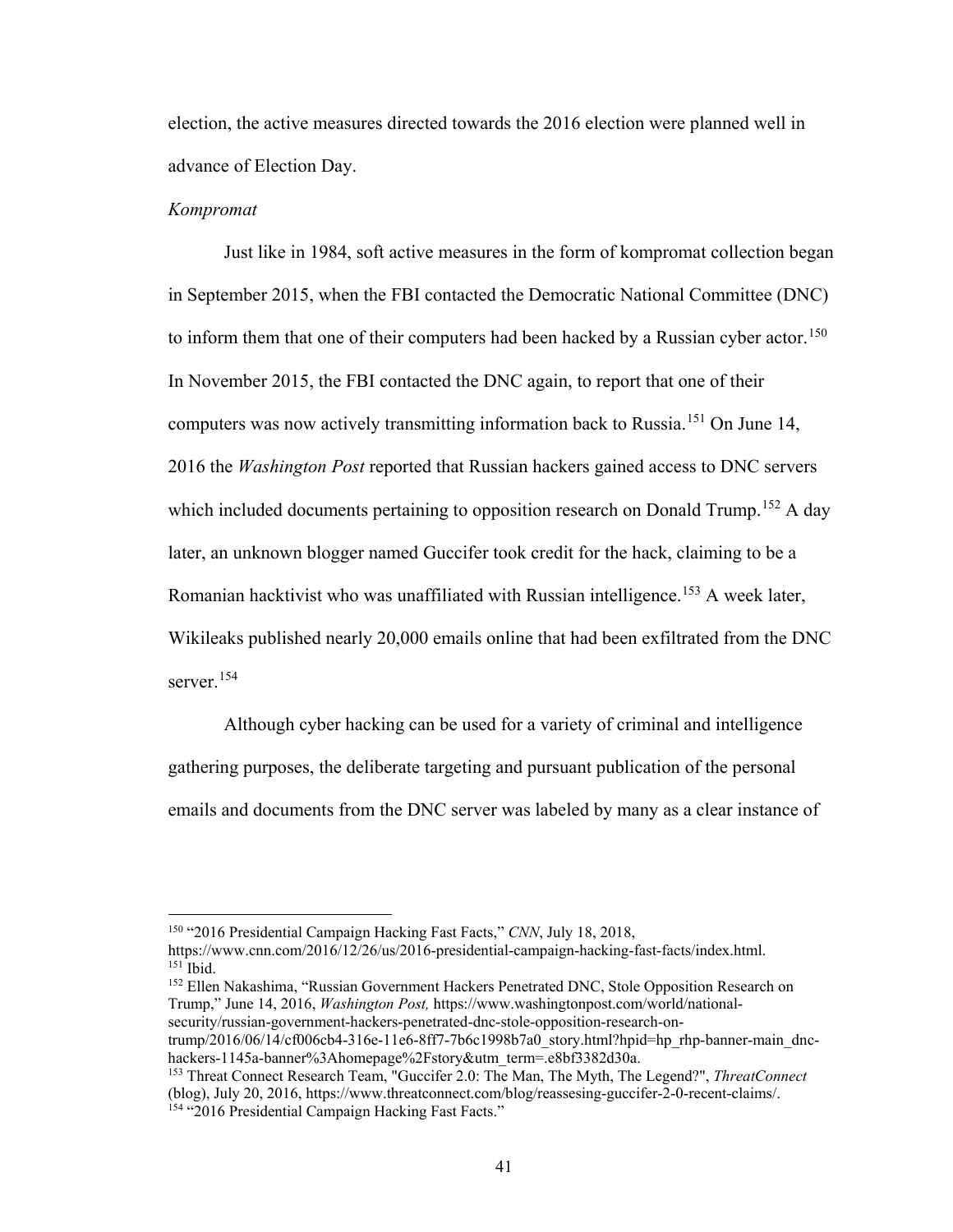election, the active measures directed towards the 2016 election were planned well in advance of Election Day.

*Kompromat*

Just like in 1984, soft active measures in the form of kompromat collection began in September 2015, when the FBI contacted the Democratic National Committee (DNC) to inform them that one of their computers had been hacked by a Russian cyber actor.[150] In November 2015, the FBI contacted the DNC again, to report that one of their computers was now actively transmitting information back to Russia.[151] On June 14, 2016 the *Washington Post* reported that Russian hackers gained access to DNC servers which included documents pertaining to opposition research on Donald Trump.[152] A day later, an unknown blogger named Guccifer took credit for the hack, claiming to be a Romanian hacktivist who was unaffiliated with Russian intelligence.[153] A week later, Wikileaks published nearly 20,000 emails online that had been exfiltrated from the DNC server.[154]

Although cyber hacking can be used for a variety of criminal and intelligence gathering purposes, the deliberate targeting and pursuant publication of the personal emails and documents from the DNC server was labeled by many as a clear instance of

---

[150] "2016 Presidential Campaign Hacking Fast Facts," *CNN*, July 18, 2018, https://www.cnn.com/2016/12/26/us/2016-presidential-campaign-hacking-fast-facts/index.html.

[151] Ibid.

[152] Ellen Nakashima, "Russian Government Hackers Penetrated DNC, Stole Opposition Research on Trump," June 14, 2016, *Washington Post,* https://www.washingtonpost.com/world/national-security/russian-government-hackers-penetrated-dnc-stole-opposition-research-on-trump/2016/06/14/cf006cb4-316e-11e6-8ff7-7b6c1998b7a0_story.html?hpid=hp_rhp-banner-main_dnc-hackers-1145a-banner%3Ahomepage%2Fstory&utm_term=.e8bf3382d30a.

[153] Threat Connect Research Team, "Guccifer 2.0: The Man, The Myth, The Legend?", *ThreatConnect* (blog), July 20, 2016, https://www.threatconnect.com/blog/reassesing-guccifer-2-0-recent-claims/.

[154] "2016 Presidential Campaign Hacking Fast Facts."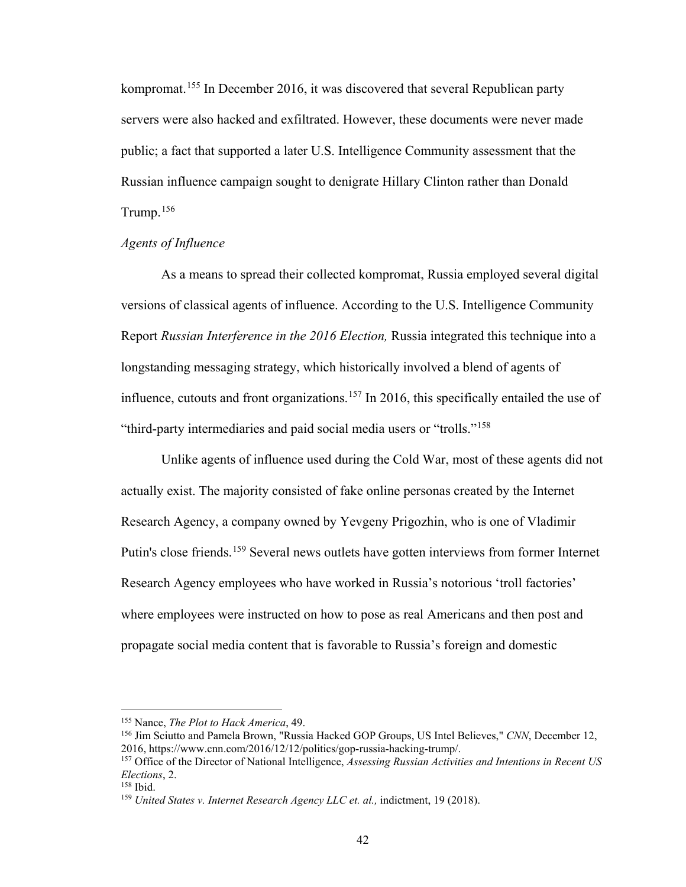kompromat.[155] In December 2016, it was discovered that several Republican party servers were also hacked and exfiltrated. However, these documents were never made public; a fact that supported a later U.S. Intelligence Community assessment that the Russian influence campaign sought to denigrate Hillary Clinton rather than Donald Trump.[156]

*Agents of Influence*

As a means to spread their collected kompromat, Russia employed several digital versions of classical agents of influence. According to the U.S. Intelligence Community Report *Russian Interference in the 2016 Election,* Russia integrated this technique into a longstanding messaging strategy, which historically involved a blend of agents of influence, cutouts and front organizations.[157] In 2016, this specifically entailed the use of "third-party intermediaries and paid social media users or "trolls."[158]

Unlike agents of influence used during the Cold War, most of these agents did not actually exist. The majority consisted of fake online personas created by the Internet Research Agency, a company owned by Yevgeny Prigozhin, who is one of Vladimir Putin's close friends.[159] Several news outlets have gotten interviews from former Internet Research Agency employees who have worked in Russia's notorious 'troll factories' where employees were instructed on how to pose as real Americans and then post and propagate social media content that is favorable to Russia's foreign and domestic

---

[155] Nance, *The Plot to Hack America*, 49.

[156] Jim Sciutto and Pamela Brown, "Russia Hacked GOP Groups, US Intel Believes," *CNN*, December 12, 2016, https://www.cnn.com/2016/12/12/politics/gop-russia-hacking-trump/.

[157] Office of the Director of National Intelligence, *Assessing Russian Activities and Intentions in Recent US Elections*, 2.

[158] Ibid.

[159] *United States v. Internet Research Agency LLC et. al.,* indictment, 19 (2018).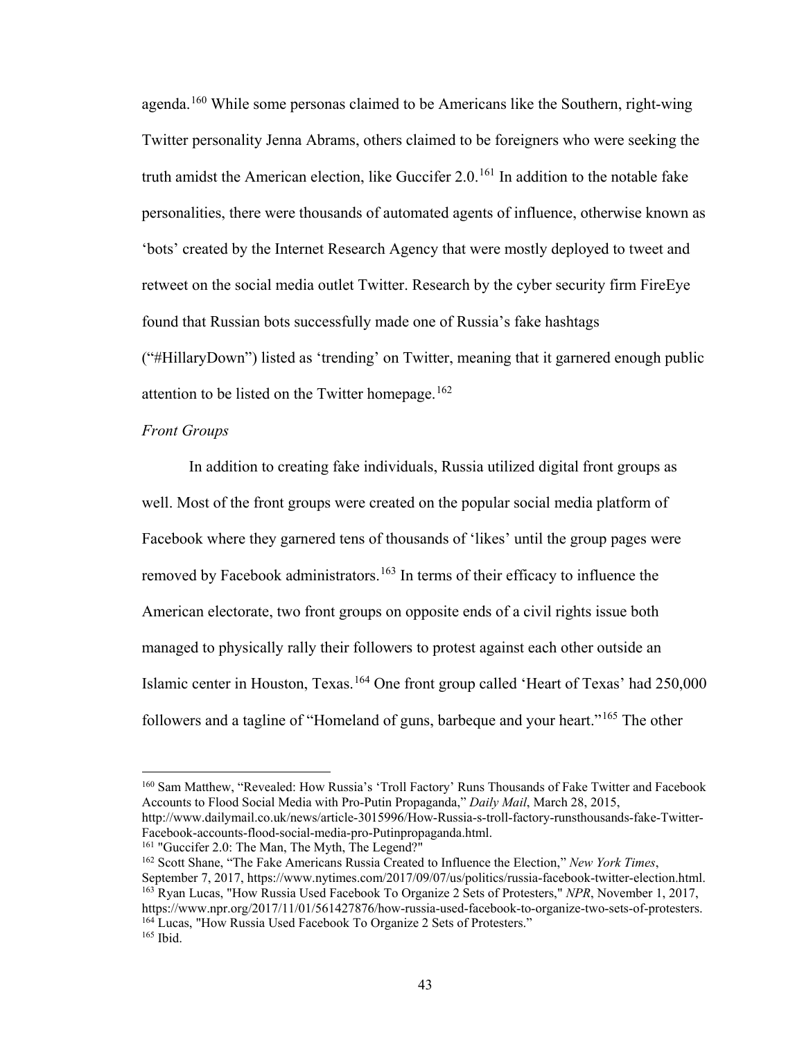agenda.[160] While some personas claimed to be Americans like the Southern, right-wing Twitter personality Jenna Abrams, others claimed to be foreigners who were seeking the truth amidst the American election, like Guccifer 2.0.[161] In addition to the notable fake personalities, there were thousands of automated agents of influence, otherwise known as 'bots' created by the Internet Research Agency that were mostly deployed to tweet and retweet on the social media outlet Twitter. Research by the cyber security firm FireEye found that Russian bots successfully made one of Russia's fake hashtags ("#HillaryDown") listed as 'trending' on Twitter, meaning that it garnered enough public attention to be listed on the Twitter homepage.[162]

*Front Groups*

In addition to creating fake individuals, Russia utilized digital front groups as well. Most of the front groups were created on the popular social media platform of Facebook where they garnered tens of thousands of 'likes' until the group pages were removed by Facebook administrators.[163] In terms of their efficacy to influence the American electorate, two front groups on opposite ends of a civil rights issue both managed to physically rally their followers to protest against each other outside an Islamic center in Houston, Texas.[164] One front group called 'Heart of Texas' had 250,000 followers and a tagline of "Homeland of guns, barbeque and your heart."[165] The other

---

[160] Sam Matthew, "Revealed: How Russia's 'Troll Factory' Runs Thousands of Fake Twitter and Facebook Accounts to Flood Social Media with Pro-Putin Propaganda," *Daily Mail*, March 28, 2015, http://www.dailymail.co.uk/news/article-3015996/How-Russia-s-troll-factory-runsthousands-fake-Twitter-Facebook-accounts-flood-social-media-pro-Putinpropaganda.html.

[161] "Guccifer 2.0: The Man, The Myth, The Legend?"

[162] Scott Shane, "The Fake Americans Russia Created to Influence the Election," *New York Times*, September 7, 2017, https://www.nytimes.com/2017/09/07/us/politics/russia-facebook-twitter-election.html.

[163] Ryan Lucas, "How Russia Used Facebook To Organize 2 Sets of Protesters," *NPR*, November 1, 2017, https://www.npr.org/2017/11/01/561427876/how-russia-used-facebook-to-organize-two-sets-of-protesters.

[164] Lucas, "How Russia Used Facebook To Organize 2 Sets of Protesters."

[165] Ibid.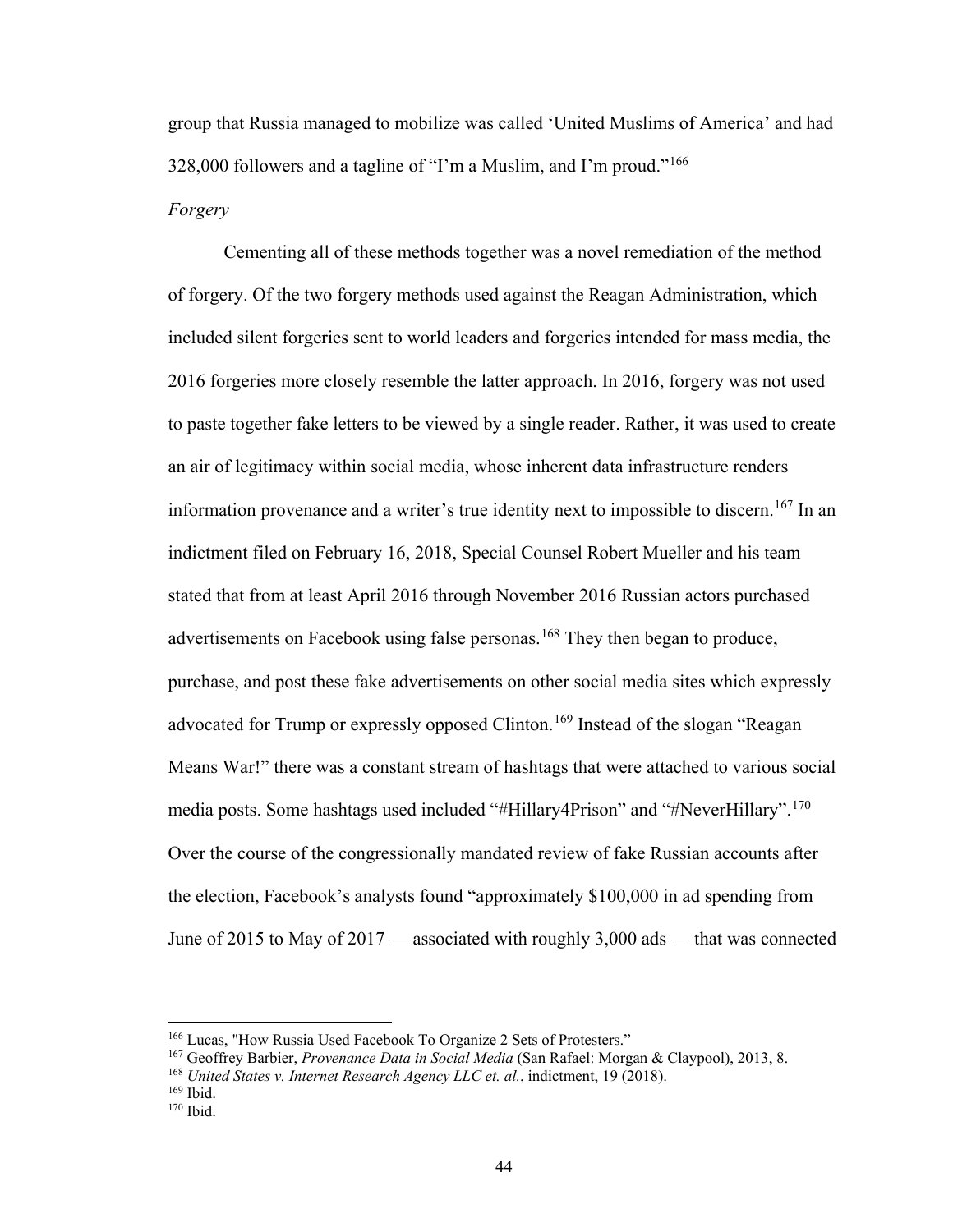group that Russia managed to mobilize was called 'United Muslims of America' and had 328,000 followers and a tagline of "I'm a Muslim, and I'm proud."[166]

*Forgery*

Cementing all of these methods together was a novel remediation of the method of forgery. Of the two forgery methods used against the Reagan Administration, which included silent forgeries sent to world leaders and forgeries intended for mass media, the 2016 forgeries more closely resemble the latter approach. In 2016, forgery was not used to paste together fake letters to be viewed by a single reader. Rather, it was used to create an air of legitimacy within social media, whose inherent data infrastructure renders information provenance and a writer's true identity next to impossible to discern.[167] In an indictment filed on February 16, 2018, Special Counsel Robert Mueller and his team stated that from at least April 2016 through November 2016 Russian actors purchased advertisements on Facebook using false personas.[168] They then began to produce, purchase, and post these fake advertisements on other social media sites which expressly advocated for Trump or expressly opposed Clinton.[169] Instead of the slogan "Reagan Means War!" there was a constant stream of hashtags that were attached to various social media posts. Some hashtags used included "#Hillary4Prison" and "#NeverHillary".[170] Over the course of the congressionally mandated review of fake Russian accounts after the election, Facebook's analysts found "approximately $100,000 in ad spending from June of 2015 to May of 2017 — associated with roughly 3,000 ads — that was connected

---

[166] Lucas, "How Russia Used Facebook To Organize 2 Sets of Protesters."

[167] Geoffrey Barbier, *Provenance Data in Social Media* (San Rafael: Morgan & Claypool), 2013, 8.

[168] *United States v. Internet Research Agency LLC et. al.*, indictment, 19 (2018).

[169] Ibid.

[170] Ibid.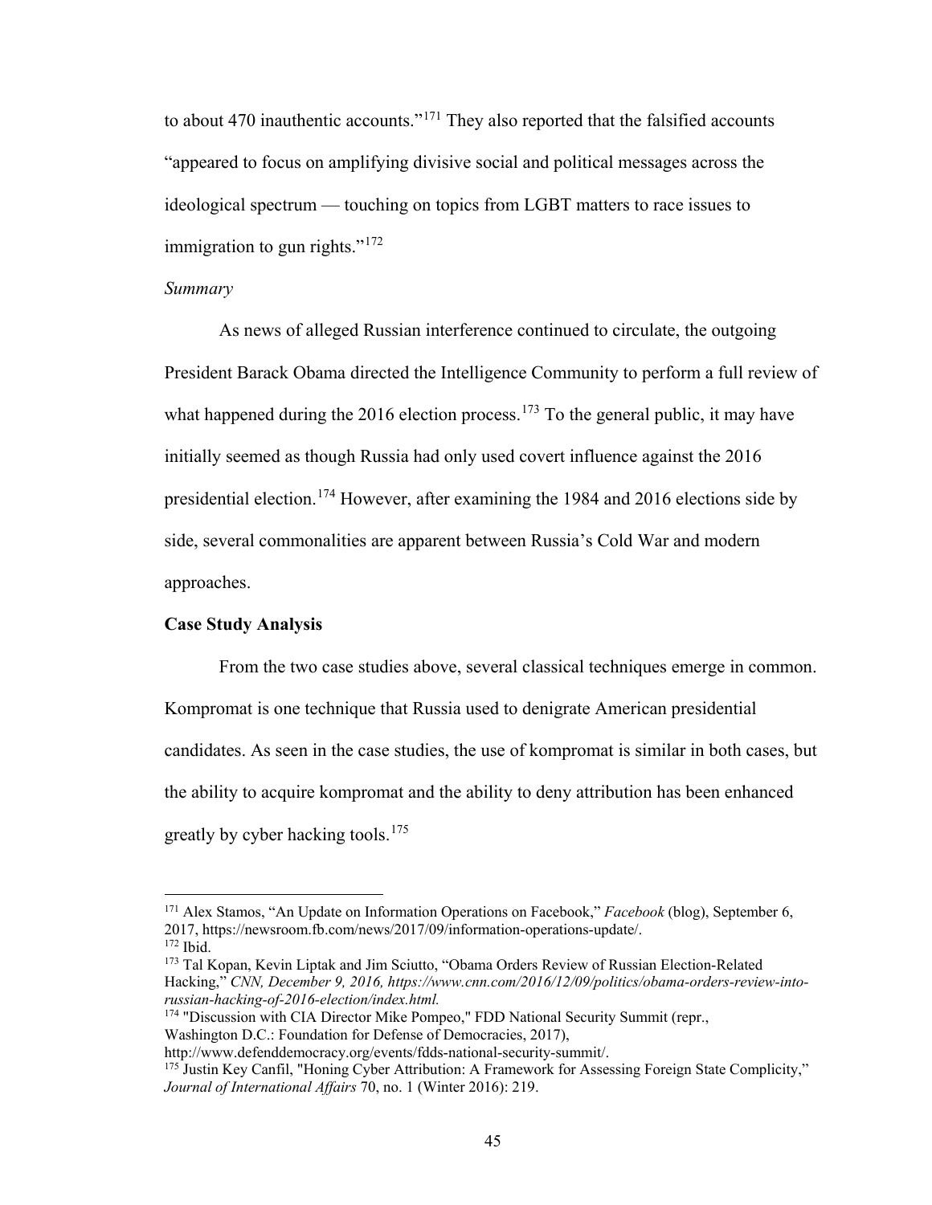to about 470 inauthentic accounts."[171] They also reported that the falsified accounts "appeared to focus on amplifying divisive social and political messages across the ideological spectrum — touching on topics from LGBT matters to race issues to immigration to gun rights."[172]

*Summary*

As news of alleged Russian interference continued to circulate, the outgoing President Barack Obama directed the Intelligence Community to perform a full review of what happened during the 2016 election process.[173] To the general public, it may have initially seemed as though Russia had only used covert influence against the 2016 presidential election.[174] However, after examining the 1984 and 2016 elections side by side, several commonalities are apparent between Russia's Cold War and modern approaches.

**Case Study Analysis**

From the two case studies above, several classical techniques emerge in common. Kompromat is one technique that Russia used to denigrate American presidential candidates. As seen in the case studies, the use of kompromat is similar in both cases, but the ability to acquire kompromat and the ability to deny attribution has been enhanced greatly by cyber hacking tools.[175]

---

[171] Alex Stamos, "An Update on Information Operations on Facebook," *Facebook* (blog), September 6, 2017, https://newsroom.fb.com/news/2017/09/information-operations-update/.

[172] Ibid.

[173] Tal Kopan, Kevin Liptak and Jim Sciutto, "Obama Orders Review of Russian Election-Related Hacking," *CNN, December 9, 2016, https://www.cnn.com/2016/12/09/politics/obama-orders-review-into-russian-hacking-of-2016-election/index.html.*

[174] "Discussion with CIA Director Mike Pompeo," FDD National Security Summit (repr., Washington D.C.: Foundation for Defense of Democracies, 2017), http://www.defenddemocracy.org/events/fdds-national-security-summit/.

[175] Justin Key Canfil, "Honing Cyber Attribution: A Framework for Assessing Foreign State Complicity," *Journal of International Affairs* 70, no. 1 (Winter 2016): 219.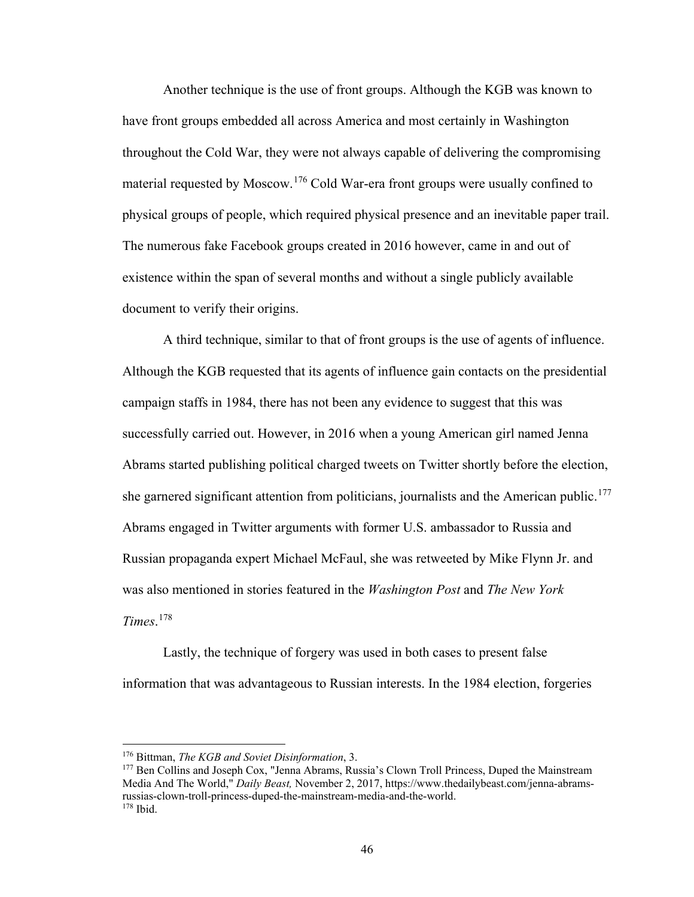Another technique is the use of front groups. Although the KGB was known to have front groups embedded all across America and most certainly in Washington throughout the Cold War, they were not always capable of delivering the compromising material requested by Moscow.[176] Cold War-era front groups were usually confined to physical groups of people, which required physical presence and an inevitable paper trail. The numerous fake Facebook groups created in 2016 however, came in and out of existence within the span of several months and without a single publicly available document to verify their origins.

A third technique, similar to that of front groups is the use of agents of influence. Although the KGB requested that its agents of influence gain contacts on the presidential campaign staffs in 1984, there has not been any evidence to suggest that this was successfully carried out. However, in 2016 when a young American girl named Jenna Abrams started publishing political charged tweets on Twitter shortly before the election, she garnered significant attention from politicians, journalists and the American public.[177] Abrams engaged in Twitter arguments with former U.S. ambassador to Russia and Russian propaganda expert Michael McFaul, she was retweeted by Mike Flynn Jr. and was also mentioned in stories featured in the *Washington Post* and *The New York Times*.[178]

Lastly, the technique of forgery was used in both cases to present false information that was advantageous to Russian interests. In the 1984 election, forgeries

---

[176] Bittman, *The KGB and Soviet Disinformation*, 3.

[177] Ben Collins and Joseph Cox, "Jenna Abrams, Russia's Clown Troll Princess, Duped the Mainstream Media And The World," *Daily Beast,* November 2, 2017, https://www.thedailybeast.com/jenna-abrams-russias-clown-troll-princess-duped-the-mainstream-media-and-the-world.

[178] Ibid.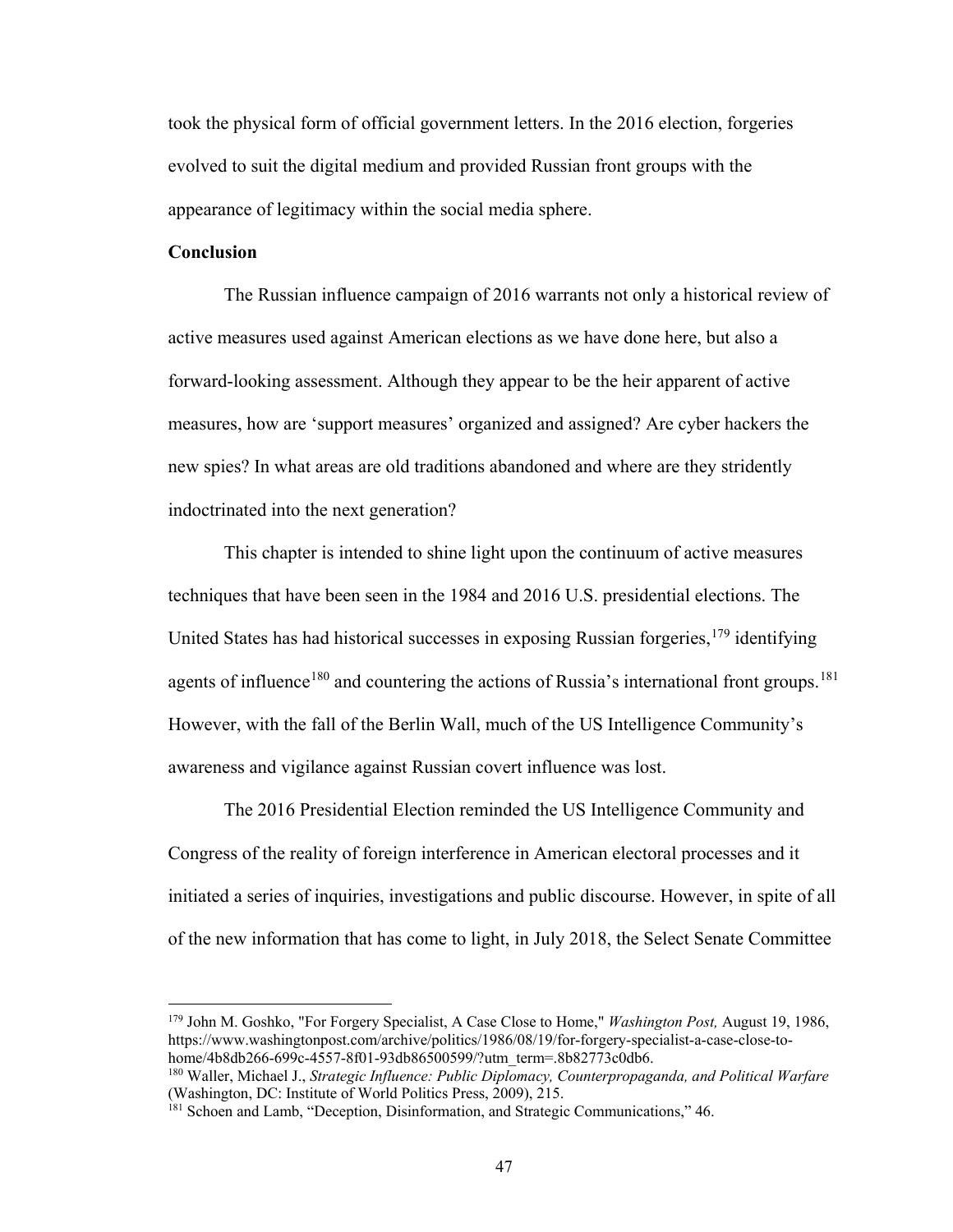took the physical form of official government letters. In the 2016 election, forgeries evolved to suit the digital medium and provided Russian front groups with the appearance of legitimacy within the social media sphere.

**Conclusion**

The Russian influence campaign of 2016 warrants not only a historical review of active measures used against American elections as we have done here, but also a forward-looking assessment. Although they appear to be the heir apparent of active measures, how are 'support measures' organized and assigned? Are cyber hackers the new spies? In what areas are old traditions abandoned and where are they stridently indoctrinated into the next generation?

This chapter is intended to shine light upon the continuum of active measures techniques that have been seen in the 1984 and 2016 U.S. presidential elections. The United States has had historical successes in exposing Russian forgeries,[179] identifying agents of influence[180] and countering the actions of Russia's international front groups.[181] However, with the fall of the Berlin Wall, much of the US Intelligence Community's awareness and vigilance against Russian covert influence was lost.

The 2016 Presidential Election reminded the US Intelligence Community and Congress of the reality of foreign interference in American electoral processes and it initiated a series of inquiries, investigations and public discourse. However, in spite of all of the new information that has come to light, in July 2018, the Select Senate Committee

---

[179] John M. Goshko, "For Forgery Specialist, A Case Close to Home," *Washington Post,* August 19, 1986, https://www.washingtonpost.com/archive/politics/1986/08/19/for-forgery-specialist-a-case-close-to-home/4b8db266-699c-4557-8f01-93db86500599/?utm_term=.8b82773c0db6.

[180] Waller, Michael J., *Strategic Influence: Public Diplomacy, Counterpropaganda, and Political Warfare* (Washington, DC: Institute of World Politics Press, 2009), 215.

[181] Schoen and Lamb, "Deception, Disinformation, and Strategic Communications," 46.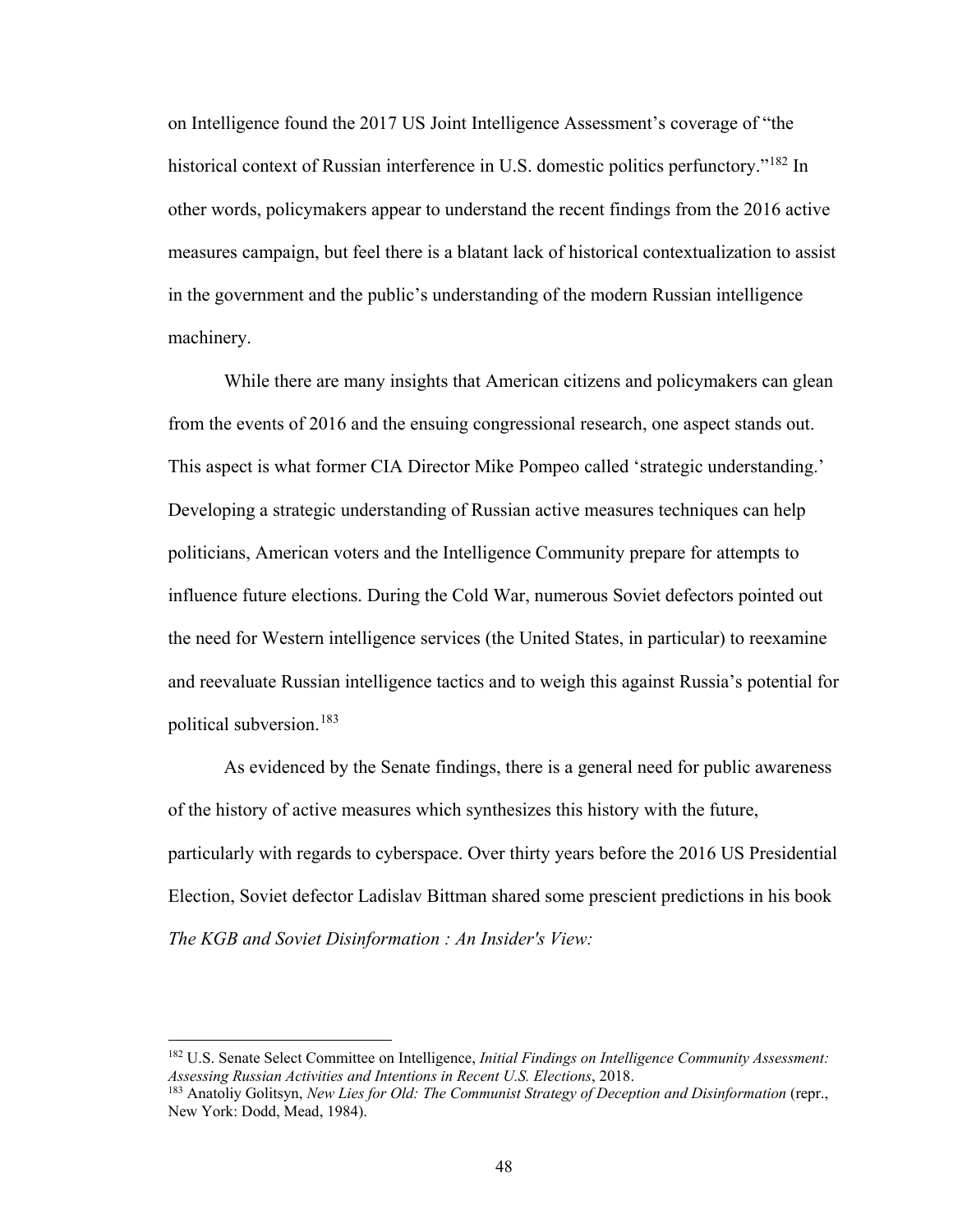on Intelligence found the 2017 US Joint Intelligence Assessment's coverage of "the historical context of Russian interference in U.S. domestic politics perfunctory."[182] In other words, policymakers appear to understand the recent findings from the 2016 active measures campaign, but feel there is a blatant lack of historical contextualization to assist in the government and the public's understanding of the modern Russian intelligence machinery.

While there are many insights that American citizens and policymakers can glean from the events of 2016 and the ensuing congressional research, one aspect stands out. This aspect is what former CIA Director Mike Pompeo called 'strategic understanding.' Developing a strategic understanding of Russian active measures techniques can help politicians, American voters and the Intelligence Community prepare for attempts to influence future elections. During the Cold War, numerous Soviet defectors pointed out the need for Western intelligence services (the United States, in particular) to reexamine and reevaluate Russian intelligence tactics and to weigh this against Russia's potential for political subversion.[183]

As evidenced by the Senate findings, there is a general need for public awareness of the history of active measures which synthesizes this history with the future, particularly with regards to cyberspace. Over thirty years before the 2016 US Presidential Election, Soviet defector Ladislav Bittman shared some prescient predictions in his book *The KGB and Soviet Disinformation : An Insider's View:*

---

[182] U.S. Senate Select Committee on Intelligence, *Initial Findings on Intelligence Community Assessment: Assessing Russian Activities and Intentions in Recent U.S. Elections*, 2018.

[183] Anatoliy Golitsyn, *New Lies for Old: The Communist Strategy of Deception and Disinformation* (repr., New York: Dodd, Mead, 1984).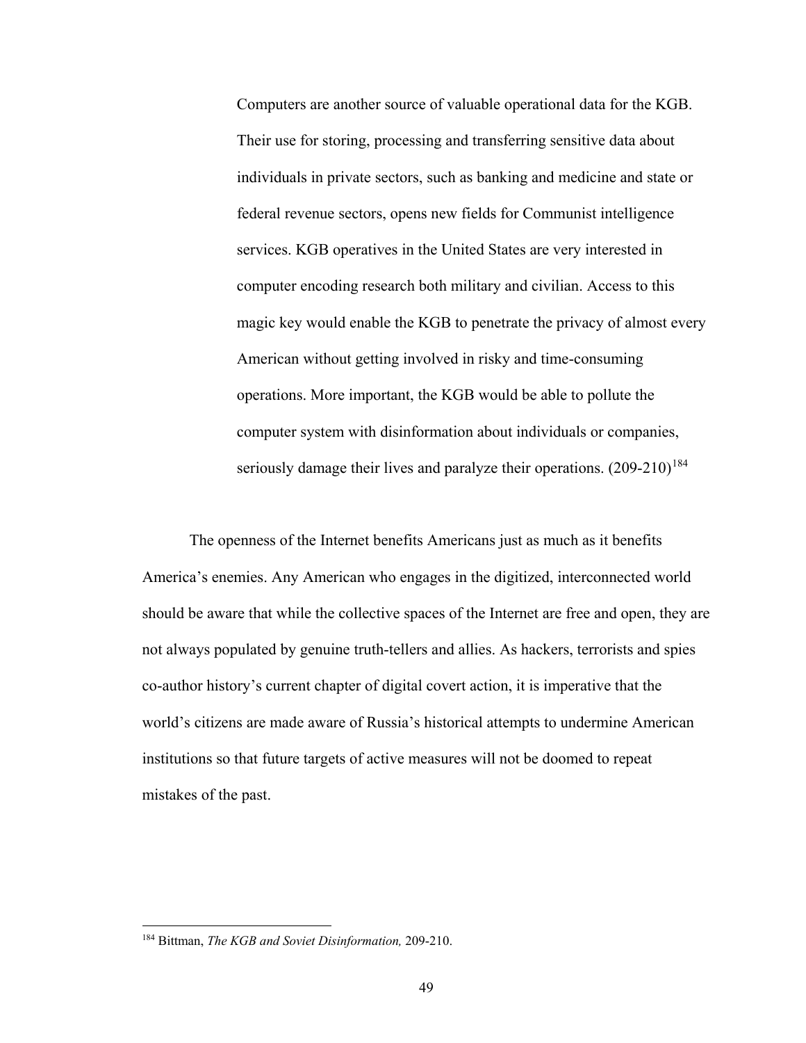> Computers are another source of valuable operational data for the KGB. Their use for storing, processing and transferring sensitive data about individuals in private sectors, such as banking and medicine and state or federal revenue sectors, opens new fields for Communist intelligence services. KGB operatives in the United States are very interested in computer encoding research both military and civilian. Access to this magic key would enable the KGB to penetrate the privacy of almost every American without getting involved in risky and time-consuming operations. More important, the KGB would be able to pollute the computer system with disinformation about individuals or companies, seriously damage their lives and paralyze their operations. (209-210)[184]

The openness of the Internet benefits Americans just as much as it benefits America's enemies. Any American who engages in the digitized, interconnected world should be aware that while the collective spaces of the Internet are free and open, they are not always populated by genuine truth-tellers and allies. As hackers, terrorists and spies co-author history's current chapter of digital covert action, it is imperative that the world's citizens are made aware of Russia's historical attempts to undermine American institutions so that future targets of active measures will not be doomed to repeat mistakes of the past.

---

[184] Bittman, *The KGB and Soviet Disinformation,* 209-210.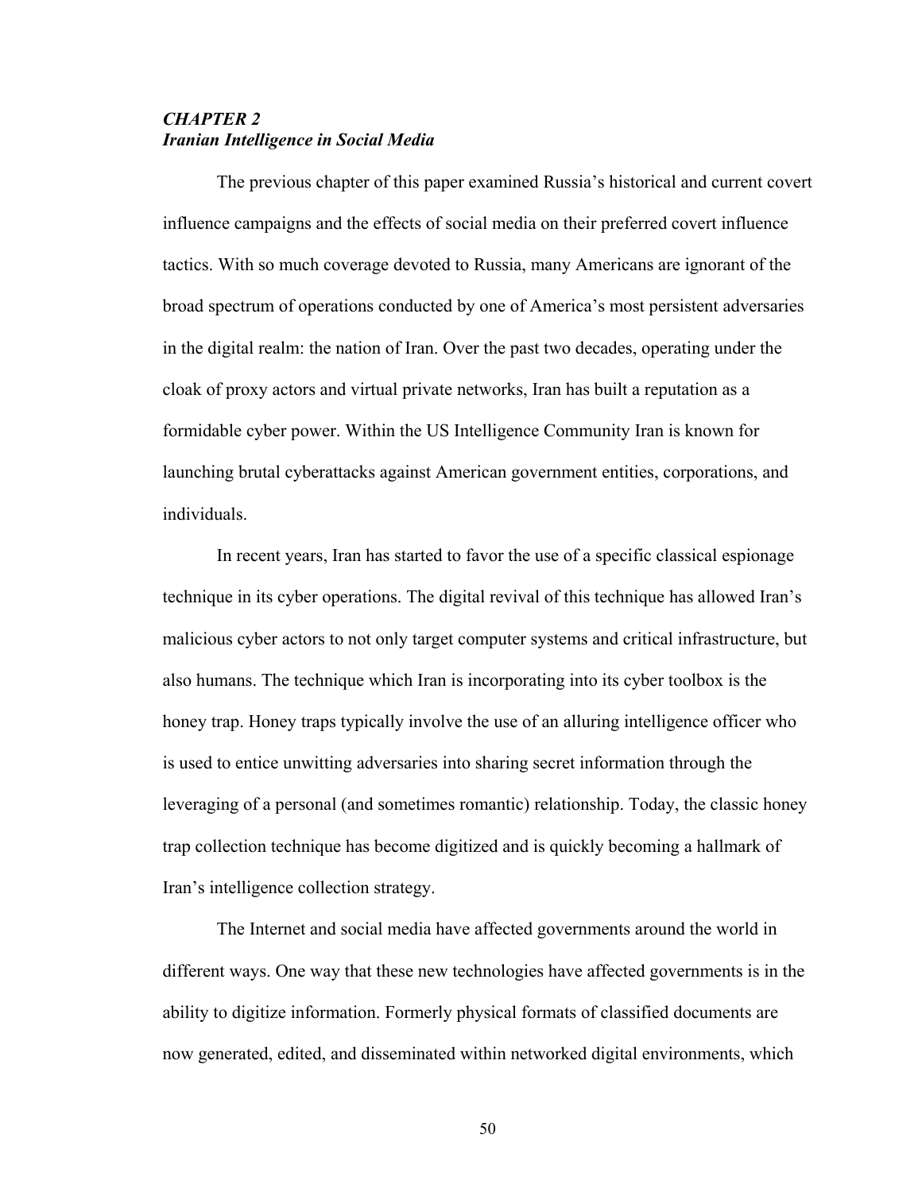## *CHAPTER 2*
## *Iranian Intelligence in Social Media*

The previous chapter of this paper examined Russia's historical and current covert influence campaigns and the effects of social media on their preferred covert influence tactics. With so much coverage devoted to Russia, many Americans are ignorant of the broad spectrum of operations conducted by one of America's most persistent adversaries in the digital realm: the nation of Iran. Over the past two decades, operating under the cloak of proxy actors and virtual private networks, Iran has built a reputation as a formidable cyber power. Within the US Intelligence Community Iran is known for launching brutal cyberattacks against American government entities, corporations, and individuals.

In recent years, Iran has started to favor the use of a specific classical espionage technique in its cyber operations. The digital revival of this technique has allowed Iran's malicious cyber actors to not only target computer systems and critical infrastructure, but also humans. The technique which Iran is incorporating into its cyber toolbox is the honey trap. Honey traps typically involve the use of an alluring intelligence officer who is used to entice unwitting adversaries into sharing secret information through the leveraging of a personal (and sometimes romantic) relationship. Today, the classic honey trap collection technique has become digitized and is quickly becoming a hallmark of Iran's intelligence collection strategy.

The Internet and social media have affected governments around the world in different ways. One way that these new technologies have affected governments is in the ability to digitize information. Formerly physical formats of classified documents are now generated, edited, and disseminated within networked digital environments, which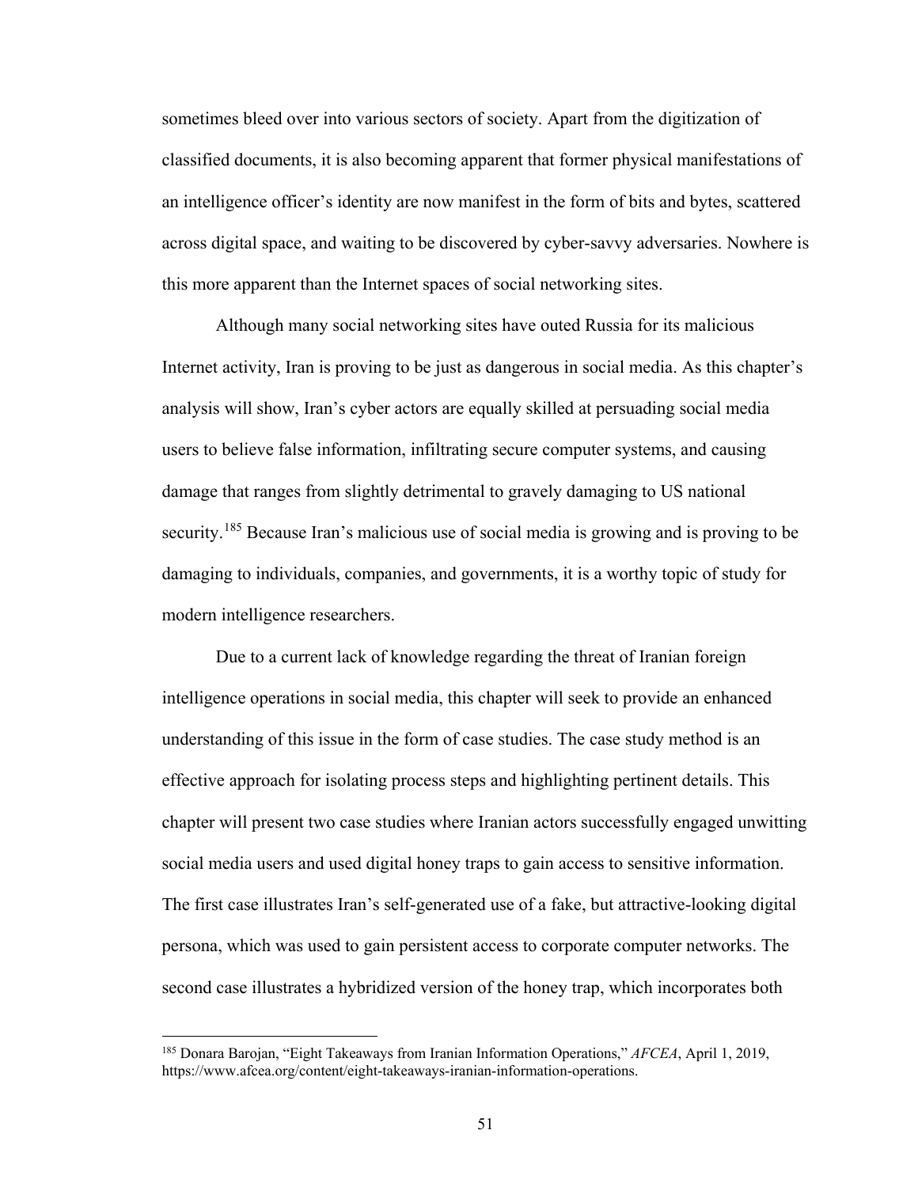sometimes bleed over into various sectors of society. Apart from the digitization of classified documents, it is also becoming apparent that former physical manifestations of an intelligence officer's identity are now manifest in the form of bits and bytes, scattered across digital space, and waiting to be discovered by cyber-savvy adversaries. Nowhere is this more apparent than the Internet spaces of social networking sites.

Although many social networking sites have outed Russia for its malicious Internet activity, Iran is proving to be just as dangerous in social media. As this chapter's analysis will show, Iran's cyber actors are equally skilled at persuading social media users to believe false information, infiltrating secure computer systems, and causing damage that ranges from slightly detrimental to gravely damaging to US national security.[185] Because Iran's malicious use of social media is growing and is proving to be damaging to individuals, companies, and governments, it is a worthy topic of study for modern intelligence researchers.

Due to a current lack of knowledge regarding the threat of Iranian foreign intelligence operations in social media, this chapter will seek to provide an enhanced understanding of this issue in the form of case studies. The case study method is an effective approach for isolating process steps and highlighting pertinent details. This chapter will present two case studies where Iranian actors successfully engaged unwitting social media users and used digital honey traps to gain access to sensitive information. The first case illustrates Iran's self-generated use of a fake, but attractive-looking digital persona, which was used to gain persistent access to corporate computer networks. The second case illustrates a hybridized version of the honey trap, which incorporates both

[185] Donara Barojan, "Eight Takeaways from Iranian Information Operations," *AFCEA*, April 1, 2019, https://www.afcea.org/content/eight-takeaways-iranian-information-operations.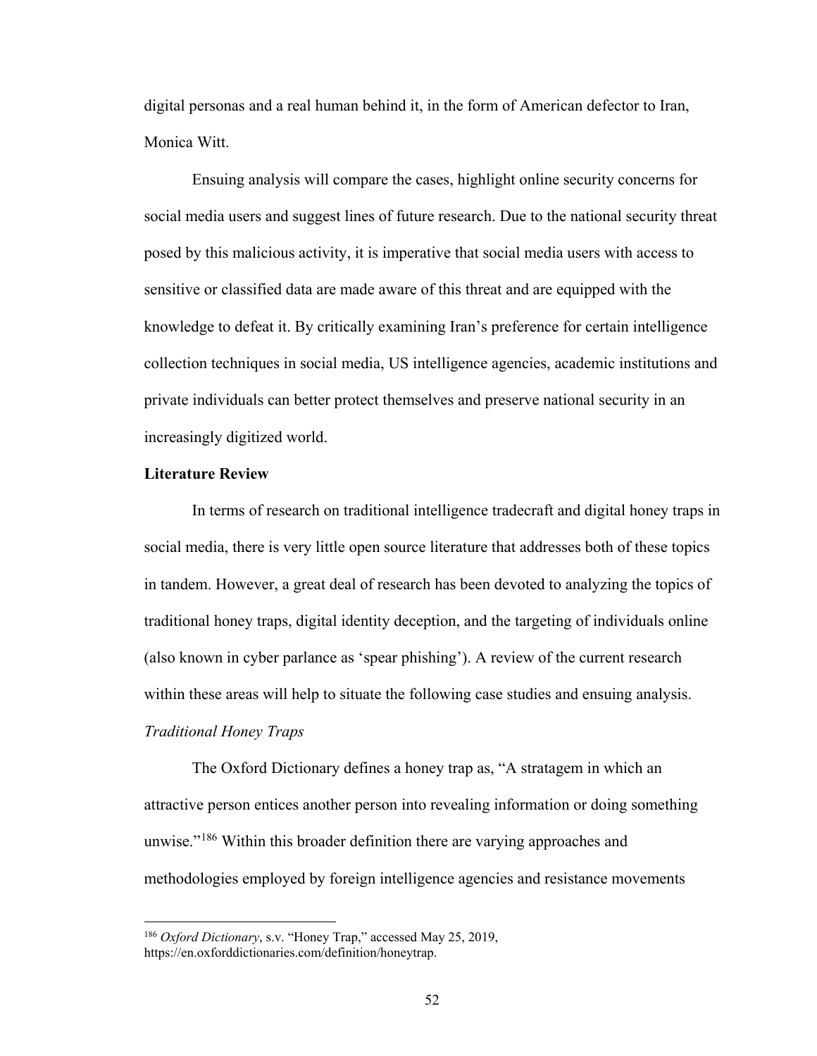digital personas and a real human behind it, in the form of American defector to Iran, Monica Witt.

Ensuing analysis will compare the cases, highlight online security concerns for social media users and suggest lines of future research. Due to the national security threat posed by this malicious activity, it is imperative that social media users with access to sensitive or classified data are made aware of this threat and are equipped with the knowledge to defeat it. By critically examining Iran's preference for certain intelligence collection techniques in social media, US intelligence agencies, academic institutions and private individuals can better protect themselves and preserve national security in an increasingly digitized world.

**Literature Review**

In terms of research on traditional intelligence tradecraft and digital honey traps in social media, there is very little open source literature that addresses both of these topics in tandem. However, a great deal of research has been devoted to analyzing the topics of traditional honey traps, digital identity deception, and the targeting of individuals online (also known in cyber parlance as 'spear phishing'). A review of the current research within these areas will help to situate the following case studies and ensuing analysis.

*Traditional Honey Traps*

The Oxford Dictionary defines a honey trap as, "A stratagem in which an attractive person entices another person into revealing information or doing something unwise."[186] Within this broader definition there are varying approaches and methodologies employed by foreign intelligence agencies and resistance movements

---

[186] *Oxford Dictionary*, s.v. "Honey Trap," accessed May 25, 2019, https://en.oxforddictionaries.com/definition/honeytrap.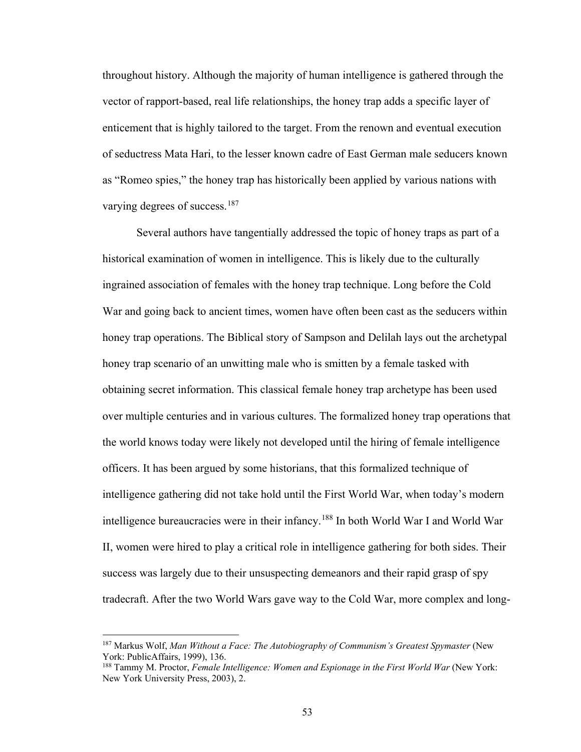throughout history. Although the majority of human intelligence is gathered through the vector of rapport-based, real life relationships, the honey trap adds a specific layer of enticement that is highly tailored to the target. From the renown and eventual execution of seductress Mata Hari, to the lesser known cadre of East German male seducers known as "Romeo spies," the honey trap has historically been applied by various nations with varying degrees of success.[187]

Several authors have tangentially addressed the topic of honey traps as part of a historical examination of women in intelligence. This is likely due to the culturally ingrained association of females with the honey trap technique. Long before the Cold War and going back to ancient times, women have often been cast as the seducers within honey trap operations. The Biblical story of Sampson and Delilah lays out the archetypal honey trap scenario of an unwitting male who is smitten by a female tasked with obtaining secret information. This classical female honey trap archetype has been used over multiple centuries and in various cultures. The formalized honey trap operations that the world knows today were likely not developed until the hiring of female intelligence officers. It has been argued by some historians, that this formalized technique of intelligence gathering did not take hold until the First World War, when today's modern intelligence bureaucracies were in their infancy.[188] In both World War I and World War II, women were hired to play a critical role in intelligence gathering for both sides. Their success was largely due to their unsuspecting demeanors and their rapid grasp of spy tradecraft. After the two World Wars gave way to the Cold War, more complex and long-

---

[187] Markus Wolf, *Man Without a Face: The Autobiography of Communism's Greatest Spymaster* (New York: PublicAffairs, 1999), 136.

[188] Tammy M. Proctor, *Female Intelligence: Women and Espionage in the First World War* (New York: New York University Press, 2003), 2.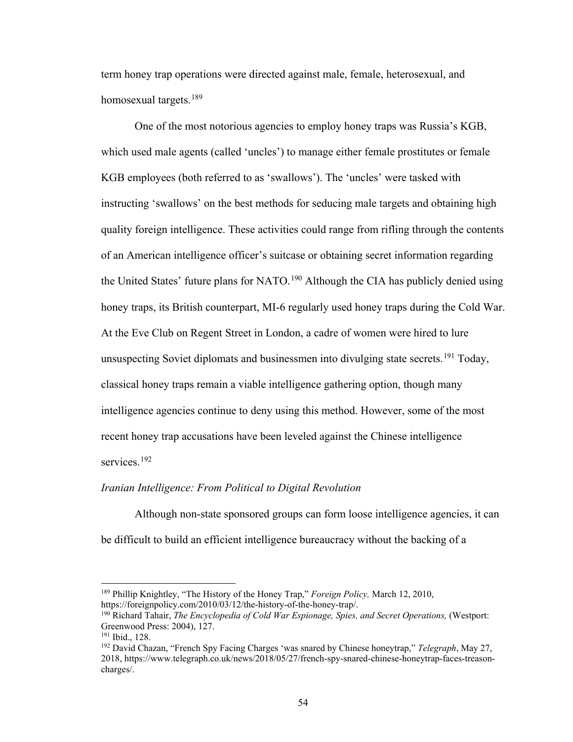term honey trap operations were directed against male, female, heterosexual, and homosexual targets.[189]

One of the most notorious agencies to employ honey traps was Russia's KGB, which used male agents (called 'uncles') to manage either female prostitutes or female KGB employees (both referred to as 'swallows'). The 'uncles' were tasked with instructing 'swallows' on the best methods for seducing male targets and obtaining high quality foreign intelligence. These activities could range from rifling through the contents of an American intelligence officer's suitcase or obtaining secret information regarding the United States' future plans for NATO.[190] Although the CIA has publicly denied using honey traps, its British counterpart, MI-6 regularly used honey traps during the Cold War. At the Eve Club on Regent Street in London, a cadre of women were hired to lure unsuspecting Soviet diplomats and businessmen into divulging state secrets.[191] Today, classical honey traps remain a viable intelligence gathering option, though many intelligence agencies continue to deny using this method. However, some of the most recent honey trap accusations have been leveled against the Chinese intelligence services.[192]

*Iranian Intelligence: From Political to Digital Revolution*

Although non-state sponsored groups can form loose intelligence agencies, it can be difficult to build an efficient intelligence bureaucracy without the backing of a

---

[189] Phillip Knightley, "The History of the Honey Trap," *Foreign Policy,* March 12, 2010, https://foreignpolicy.com/2010/03/12/the-history-of-the-honey-trap/.

[190] Richard Tahair, *The Encyclopedia of Cold War Espionage, Spies, and Secret Operations,* (Westport: Greenwood Press: 2004), 127.

[191] Ibid., 128.

[192] David Chazan, "French Spy Facing Charges 'was snared by Chinese honeytrap," *Telegraph*, May 27, 2018, https://www.telegraph.co.uk/news/2018/05/27/french-spy-snared-chinese-honeytrap-faces-treason-charges/.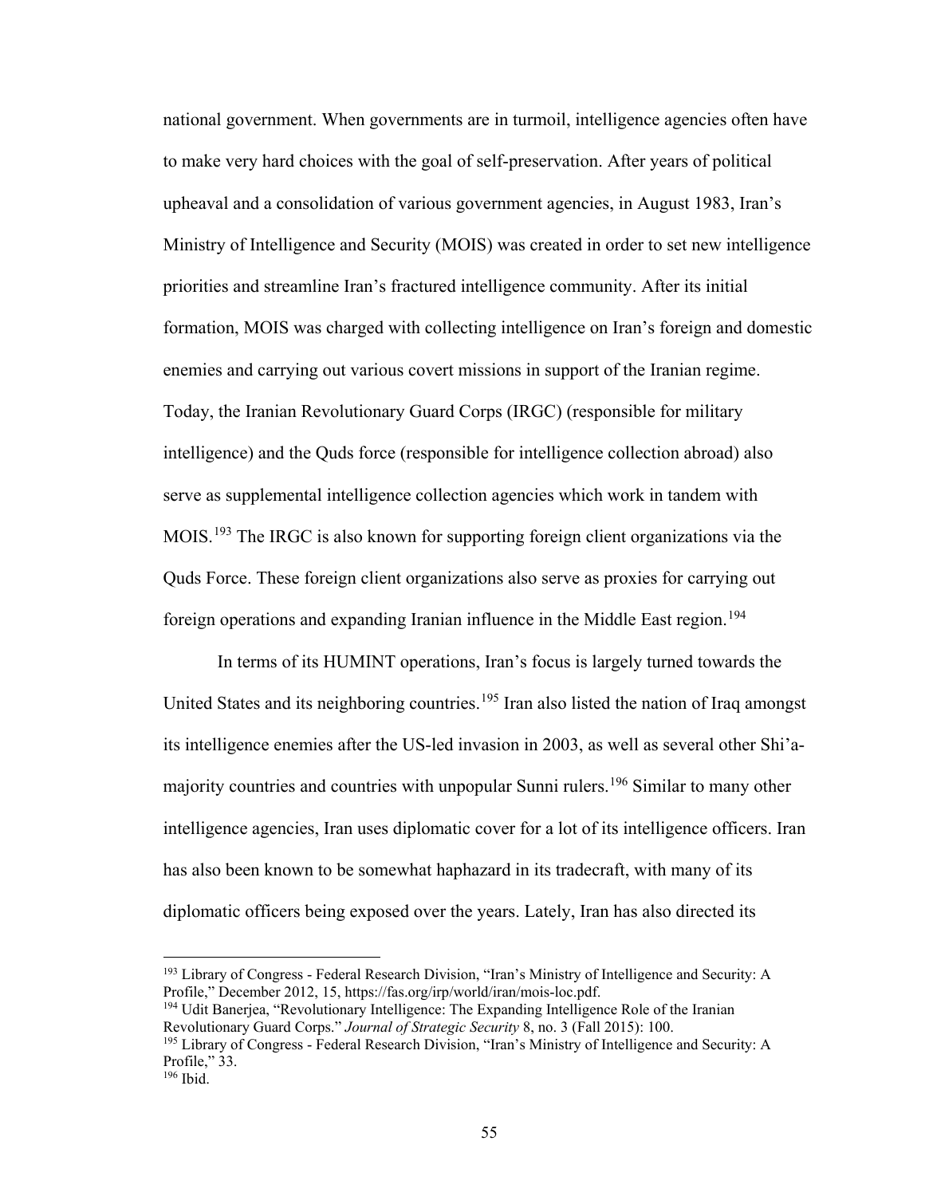national government. When governments are in turmoil, intelligence agencies often have to make very hard choices with the goal of self-preservation. After years of political upheaval and a consolidation of various government agencies, in August 1983, Iran's Ministry of Intelligence and Security (MOIS) was created in order to set new intelligence priorities and streamline Iran's fractured intelligence community. After its initial formation, MOIS was charged with collecting intelligence on Iran's foreign and domestic enemies and carrying out various covert missions in support of the Iranian regime. Today, the Iranian Revolutionary Guard Corps (IRGC) (responsible for military intelligence) and the Quds force (responsible for intelligence collection abroad) also serve as supplemental intelligence collection agencies which work in tandem with MOIS.[193] The IRGC is also known for supporting foreign client organizations via the Quds Force. These foreign client organizations also serve as proxies for carrying out foreign operations and expanding Iranian influence in the Middle East region.[194]

In terms of its HUMINT operations, Iran's focus is largely turned towards the United States and its neighboring countries.[195] Iran also listed the nation of Iraq amongst its intelligence enemies after the US-led invasion in 2003, as well as several other Shi'a-majority countries and countries with unpopular Sunni rulers.[196] Similar to many other intelligence agencies, Iran uses diplomatic cover for a lot of its intelligence officers. Iran has also been known to be somewhat haphazard in its tradecraft, with many of its diplomatic officers being exposed over the years. Lately, Iran has also directed its

---

[193] Library of Congress - Federal Research Division, "Iran's Ministry of Intelligence and Security: A Profile," December 2012, 15, https://fas.org/irp/world/iran/mois-loc.pdf.

[194] Udit Banerjea, "Revolutionary Intelligence: The Expanding Intelligence Role of the Iranian Revolutionary Guard Corps." *Journal of Strategic Security* 8, no. 3 (Fall 2015): 100.

[195] Library of Congress - Federal Research Division, "Iran's Ministry of Intelligence and Security: A Profile," 33.

[196] Ibid.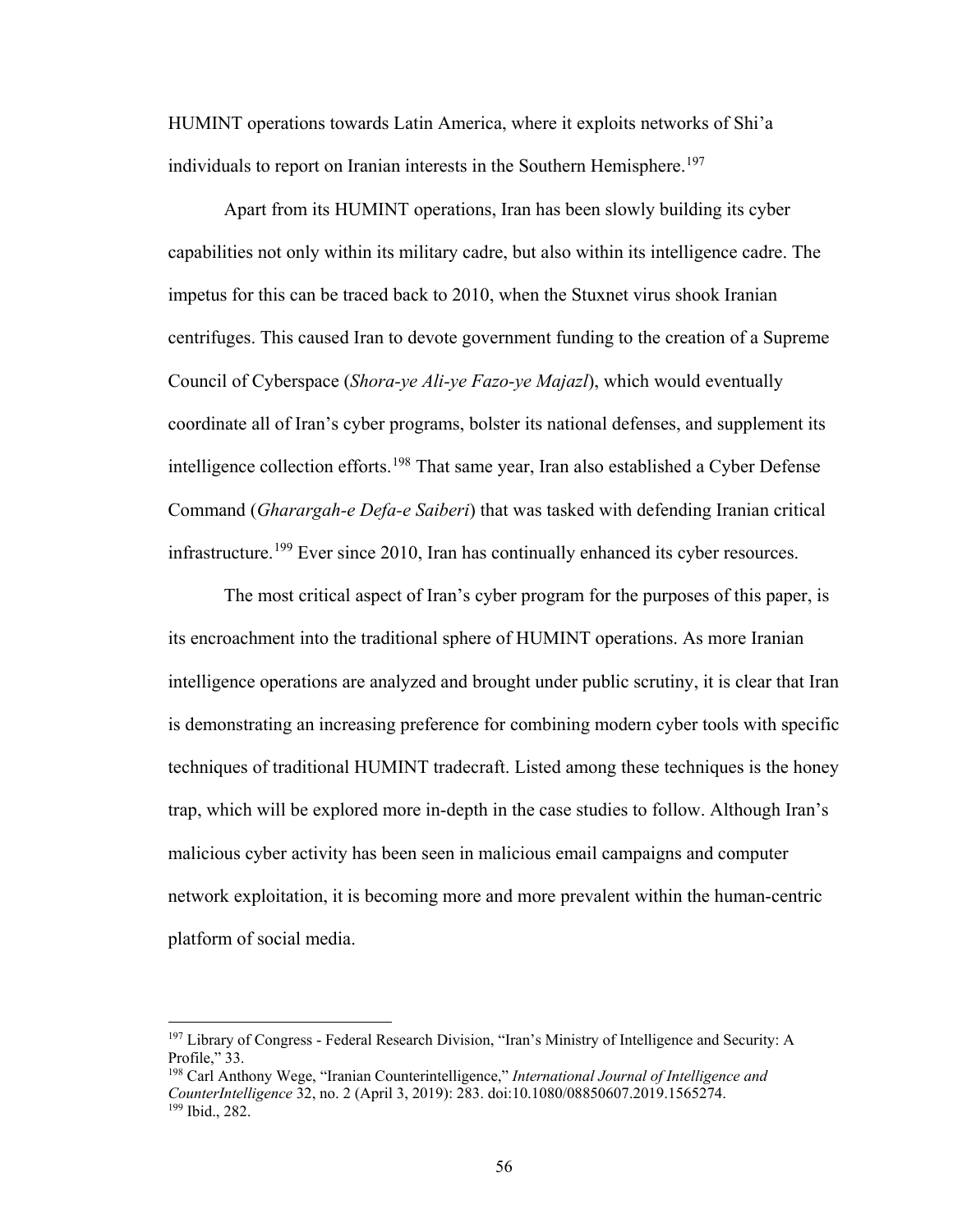HUMINT operations towards Latin America, where it exploits networks of Shi'a individuals to report on Iranian interests in the Southern Hemisphere.[197]

Apart from its HUMINT operations, Iran has been slowly building its cyber capabilities not only within its military cadre, but also within its intelligence cadre. The impetus for this can be traced back to 2010, when the Stuxnet virus shook Iranian centrifuges. This caused Iran to devote government funding to the creation of a Supreme Council of Cyberspace (*Shora-ye Ali-ye Fazo-ye Majazl*), which would eventually coordinate all of Iran's cyber programs, bolster its national defenses, and supplement its intelligence collection efforts.[198] That same year, Iran also established a Cyber Defense Command (*Gharargah-e Defa-e Saiberi*) that was tasked with defending Iranian critical infrastructure.[199] Ever since 2010, Iran has continually enhanced its cyber resources.

The most critical aspect of Iran's cyber program for the purposes of this paper, is its encroachment into the traditional sphere of HUMINT operations. As more Iranian intelligence operations are analyzed and brought under public scrutiny, it is clear that Iran is demonstrating an increasing preference for combining modern cyber tools with specific techniques of traditional HUMINT tradecraft. Listed among these techniques is the honey trap, which will be explored more in-depth in the case studies to follow. Although Iran's malicious cyber activity has been seen in malicious email campaigns and computer network exploitation, it is becoming more and more prevalent within the human-centric platform of social media.

---

[197] Library of Congress - Federal Research Division, "Iran's Ministry of Intelligence and Security: A Profile," 33.

[198] Carl Anthony Wege, "Iranian Counterintelligence," *International Journal of Intelligence and CounterIntelligence* 32, no. 2 (April 3, 2019): 283. doi:10.1080/08850607.2019.1565274.

[199] Ibid., 282.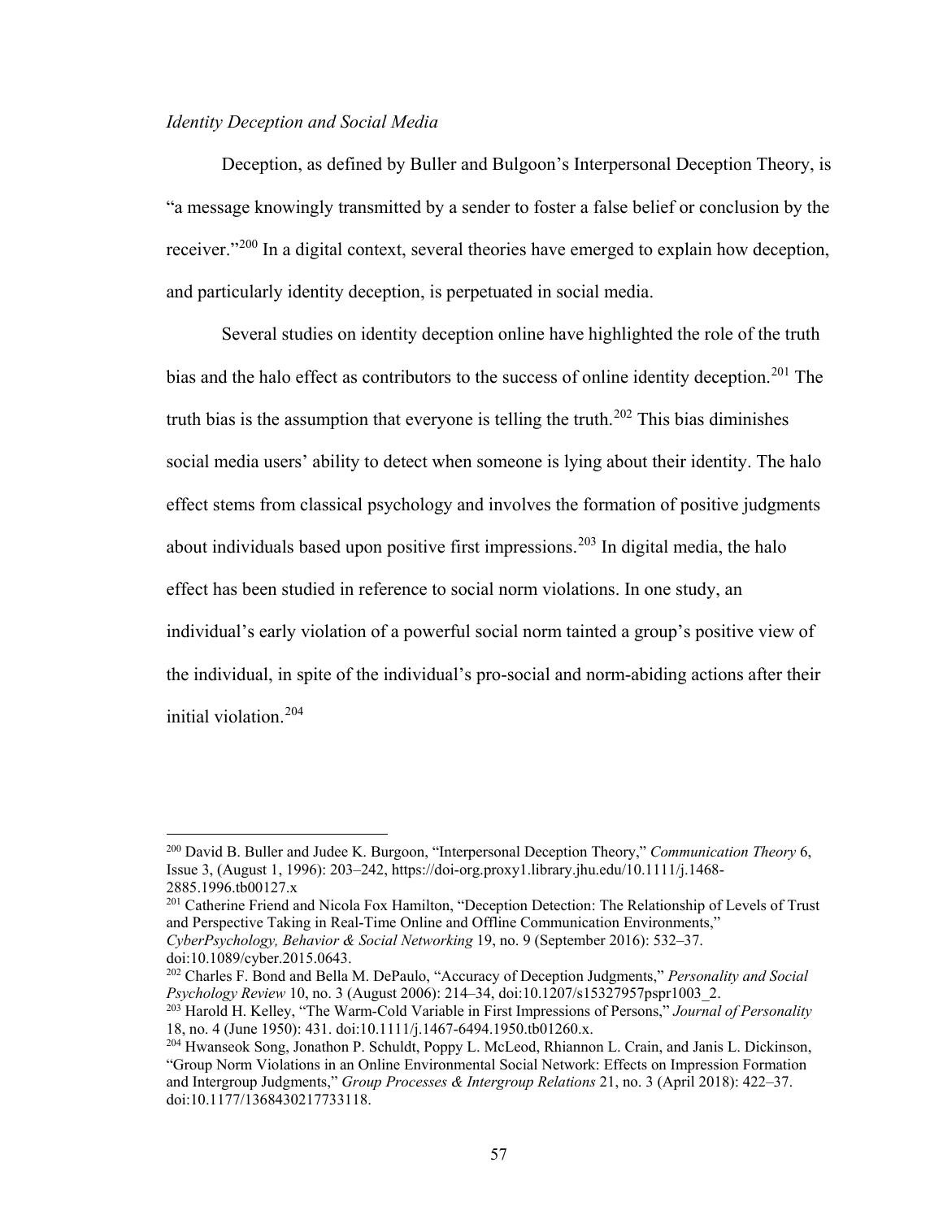*Identity Deception and Social Media*

Deception, as defined by Buller and Bulgoon's Interpersonal Deception Theory, is "a message knowingly transmitted by a sender to foster a false belief or conclusion by the receiver."[200] In a digital context, several theories have emerged to explain how deception, and particularly identity deception, is perpetuated in social media.

Several studies on identity deception online have highlighted the role of the truth bias and the halo effect as contributors to the success of online identity deception.[201] The truth bias is the assumption that everyone is telling the truth.[202] This bias diminishes social media users' ability to detect when someone is lying about their identity. The halo effect stems from classical psychology and involves the formation of positive judgments about individuals based upon positive first impressions.[203] In digital media, the halo effect has been studied in reference to social norm violations. In one study, an individual's early violation of a powerful social norm tainted a group's positive view of the individual, in spite of the individual's pro-social and norm-abiding actions after their initial violation.[204]

---

[200] David B. Buller and Judee K. Burgoon, "Interpersonal Deception Theory," *Communication Theory* 6, Issue 3, (August 1, 1996): 203–242, https://doi-org.proxy1.library.jhu.edu/10.1111/j.1468-2885.1996.tb00127.x

[201] Catherine Friend and Nicola Fox Hamilton, "Deception Detection: The Relationship of Levels of Trust and Perspective Taking in Real-Time Online and Offline Communication Environments," *CyberPsychology, Behavior & Social Networking* 19, no. 9 (September 2016): 532–37. doi:10.1089/cyber.2015.0643.

[202] Charles F. Bond and Bella M. DePaulo, "Accuracy of Deception Judgments," *Personality and Social Psychology Review* 10, no. 3 (August 2006): 214–34, doi:10.1207/s15327957pspr1003_2.

[203] Harold H. Kelley, "The Warm-Cold Variable in First Impressions of Persons," *Journal of Personality* 18, no. 4 (June 1950): 431. doi:10.1111/j.1467-6494.1950.tb01260.x.

[204] Hwanseok Song, Jonathon P. Schuldt, Poppy L. McLeod, Rhiannon L. Crain, and Janis L. Dickinson, "Group Norm Violations in an Online Environmental Social Network: Effects on Impression Formation and Intergroup Judgments," *Group Processes & Intergroup Relations* 21, no. 3 (April 2018): 422–37. doi:10.1177/1368430217733118.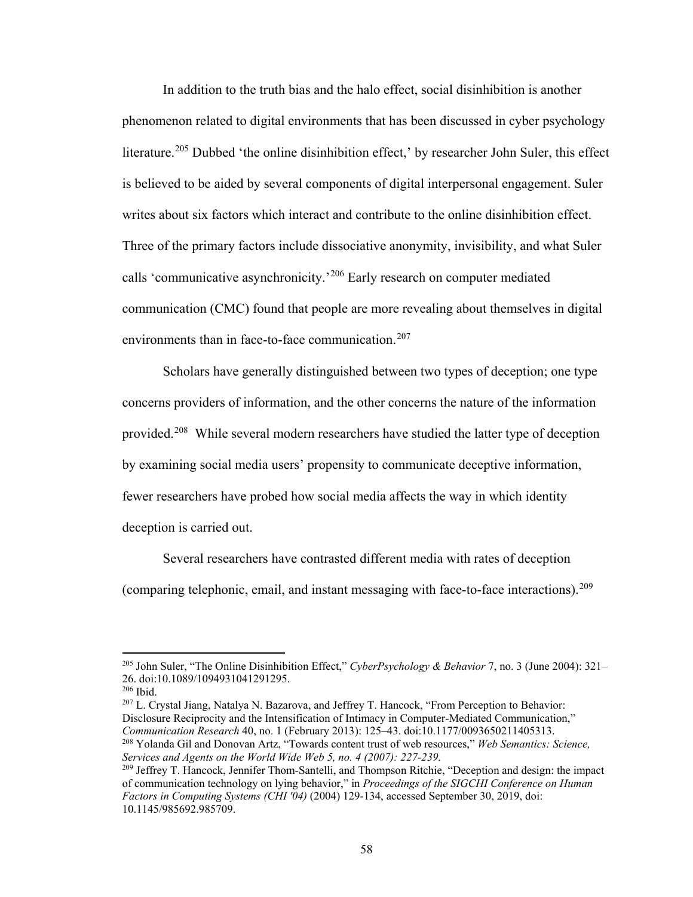In addition to the truth bias and the halo effect, social disinhibition is another phenomenon related to digital environments that has been discussed in cyber psychology literature.[205] Dubbed 'the online disinhibition effect,' by researcher John Suler, this effect is believed to be aided by several components of digital interpersonal engagement. Suler writes about six factors which interact and contribute to the online disinhibition effect. Three of the primary factors include dissociative anonymity, invisibility, and what Suler calls 'communicative asynchronicity.'[206] Early research on computer mediated communication (CMC) found that people are more revealing about themselves in digital environments than in face-to-face communication.[207]

Scholars have generally distinguished between two types of deception; one type concerns providers of information, and the other concerns the nature of the information provided.[208] While several modern researchers have studied the latter type of deception by examining social media users' propensity to communicate deceptive information, fewer researchers have probed how social media affects the way in which identity deception is carried out.

Several researchers have contrasted different media with rates of deception (comparing telephonic, email, and instant messaging with face-to-face interactions).[209]

---

[205] John Suler, "The Online Disinhibition Effect," *CyberPsychology & Behavior* 7, no. 3 (June 2004): 321–26. doi:10.1089/1094931041291295.

[206] Ibid.

[207] L. Crystal Jiang, Natalya N. Bazarova, and Jeffrey T. Hancock, "From Perception to Behavior: Disclosure Reciprocity and the Intensification of Intimacy in Computer-Mediated Communication," *Communication Research* 40, no. 1 (February 2013): 125–43. doi:10.1177/0093650211405313.

[208] Yolanda Gil and Donovan Artz, "Towards content trust of web resources," *Web Semantics: Science, Services and Agents on the World Wide Web 5, no. 4 (2007): 227-239.*

[209] Jeffrey T. Hancock, Jennifer Thom-Santelli, and Thompson Ritchie, "Deception and design: the impact of communication technology on lying behavior," in *Proceedings of the SIGCHI Conference on Human Factors in Computing Systems (CHI '04)* (2004) 129-134, accessed September 30, 2019, doi: 10.1145/985692.985709.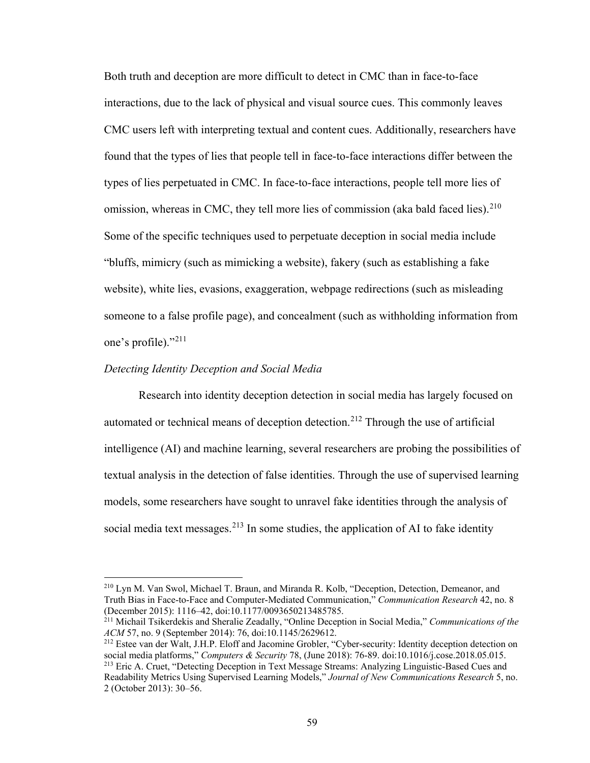Both truth and deception are more difficult to detect in CMC than in face-to-face interactions, due to the lack of physical and visual source cues. This commonly leaves CMC users left with interpreting textual and content cues. Additionally, researchers have found that the types of lies that people tell in face-to-face interactions differ between the types of lies perpetuated in CMC. In face-to-face interactions, people tell more lies of omission, whereas in CMC, they tell more lies of commission (aka bald faced lies).[210] Some of the specific techniques used to perpetuate deception in social media include "bluffs, mimicry (such as mimicking a website), fakery (such as establishing a fake website), white lies, evasions, exaggeration, webpage redirections (such as misleading someone to a false profile page), and concealment (such as withholding information from one's profile)."[211]

*Detecting Identity Deception and Social Media*

Research into identity deception detection in social media has largely focused on automated or technical means of deception detection.[212] Through the use of artificial intelligence (AI) and machine learning, several researchers are probing the possibilities of textual analysis in the detection of false identities. Through the use of supervised learning models, some researchers have sought to unravel fake identities through the analysis of social media text messages.[213] In some studies, the application of AI to fake identity

---

[210] Lyn M. Van Swol, Michael T. Braun, and Miranda R. Kolb, "Deception, Detection, Demeanor, and Truth Bias in Face-to-Face and Computer-Mediated Communication," *Communication Research* 42, no. 8 (December 2015): 1116–42, doi:10.1177/0093650213485785.

[211] Michail Tsikerdekis and Sheralie Zeadally, "Online Deception in Social Media," *Communications of the ACM* 57, no. 9 (September 2014): 76, doi:10.1145/2629612.

[212] Estee van der Walt, J.H.P. Eloff and Jacomine Grobler, "Cyber-security: Identity deception detection on social media platforms," *Computers & Security* 78, (June 2018): 76-89. doi:10.1016/j.cose.2018.05.015.

[213] Eric A. Cruet, "Detecting Deception in Text Message Streams: Analyzing Linguistic-Based Cues and Readability Metrics Using Supervised Learning Models," *Journal of New Communications Research* 5, no. 2 (October 2013): 30–56.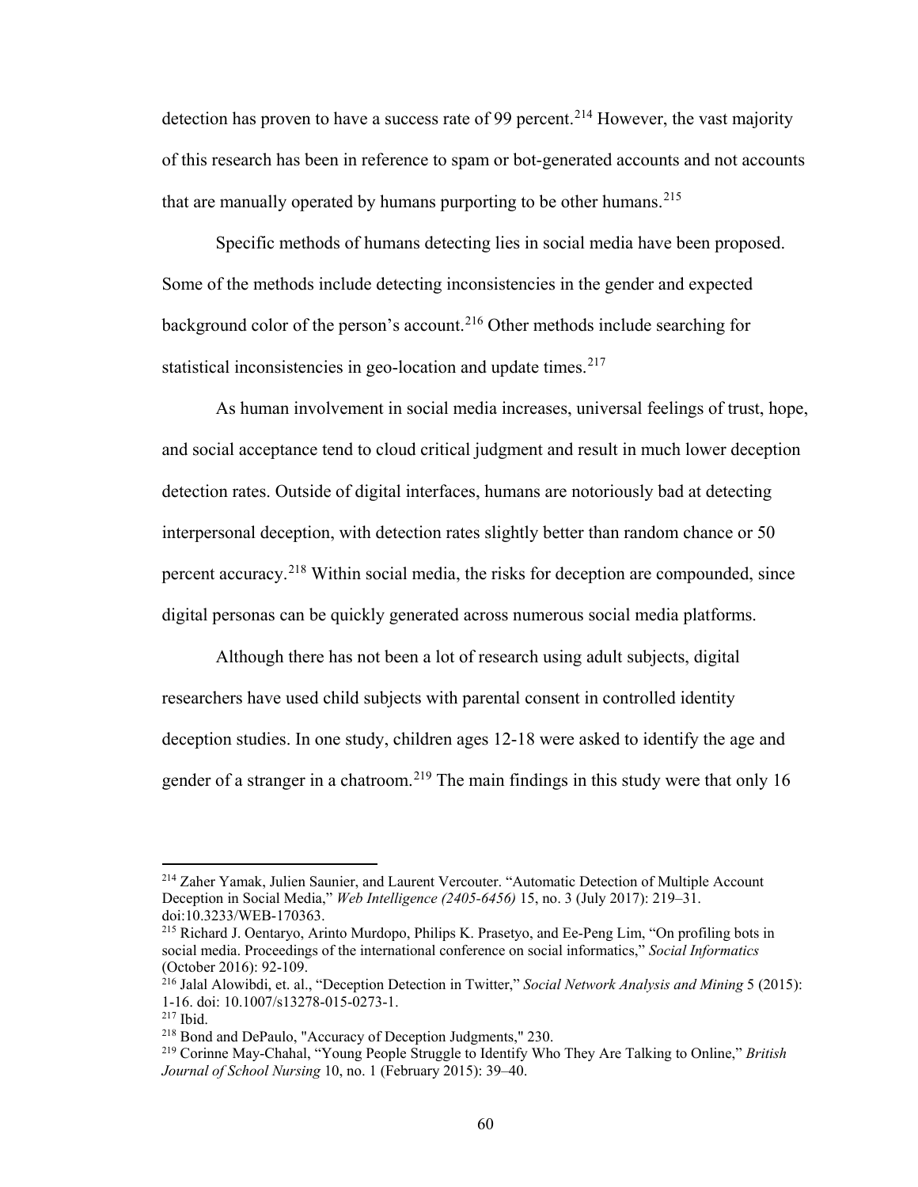detection has proven to have a success rate of 99 percent.[214] However, the vast majority of this research has been in reference to spam or bot-generated accounts and not accounts that are manually operated by humans purporting to be other humans.[215]

Specific methods of humans detecting lies in social media have been proposed. Some of the methods include detecting inconsistencies in the gender and expected background color of the person's account.[216] Other methods include searching for statistical inconsistencies in geo-location and update times.[217]

As human involvement in social media increases, universal feelings of trust, hope, and social acceptance tend to cloud critical judgment and result in much lower deception detection rates. Outside of digital interfaces, humans are notoriously bad at detecting interpersonal deception, with detection rates slightly better than random chance or 50 percent accuracy.[218] Within social media, the risks for deception are compounded, since digital personas can be quickly generated across numerous social media platforms.

Although there has not been a lot of research using adult subjects, digital researchers have used child subjects with parental consent in controlled identity deception studies. In one study, children ages 12-18 were asked to identify the age and gender of a stranger in a chatroom.[219] The main findings in this study were that only 16

---

[214] Zaher Yamak, Julien Saunier, and Laurent Vercouter. "Automatic Detection of Multiple Account Deception in Social Media," *Web Intelligence (2405-6456)* 15, no. 3 (July 2017): 219–31. doi:10.3233/WEB-170363.

[215] Richard J. Oentaryo, Arinto Murdopo, Philips K. Prasetyo, and Ee-Peng Lim, "On profiling bots in social media. Proceedings of the international conference on social informatics," *Social Informatics* (October 2016): 92-109.

[216] Jalal Alowibdi, et. al., "Deception Detection in Twitter," *Social Network Analysis and Mining* 5 (2015): 1-16. doi: 10.1007/s13278-015-0273-1.

[217] Ibid.

[218] Bond and DePaulo, "Accuracy of Deception Judgments," 230.

[219] Corinne May-Chahal, "Young People Struggle to Identify Who They Are Talking to Online," *British Journal of School Nursing* 10, no. 1 (February 2015): 39–40.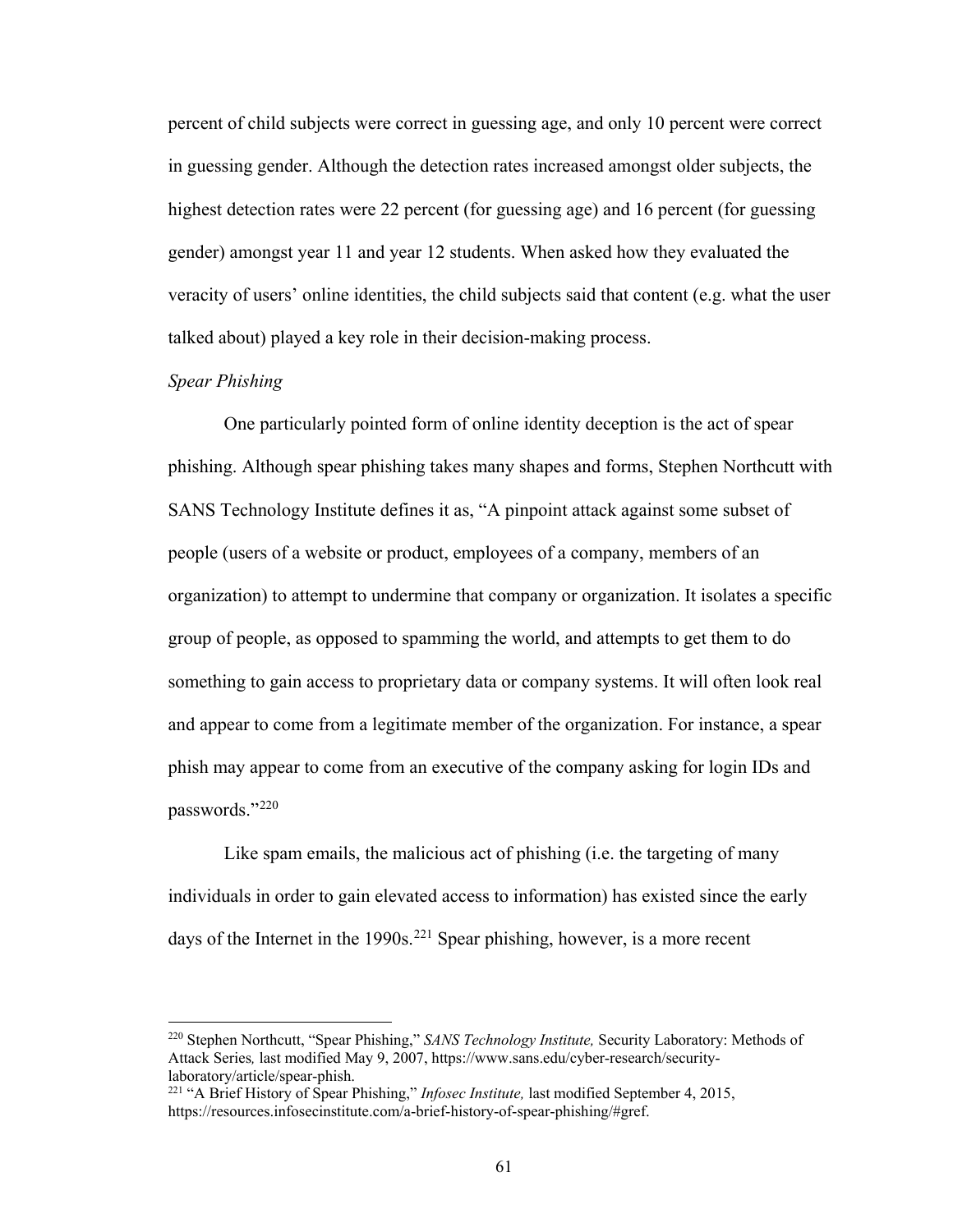percent of child subjects were correct in guessing age, and only 10 percent were correct in guessing gender. Although the detection rates increased amongst older subjects, the highest detection rates were 22 percent (for guessing age) and 16 percent (for guessing gender) amongst year 11 and year 12 students. When asked how they evaluated the veracity of users' online identities, the child subjects said that content (e.g. what the user talked about) played a key role in their decision-making process.

*Spear Phishing*

One particularly pointed form of online identity deception is the act of spear phishing. Although spear phishing takes many shapes and forms, Stephen Northcutt with SANS Technology Institute defines it as, "A pinpoint attack against some subset of people (users of a website or product, employees of a company, members of an organization) to attempt to undermine that company or organization. It isolates a specific group of people, as opposed to spamming the world, and attempts to get them to do something to gain access to proprietary data or company systems. It will often look real and appear to come from a legitimate member of the organization. For instance, a spear phish may appear to come from an executive of the company asking for login IDs and passwords."[220]

Like spam emails, the malicious act of phishing (i.e. the targeting of many individuals in order to gain elevated access to information) has existed since the early days of the Internet in the 1990s.[221] Spear phishing, however, is a more recent

---

[220] Stephen Northcutt, "Spear Phishing," *SANS Technology Institute,* Security Laboratory: Methods of Attack Series*,* last modified May 9, 2007, https://www.sans.edu/cyber-research/security-laboratory/article/spear-phish.

[221] "A Brief History of Spear Phishing," *Infosec Institute,* last modified September 4, 2015, https://resources.infosecinstitute.com/a-brief-history-of-spear-phishing/#gref.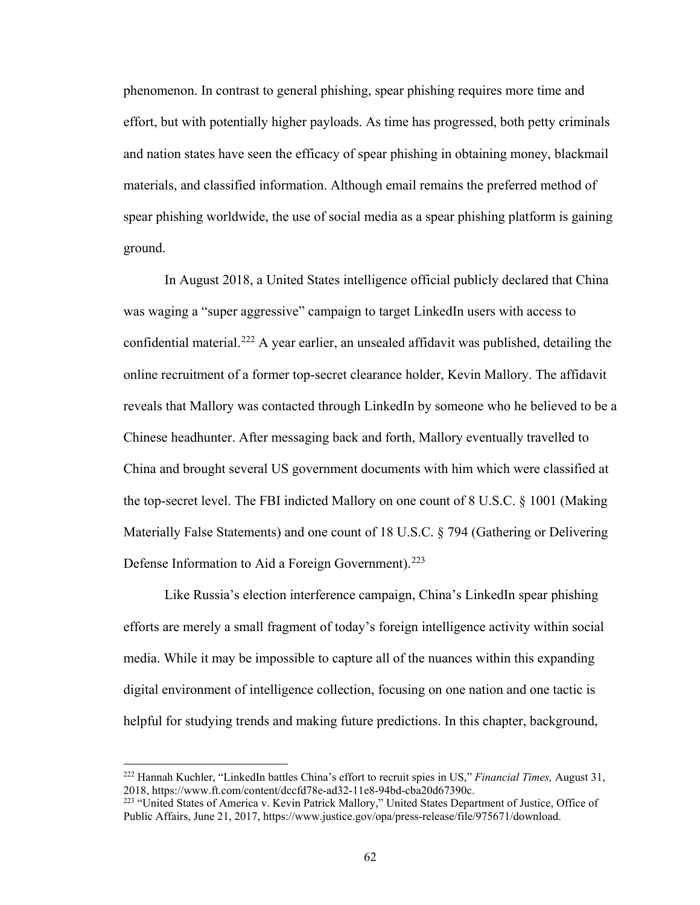phenomenon. In contrast to general phishing, spear phishing requires more time and effort, but with potentially higher payloads. As time has progressed, both petty criminals and nation states have seen the efficacy of spear phishing in obtaining money, blackmail materials, and classified information. Although email remains the preferred method of spear phishing worldwide, the use of social media as a spear phishing platform is gaining ground.

In August 2018, a United States intelligence official publicly declared that China was waging a "super aggressive" campaign to target LinkedIn users with access to confidential material.[222] A year earlier, an unsealed affidavit was published, detailing the online recruitment of a former top-secret clearance holder, Kevin Mallory. The affidavit reveals that Mallory was contacted through LinkedIn by someone who he believed to be a Chinese headhunter. After messaging back and forth, Mallory eventually travelled to China and brought several US government documents with him which were classified at the top-secret level. The FBI indicted Mallory on one count of 8 U.S.C. § 1001 (Making Materially False Statements) and one count of 18 U.S.C. § 794 (Gathering or Delivering Defense Information to Aid a Foreign Government).[223]

Like Russia's election interference campaign, China's LinkedIn spear phishing efforts are merely a small fragment of today's foreign intelligence activity within social media. While it may be impossible to capture all of the nuances within this expanding digital environment of intelligence collection, focusing on one nation and one tactic is helpful for studying trends and making future predictions. In this chapter, background,

---

[222] Hannah Kuchler, "LinkedIn battles China's effort to recruit spies in US," *Financial Times,* August 31, 2018, https://www.ft.com/content/dccfd78e-ad32-11e8-94bd-cba20d67390c.

[223] "United States of America v. Kevin Patrick Mallory," United States Department of Justice, Office of Public Affairs, June 21, 2017, https://www.justice.gov/opa/press-release/file/975671/download.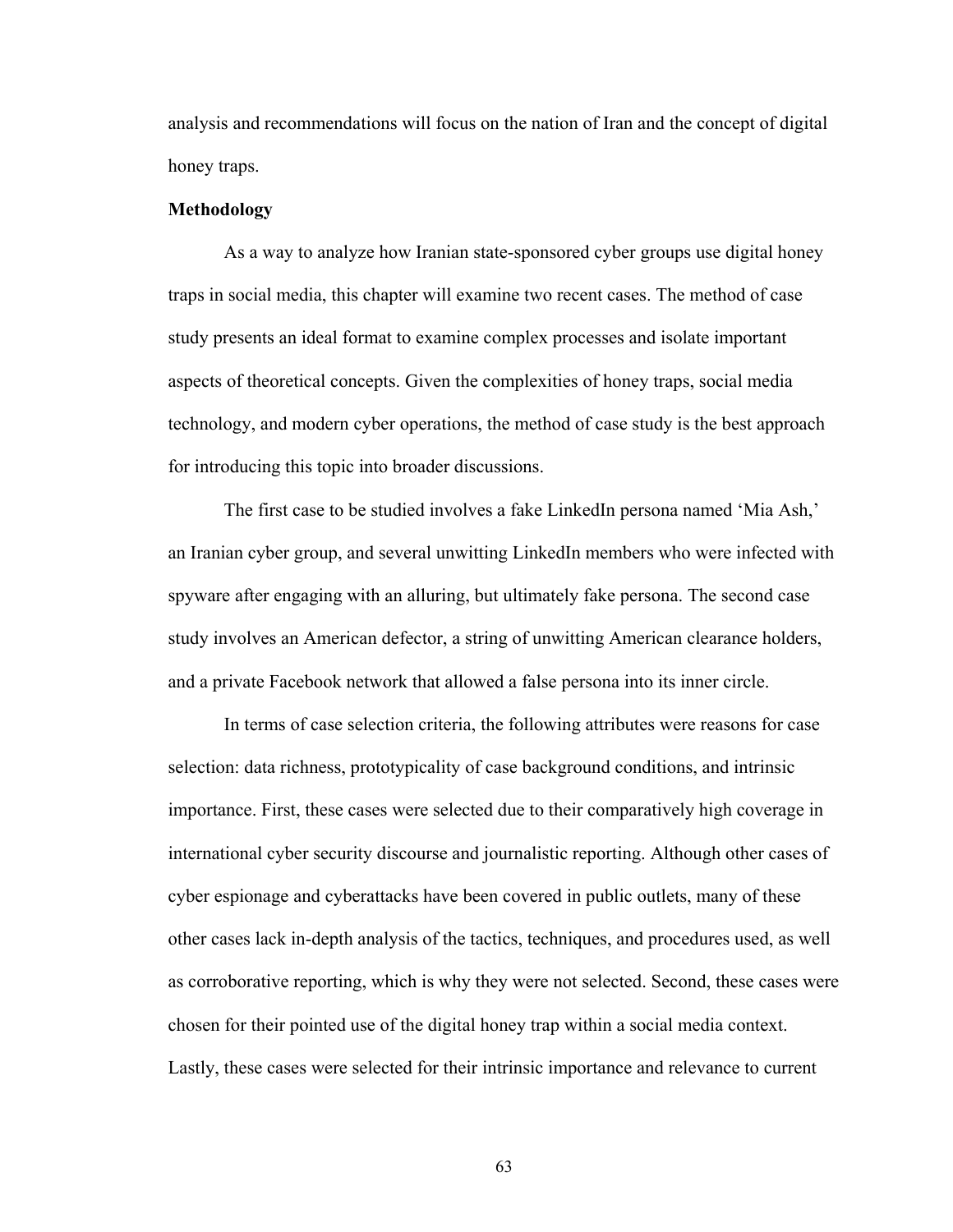analysis and recommendations will focus on the nation of Iran and the concept of digital honey traps.

**Methodology**

As a way to analyze how Iranian state-sponsored cyber groups use digital honey traps in social media, this chapter will examine two recent cases. The method of case study presents an ideal format to examine complex processes and isolate important aspects of theoretical concepts. Given the complexities of honey traps, social media technology, and modern cyber operations, the method of case study is the best approach for introducing this topic into broader discussions.

The first case to be studied involves a fake LinkedIn persona named 'Mia Ash,' an Iranian cyber group, and several unwitting LinkedIn members who were infected with spyware after engaging with an alluring, but ultimately fake persona. The second case study involves an American defector, a string of unwitting American clearance holders, and a private Facebook network that allowed a false persona into its inner circle.

In terms of case selection criteria, the following attributes were reasons for case selection: data richness, prototypicality of case background conditions, and intrinsic importance. First, these cases were selected due to their comparatively high coverage in international cyber security discourse and journalistic reporting. Although other cases of cyber espionage and cyberattacks have been covered in public outlets, many of these other cases lack in-depth analysis of the tactics, techniques, and procedures used, as well as corroborative reporting, which is why they were not selected. Second, these cases were chosen for their pointed use of the digital honey trap within a social media context. Lastly, these cases were selected for their intrinsic importance and relevance to current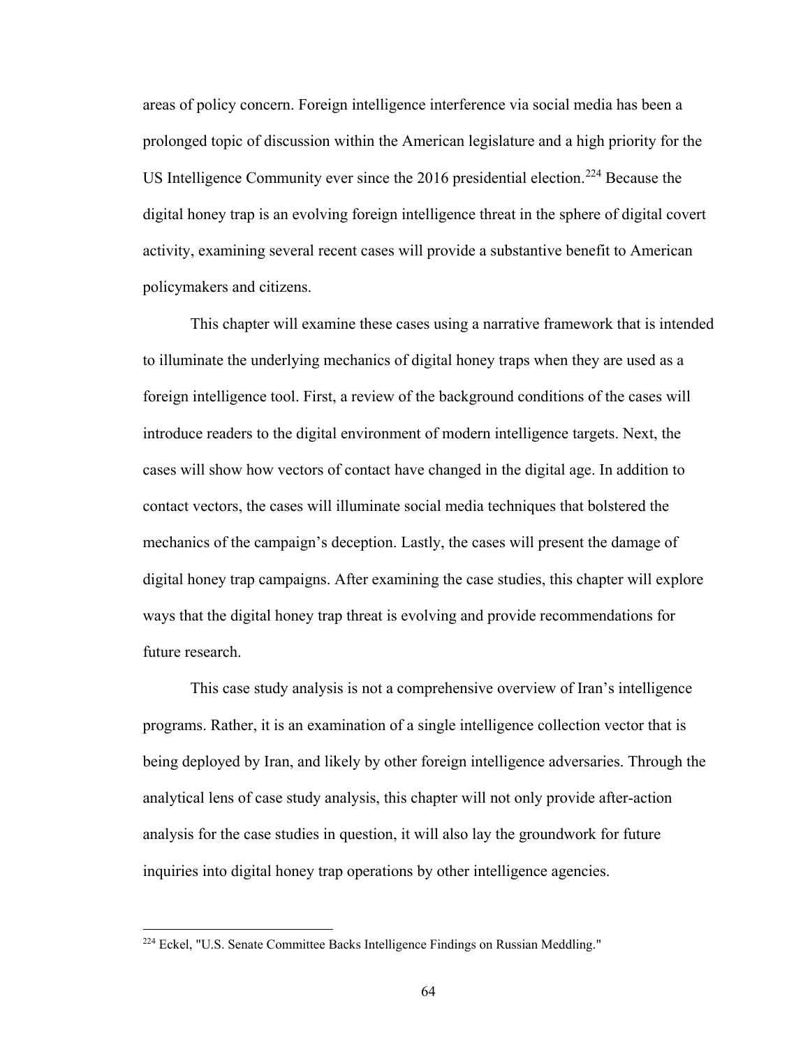areas of policy concern. Foreign intelligence interference via social media has been a prolonged topic of discussion within the American legislature and a high priority for the US Intelligence Community ever since the 2016 presidential election.[224] Because the digital honey trap is an evolving foreign intelligence threat in the sphere of digital covert activity, examining several recent cases will provide a substantive benefit to American policymakers and citizens.

This chapter will examine these cases using a narrative framework that is intended to illuminate the underlying mechanics of digital honey traps when they are used as a foreign intelligence tool. First, a review of the background conditions of the cases will introduce readers to the digital environment of modern intelligence targets. Next, the cases will show how vectors of contact have changed in the digital age. In addition to contact vectors, the cases will illuminate social media techniques that bolstered the mechanics of the campaign's deception. Lastly, the cases will present the damage of digital honey trap campaigns. After examining the case studies, this chapter will explore ways that the digital honey trap threat is evolving and provide recommendations for future research.

This case study analysis is not a comprehensive overview of Iran's intelligence programs. Rather, it is an examination of a single intelligence collection vector that is being deployed by Iran, and likely by other foreign intelligence adversaries. Through the analytical lens of case study analysis, this chapter will not only provide after-action analysis for the case studies in question, it will also lay the groundwork for future inquiries into digital honey trap operations by other intelligence agencies.

---

[224] Eckel, "U.S. Senate Committee Backs Intelligence Findings on Russian Meddling."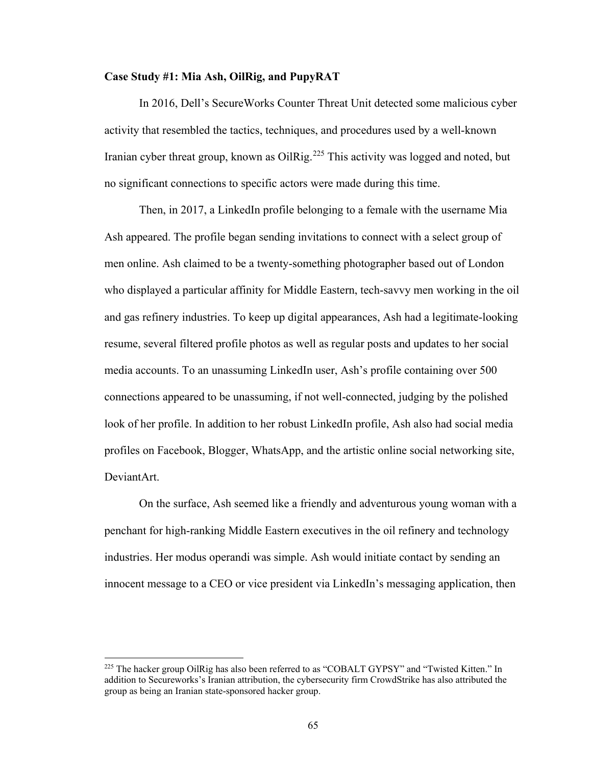**Case Study #1: Mia Ash, OilRig, and PupyRAT**

In 2016, Dell's SecureWorks Counter Threat Unit detected some malicious cyber activity that resembled the tactics, techniques, and procedures used by a well-known Iranian cyber threat group, known as OilRig.[225] This activity was logged and noted, but no significant connections to specific actors were made during this time.

Then, in 2017, a LinkedIn profile belonging to a female with the username Mia Ash appeared. The profile began sending invitations to connect with a select group of men online. Ash claimed to be a twenty-something photographer based out of London who displayed a particular affinity for Middle Eastern, tech-savvy men working in the oil and gas refinery industries. To keep up digital appearances, Ash had a legitimate-looking resume, several filtered profile photos as well as regular posts and updates to her social media accounts. To an unassuming LinkedIn user, Ash's profile containing over 500 connections appeared to be unassuming, if not well-connected, judging by the polished look of her profile. In addition to her robust LinkedIn profile, Ash also had social media profiles on Facebook, Blogger, WhatsApp, and the artistic online social networking site, DeviantArt.

On the surface, Ash seemed like a friendly and adventurous young woman with a penchant for high-ranking Middle Eastern executives in the oil refinery and technology industries. Her modus operandi was simple. Ash would initiate contact by sending an innocent message to a CEO or vice president via LinkedIn's messaging application, then

---

[225] The hacker group OilRig has also been referred to as "COBALT GYPSY" and "Twisted Kitten." In addition to Secureworks's Iranian attribution, the cybersecurity firm CrowdStrike has also attributed the group as being an Iranian state-sponsored hacker group.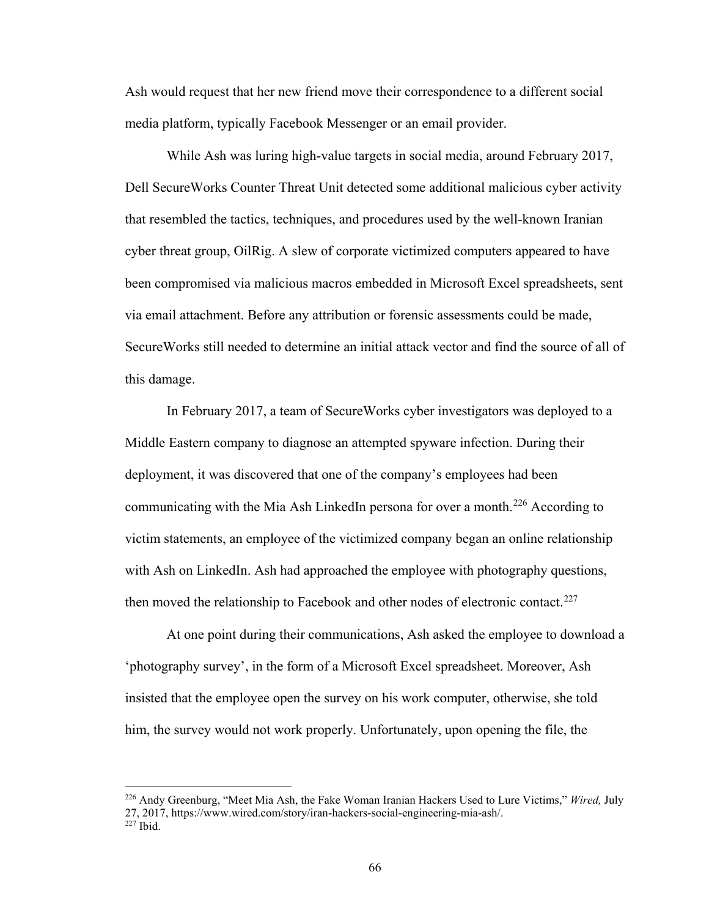Ash would request that her new friend move their correspondence to a different social media platform, typically Facebook Messenger or an email provider.

While Ash was luring high-value targets in social media, around February 2017, Dell SecureWorks Counter Threat Unit detected some additional malicious cyber activity that resembled the tactics, techniques, and procedures used by the well-known Iranian cyber threat group, OilRig. A slew of corporate victimized computers appeared to have been compromised via malicious macros embedded in Microsoft Excel spreadsheets, sent via email attachment. Before any attribution or forensic assessments could be made, SecureWorks still needed to determine an initial attack vector and find the source of all of this damage.

In February 2017, a team of SecureWorks cyber investigators was deployed to a Middle Eastern company to diagnose an attempted spyware infection. During their deployment, it was discovered that one of the company's employees had been communicating with the Mia Ash LinkedIn persona for over a month.[226] According to victim statements, an employee of the victimized company began an online relationship with Ash on LinkedIn. Ash had approached the employee with photography questions, then moved the relationship to Facebook and other nodes of electronic contact.[227]

At one point during their communications, Ash asked the employee to download a 'photography survey', in the form of a Microsoft Excel spreadsheet. Moreover, Ash insisted that the employee open the survey on his work computer, otherwise, she told him, the survey would not work properly. Unfortunately, upon opening the file, the

---

[226] Andy Greenburg, "Meet Mia Ash, the Fake Woman Iranian Hackers Used to Lure Victims," *Wired,* July 27, 2017, https://www.wired.com/story/iran-hackers-social-engineering-mia-ash/.
[227] Ibid.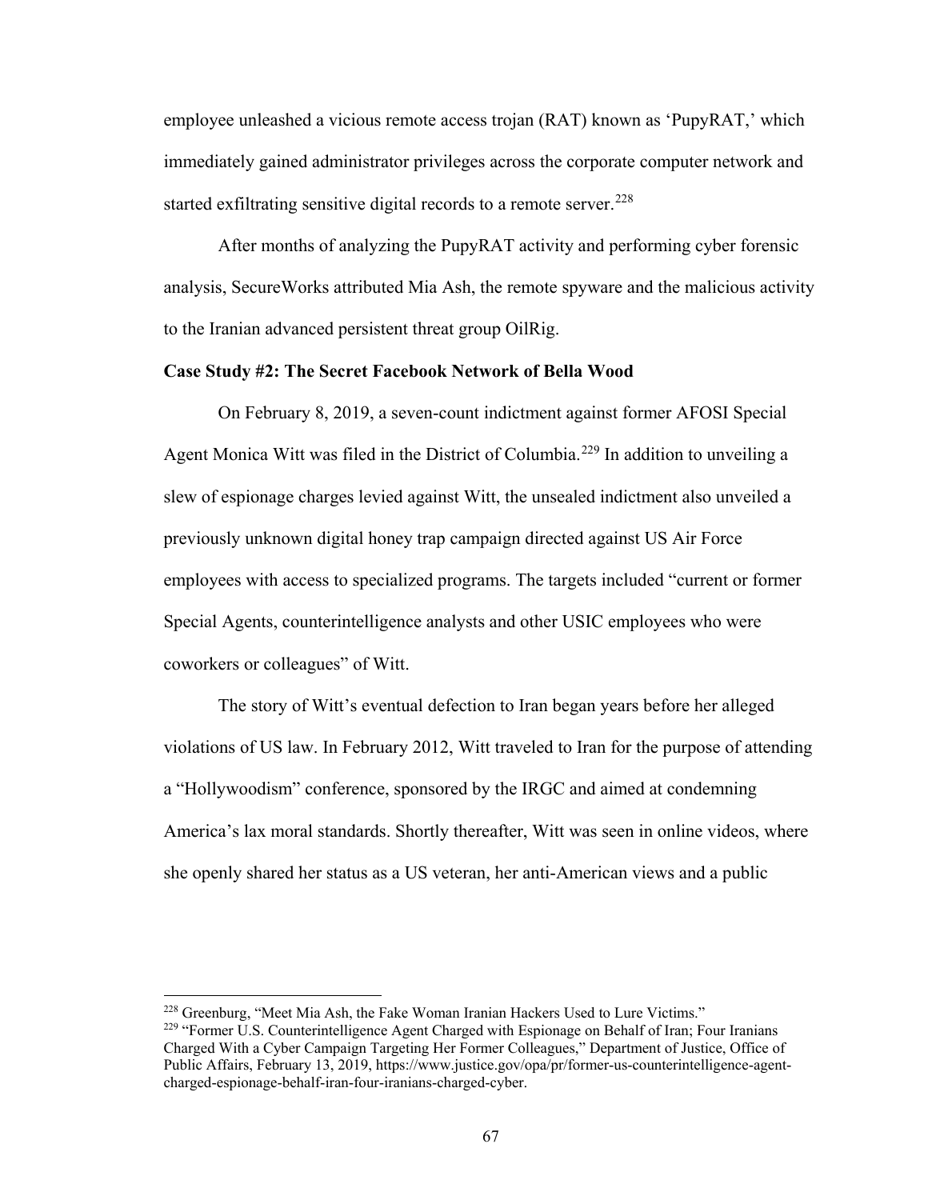employee unleashed a vicious remote access trojan (RAT) known as 'PupyRAT,' which immediately gained administrator privileges across the corporate computer network and started exfiltrating sensitive digital records to a remote server.[228]

After months of analyzing the PupyRAT activity and performing cyber forensic analysis, SecureWorks attributed Mia Ash, the remote spyware and the malicious activity to the Iranian advanced persistent threat group OilRig.

**Case Study #2: The Secret Facebook Network of Bella Wood**

On February 8, 2019, a seven-count indictment against former AFOSI Special Agent Monica Witt was filed in the District of Columbia.[229] In addition to unveiling a slew of espionage charges levied against Witt, the unsealed indictment also unveiled a previously unknown digital honey trap campaign directed against US Air Force employees with access to specialized programs. The targets included "current or former Special Agents, counterintelligence analysts and other USIC employees who were coworkers or colleagues" of Witt.

The story of Witt's eventual defection to Iran began years before her alleged violations of US law. In February 2012, Witt traveled to Iran for the purpose of attending a "Hollywoodism" conference, sponsored by the IRGC and aimed at condemning America's lax moral standards. Shortly thereafter, Witt was seen in online videos, where she openly shared her status as a US veteran, her anti-American views and a public

---

[228] Greenburg, "Meet Mia Ash, the Fake Woman Iranian Hackers Used to Lure Victims."

[229] "Former U.S. Counterintelligence Agent Charged with Espionage on Behalf of Iran; Four Iranians Charged With a Cyber Campaign Targeting Her Former Colleagues," Department of Justice, Office of Public Affairs, February 13, 2019, https://www.justice.gov/opa/pr/former-us-counterintelligence-agent-charged-espionage-behalf-iran-four-iranians-charged-cyber.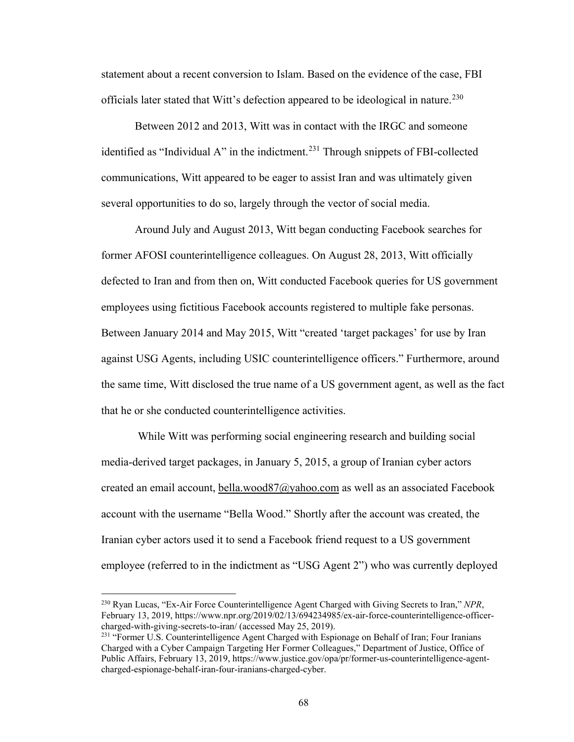statement about a recent conversion to Islam. Based on the evidence of the case, FBI officials later stated that Witt's defection appeared to be ideological in nature.[230]

Between 2012 and 2013, Witt was in contact with the IRGC and someone identified as "Individual A" in the indictment.[231] Through snippets of FBI-collected communications, Witt appeared to be eager to assist Iran and was ultimately given several opportunities to do so, largely through the vector of social media.

Around July and August 2013, Witt began conducting Facebook searches for former AFOSI counterintelligence colleagues. On August 28, 2013, Witt officially defected to Iran and from then on, Witt conducted Facebook queries for US government employees using fictitious Facebook accounts registered to multiple fake personas. Between January 2014 and May 2015, Witt "created 'target packages' for use by Iran against USG Agents, including USIC counterintelligence officers." Furthermore, around the same time, Witt disclosed the true name of a US government agent, as well as the fact that he or she conducted counterintelligence activities.

While Witt was performing social engineering research and building social media-derived target packages, in January 5, 2015, a group of Iranian cyber actors created an email account, bella.wood87@yahoo.com as well as an associated Facebook account with the username "Bella Wood." Shortly after the account was created, the Iranian cyber actors used it to send a Facebook friend request to a US government employee (referred to in the indictment as "USG Agent 2") who was currently deployed

---

[230] Ryan Lucas, "Ex-Air Force Counterintelligence Agent Charged with Giving Secrets to Iran," *NPR*, February 13, 2019, https://www.npr.org/2019/02/13/694234985/ex-air-force-counterintelligence-officer-charged-with-giving-secrets-to-iran/ (accessed May 25, 2019).

[231] "Former U.S. Counterintelligence Agent Charged with Espionage on Behalf of Iran; Four Iranians Charged with a Cyber Campaign Targeting Her Former Colleagues," Department of Justice, Office of Public Affairs, February 13, 2019, https://www.justice.gov/opa/pr/former-us-counterintelligence-agent-charged-espionage-behalf-iran-four-iranians-charged-cyber.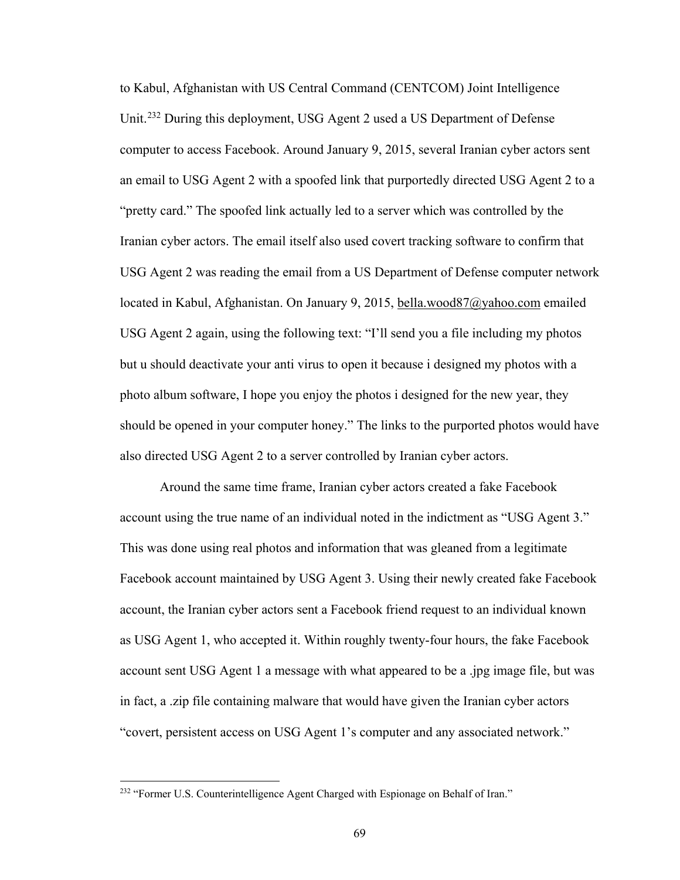to Kabul, Afghanistan with US Central Command (CENTCOM) Joint Intelligence Unit.[232] During this deployment, USG Agent 2 used a US Department of Defense computer to access Facebook. Around January 9, 2015, several Iranian cyber actors sent an email to USG Agent 2 with a spoofed link that purportedly directed USG Agent 2 to a "pretty card." The spoofed link actually led to a server which was controlled by the Iranian cyber actors. The email itself also used covert tracking software to confirm that USG Agent 2 was reading the email from a US Department of Defense computer network located in Kabul, Afghanistan. On January 9, 2015, bella.wood87@yahoo.com emailed USG Agent 2 again, using the following text: "I'll send you a file including my photos but u should deactivate your anti virus to open it because i designed my photos with a photo album software, I hope you enjoy the photos i designed for the new year, they should be opened in your computer honey." The links to the purported photos would have also directed USG Agent 2 to a server controlled by Iranian cyber actors.

Around the same time frame, Iranian cyber actors created a fake Facebook account using the true name of an individual noted in the indictment as "USG Agent 3." This was done using real photos and information that was gleaned from a legitimate Facebook account maintained by USG Agent 3. Using their newly created fake Facebook account, the Iranian cyber actors sent a Facebook friend request to an individual known as USG Agent 1, who accepted it. Within roughly twenty-four hours, the fake Facebook account sent USG Agent 1 a message with what appeared to be a .jpg image file, but was in fact, a .zip file containing malware that would have given the Iranian cyber actors "covert, persistent access on USG Agent 1's computer and any associated network."

[232] "Former U.S. Counterintelligence Agent Charged with Espionage on Behalf of Iran."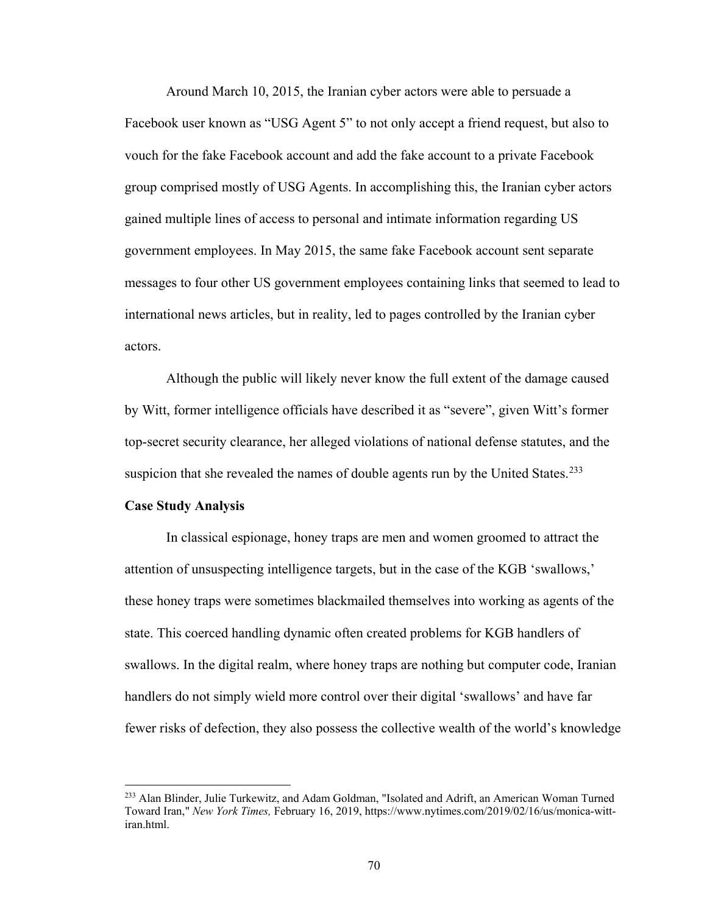Around March 10, 2015, the Iranian cyber actors were able to persuade a Facebook user known as "USG Agent 5" to not only accept a friend request, but also to vouch for the fake Facebook account and add the fake account to a private Facebook group comprised mostly of USG Agents. In accomplishing this, the Iranian cyber actors gained multiple lines of access to personal and intimate information regarding US government employees. In May 2015, the same fake Facebook account sent separate messages to four other US government employees containing links that seemed to lead to international news articles, but in reality, led to pages controlled by the Iranian cyber actors.

Although the public will likely never know the full extent of the damage caused by Witt, former intelligence officials have described it as "severe", given Witt's former top-secret security clearance, her alleged violations of national defense statutes, and the suspicion that she revealed the names of double agents run by the United States.[233]

**Case Study Analysis**

In classical espionage, honey traps are men and women groomed to attract the attention of unsuspecting intelligence targets, but in the case of the KGB 'swallows,' these honey traps were sometimes blackmailed themselves into working as agents of the state. This coerced handling dynamic often created problems for KGB handlers of swallows. In the digital realm, where honey traps are nothing but computer code, Iranian handlers do not simply wield more control over their digital 'swallows' and have far fewer risks of defection, they also possess the collective wealth of the world's knowledge

---

[233] Alan Blinder, Julie Turkewitz, and Adam Goldman, "Isolated and Adrift, an American Woman Turned Toward Iran," *New York Times,* February 16, 2019, https://www.nytimes.com/2019/02/16/us/monica-witt-iran.html.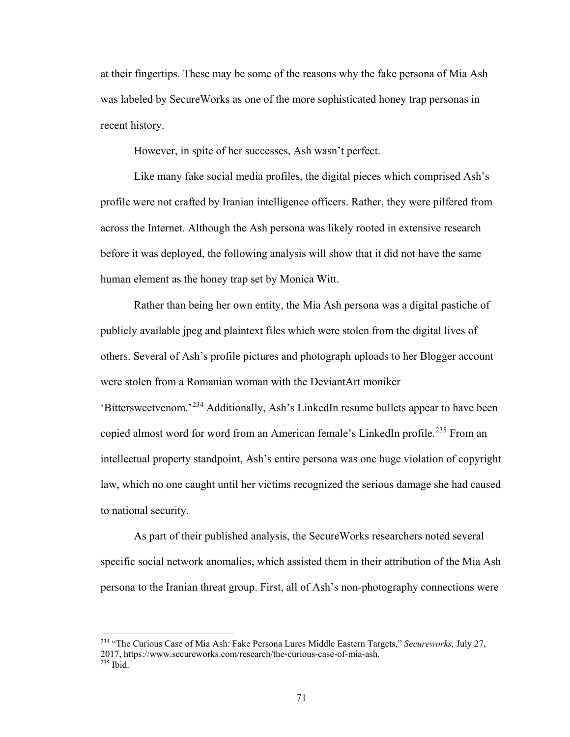at their fingertips. These may be some of the reasons why the fake persona of Mia Ash was labeled by SecureWorks as one of the more sophisticated honey trap personas in recent history.

However, in spite of her successes, Ash wasn't perfect.

Like many fake social media profiles, the digital pieces which comprised Ash's profile were not crafted by Iranian intelligence officers. Rather, they were pilfered from across the Internet. Although the Ash persona was likely rooted in extensive research before it was deployed, the following analysis will show that it did not have the same human element as the honey trap set by Monica Witt.

Rather than being her own entity, the Mia Ash persona was a digital pastiche of publicly available jpeg and plaintext files which were stolen from the digital lives of others. Several of Ash's profile pictures and photograph uploads to her Blogger account were stolen from a Romanian woman with the DeviantArt moniker 'Bittersweetvenom.'[234] Additionally, Ash's LinkedIn resume bullets appear to have been copied almost word for word from an American female's LinkedIn profile.[235] From an intellectual property standpoint, Ash's entire persona was one huge violation of copyright law, which no one caught until her victims recognized the serious damage she had caused to national security.

As part of their published analysis, the SecureWorks researchers noted several specific social network anomalies, which assisted them in their attribution of the Mia Ash persona to the Iranian threat group. First, all of Ash's non-photography connections were

---

[234] "The Curious Case of Mia Ash: Fake Persona Lures Middle Eastern Targets," *Secureworks,* July 27, 2017, https://www.secureworks.com/research/the-curious-case-of-mia-ash.

[235] Ibid.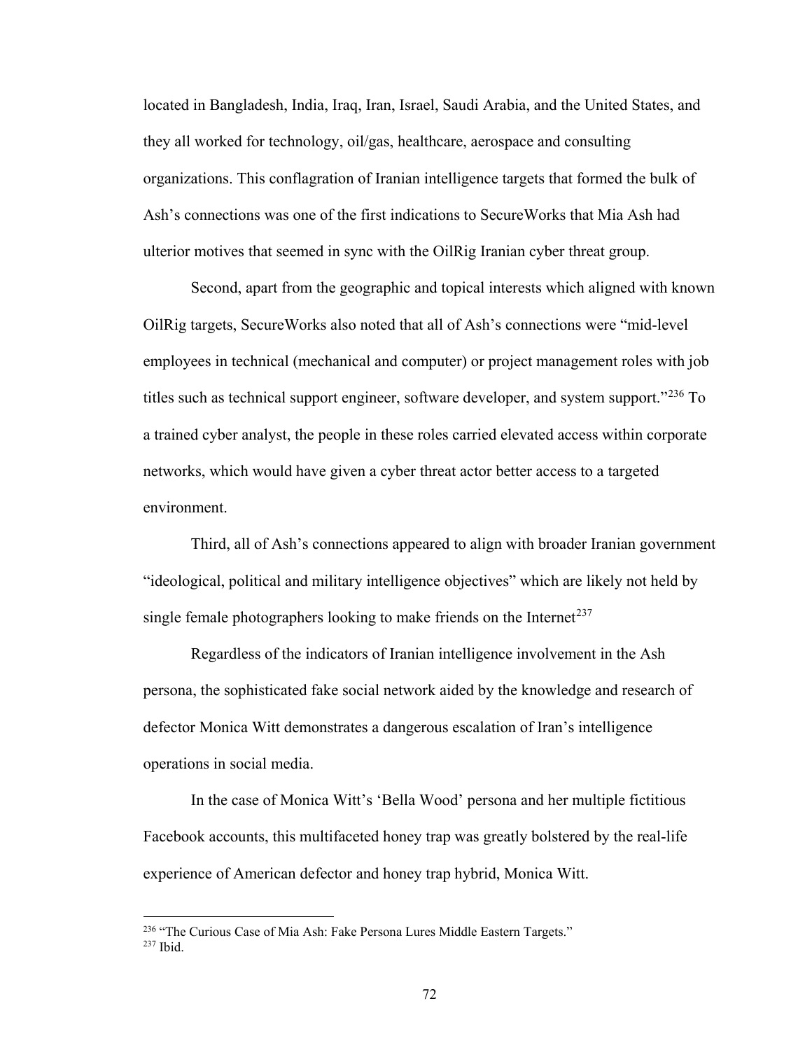located in Bangladesh, India, Iraq, Iran, Israel, Saudi Arabia, and the United States, and they all worked for technology, oil/gas, healthcare, aerospace and consulting organizations. This conflagration of Iranian intelligence targets that formed the bulk of Ash's connections was one of the first indications to SecureWorks that Mia Ash had ulterior motives that seemed in sync with the OilRig Iranian cyber threat group.

Second, apart from the geographic and topical interests which aligned with known OilRig targets, SecureWorks also noted that all of Ash's connections were "mid-level employees in technical (mechanical and computer) or project management roles with job titles such as technical support engineer, software developer, and system support."[236] To a trained cyber analyst, the people in these roles carried elevated access within corporate networks, which would have given a cyber threat actor better access to a targeted environment.

Third, all of Ash's connections appeared to align with broader Iranian government "ideological, political and military intelligence objectives" which are likely not held by single female photographers looking to make friends on the Internet[237]

Regardless of the indicators of Iranian intelligence involvement in the Ash persona, the sophisticated fake social network aided by the knowledge and research of defector Monica Witt demonstrates a dangerous escalation of Iran's intelligence operations in social media.

In the case of Monica Witt's 'Bella Wood' persona and her multiple fictitious Facebook accounts, this multifaceted honey trap was greatly bolstered by the real-life experience of American defector and honey trap hybrid, Monica Witt.

---

[236] "The Curious Case of Mia Ash: Fake Persona Lures Middle Eastern Targets."

[237] Ibid.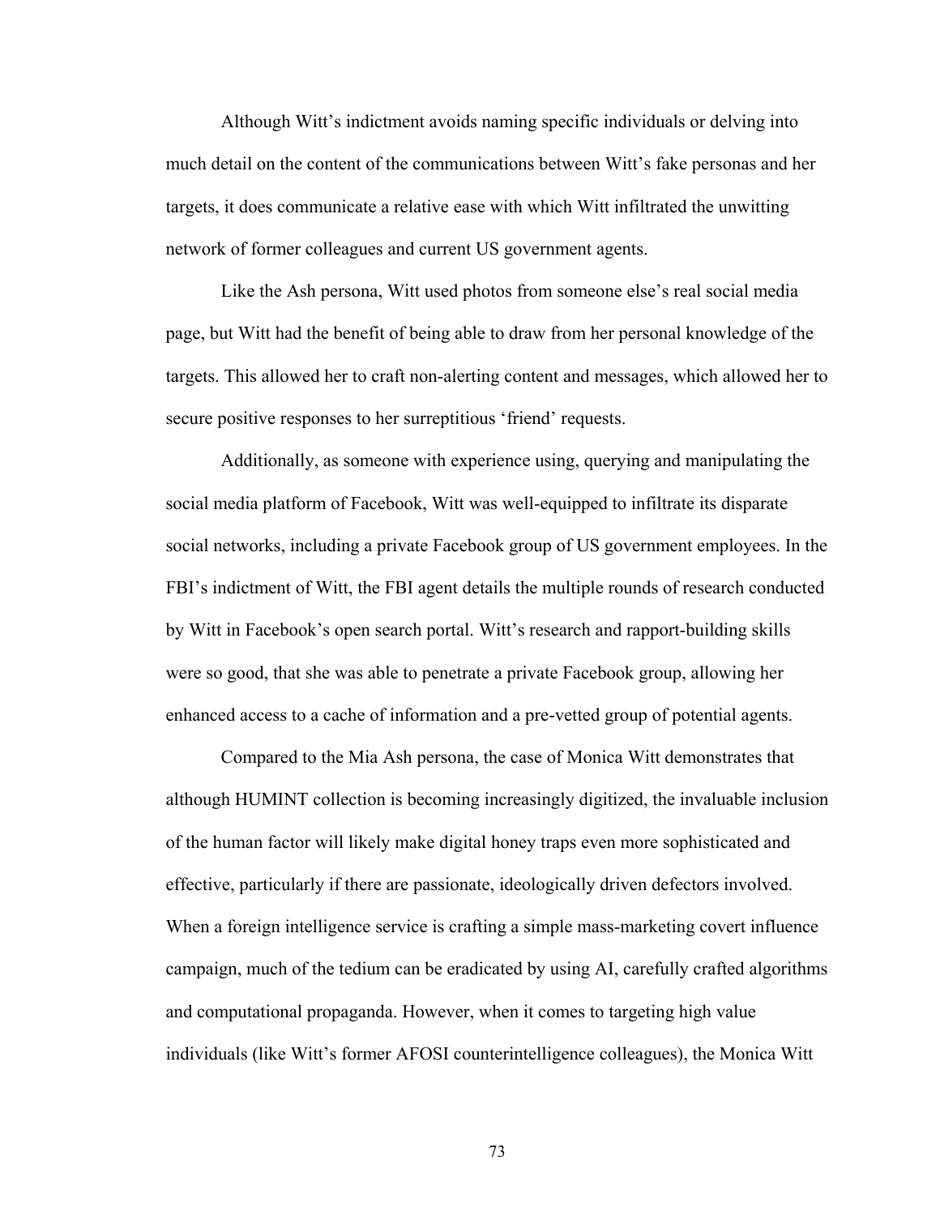Although Witt's indictment avoids naming specific individuals or delving into much detail on the content of the communications between Witt's fake personas and her targets, it does communicate a relative ease with which Witt infiltrated the unwitting network of former colleagues and current US government agents.

Like the Ash persona, Witt used photos from someone else's real social media page, but Witt had the benefit of being able to draw from her personal knowledge of the targets. This allowed her to craft non-alerting content and messages, which allowed her to secure positive responses to her surreptitious 'friend' requests.

Additionally, as someone with experience using, querying and manipulating the social media platform of Facebook, Witt was well-equipped to infiltrate its disparate social networks, including a private Facebook group of US government employees. In the FBI's indictment of Witt, the FBI agent details the multiple rounds of research conducted by Witt in Facebook's open search portal. Witt's research and rapport-building skills were so good, that she was able to penetrate a private Facebook group, allowing her enhanced access to a cache of information and a pre-vetted group of potential agents.

Compared to the Mia Ash persona, the case of Monica Witt demonstrates that although HUMINT collection is becoming increasingly digitized, the invaluable inclusion of the human factor will likely make digital honey traps even more sophisticated and effective, particularly if there are passionate, ideologically driven defectors involved. When a foreign intelligence service is crafting a simple mass-marketing covert influence campaign, much of the tedium can be eradicated by using AI, carefully crafted algorithms and computational propaganda. However, when it comes to targeting high value individuals (like Witt's former AFOSI counterintelligence colleagues), the Monica Witt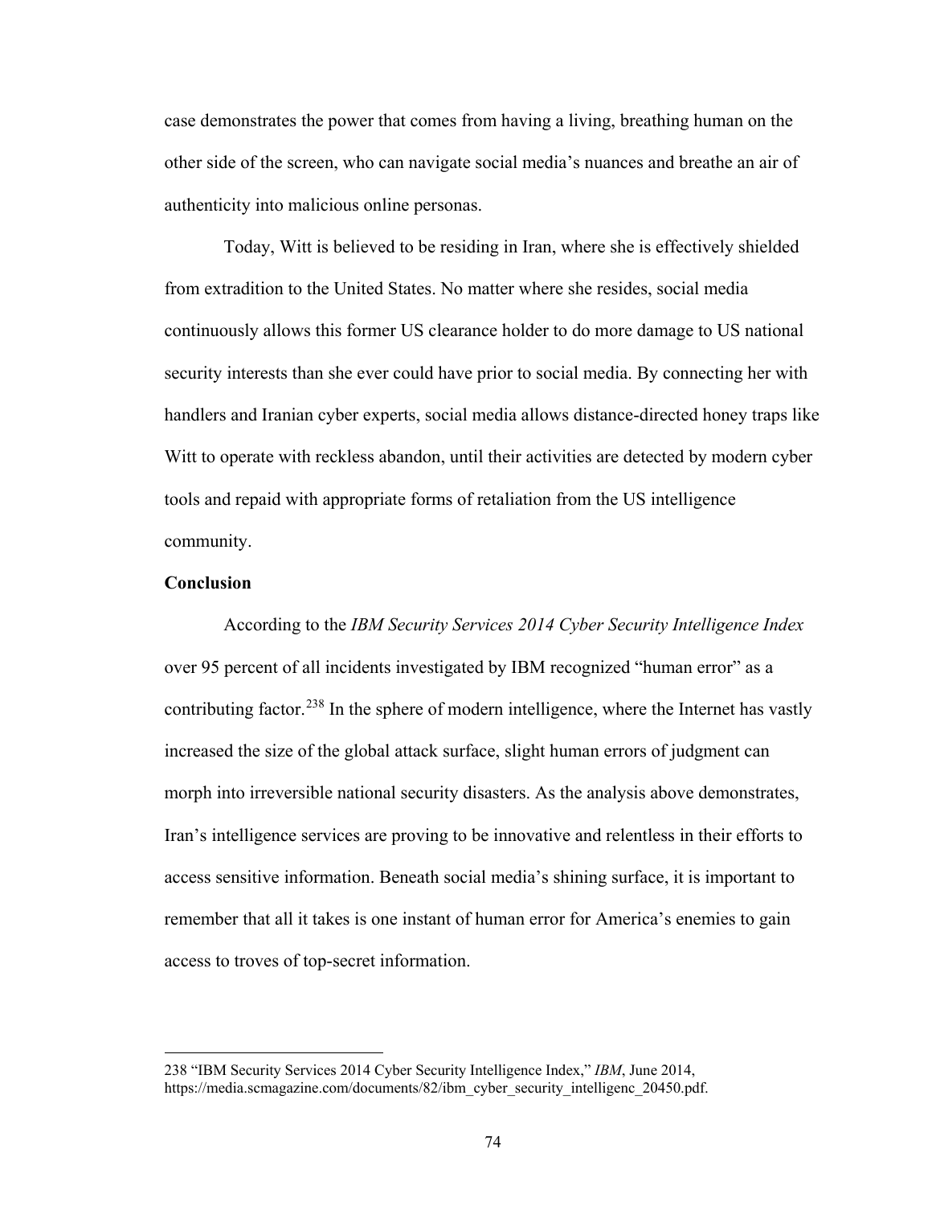case demonstrates the power that comes from having a living, breathing human on the other side of the screen, who can navigate social media's nuances and breathe an air of authenticity into malicious online personas.

Today, Witt is believed to be residing in Iran, where she is effectively shielded from extradition to the United States. No matter where she resides, social media continuously allows this former US clearance holder to do more damage to US national security interests than she ever could have prior to social media. By connecting her with handlers and Iranian cyber experts, social media allows distance-directed honey traps like Witt to operate with reckless abandon, until their activities are detected by modern cyber tools and repaid with appropriate forms of retaliation from the US intelligence community.

**Conclusion**

According to the *IBM Security Services 2014 Cyber Security Intelligence Index* over 95 percent of all incidents investigated by IBM recognized "human error" as a contributing factor.[238] In the sphere of modern intelligence, where the Internet has vastly increased the size of the global attack surface, slight human errors of judgment can morph into irreversible national security disasters. As the analysis above demonstrates, Iran's intelligence services are proving to be innovative and relentless in their efforts to access sensitive information. Beneath social media's shining surface, it is important to remember that all it takes is one instant of human error for America's enemies to gain access to troves of top-secret information.

---

238 "IBM Security Services 2014 Cyber Security Intelligence Index," *IBM*, June 2014, https://media.scmagazine.com/documents/82/ibm_cyber_security_intelligenc_20450.pdf.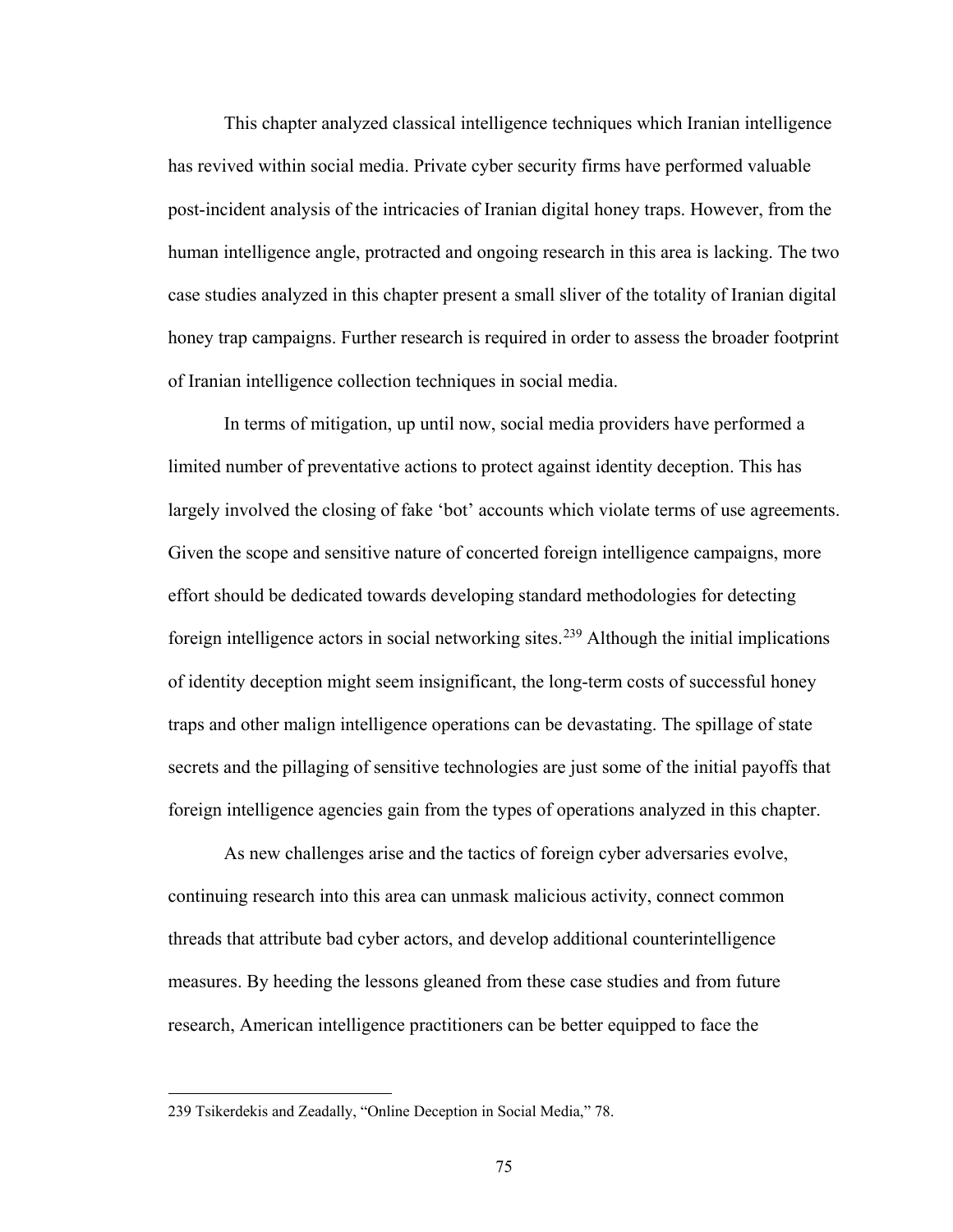This chapter analyzed classical intelligence techniques which Iranian intelligence has revived within social media. Private cyber security firms have performed valuable post-incident analysis of the intricacies of Iranian digital honey traps. However, from the human intelligence angle, protracted and ongoing research in this area is lacking. The two case studies analyzed in this chapter present a small sliver of the totality of Iranian digital honey trap campaigns. Further research is required in order to assess the broader footprint of Iranian intelligence collection techniques in social media.

In terms of mitigation, up until now, social media providers have performed a limited number of preventative actions to protect against identity deception. This has largely involved the closing of fake 'bot' accounts which violate terms of use agreements. Given the scope and sensitive nature of concerted foreign intelligence campaigns, more effort should be dedicated towards developing standard methodologies for detecting foreign intelligence actors in social networking sites.[239] Although the initial implications of identity deception might seem insignificant, the long-term costs of successful honey traps and other malign intelligence operations can be devastating. The spillage of state secrets and the pillaging of sensitive technologies are just some of the initial payoffs that foreign intelligence agencies gain from the types of operations analyzed in this chapter.

As new challenges arise and the tactics of foreign cyber adversaries evolve, continuing research into this area can unmask malicious activity, connect common threads that attribute bad cyber actors, and develop additional counterintelligence measures. By heeding the lessons gleaned from these case studies and from future research, American intelligence practitioners can be better equipped to face the

---

239 Tsikerdekis and Zeadally, "Online Deception in Social Media," 78.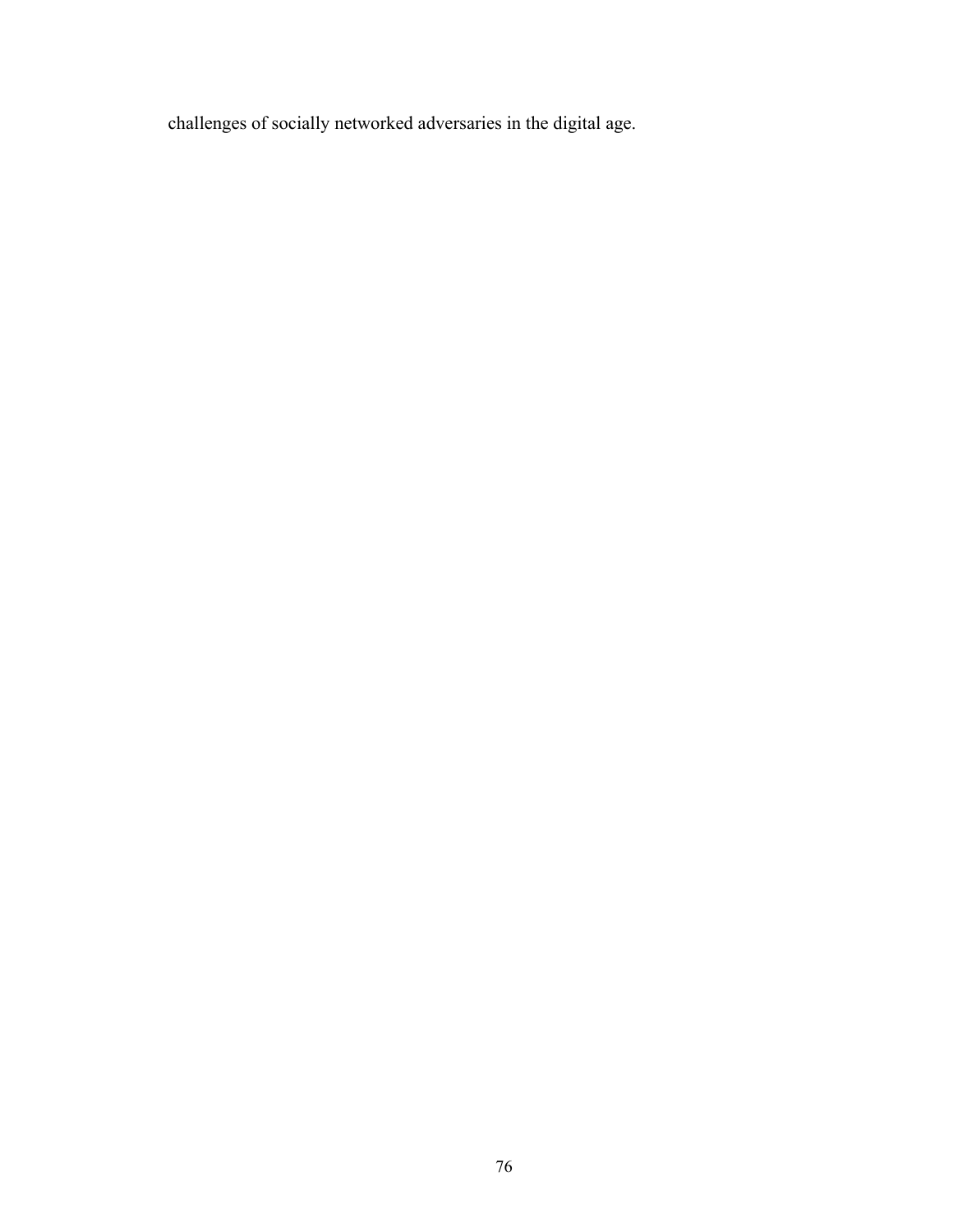challenges of socially networked adversaries in the digital age.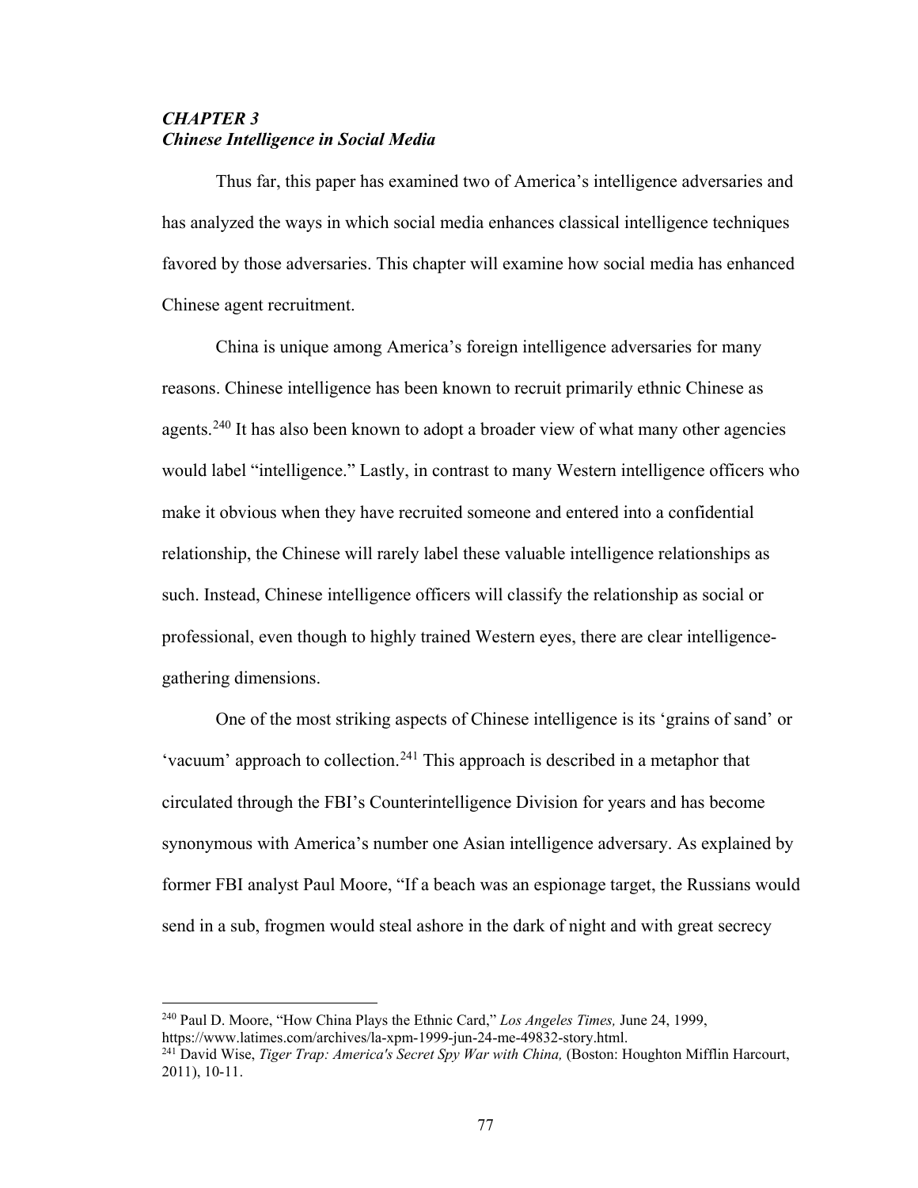## *CHAPTER 3*
## *Chinese Intelligence in Social Media*

Thus far, this paper has examined two of America's intelligence adversaries and has analyzed the ways in which social media enhances classical intelligence techniques favored by those adversaries. This chapter will examine how social media has enhanced Chinese agent recruitment.

China is unique among America's foreign intelligence adversaries for many reasons. Chinese intelligence has been known to recruit primarily ethnic Chinese as agents.[240] It has also been known to adopt a broader view of what many other agencies would label "intelligence." Lastly, in contrast to many Western intelligence officers who make it obvious when they have recruited someone and entered into a confidential relationship, the Chinese will rarely label these valuable intelligence relationships as such. Instead, Chinese intelligence officers will classify the relationship as social or professional, even though to highly trained Western eyes, there are clear intelligence-gathering dimensions.

One of the most striking aspects of Chinese intelligence is its 'grains of sand' or 'vacuum' approach to collection.[241] This approach is described in a metaphor that circulated through the FBI's Counterintelligence Division for years and has become synonymous with America's number one Asian intelligence adversary. As explained by former FBI analyst Paul Moore, "If a beach was an espionage target, the Russians would send in a sub, frogmen would steal ashore in the dark of night and with great secrecy

---

[240] Paul D. Moore, "How China Plays the Ethnic Card," *Los Angeles Times,* June 24, 1999, https://www.latimes.com/archives/la-xpm-1999-jun-24-me-49832-story.html.

[241] David Wise, *Tiger Trap: America's Secret Spy War with China,* (Boston: Houghton Mifflin Harcourt, 2011), 10-11.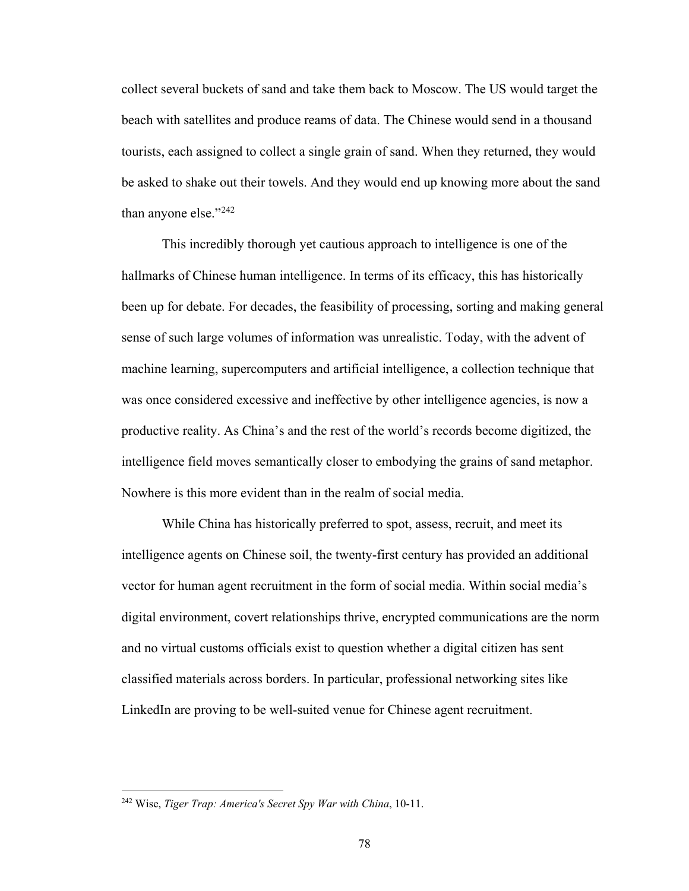collect several buckets of sand and take them back to Moscow. The US would target the beach with satellites and produce reams of data. The Chinese would send in a thousand tourists, each assigned to collect a single grain of sand. When they returned, they would be asked to shake out their towels. And they would end up knowing more about the sand than anyone else."[242]

This incredibly thorough yet cautious approach to intelligence is one of the hallmarks of Chinese human intelligence. In terms of its efficacy, this has historically been up for debate. For decades, the feasibility of processing, sorting and making general sense of such large volumes of information was unrealistic. Today, with the advent of machine learning, supercomputers and artificial intelligence, a collection technique that was once considered excessive and ineffective by other intelligence agencies, is now a productive reality. As China's and the rest of the world's records become digitized, the intelligence field moves semantically closer to embodying the grains of sand metaphor. Nowhere is this more evident than in the realm of social media.

While China has historically preferred to spot, assess, recruit, and meet its intelligence agents on Chinese soil, the twenty-first century has provided an additional vector for human agent recruitment in the form of social media. Within social media's digital environment, covert relationships thrive, encrypted communications are the norm and no virtual customs officials exist to question whether a digital citizen has sent classified materials across borders. In particular, professional networking sites like LinkedIn are proving to be well-suited venue for Chinese agent recruitment.

---

[242] Wise, *Tiger Trap: America's Secret Spy War with China*, 10-11.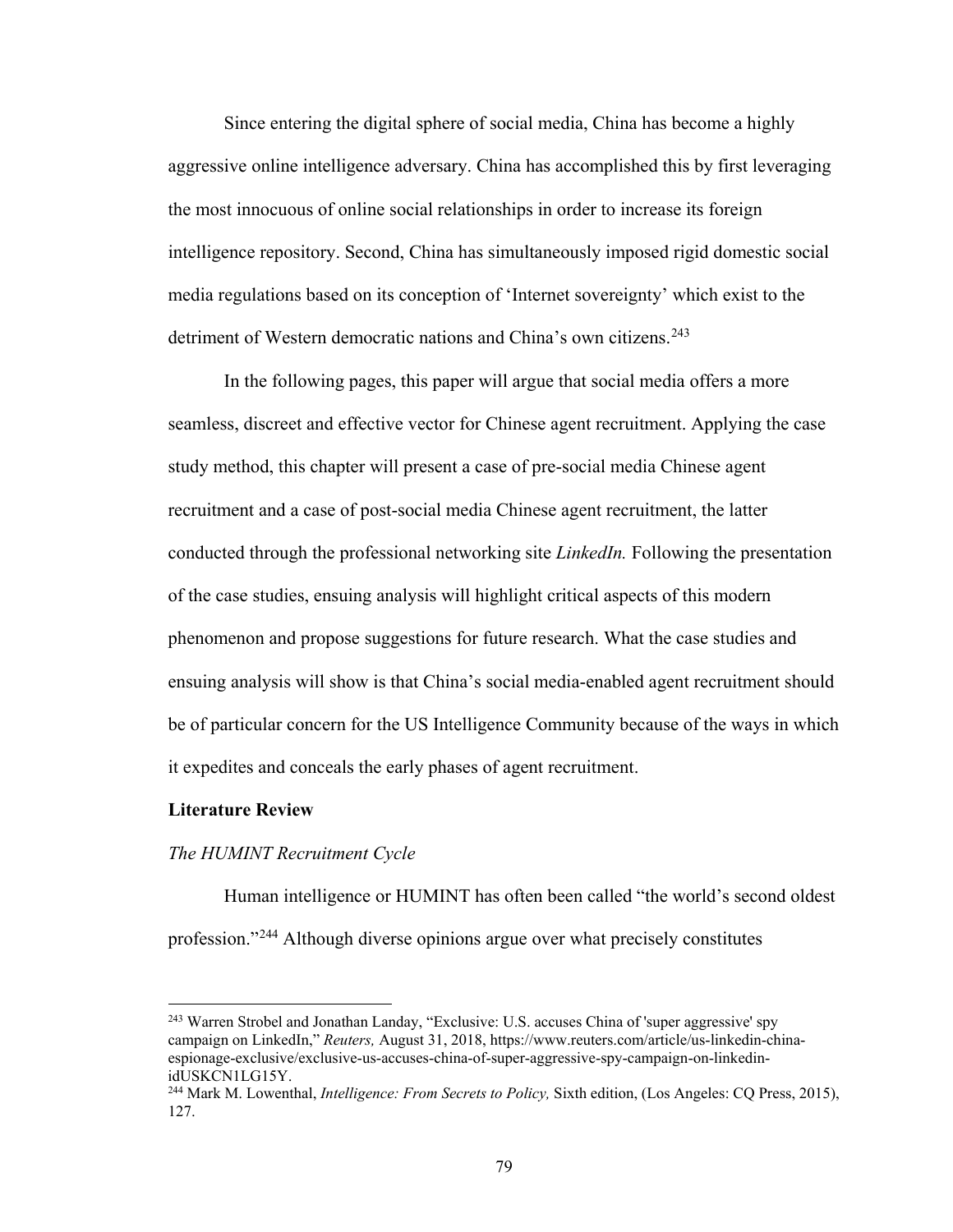Since entering the digital sphere of social media, China has become a highly aggressive online intelligence adversary. China has accomplished this by first leveraging the most innocuous of online social relationships in order to increase its foreign intelligence repository. Second, China has simultaneously imposed rigid domestic social media regulations based on its conception of 'Internet sovereignty' which exist to the detriment of Western democratic nations and China's own citizens.[243]

In the following pages, this paper will argue that social media offers a more seamless, discreet and effective vector for Chinese agent recruitment. Applying the case study method, this chapter will present a case of pre-social media Chinese agent recruitment and a case of post-social media Chinese agent recruitment, the latter conducted through the professional networking site *LinkedIn.* Following the presentation of the case studies, ensuing analysis will highlight critical aspects of this modern phenomenon and propose suggestions for future research. What the case studies and ensuing analysis will show is that China's social media-enabled agent recruitment should be of particular concern for the US Intelligence Community because of the ways in which it expedites and conceals the early phases of agent recruitment.

## Literature Review

### *The HUMINT Recruitment Cycle*

Human intelligence or HUMINT has often been called "the world's second oldest profession."[244] Although diverse opinions argue over what precisely constitutes

---

[243] Warren Strobel and Jonathan Landay, "Exclusive: U.S. accuses China of 'super aggressive' spy campaign on LinkedIn," *Reuters,* August 31, 2018, https://www.reuters.com/article/us-linkedin-china-espionage-exclusive/exclusive-us-accuses-china-of-super-aggressive-spy-campaign-on-linkedin-idUSKCN1LG15Y.

[244] Mark M. Lowenthal, *Intelligence: From Secrets to Policy,* Sixth edition, (Los Angeles: CQ Press, 2015), 127.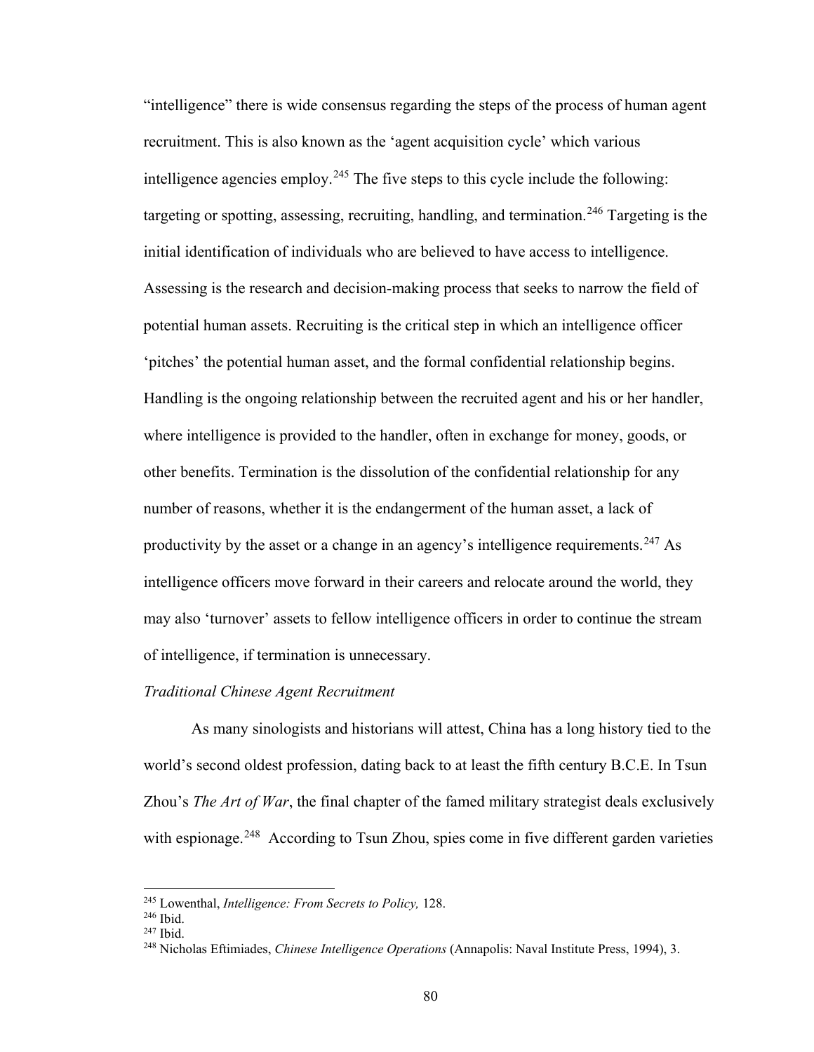"intelligence" there is wide consensus regarding the steps of the process of human agent recruitment. This is also known as the 'agent acquisition cycle' which various intelligence agencies employ.[245] The five steps to this cycle include the following: targeting or spotting, assessing, recruiting, handling, and termination.[246] Targeting is the initial identification of individuals who are believed to have access to intelligence. Assessing is the research and decision-making process that seeks to narrow the field of potential human assets. Recruiting is the critical step in which an intelligence officer 'pitches' the potential human asset, and the formal confidential relationship begins. Handling is the ongoing relationship between the recruited agent and his or her handler, where intelligence is provided to the handler, often in exchange for money, goods, or other benefits. Termination is the dissolution of the confidential relationship for any number of reasons, whether it is the endangerment of the human asset, a lack of productivity by the asset or a change in an agency's intelligence requirements.[247] As intelligence officers move forward in their careers and relocate around the world, they may also 'turnover' assets to fellow intelligence officers in order to continue the stream of intelligence, if termination is unnecessary.

*Traditional Chinese Agent Recruitment*

As many sinologists and historians will attest, China has a long history tied to the world's second oldest profession, dating back to at least the fifth century B.C.E. In Tsun Zhou's *The Art of War*, the final chapter of the famed military strategist deals exclusively with espionage.[248] According to Tsun Zhou, spies come in five different garden varieties

---

[245] Lowenthal, *Intelligence: From Secrets to Policy,* 128.
[246] Ibid.
[247] Ibid.
[248] Nicholas Eftimiades, *Chinese Intelligence Operations* (Annapolis: Naval Institute Press, 1994), 3.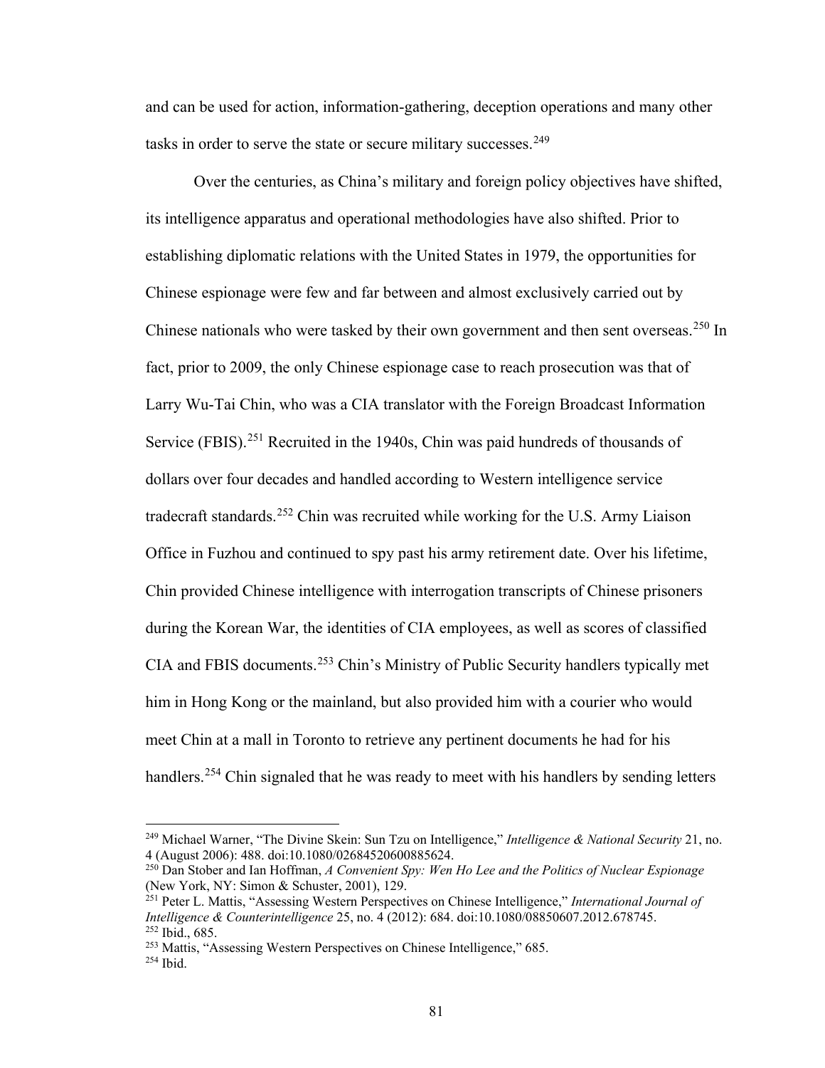and can be used for action, information-gathering, deception operations and many other tasks in order to serve the state or secure military successes.[249]

Over the centuries, as China's military and foreign policy objectives have shifted, its intelligence apparatus and operational methodologies have also shifted. Prior to establishing diplomatic relations with the United States in 1979, the opportunities for Chinese espionage were few and far between and almost exclusively carried out by Chinese nationals who were tasked by their own government and then sent overseas.[250] In fact, prior to 2009, the only Chinese espionage case to reach prosecution was that of Larry Wu-Tai Chin, who was a CIA translator with the Foreign Broadcast Information Service (FBIS).[251] Recruited in the 1940s, Chin was paid hundreds of thousands of dollars over four decades and handled according to Western intelligence service tradecraft standards.[252] Chin was recruited while working for the U.S. Army Liaison Office in Fuzhou and continued to spy past his army retirement date. Over his lifetime, Chin provided Chinese intelligence with interrogation transcripts of Chinese prisoners during the Korean War, the identities of CIA employees, as well as scores of classified CIA and FBIS documents.[253] Chin's Ministry of Public Security handlers typically met him in Hong Kong or the mainland, but also provided him with a courier who would meet Chin at a mall in Toronto to retrieve any pertinent documents he had for his handlers.[254] Chin signaled that he was ready to meet with his handlers by sending letters

---

[249] Michael Warner, "The Divine Skein: Sun Tzu on Intelligence," *Intelligence & National Security* 21, no. 4 (August 2006): 488. doi:10.1080/02684520600885624.

[250] Dan Stober and Ian Hoffman, *A Convenient Spy: Wen Ho Lee and the Politics of Nuclear Espionage* (New York, NY: Simon & Schuster, 2001), 129.

[251] Peter L. Mattis, "Assessing Western Perspectives on Chinese Intelligence," *International Journal of Intelligence & Counterintelligence* 25, no. 4 (2012): 684. doi:10.1080/08850607.2012.678745.

[252] Ibid., 685.

[253] Mattis, "Assessing Western Perspectives on Chinese Intelligence," 685.

[254] Ibid.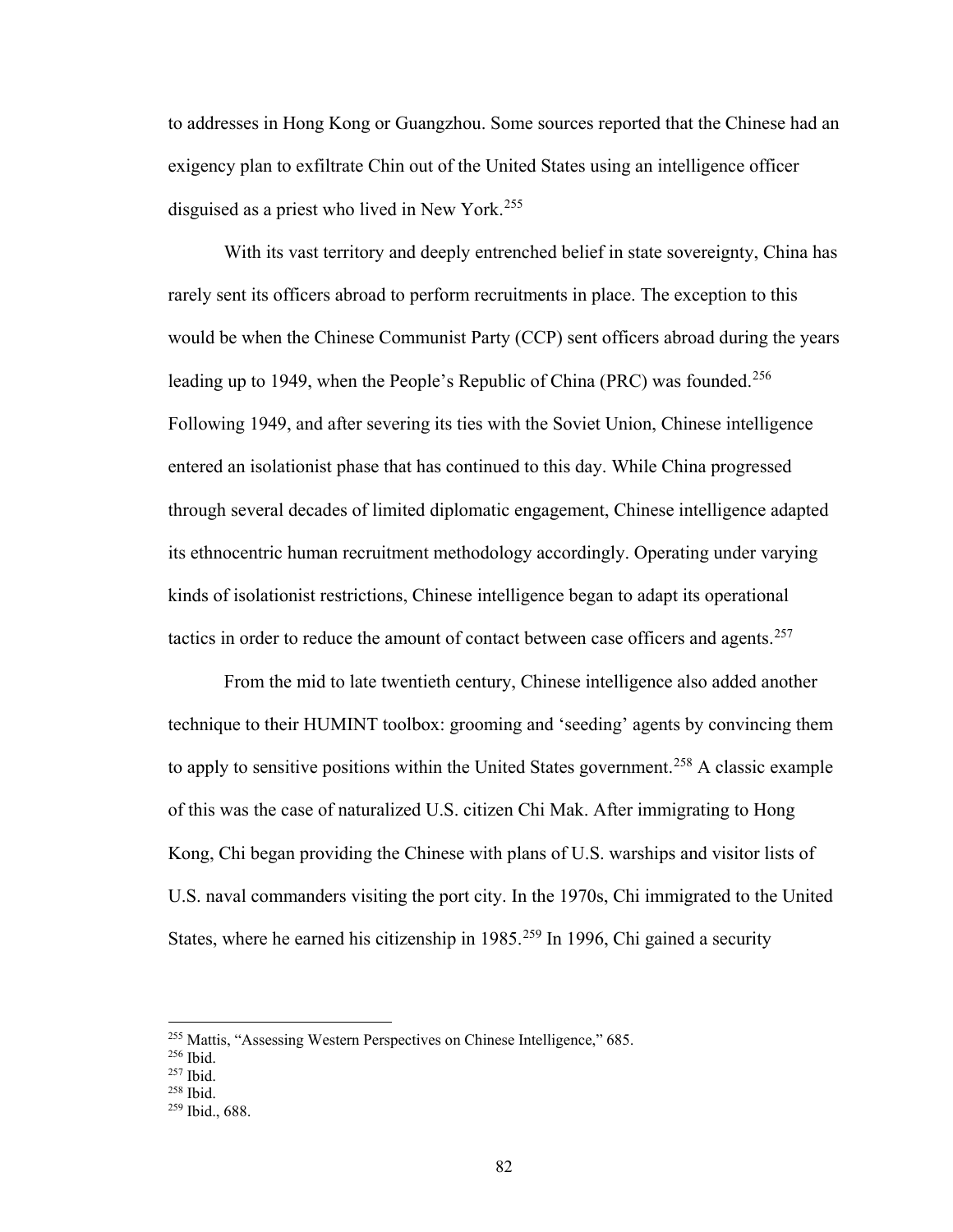to addresses in Hong Kong or Guangzhou. Some sources reported that the Chinese had an exigency plan to exfiltrate Chin out of the United States using an intelligence officer disguised as a priest who lived in New York.[255]

With its vast territory and deeply entrenched belief in state sovereignty, China has rarely sent its officers abroad to perform recruitments in place. The exception to this would be when the Chinese Communist Party (CCP) sent officers abroad during the years leading up to 1949, when the People's Republic of China (PRC) was founded.[256] Following 1949, and after severing its ties with the Soviet Union, Chinese intelligence entered an isolationist phase that has continued to this day. While China progressed through several decades of limited diplomatic engagement, Chinese intelligence adapted its ethnocentric human recruitment methodology accordingly. Operating under varying kinds of isolationist restrictions, Chinese intelligence began to adapt its operational tactics in order to reduce the amount of contact between case officers and agents.[257]

From the mid to late twentieth century, Chinese intelligence also added another technique to their HUMINT toolbox: grooming and 'seeding' agents by convincing them to apply to sensitive positions within the United States government.[258] A classic example of this was the case of naturalized U.S. citizen Chi Mak. After immigrating to Hong Kong, Chi began providing the Chinese with plans of U.S. warships and visitor lists of U.S. naval commanders visiting the port city. In the 1970s, Chi immigrated to the United States, where he earned his citizenship in 1985.[259] In 1996, Chi gained a security

---

[255] Mattis, "Assessing Western Perspectives on Chinese Intelligence," 685.
[256] Ibid.
[257] Ibid.
[258] Ibid.
[259] Ibid., 688.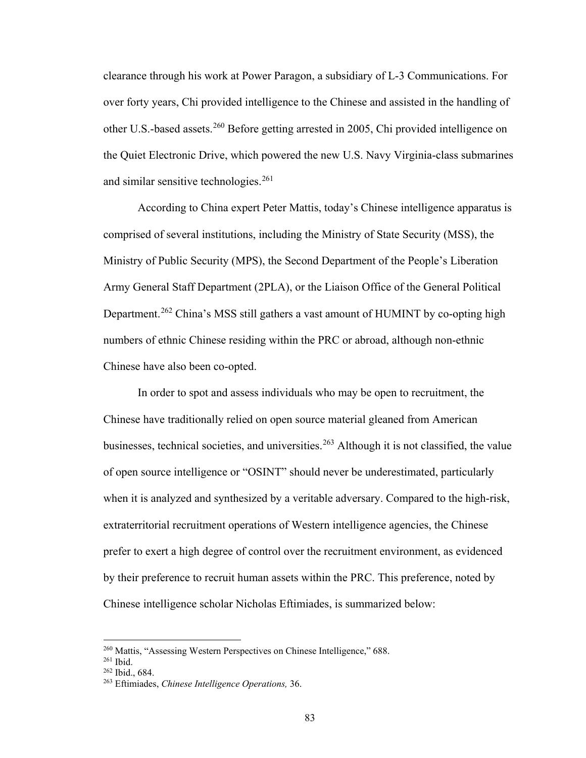clearance through his work at Power Paragon, a subsidiary of L-3 Communications. For over forty years, Chi provided intelligence to the Chinese and assisted in the handling of other U.S.-based assets.[260] Before getting arrested in 2005, Chi provided intelligence on the Quiet Electronic Drive, which powered the new U.S. Navy Virginia-class submarines and similar sensitive technologies.[261]

According to China expert Peter Mattis, today's Chinese intelligence apparatus is comprised of several institutions, including the Ministry of State Security (MSS), the Ministry of Public Security (MPS), the Second Department of the People's Liberation Army General Staff Department (2PLA), or the Liaison Office of the General Political Department.[262] China's MSS still gathers a vast amount of HUMINT by co-opting high numbers of ethnic Chinese residing within the PRC or abroad, although non-ethnic Chinese have also been co-opted.

In order to spot and assess individuals who may be open to recruitment, the Chinese have traditionally relied on open source material gleaned from American businesses, technical societies, and universities.[263] Although it is not classified, the value of open source intelligence or "OSINT" should never be underestimated, particularly when it is analyzed and synthesized by a veritable adversary. Compared to the high-risk, extraterritorial recruitment operations of Western intelligence agencies, the Chinese prefer to exert a high degree of control over the recruitment environment, as evidenced by their preference to recruit human assets within the PRC. This preference, noted by Chinese intelligence scholar Nicholas Eftimiades, is summarized below:

---

[260] Mattis, "Assessing Western Perspectives on Chinese Intelligence," 688.
[261] Ibid.
[262] Ibid., 684.
[263] Eftimiades, *Chinese Intelligence Operations,* 36.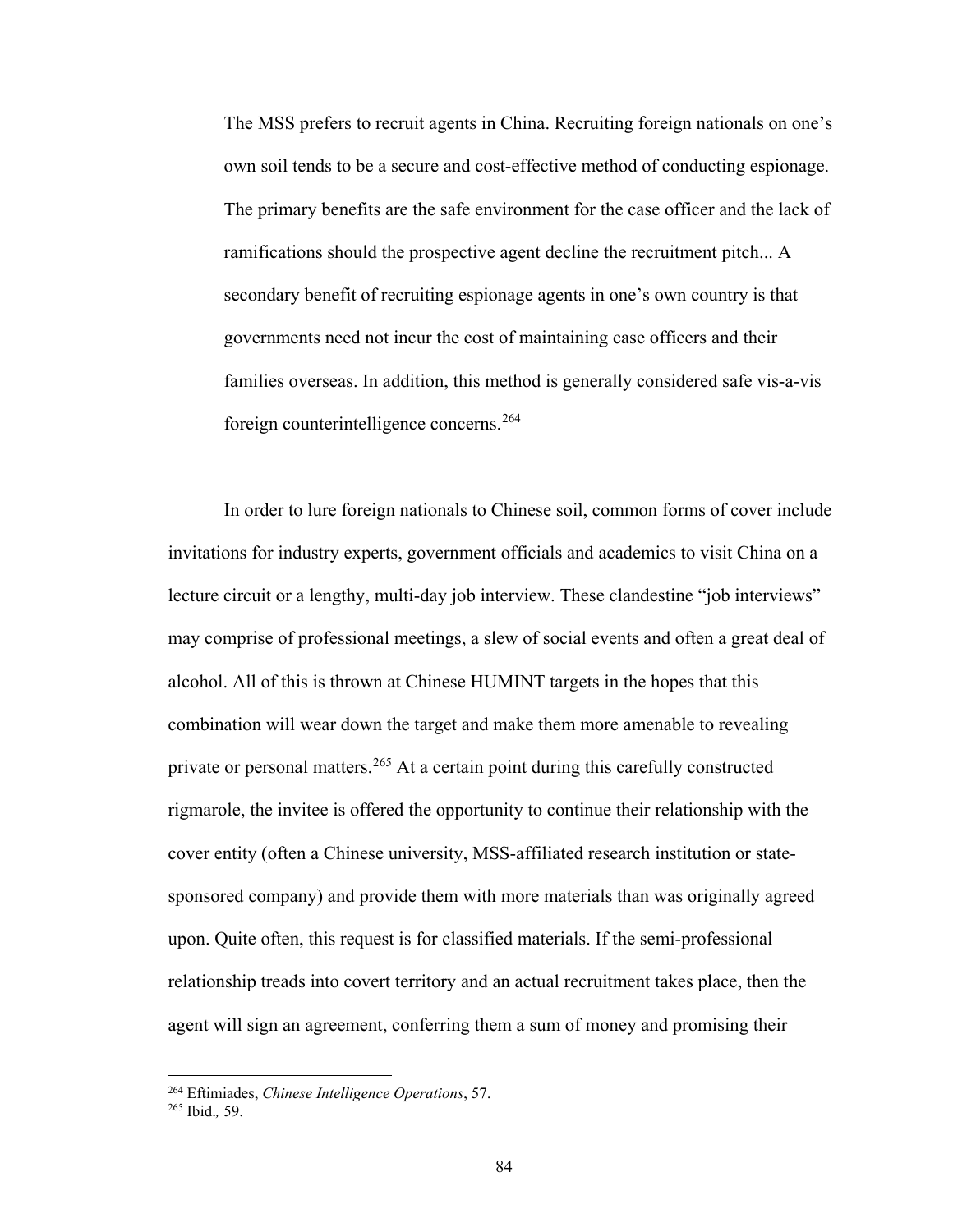> The MSS prefers to recruit agents in China. Recruiting foreign nationals on one's own soil tends to be a secure and cost-effective method of conducting espionage. The primary benefits are the safe environment for the case officer and the lack of ramifications should the prospective agent decline the recruitment pitch... A secondary benefit of recruiting espionage agents in one's own country is that governments need not incur the cost of maintaining case officers and their families overseas. In addition, this method is generally considered safe vis-a-vis foreign counterintelligence concerns.[264]

In order to lure foreign nationals to Chinese soil, common forms of cover include invitations for industry experts, government officials and academics to visit China on a lecture circuit or a lengthy, multi-day job interview. These clandestine "job interviews" may comprise of professional meetings, a slew of social events and often a great deal of alcohol. All of this is thrown at Chinese HUMINT targets in the hopes that this combination will wear down the target and make them more amenable to revealing private or personal matters.[265] At a certain point during this carefully constructed rigmarole, the invitee is offered the opportunity to continue their relationship with the cover entity (often a Chinese university, MSS-affiliated research institution or state-sponsored company) and provide them with more materials than was originally agreed upon. Quite often, this request is for classified materials. If the semi-professional relationship treads into covert territory and an actual recruitment takes place, then the agent will sign an agreement, conferring them a sum of money and promising their

---

[264] Eftimiades, *Chinese Intelligence Operations*, 57.

[265] Ibid.*,* 59.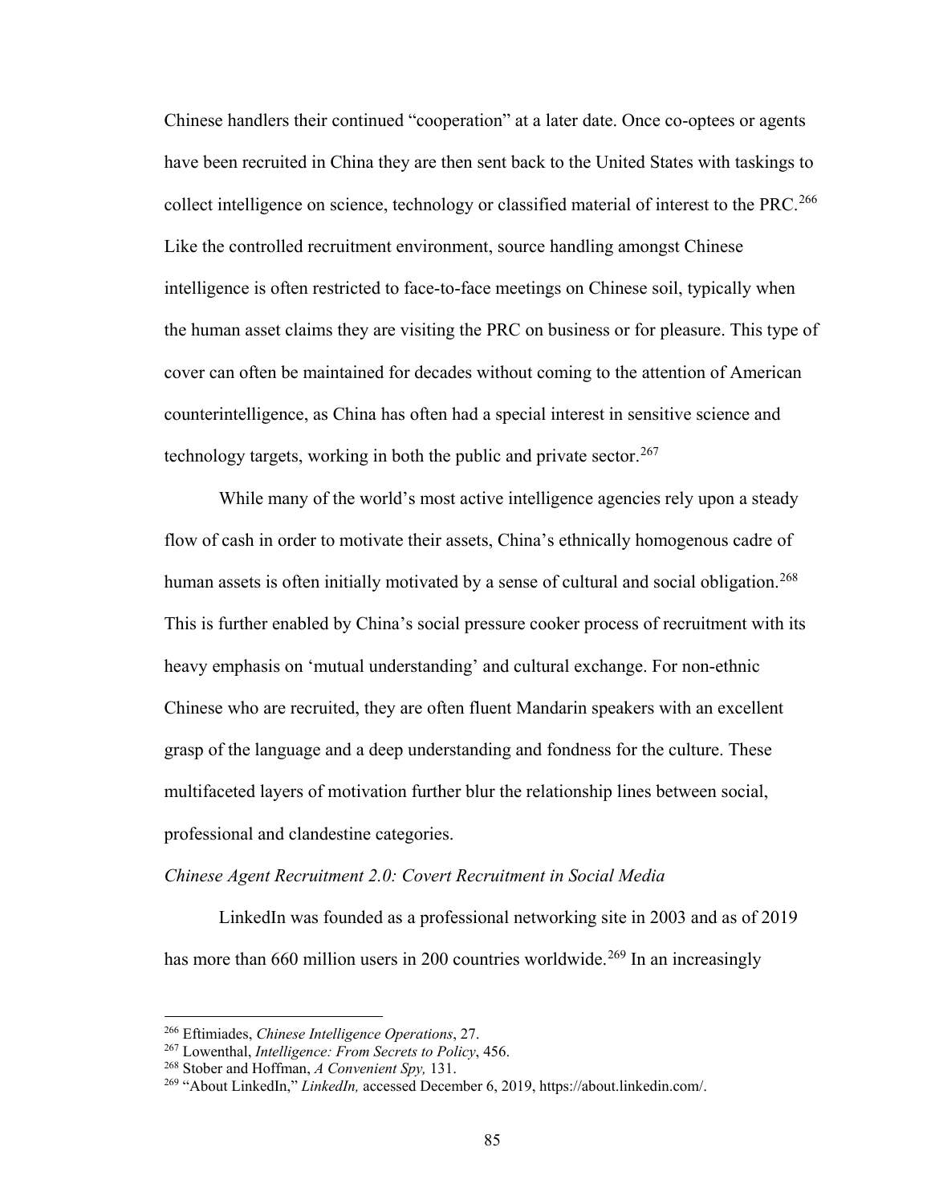Chinese handlers their continued "cooperation" at a later date. Once co-optees or agents have been recruited in China they are then sent back to the United States with taskings to collect intelligence on science, technology or classified material of interest to the PRC.[266] Like the controlled recruitment environment, source handling amongst Chinese intelligence is often restricted to face-to-face meetings on Chinese soil, typically when the human asset claims they are visiting the PRC on business or for pleasure. This type of cover can often be maintained for decades without coming to the attention of American counterintelligence, as China has often had a special interest in sensitive science and technology targets, working in both the public and private sector.[267]

While many of the world's most active intelligence agencies rely upon a steady flow of cash in order to motivate their assets, China's ethnically homogenous cadre of human assets is often initially motivated by a sense of cultural and social obligation.[268] This is further enabled by China's social pressure cooker process of recruitment with its heavy emphasis on 'mutual understanding' and cultural exchange. For non-ethnic Chinese who are recruited, they are often fluent Mandarin speakers with an excellent grasp of the language and a deep understanding and fondness for the culture. These multifaceted layers of motivation further blur the relationship lines between social, professional and clandestine categories.

*Chinese Agent Recruitment 2.0: Covert Recruitment in Social Media*

LinkedIn was founded as a professional networking site in 2003 and as of 2019 has more than 660 million users in 200 countries worldwide.[269] In an increasingly

---

[266] Eftimiades, *Chinese Intelligence Operations*, 27.

[267] Lowenthal, *Intelligence: From Secrets to Policy*, 456.

[268] Stober and Hoffman, *A Convenient Spy,* 131.

[269] "About LinkedIn," *LinkedIn,* accessed December 6, 2019, https://about.linkedin.com/.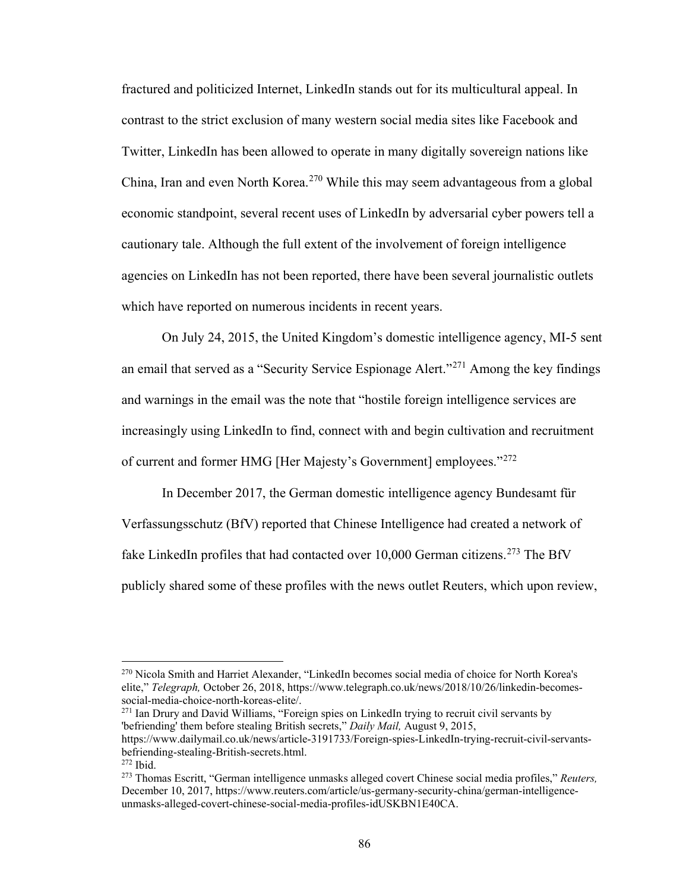fractured and politicized Internet, LinkedIn stands out for its multicultural appeal. In contrast to the strict exclusion of many western social media sites like Facebook and Twitter, LinkedIn has been allowed to operate in many digitally sovereign nations like China, Iran and even North Korea.[270] While this may seem advantageous from a global economic standpoint, several recent uses of LinkedIn by adversarial cyber powers tell a cautionary tale. Although the full extent of the involvement of foreign intelligence agencies on LinkedIn has not been reported, there have been several journalistic outlets which have reported on numerous incidents in recent years.

On July 24, 2015, the United Kingdom's domestic intelligence agency, MI-5 sent an email that served as a "Security Service Espionage Alert."[271] Among the key findings and warnings in the email was the note that "hostile foreign intelligence services are increasingly using LinkedIn to find, connect with and begin cultivation and recruitment of current and former HMG [Her Majesty's Government] employees."[272]

In December 2017, the German domestic intelligence agency Bundesamt für Verfassungsschutz (BfV) reported that Chinese Intelligence had created a network of fake LinkedIn profiles that had contacted over 10,000 German citizens.[273] The BfV publicly shared some of these profiles with the news outlet Reuters, which upon review,

---

[270] Nicola Smith and Harriet Alexander, "LinkedIn becomes social media of choice for North Korea's elite," *Telegraph,* October 26, 2018, https://www.telegraph.co.uk/news/2018/10/26/linkedin-becomes-social-media-choice-north-koreas-elite/.

[271] Ian Drury and David Williams, "Foreign spies on LinkedIn trying to recruit civil servants by 'befriending' them before stealing British secrets," *Daily Mail,* August 9, 2015, https://www.dailymail.co.uk/news/article-3191733/Foreign-spies-LinkedIn-trying-recruit-civil-servants-befriending-stealing-British-secrets.html.

[272] Ibid.

[273] Thomas Escritt, "German intelligence unmasks alleged covert Chinese social media profiles," *Reuters,* December 10, 2017, https://www.reuters.com/article/us-germany-security-china/german-intelligence-unmasks-alleged-covert-chinese-social-media-profiles-idUSKBN1E40CA.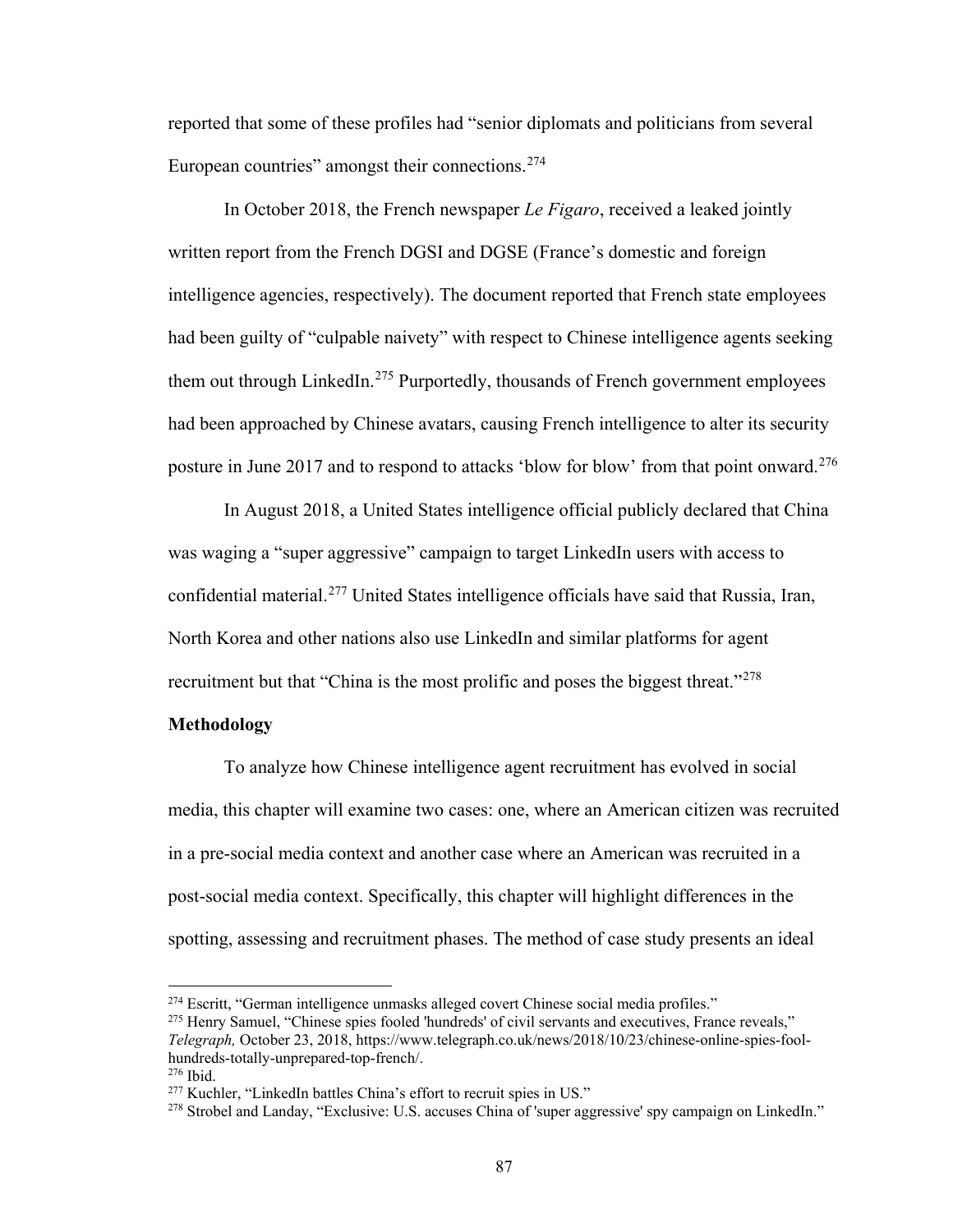reported that some of these profiles had "senior diplomats and politicians from several European countries" amongst their connections.[274]

In October 2018, the French newspaper *Le Figaro*, received a leaked jointly written report from the French DGSI and DGSE (France's domestic and foreign intelligence agencies, respectively). The document reported that French state employees had been guilty of "culpable naivety" with respect to Chinese intelligence agents seeking them out through LinkedIn.[275] Purportedly, thousands of French government employees had been approached by Chinese avatars, causing French intelligence to alter its security posture in June 2017 and to respond to attacks 'blow for blow' from that point onward.[276]

In August 2018, a United States intelligence official publicly declared that China was waging a "super aggressive" campaign to target LinkedIn users with access to confidential material.[277] United States intelligence officials have said that Russia, Iran, North Korea and other nations also use LinkedIn and similar platforms for agent recruitment but that "China is the most prolific and poses the biggest threat."[278]

**Methodology**

To analyze how Chinese intelligence agent recruitment has evolved in social media, this chapter will examine two cases: one, where an American citizen was recruited in a pre-social media context and another case where an American was recruited in a post-social media context. Specifically, this chapter will highlight differences in the spotting, assessing and recruitment phases. The method of case study presents an ideal

---

[274] Escritt, "German intelligence unmasks alleged covert Chinese social media profiles."

[275] Henry Samuel, "Chinese spies fooled 'hundreds' of civil servants and executives, France reveals," *Telegraph,* October 23, 2018, https://www.telegraph.co.uk/news/2018/10/23/chinese-online-spies-fool-hundreds-totally-unprepared-top-french/.

[276] Ibid.

[277] Kuchler, "LinkedIn battles China's effort to recruit spies in US."

[278] Strobel and Landay, "Exclusive: U.S. accuses China of 'super aggressive' spy campaign on LinkedIn."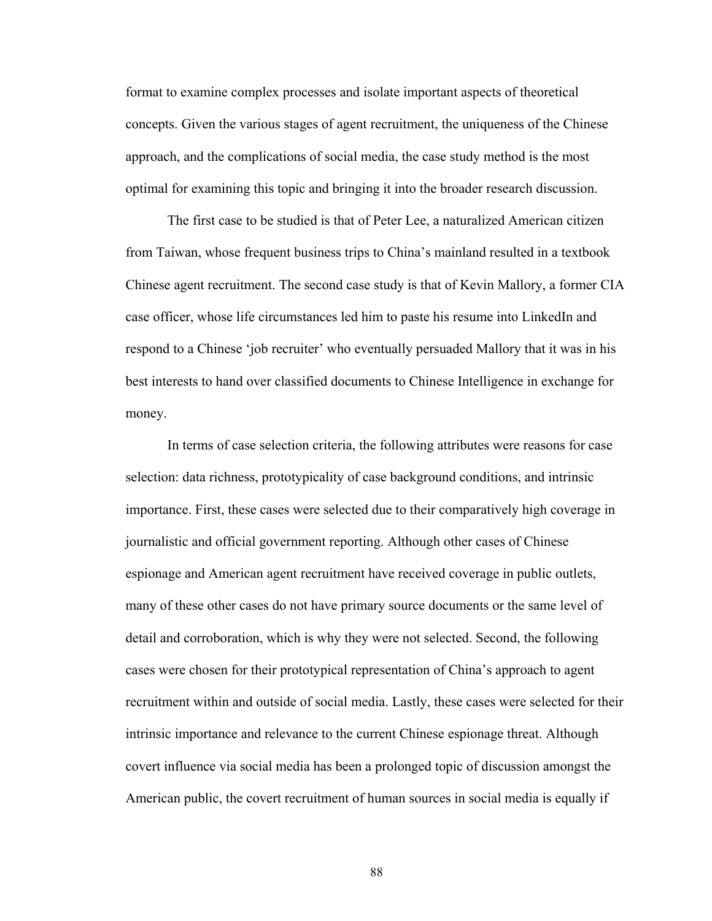format to examine complex processes and isolate important aspects of theoretical concepts. Given the various stages of agent recruitment, the uniqueness of the Chinese approach, and the complications of social media, the case study method is the most optimal for examining this topic and bringing it into the broader research discussion.

The first case to be studied is that of Peter Lee, a naturalized American citizen from Taiwan, whose frequent business trips to China's mainland resulted in a textbook Chinese agent recruitment. The second case study is that of Kevin Mallory, a former CIA case officer, whose life circumstances led him to paste his resume into LinkedIn and respond to a Chinese 'job recruiter' who eventually persuaded Mallory that it was in his best interests to hand over classified documents to Chinese Intelligence in exchange for money.

In terms of case selection criteria, the following attributes were reasons for case selection: data richness, prototypicality of case background conditions, and intrinsic importance. First, these cases were selected due to their comparatively high coverage in journalistic and official government reporting. Although other cases of Chinese espionage and American agent recruitment have received coverage in public outlets, many of these other cases do not have primary source documents or the same level of detail and corroboration, which is why they were not selected. Second, the following cases were chosen for their prototypical representation of China's approach to agent recruitment within and outside of social media. Lastly, these cases were selected for their intrinsic importance and relevance to the current Chinese espionage threat. Although covert influence via social media has been a prolonged topic of discussion amongst the American public, the covert recruitment of human sources in social media is equally if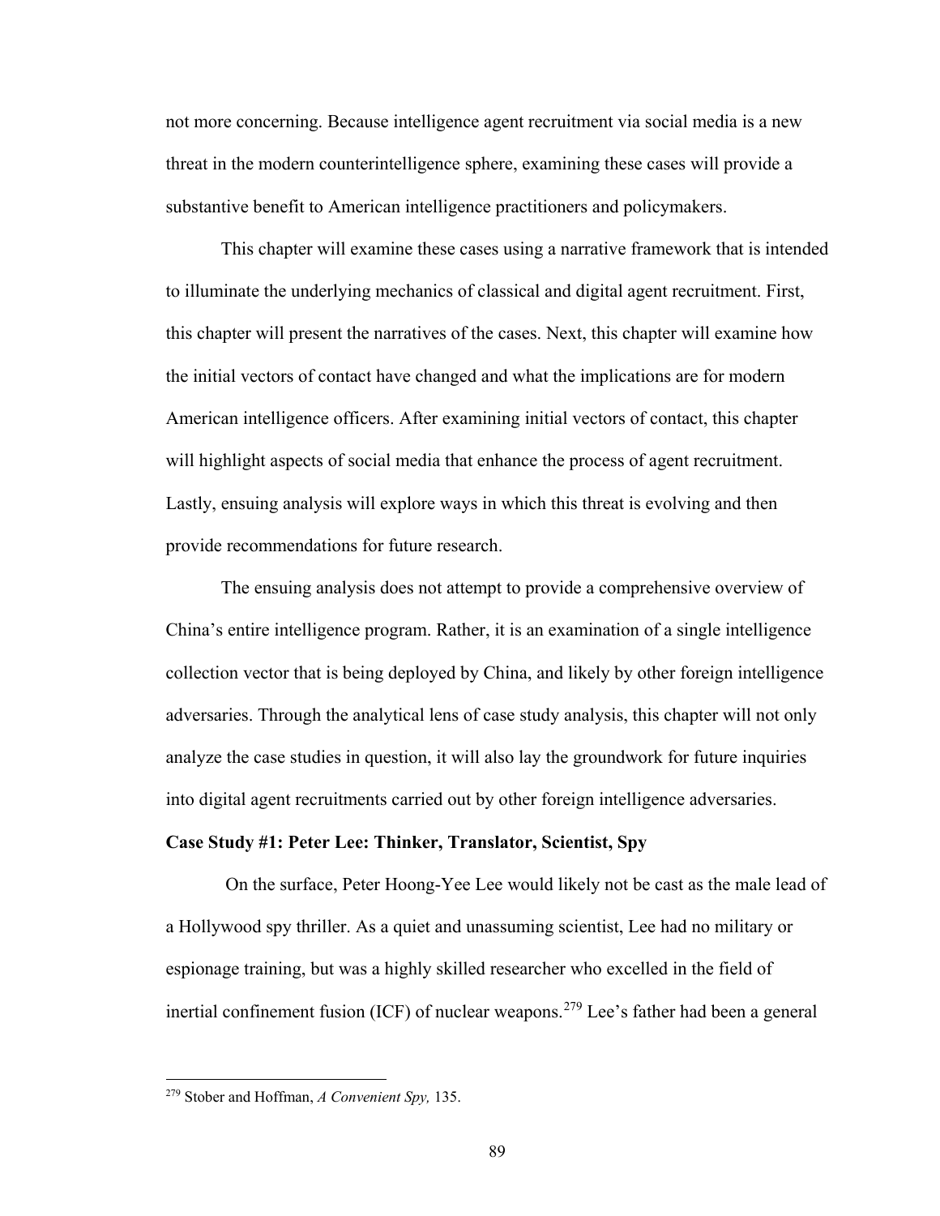not more concerning. Because intelligence agent recruitment via social media is a new threat in the modern counterintelligence sphere, examining these cases will provide a substantive benefit to American intelligence practitioners and policymakers.

This chapter will examine these cases using a narrative framework that is intended to illuminate the underlying mechanics of classical and digital agent recruitment. First, this chapter will present the narratives of the cases. Next, this chapter will examine how the initial vectors of contact have changed and what the implications are for modern American intelligence officers. After examining initial vectors of contact, this chapter will highlight aspects of social media that enhance the process of agent recruitment. Lastly, ensuing analysis will explore ways in which this threat is evolving and then provide recommendations for future research.

The ensuing analysis does not attempt to provide a comprehensive overview of China's entire intelligence program. Rather, it is an examination of a single intelligence collection vector that is being deployed by China, and likely by other foreign intelligence adversaries. Through the analytical lens of case study analysis, this chapter will not only analyze the case studies in question, it will also lay the groundwork for future inquiries into digital agent recruitments carried out by other foreign intelligence adversaries.

**Case Study #1: Peter Lee: Thinker, Translator, Scientist, Spy**

On the surface, Peter Hoong-Yee Lee would likely not be cast as the male lead of a Hollywood spy thriller. As a quiet and unassuming scientist, Lee had no military or espionage training, but was a highly skilled researcher who excelled in the field of inertial confinement fusion (ICF) of nuclear weapons.[279] Lee's father had been a general

[279] Stober and Hoffman, *A Convenient Spy,* 135.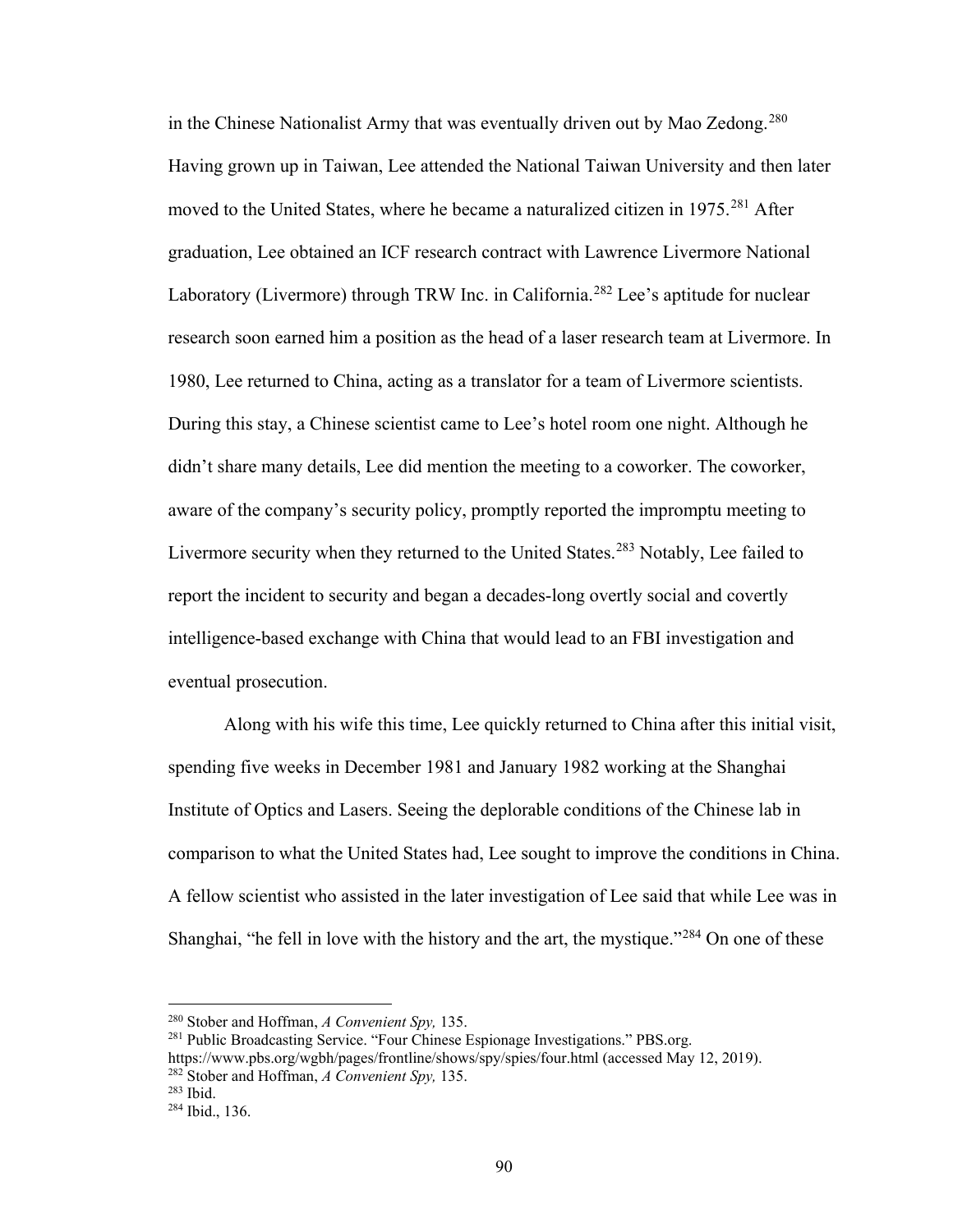in the Chinese Nationalist Army that was eventually driven out by Mao Zedong.[280] Having grown up in Taiwan, Lee attended the National Taiwan University and then later moved to the United States, where he became a naturalized citizen in 1975.[281] After graduation, Lee obtained an ICF research contract with Lawrence Livermore National Laboratory (Livermore) through TRW Inc. in California.[282] Lee's aptitude for nuclear research soon earned him a position as the head of a laser research team at Livermore. In 1980, Lee returned to China, acting as a translator for a team of Livermore scientists. During this stay, a Chinese scientist came to Lee's hotel room one night. Although he didn't share many details, Lee did mention the meeting to a coworker. The coworker, aware of the company's security policy, promptly reported the impromptu meeting to Livermore security when they returned to the United States.[283] Notably, Lee failed to report the incident to security and began a decades-long overtly social and covertly intelligence-based exchange with China that would lead to an FBI investigation and eventual prosecution.

Along with his wife this time, Lee quickly returned to China after this initial visit, spending five weeks in December 1981 and January 1982 working at the Shanghai Institute of Optics and Lasers. Seeing the deplorable conditions of the Chinese lab in comparison to what the United States had, Lee sought to improve the conditions in China. A fellow scientist who assisted in the later investigation of Lee said that while Lee was in Shanghai, "he fell in love with the history and the art, the mystique."[284] On one of these

---

[280] Stober and Hoffman, *A Convenient Spy,* 135.

[281] Public Broadcasting Service. "Four Chinese Espionage Investigations." PBS.org. https://www.pbs.org/wgbh/pages/frontline/shows/spy/spies/four.html (accessed May 12, 2019).

[282] Stober and Hoffman, *A Convenient Spy,* 135.

[283] Ibid.

[284] Ibid., 136.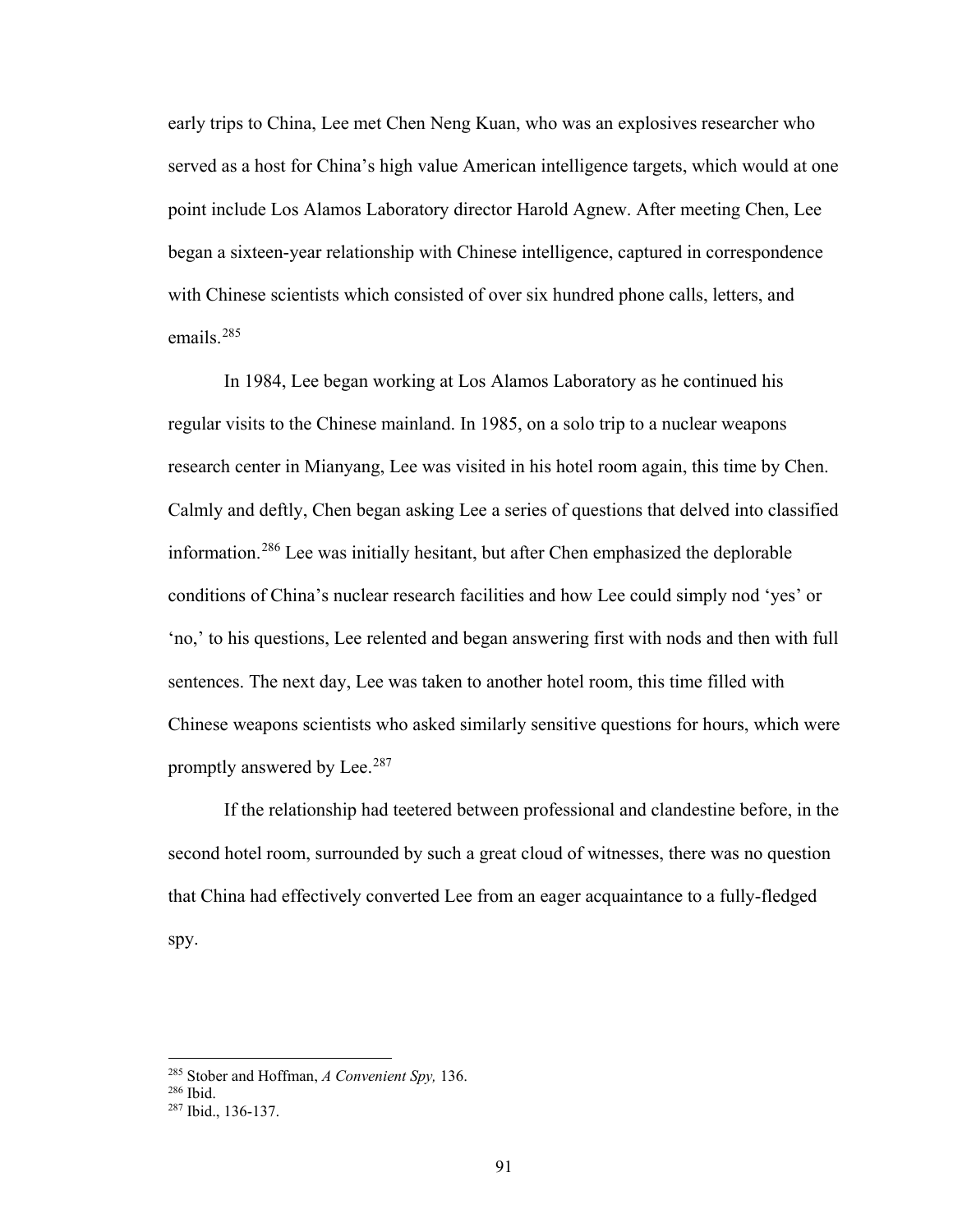early trips to China, Lee met Chen Neng Kuan, who was an explosives researcher who served as a host for China's high value American intelligence targets, which would at one point include Los Alamos Laboratory director Harold Agnew. After meeting Chen, Lee began a sixteen-year relationship with Chinese intelligence, captured in correspondence with Chinese scientists which consisted of over six hundred phone calls, letters, and emails.[285]

In 1984, Lee began working at Los Alamos Laboratory as he continued his regular visits to the Chinese mainland. In 1985, on a solo trip to a nuclear weapons research center in Mianyang, Lee was visited in his hotel room again, this time by Chen. Calmly and deftly, Chen began asking Lee a series of questions that delved into classified information.[286] Lee was initially hesitant, but after Chen emphasized the deplorable conditions of China's nuclear research facilities and how Lee could simply nod 'yes' or 'no,' to his questions, Lee relented and began answering first with nods and then with full sentences. The next day, Lee was taken to another hotel room, this time filled with Chinese weapons scientists who asked similarly sensitive questions for hours, which were promptly answered by Lee.[287]

If the relationship had teetered between professional and clandestine before, in the second hotel room, surrounded by such a great cloud of witnesses, there was no question that China had effectively converted Lee from an eager acquaintance to a fully-fledged spy.

---

[285] Stober and Hoffman, *A Convenient Spy,* 136.

[286] Ibid.

[287] Ibid., 136-137.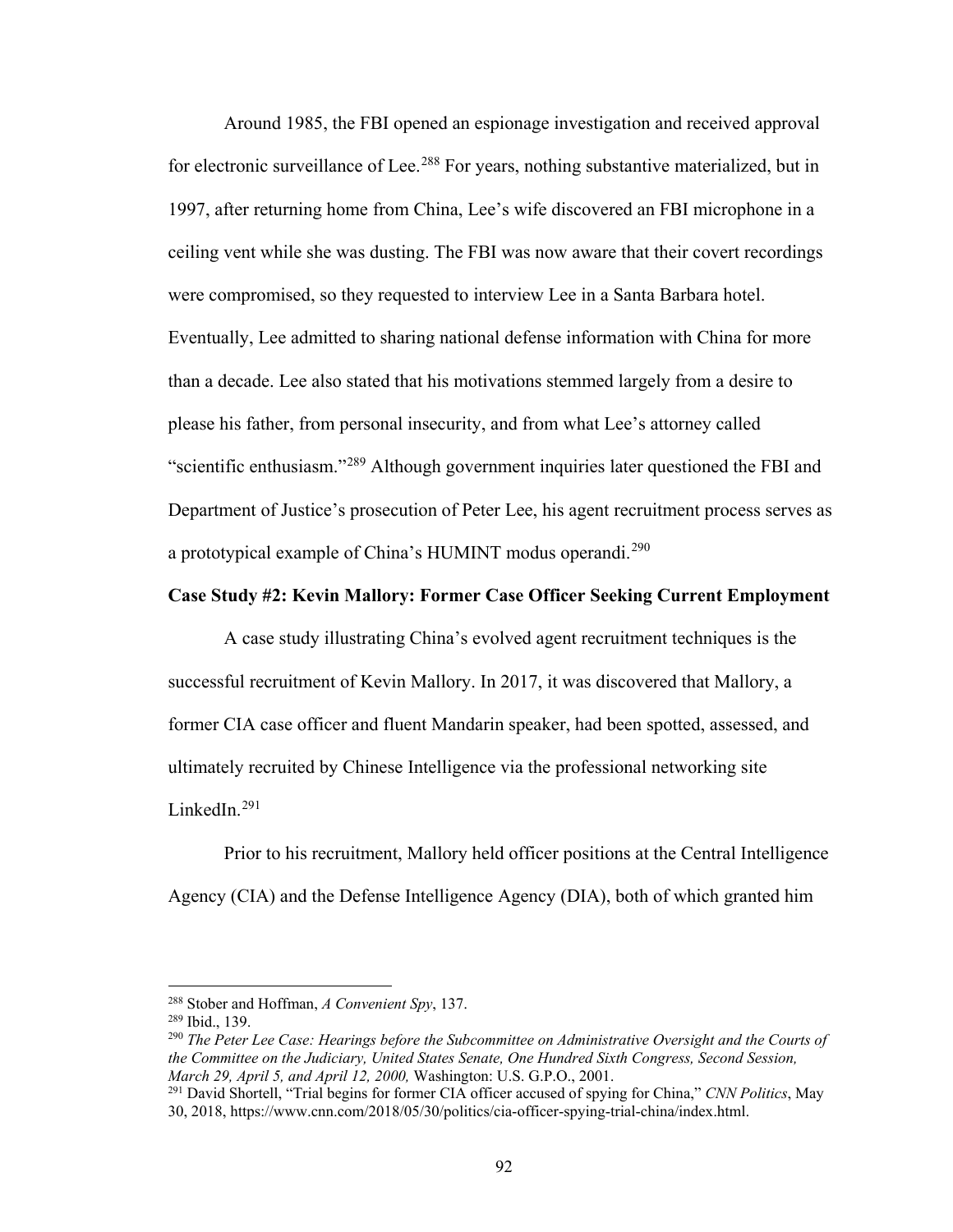Around 1985, the FBI opened an espionage investigation and received approval for electronic surveillance of Lee.[288] For years, nothing substantive materialized, but in 1997, after returning home from China, Lee's wife discovered an FBI microphone in a ceiling vent while she was dusting. The FBI was now aware that their covert recordings were compromised, so they requested to interview Lee in a Santa Barbara hotel. Eventually, Lee admitted to sharing national defense information with China for more than a decade. Lee also stated that his motivations stemmed largely from a desire to please his father, from personal insecurity, and from what Lee's attorney called "scientific enthusiasm."[289] Although government inquiries later questioned the FBI and Department of Justice's prosecution of Peter Lee, his agent recruitment process serves as a prototypical example of China's HUMINT modus operandi.[290]

**Case Study #2: Kevin Mallory: Former Case Officer Seeking Current Employment**

A case study illustrating China's evolved agent recruitment techniques is the successful recruitment of Kevin Mallory. In 2017, it was discovered that Mallory, a former CIA case officer and fluent Mandarin speaker, had been spotted, assessed, and ultimately recruited by Chinese Intelligence via the professional networking site LinkedIn.[291]

Prior to his recruitment, Mallory held officer positions at the Central Intelligence Agency (CIA) and the Defense Intelligence Agency (DIA), both of which granted him

---

[288] Stober and Hoffman, *A Convenient Spy*, 137.

[289] Ibid., 139.

[290] *The Peter Lee Case: Hearings before the Subcommittee on Administrative Oversight and the Courts of the Committee on the Judiciary, United States Senate, One Hundred Sixth Congress, Second Session, March 29, April 5, and April 12, 2000,* Washington: U.S. G.P.O., 2001.

[291] David Shortell, "Trial begins for former CIA officer accused of spying for China," *CNN Politics*, May 30, 2018, https://www.cnn.com/2018/05/30/politics/cia-officer-spying-trial-china/index.html.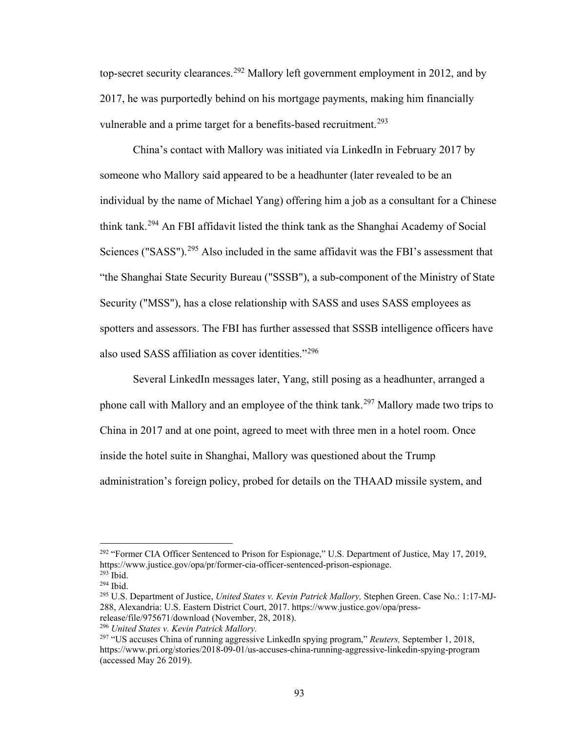top-secret security clearances.[292] Mallory left government employment in 2012, and by 2017, he was purportedly behind on his mortgage payments, making him financially vulnerable and a prime target for a benefits-based recruitment.[293]

China's contact with Mallory was initiated via LinkedIn in February 2017 by someone who Mallory said appeared to be a headhunter (later revealed to be an individual by the name of Michael Yang) offering him a job as a consultant for a Chinese think tank.[294] An FBI affidavit listed the think tank as the Shanghai Academy of Social Sciences ("SASS").[295] Also included in the same affidavit was the FBI's assessment that "the Shanghai State Security Bureau ("SSSB"), a sub-component of the Ministry of State Security ("MSS"), has a close relationship with SASS and uses SASS employees as spotters and assessors. The FBI has further assessed that SSSB intelligence officers have also used SASS affiliation as cover identities."[296]

Several LinkedIn messages later, Yang, still posing as a headhunter, arranged a phone call with Mallory and an employee of the think tank.[297] Mallory made two trips to China in 2017 and at one point, agreed to meet with three men in a hotel room. Once inside the hotel suite in Shanghai, Mallory was questioned about the Trump administration's foreign policy, probed for details on the THAAD missile system, and

---

[292] "Former CIA Officer Sentenced to Prison for Espionage," U.S. Department of Justice, May 17, 2019, https://www.justice.gov/opa/pr/former-cia-officer-sentenced-prison-espionage.

[293] Ibid.

[294] Ibid.

[295] U.S. Department of Justice, *United States v. Kevin Patrick Mallory,* Stephen Green. Case No.: 1:17-MJ-288, Alexandria: U.S. Eastern District Court, 2017. https://www.justice.gov/opa/press-release/file/975671/download (November, 28, 2018).

[296] *United States v. Kevin Patrick Mallory.*

[297] "US accuses China of running aggressive LinkedIn spying program," *Reuters,* September 1, 2018, https://www.pri.org/stories/2018-09-01/us-accuses-china-running-aggressive-linkedin-spying-program (accessed May 26 2019).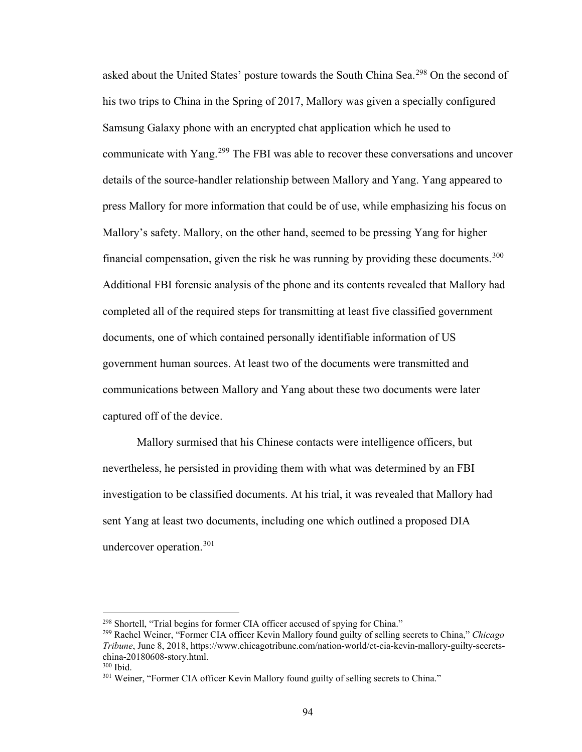asked about the United States' posture towards the South China Sea.[298] On the second of his two trips to China in the Spring of 2017, Mallory was given a specially configured Samsung Galaxy phone with an encrypted chat application which he used to communicate with Yang.[299] The FBI was able to recover these conversations and uncover details of the source-handler relationship between Mallory and Yang. Yang appeared to press Mallory for more information that could be of use, while emphasizing his focus on Mallory's safety. Mallory, on the other hand, seemed to be pressing Yang for higher financial compensation, given the risk he was running by providing these documents.[300] Additional FBI forensic analysis of the phone and its contents revealed that Mallory had completed all of the required steps for transmitting at least five classified government documents, one of which contained personally identifiable information of US government human sources. At least two of the documents were transmitted and communications between Mallory and Yang about these two documents were later captured off of the device.

Mallory surmised that his Chinese contacts were intelligence officers, but nevertheless, he persisted in providing them with what was determined by an FBI investigation to be classified documents. At his trial, it was revealed that Mallory had sent Yang at least two documents, including one which outlined a proposed DIA undercover operation.[301]

---

[298] Shortell, "Trial begins for former CIA officer accused of spying for China."

[299] Rachel Weiner, "Former CIA officer Kevin Mallory found guilty of selling secrets to China," *Chicago Tribune*, June 8, 2018, https://www.chicagotribune.com/nation-world/ct-cia-kevin-mallory-guilty-secrets-china-20180608-story.html.

[300] Ibid.

[301] Weiner, "Former CIA officer Kevin Mallory found guilty of selling secrets to China."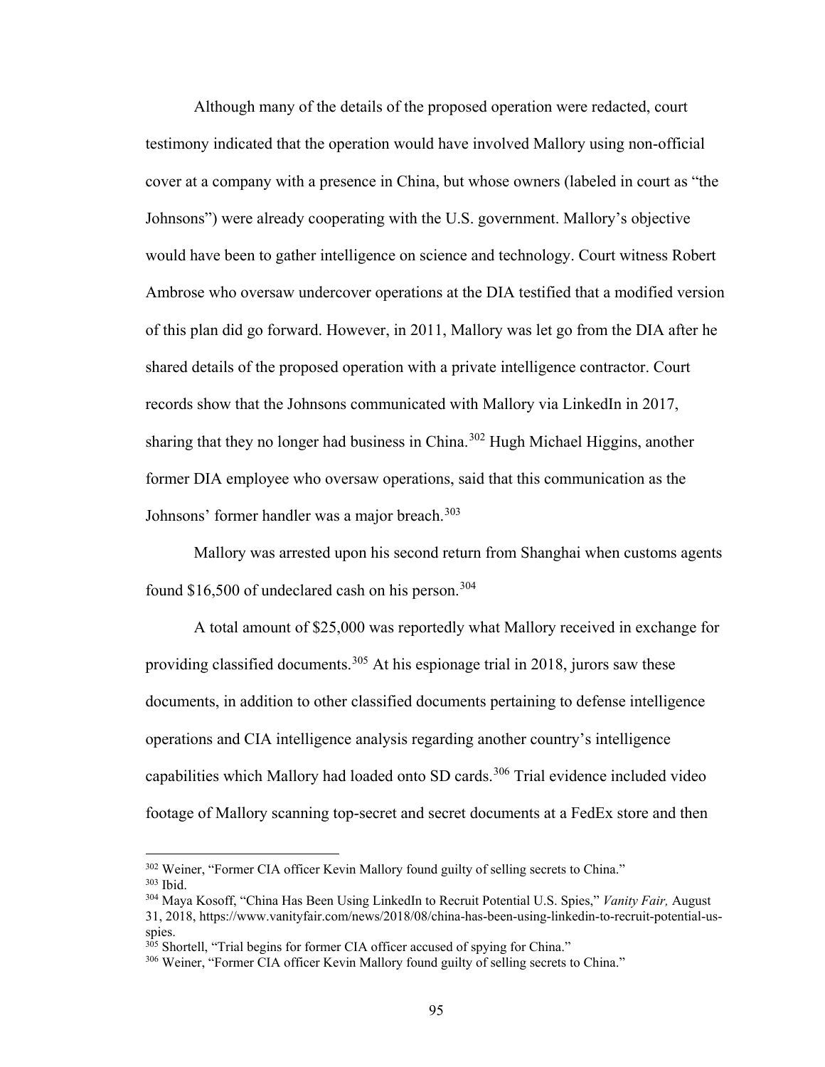Although many of the details of the proposed operation were redacted, court testimony indicated that the operation would have involved Mallory using non-official cover at a company with a presence in China, but whose owners (labeled in court as "the Johnsons") were already cooperating with the U.S. government. Mallory's objective would have been to gather intelligence on science and technology. Court witness Robert Ambrose who oversaw undercover operations at the DIA testified that a modified version of this plan did go forward. However, in 2011, Mallory was let go from the DIA after he shared details of the proposed operation with a private intelligence contractor. Court records show that the Johnsons communicated with Mallory via LinkedIn in 2017, sharing that they no longer had business in China.[302] Hugh Michael Higgins, another former DIA employee who oversaw operations, said that this communication as the Johnsons' former handler was a major breach.[303]

Mallory was arrested upon his second return from Shanghai when customs agents found $16,500 of undeclared cash on his person.[304]

A total amount of $25,000 was reportedly what Mallory received in exchange for providing classified documents.[305] At his espionage trial in 2018, jurors saw these documents, in addition to other classified documents pertaining to defense intelligence operations and CIA intelligence analysis regarding another country's intelligence capabilities which Mallory had loaded onto SD cards.[306] Trial evidence included video footage of Mallory scanning top-secret and secret documents at a FedEx store and then

---

[302] Weiner, "Former CIA officer Kevin Mallory found guilty of selling secrets to China."

[303] Ibid.

[304] Maya Kosoff, "China Has Been Using LinkedIn to Recruit Potential U.S. Spies," *Vanity Fair,* August 31, 2018, https://www.vanityfair.com/news/2018/08/china-has-been-using-linkedin-to-recruit-potential-us-spies.

[305] Shortell, "Trial begins for former CIA officer accused of spying for China."

[306] Weiner, "Former CIA officer Kevin Mallory found guilty of selling secrets to China."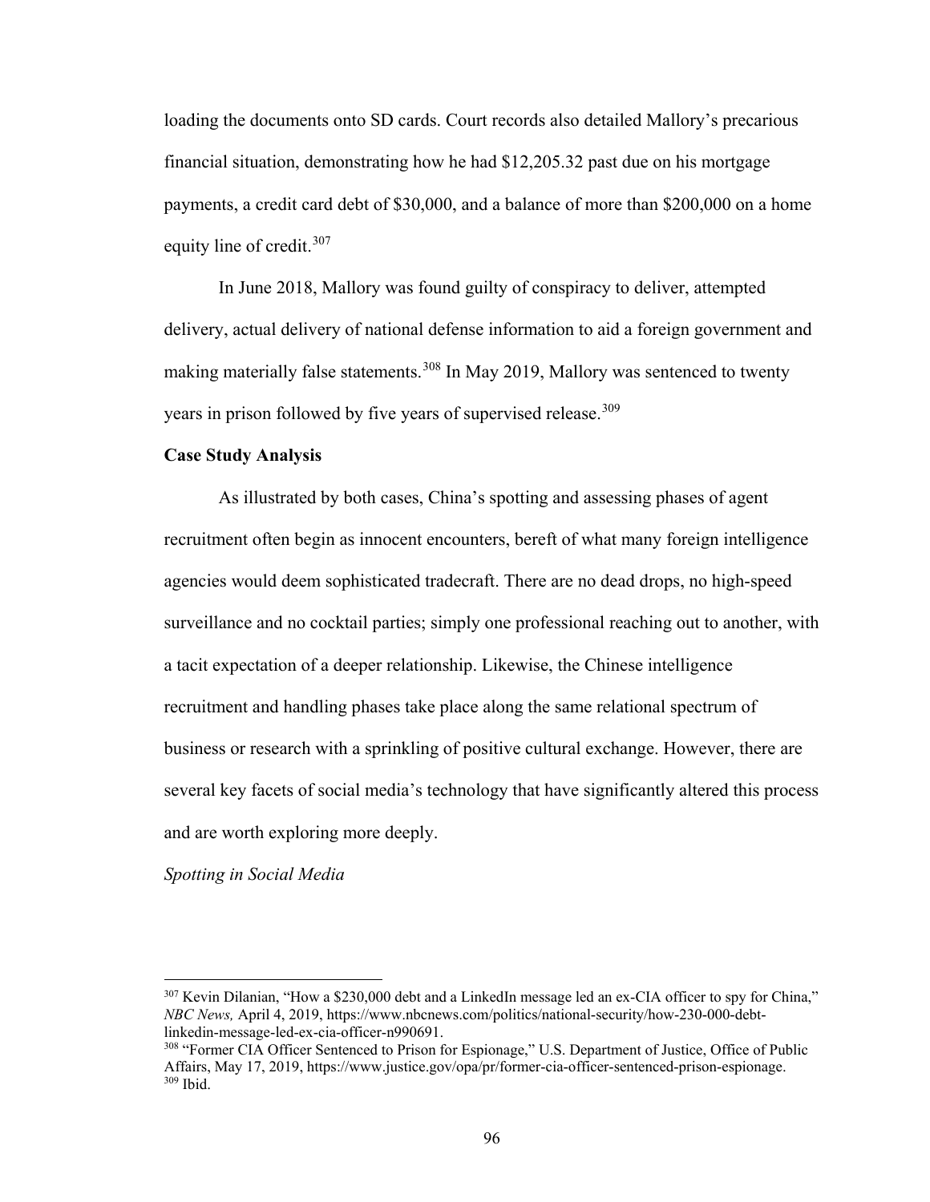loading the documents onto SD cards. Court records also detailed Mallory's precarious financial situation, demonstrating how he had $12,205.32 past due on his mortgage payments, a credit card debt of $30,000, and a balance of more than $200,000 on a home equity line of credit.[307]

In June 2018, Mallory was found guilty of conspiracy to deliver, attempted delivery, actual delivery of national defense information to aid a foreign government and making materially false statements.[308] In May 2019, Mallory was sentenced to twenty years in prison followed by five years of supervised release.[309]

**Case Study Analysis**

As illustrated by both cases, China's spotting and assessing phases of agent recruitment often begin as innocent encounters, bereft of what many foreign intelligence agencies would deem sophisticated tradecraft. There are no dead drops, no high-speed surveillance and no cocktail parties; simply one professional reaching out to another, with a tacit expectation of a deeper relationship. Likewise, the Chinese intelligence recruitment and handling phases take place along the same relational spectrum of business or research with a sprinkling of positive cultural exchange. However, there are several key facets of social media's technology that have significantly altered this process and are worth exploring more deeply.

*Spotting in Social Media*

---

[307] Kevin Dilanian, "How a $230,000 debt and a LinkedIn message led an ex-CIA officer to spy for China," *NBC News,* April 4, 2019, https://www.nbcnews.com/politics/national-security/how-230-000-debt-linkedin-message-led-ex-cia-officer-n990691.

[308] "Former CIA Officer Sentenced to Prison for Espionage," U.S. Department of Justice, Office of Public Affairs, May 17, 2019, https://www.justice.gov/opa/pr/former-cia-officer-sentenced-prison-espionage.

[309] Ibid.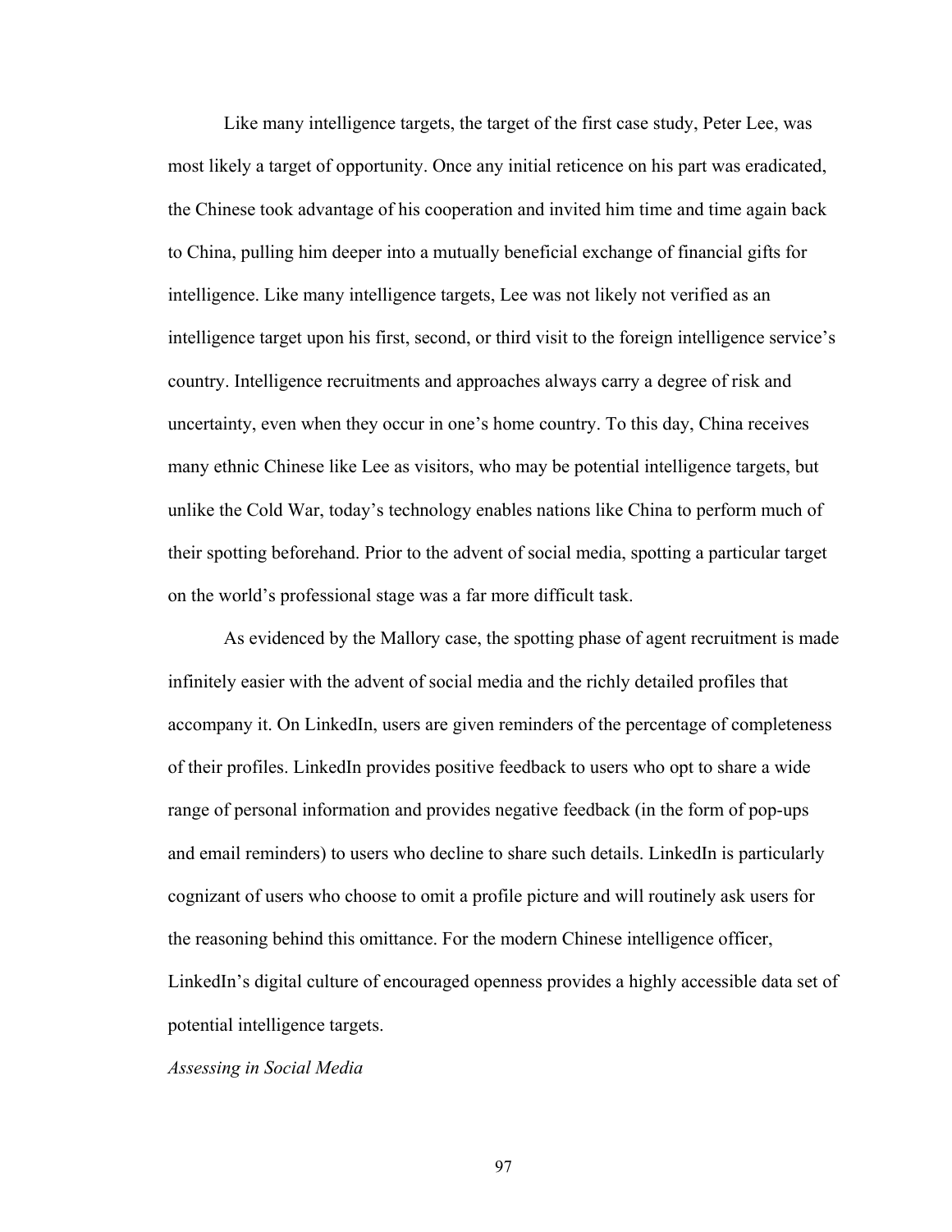Like many intelligence targets, the target of the first case study, Peter Lee, was most likely a target of opportunity. Once any initial reticence on his part was eradicated, the Chinese took advantage of his cooperation and invited him time and time again back to China, pulling him deeper into a mutually beneficial exchange of financial gifts for intelligence. Like many intelligence targets, Lee was not likely not verified as an intelligence target upon his first, second, or third visit to the foreign intelligence service's country. Intelligence recruitments and approaches always carry a degree of risk and uncertainty, even when they occur in one's home country. To this day, China receives many ethnic Chinese like Lee as visitors, who may be potential intelligence targets, but unlike the Cold War, today's technology enables nations like China to perform much of their spotting beforehand. Prior to the advent of social media, spotting a particular target on the world's professional stage was a far more difficult task.

As evidenced by the Mallory case, the spotting phase of agent recruitment is made infinitely easier with the advent of social media and the richly detailed profiles that accompany it. On LinkedIn, users are given reminders of the percentage of completeness of their profiles. LinkedIn provides positive feedback to users who opt to share a wide range of personal information and provides negative feedback (in the form of pop-ups and email reminders) to users who decline to share such details. LinkedIn is particularly cognizant of users who choose to omit a profile picture and will routinely ask users for the reasoning behind this omittance. For the modern Chinese intelligence officer, LinkedIn's digital culture of encouraged openness provides a highly accessible data set of potential intelligence targets.

*Assessing in Social Media*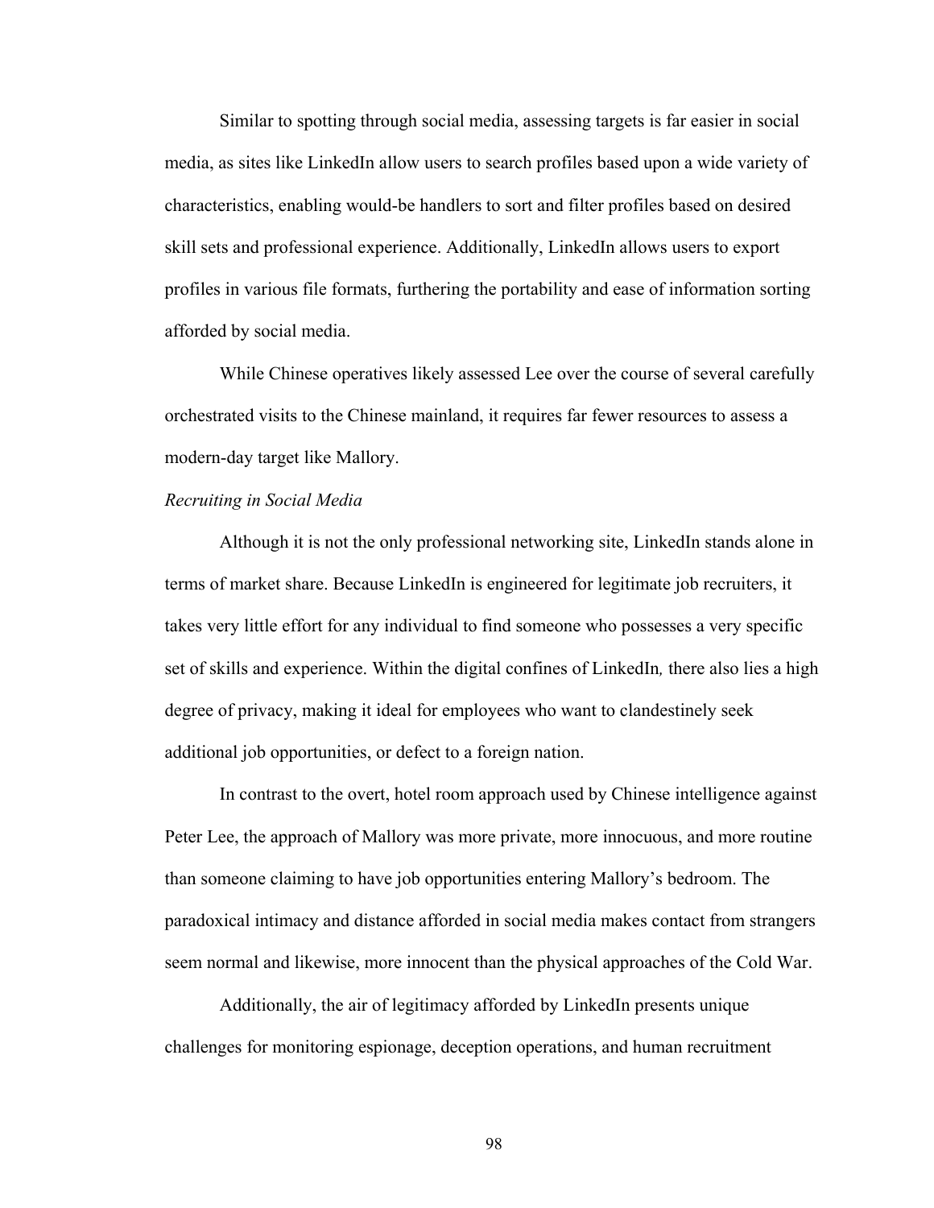Similar to spotting through social media, assessing targets is far easier in social media, as sites like LinkedIn allow users to search profiles based upon a wide variety of characteristics, enabling would-be handlers to sort and filter profiles based on desired skill sets and professional experience. Additionally, LinkedIn allows users to export profiles in various file formats, furthering the portability and ease of information sorting afforded by social media.

While Chinese operatives likely assessed Lee over the course of several carefully orchestrated visits to the Chinese mainland, it requires far fewer resources to assess a modern-day target like Mallory.

*Recruiting in Social Media*

Although it is not the only professional networking site, LinkedIn stands alone in terms of market share. Because LinkedIn is engineered for legitimate job recruiters, it takes very little effort for any individual to find someone who possesses a very specific set of skills and experience. Within the digital confines of LinkedIn*,* there also lies a high degree of privacy, making it ideal for employees who want to clandestinely seek additional job opportunities, or defect to a foreign nation.

In contrast to the overt, hotel room approach used by Chinese intelligence against Peter Lee, the approach of Mallory was more private, more innocuous, and more routine than someone claiming to have job opportunities entering Mallory's bedroom. The paradoxical intimacy and distance afforded in social media makes contact from strangers seem normal and likewise, more innocent than the physical approaches of the Cold War.

Additionally, the air of legitimacy afforded by LinkedIn presents unique challenges for monitoring espionage, deception operations, and human recruitment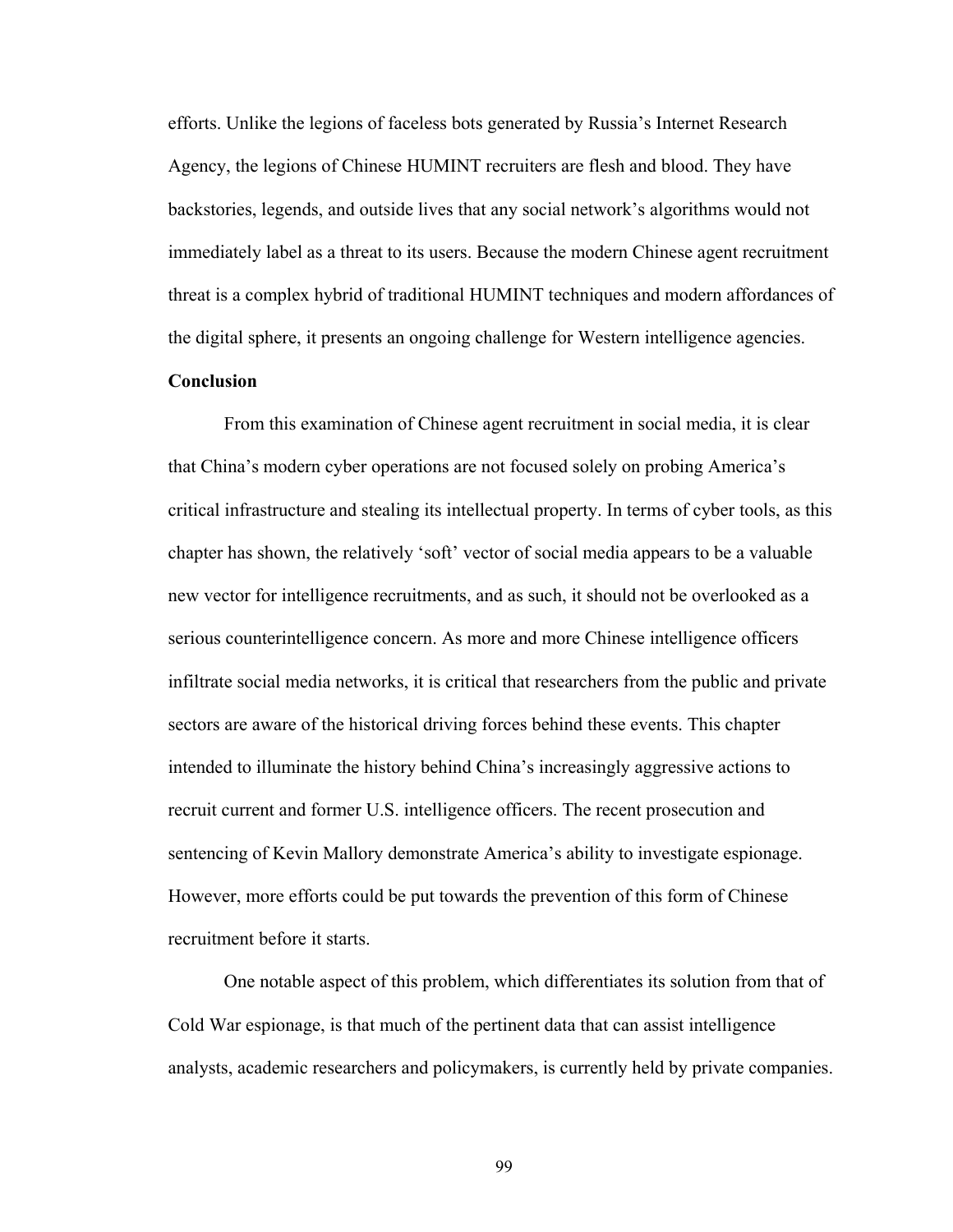efforts. Unlike the legions of faceless bots generated by Russia's Internet Research Agency, the legions of Chinese HUMINT recruiters are flesh and blood. They have backstories, legends, and outside lives that any social network's algorithms would not immediately label as a threat to its users. Because the modern Chinese agent recruitment threat is a complex hybrid of traditional HUMINT techniques and modern affordances of the digital sphere, it presents an ongoing challenge for Western intelligence agencies.

**Conclusion**

From this examination of Chinese agent recruitment in social media, it is clear that China's modern cyber operations are not focused solely on probing America's critical infrastructure and stealing its intellectual property. In terms of cyber tools, as this chapter has shown, the relatively 'soft' vector of social media appears to be a valuable new vector for intelligence recruitments, and as such, it should not be overlooked as a serious counterintelligence concern. As more and more Chinese intelligence officers infiltrate social media networks, it is critical that researchers from the public and private sectors are aware of the historical driving forces behind these events. This chapter intended to illuminate the history behind China's increasingly aggressive actions to recruit current and former U.S. intelligence officers. The recent prosecution and sentencing of Kevin Mallory demonstrate America's ability to investigate espionage. However, more efforts could be put towards the prevention of this form of Chinese recruitment before it starts.

One notable aspect of this problem, which differentiates its solution from that of Cold War espionage, is that much of the pertinent data that can assist intelligence analysts, academic researchers and policymakers, is currently held by private companies.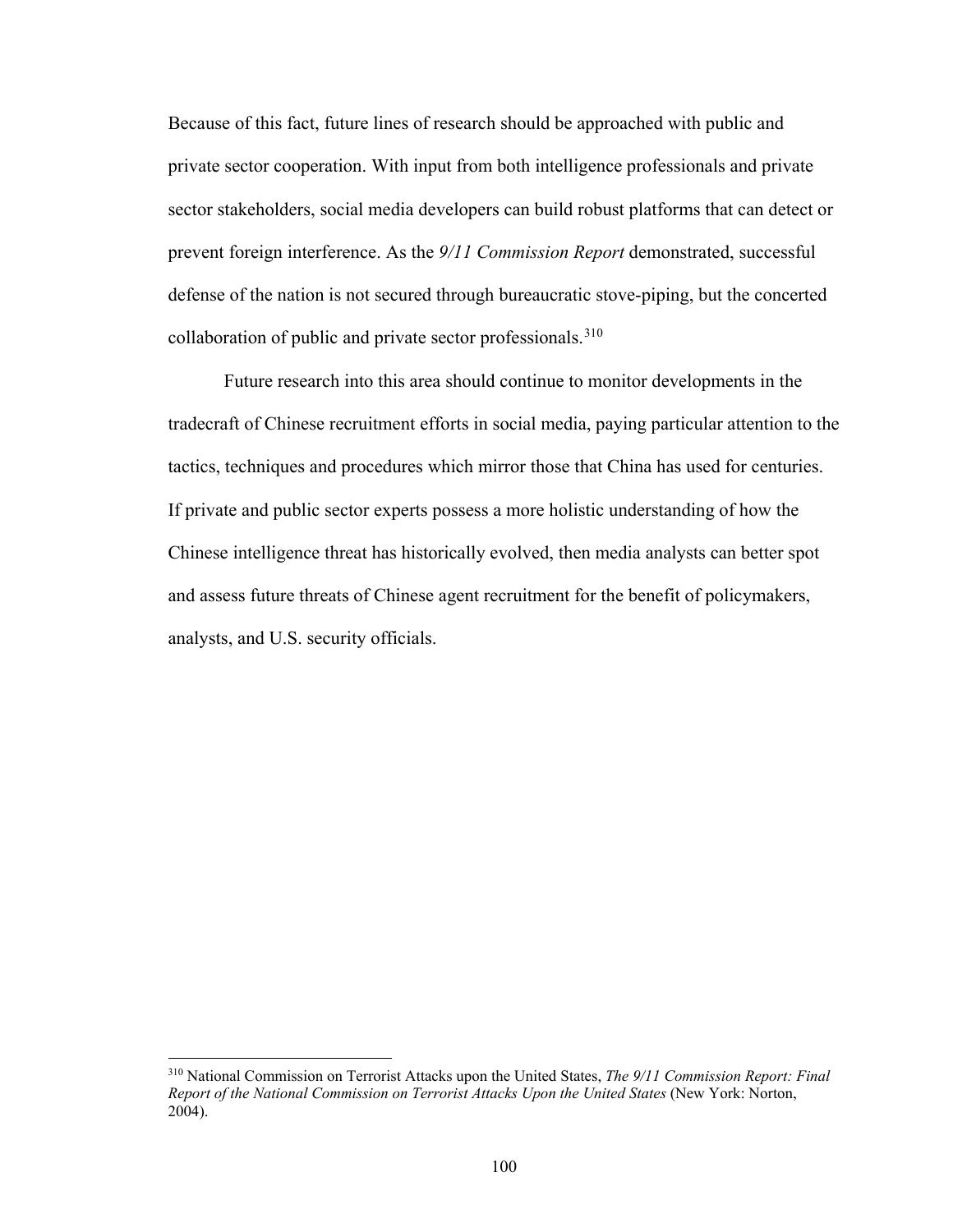Because of this fact, future lines of research should be approached with public and private sector cooperation. With input from both intelligence professionals and private sector stakeholders, social media developers can build robust platforms that can detect or prevent foreign interference. As the *9/11 Commission Report* demonstrated, successful defense of the nation is not secured through bureaucratic stove-piping, but the concerted collaboration of public and private sector professionals.[310]

Future research into this area should continue to monitor developments in the tradecraft of Chinese recruitment efforts in social media, paying particular attention to the tactics, techniques and procedures which mirror those that China has used for centuries. If private and public sector experts possess a more holistic understanding of how the Chinese intelligence threat has historically evolved, then media analysts can better spot and assess future threats of Chinese agent recruitment for the benefit of policymakers, analysts, and U.S. security officials.

---

[310] National Commission on Terrorist Attacks upon the United States, *The 9/11 Commission Report: Final Report of the National Commission on Terrorist Attacks Upon the United States* (New York: Norton, 2004).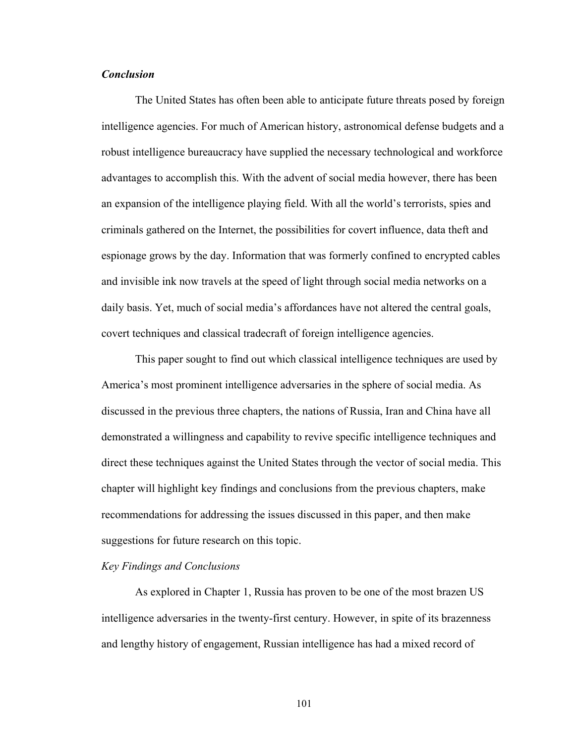### *Conclusion*

The United States has often been able to anticipate future threats posed by foreign intelligence agencies. For much of American history, astronomical defense budgets and a robust intelligence bureaucracy have supplied the necessary technological and workforce advantages to accomplish this. With the advent of social media however, there has been an expansion of the intelligence playing field. With all the world's terrorists, spies and criminals gathered on the Internet, the possibilities for covert influence, data theft and espionage grows by the day. Information that was formerly confined to encrypted cables and invisible ink now travels at the speed of light through social media networks on a daily basis. Yet, much of social media's affordances have not altered the central goals, covert techniques and classical tradecraft of foreign intelligence agencies.

This paper sought to find out which classical intelligence techniques are used by America's most prominent intelligence adversaries in the sphere of social media. As discussed in the previous three chapters, the nations of Russia, Iran and China have all demonstrated a willingness and capability to revive specific intelligence techniques and direct these techniques against the United States through the vector of social media. This chapter will highlight key findings and conclusions from the previous chapters, make recommendations for addressing the issues discussed in this paper, and then make suggestions for future research on this topic.

#### *Key Findings and Conclusions*

As explored in Chapter 1, Russia has proven to be one of the most brazen US intelligence adversaries in the twenty-first century. However, in spite of its brazenness and lengthy history of engagement, Russian intelligence has had a mixed record of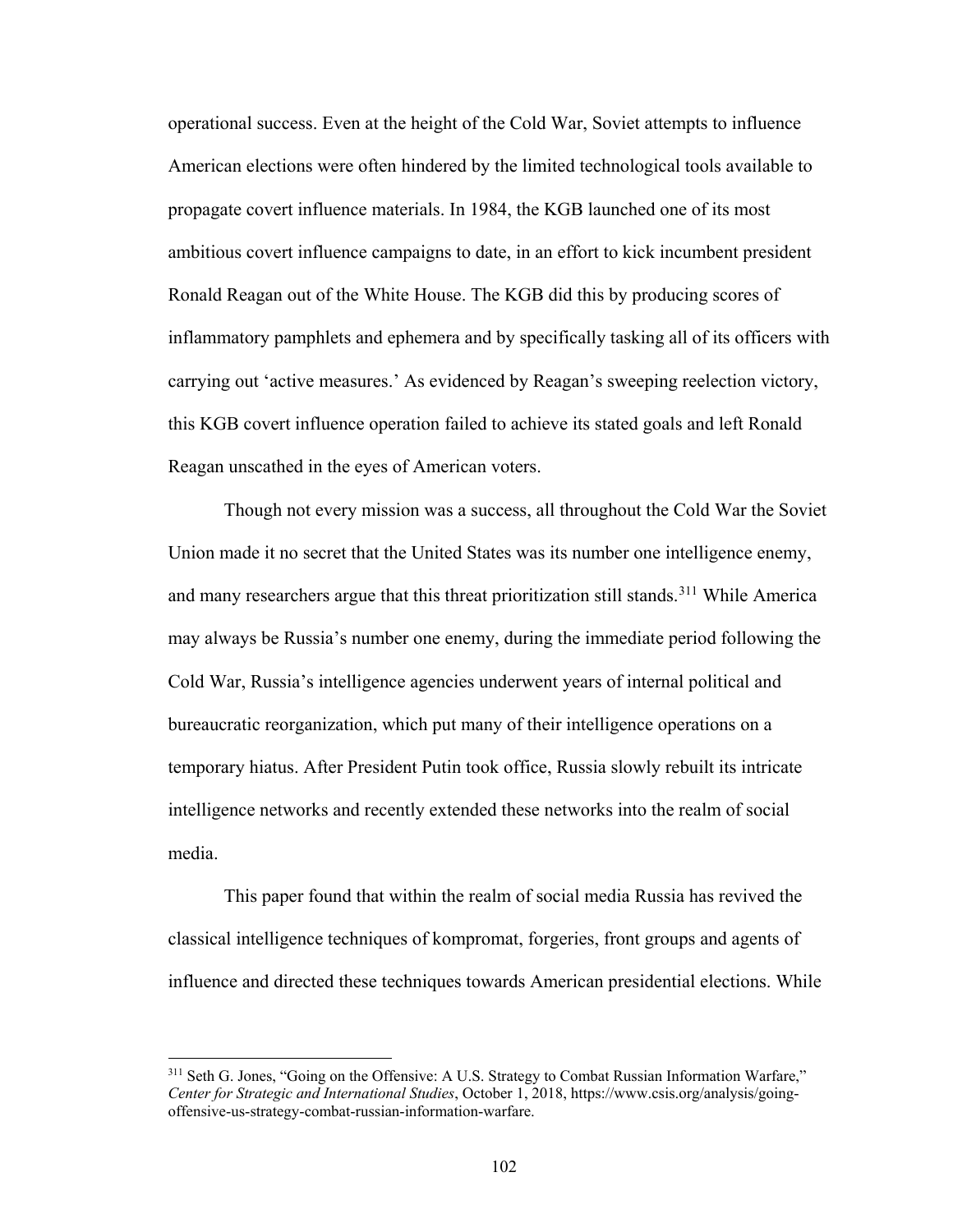operational success. Even at the height of the Cold War, Soviet attempts to influence American elections were often hindered by the limited technological tools available to propagate covert influence materials. In 1984, the KGB launched one of its most ambitious covert influence campaigns to date, in an effort to kick incumbent president Ronald Reagan out of the White House. The KGB did this by producing scores of inflammatory pamphlets and ephemera and by specifically tasking all of its officers with carrying out 'active measures.' As evidenced by Reagan's sweeping reelection victory, this KGB covert influence operation failed to achieve its stated goals and left Ronald Reagan unscathed in the eyes of American voters.

Though not every mission was a success, all throughout the Cold War the Soviet Union made it no secret that the United States was its number one intelligence enemy, and many researchers argue that this threat prioritization still stands.[311] While America may always be Russia's number one enemy, during the immediate period following the Cold War, Russia's intelligence agencies underwent years of internal political and bureaucratic reorganization, which put many of their intelligence operations on a temporary hiatus. After President Putin took office, Russia slowly rebuilt its intricate intelligence networks and recently extended these networks into the realm of social media.

This paper found that within the realm of social media Russia has revived the classical intelligence techniques of kompromat, forgeries, front groups and agents of influence and directed these techniques towards American presidential elections. While

[311] Seth G. Jones, "Going on the Offensive: A U.S. Strategy to Combat Russian Information Warfare," *Center for Strategic and International Studies*, October 1, 2018, https://www.csis.org/analysis/going-offensive-us-strategy-combat-russian-information-warfare.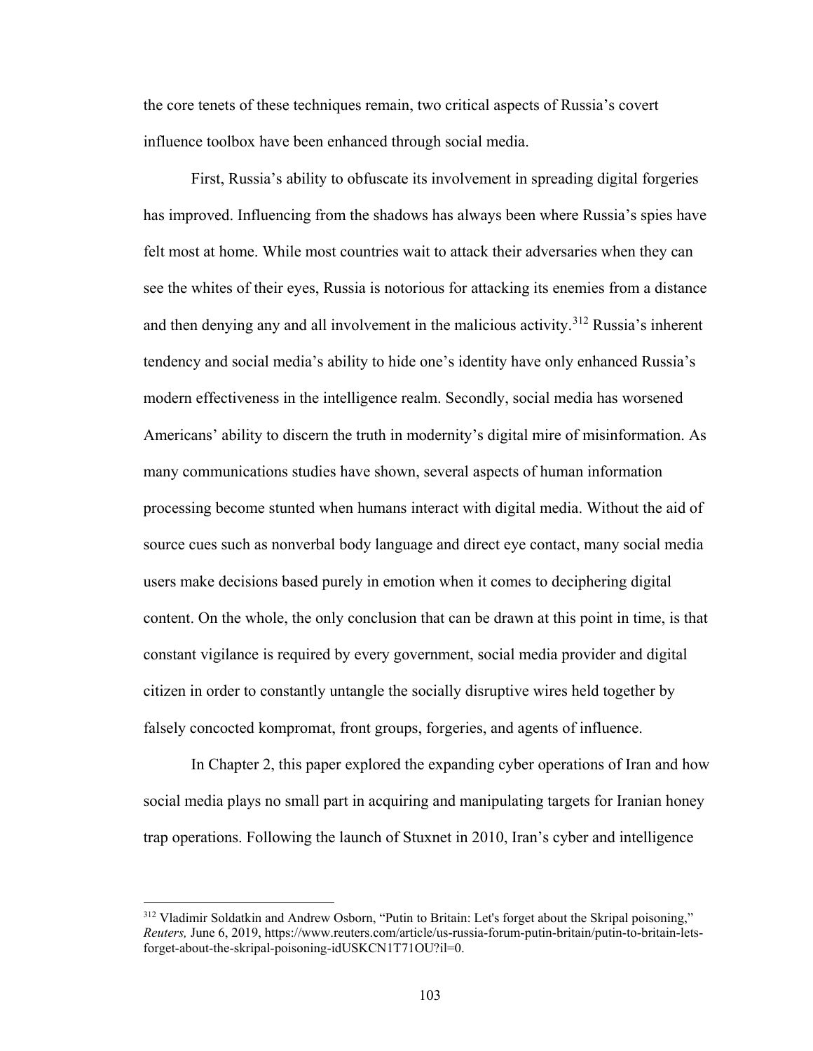the core tenets of these techniques remain, two critical aspects of Russia's covert influence toolbox have been enhanced through social media.

First, Russia's ability to obfuscate its involvement in spreading digital forgeries has improved. Influencing from the shadows has always been where Russia's spies have felt most at home. While most countries wait to attack their adversaries when they can see the whites of their eyes, Russia is notorious for attacking its enemies from a distance and then denying any and all involvement in the malicious activity.[312] Russia's inherent tendency and social media's ability to hide one's identity have only enhanced Russia's modern effectiveness in the intelligence realm. Secondly, social media has worsened Americans' ability to discern the truth in modernity's digital mire of misinformation. As many communications studies have shown, several aspects of human information processing become stunted when humans interact with digital media. Without the aid of source cues such as nonverbal body language and direct eye contact, many social media users make decisions based purely in emotion when it comes to deciphering digital content. On the whole, the only conclusion that can be drawn at this point in time, is that constant vigilance is required by every government, social media provider and digital citizen in order to constantly untangle the socially disruptive wires held together by falsely concocted kompromat, front groups, forgeries, and agents of influence.

In Chapter 2, this paper explored the expanding cyber operations of Iran and how social media plays no small part in acquiring and manipulating targets for Iranian honey trap operations. Following the launch of Stuxnet in 2010, Iran's cyber and intelligence

---

[312] Vladimir Soldatkin and Andrew Osborn, "Putin to Britain: Let's forget about the Skripal poisoning," *Reuters,* June 6, 2019, https://www.reuters.com/article/us-russia-forum-putin-britain/putin-to-britain-lets-forget-about-the-skripal-poisoning-idUSKCN1T71OU?il=0.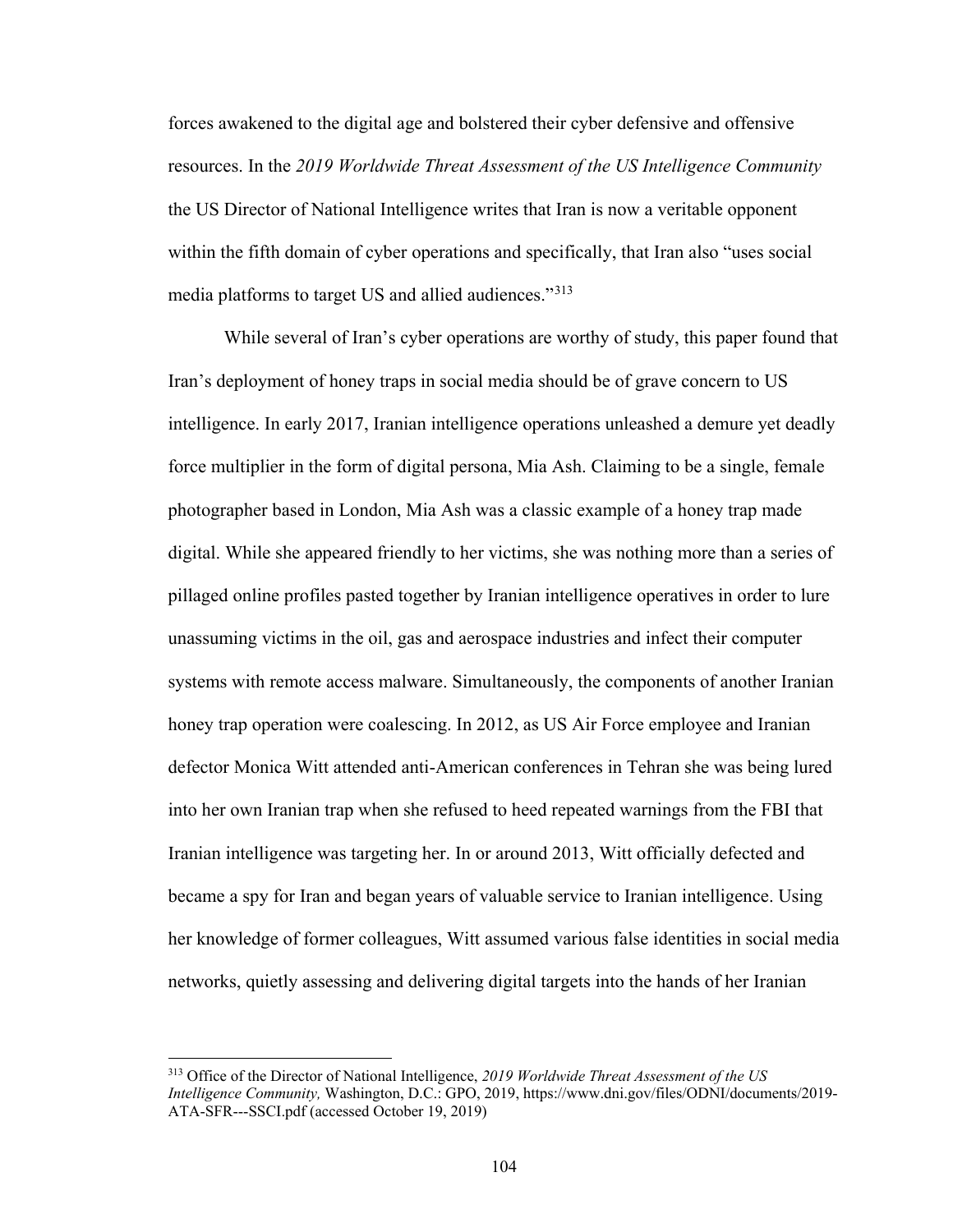forces awakened to the digital age and bolstered their cyber defensive and offensive resources. In the *2019 Worldwide Threat Assessment of the US Intelligence Community* the US Director of National Intelligence writes that Iran is now a veritable opponent within the fifth domain of cyber operations and specifically, that Iran also "uses social media platforms to target US and allied audiences."[313]

While several of Iran's cyber operations are worthy of study, this paper found that Iran's deployment of honey traps in social media should be of grave concern to US intelligence. In early 2017, Iranian intelligence operations unleashed a demure yet deadly force multiplier in the form of digital persona, Mia Ash. Claiming to be a single, female photographer based in London, Mia Ash was a classic example of a honey trap made digital. While she appeared friendly to her victims, she was nothing more than a series of pillaged online profiles pasted together by Iranian intelligence operatives in order to lure unassuming victims in the oil, gas and aerospace industries and infect their computer systems with remote access malware. Simultaneously, the components of another Iranian honey trap operation were coalescing. In 2012, as US Air Force employee and Iranian defector Monica Witt attended anti-American conferences in Tehran she was being lured into her own Iranian trap when she refused to heed repeated warnings from the FBI that Iranian intelligence was targeting her. In or around 2013, Witt officially defected and became a spy for Iran and began years of valuable service to Iranian intelligence. Using her knowledge of former colleagues, Witt assumed various false identities in social media networks, quietly assessing and delivering digital targets into the hands of her Iranian

[313] Office of the Director of National Intelligence, *2019 Worldwide Threat Assessment of the US Intelligence Community,* Washington, D.C.: GPO, 2019, https://www.dni.gov/files/ODNI/documents/2019-ATA-SFR---SSCI.pdf (accessed October 19, 2019)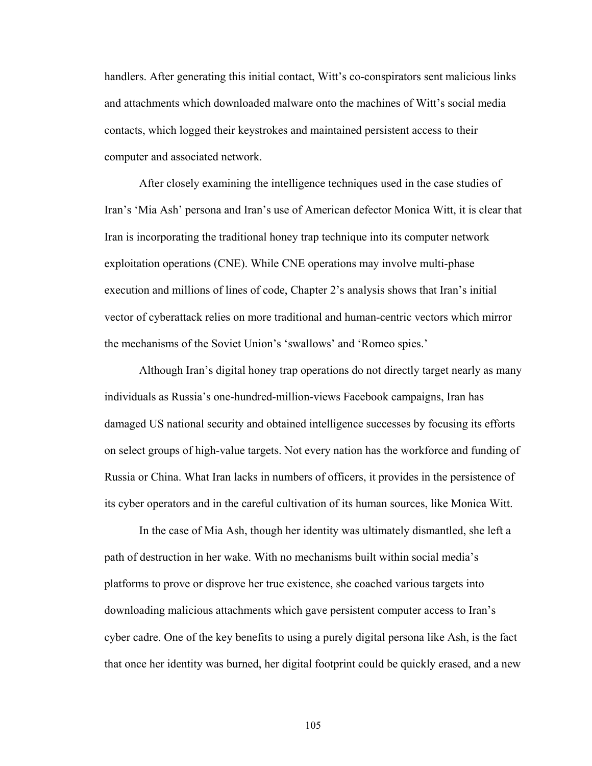handlers. After generating this initial contact, Witt's co-conspirators sent malicious links and attachments which downloaded malware onto the machines of Witt's social media contacts, which logged their keystrokes and maintained persistent access to their computer and associated network.

After closely examining the intelligence techniques used in the case studies of Iran's 'Mia Ash' persona and Iran's use of American defector Monica Witt, it is clear that Iran is incorporating the traditional honey trap technique into its computer network exploitation operations (CNE). While CNE operations may involve multi-phase execution and millions of lines of code, Chapter 2's analysis shows that Iran's initial vector of cyberattack relies on more traditional and human-centric vectors which mirror the mechanisms of the Soviet Union's 'swallows' and 'Romeo spies.'

Although Iran's digital honey trap operations do not directly target nearly as many individuals as Russia's one-hundred-million-views Facebook campaigns, Iran has damaged US national security and obtained intelligence successes by focusing its efforts on select groups of high-value targets. Not every nation has the workforce and funding of Russia or China. What Iran lacks in numbers of officers, it provides in the persistence of its cyber operators and in the careful cultivation of its human sources, like Monica Witt.

In the case of Mia Ash, though her identity was ultimately dismantled, she left a path of destruction in her wake. With no mechanisms built within social media's platforms to prove or disprove her true existence, she coached various targets into downloading malicious attachments which gave persistent computer access to Iran's cyber cadre. One of the key benefits to using a purely digital persona like Ash, is the fact that once her identity was burned, her digital footprint could be quickly erased, and a new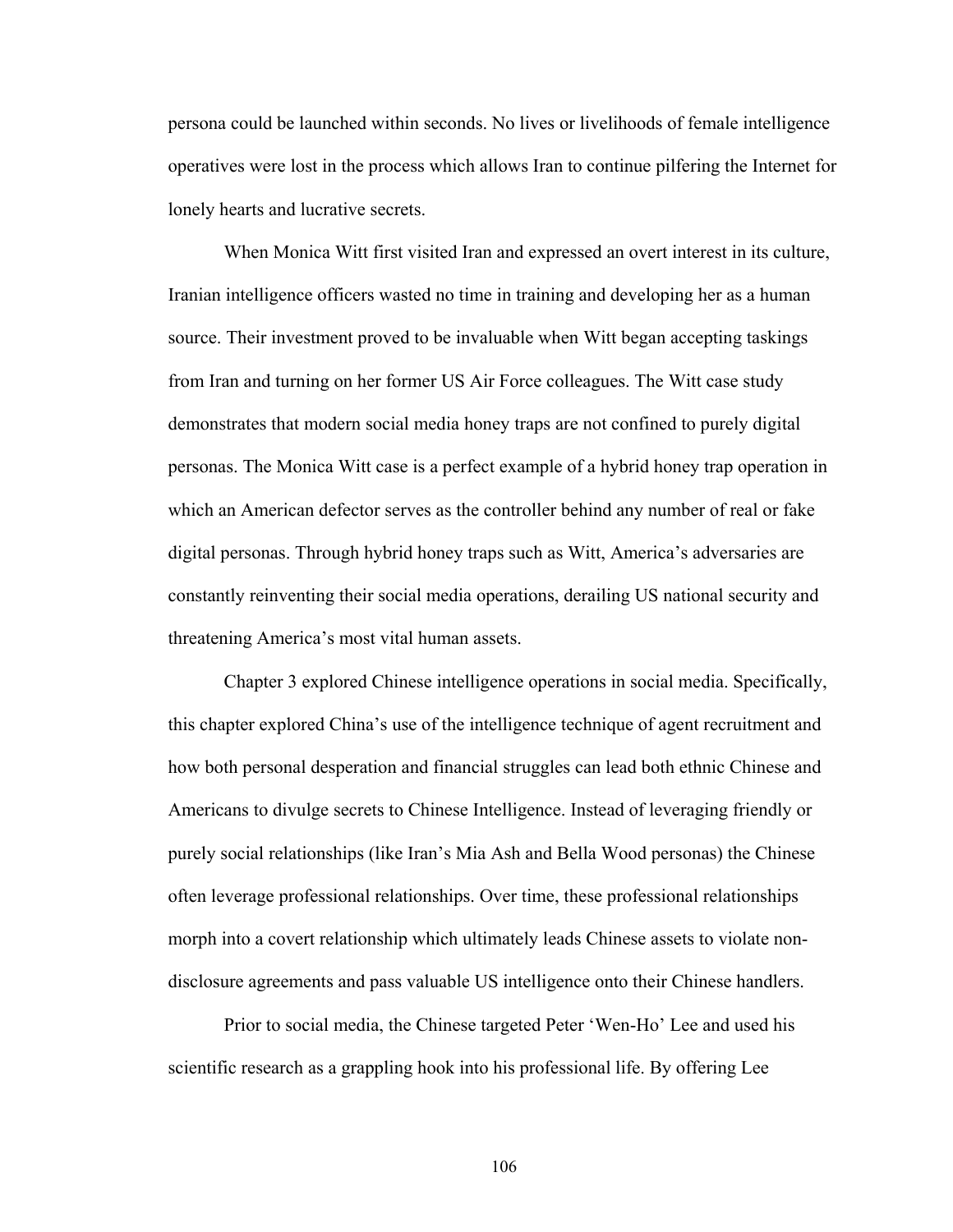persona could be launched within seconds. No lives or livelihoods of female intelligence operatives were lost in the process which allows Iran to continue pilfering the Internet for lonely hearts and lucrative secrets.

When Monica Witt first visited Iran and expressed an overt interest in its culture, Iranian intelligence officers wasted no time in training and developing her as a human source. Their investment proved to be invaluable when Witt began accepting taskings from Iran and turning on her former US Air Force colleagues. The Witt case study demonstrates that modern social media honey traps are not confined to purely digital personas. The Monica Witt case is a perfect example of a hybrid honey trap operation in which an American defector serves as the controller behind any number of real or fake digital personas. Through hybrid honey traps such as Witt, America's adversaries are constantly reinventing their social media operations, derailing US national security and threatening America's most vital human assets.

Chapter 3 explored Chinese intelligence operations in social media. Specifically, this chapter explored China's use of the intelligence technique of agent recruitment and how both personal desperation and financial struggles can lead both ethnic Chinese and Americans to divulge secrets to Chinese Intelligence. Instead of leveraging friendly or purely social relationships (like Iran's Mia Ash and Bella Wood personas) the Chinese often leverage professional relationships. Over time, these professional relationships morph into a covert relationship which ultimately leads Chinese assets to violate non-disclosure agreements and pass valuable US intelligence onto their Chinese handlers.

Prior to social media, the Chinese targeted Peter 'Wen-Ho' Lee and used his scientific research as a grappling hook into his professional life. By offering Lee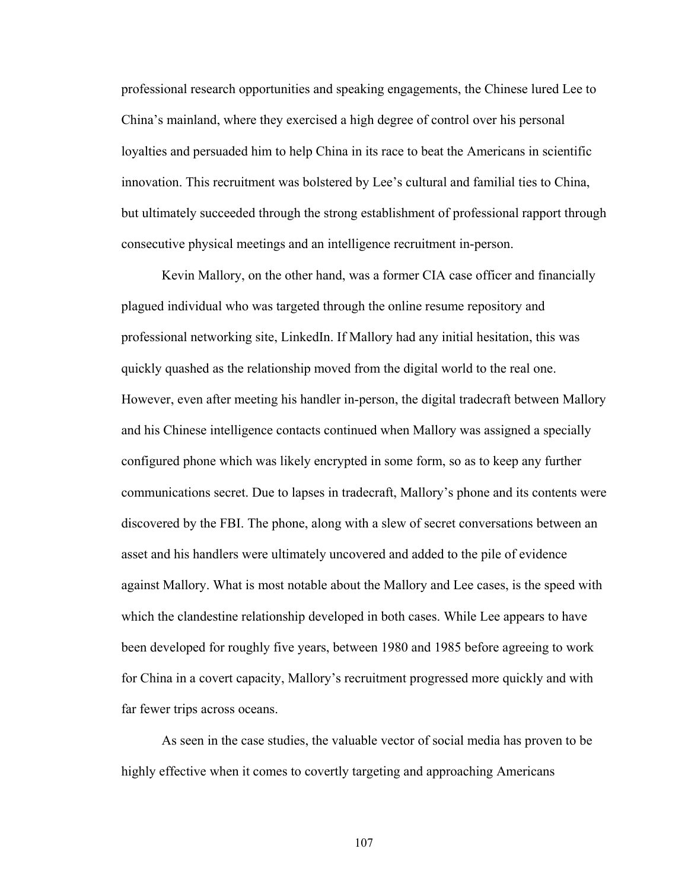professional research opportunities and speaking engagements, the Chinese lured Lee to China's mainland, where they exercised a high degree of control over his personal loyalties and persuaded him to help China in its race to beat the Americans in scientific innovation. This recruitment was bolstered by Lee's cultural and familial ties to China, but ultimately succeeded through the strong establishment of professional rapport through consecutive physical meetings and an intelligence recruitment in-person.

Kevin Mallory, on the other hand, was a former CIA case officer and financially plagued individual who was targeted through the online resume repository and professional networking site, LinkedIn. If Mallory had any initial hesitation, this was quickly quashed as the relationship moved from the digital world to the real one. However, even after meeting his handler in-person, the digital tradecraft between Mallory and his Chinese intelligence contacts continued when Mallory was assigned a specially configured phone which was likely encrypted in some form, so as to keep any further communications secret. Due to lapses in tradecraft, Mallory's phone and its contents were discovered by the FBI. The phone, along with a slew of secret conversations between an asset and his handlers were ultimately uncovered and added to the pile of evidence against Mallory. What is most notable about the Mallory and Lee cases, is the speed with which the clandestine relationship developed in both cases. While Lee appears to have been developed for roughly five years, between 1980 and 1985 before agreeing to work for China in a covert capacity, Mallory's recruitment progressed more quickly and with far fewer trips across oceans.

As seen in the case studies, the valuable vector of social media has proven to be highly effective when it comes to covertly targeting and approaching Americans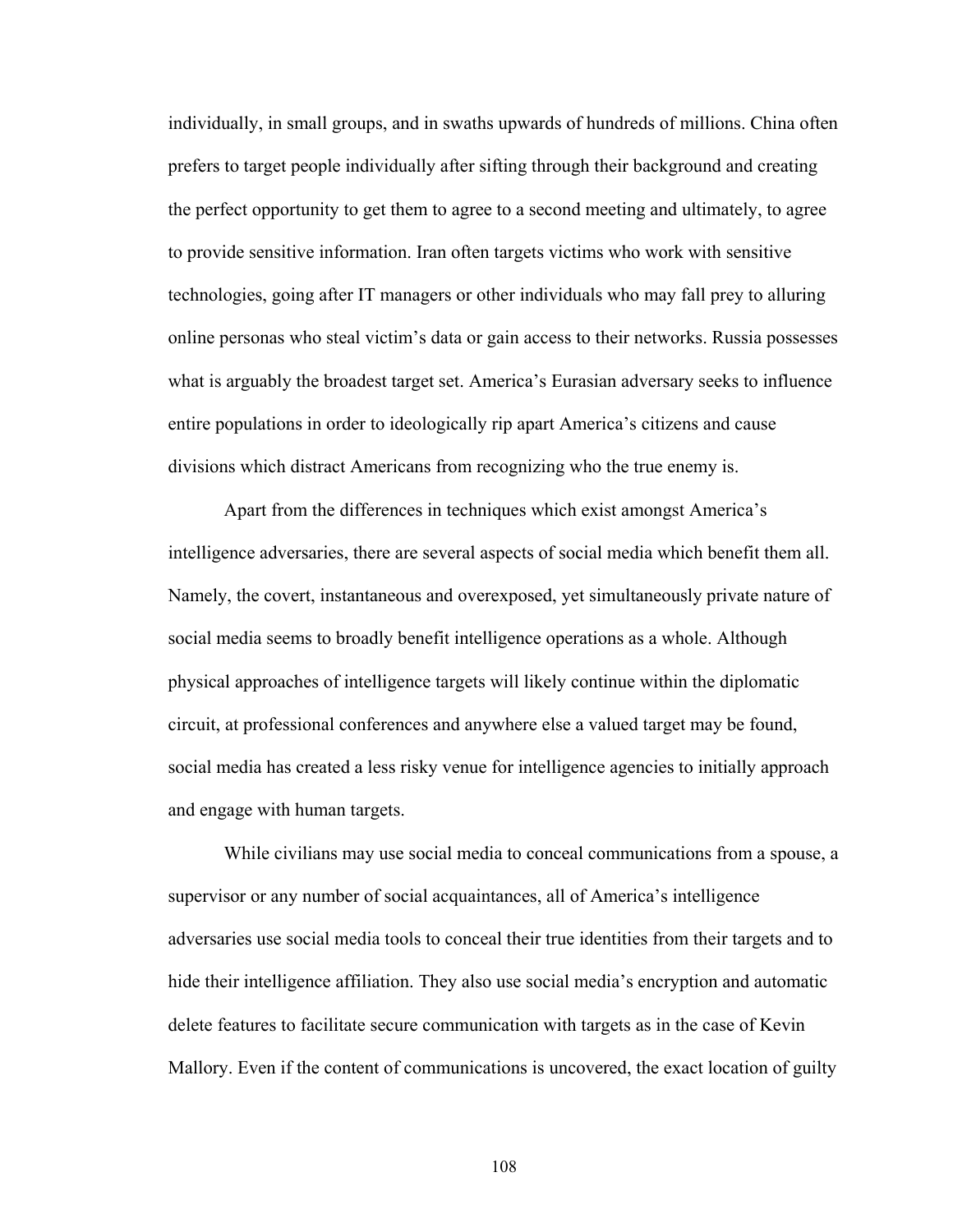individually, in small groups, and in swaths upwards of hundreds of millions. China often prefers to target people individually after sifting through their background and creating the perfect opportunity to get them to agree to a second meeting and ultimately, to agree to provide sensitive information. Iran often targets victims who work with sensitive technologies, going after IT managers or other individuals who may fall prey to alluring online personas who steal victim's data or gain access to their networks. Russia possesses what is arguably the broadest target set. America's Eurasian adversary seeks to influence entire populations in order to ideologically rip apart America's citizens and cause divisions which distract Americans from recognizing who the true enemy is.

Apart from the differences in techniques which exist amongst America's intelligence adversaries, there are several aspects of social media which benefit them all. Namely, the covert, instantaneous and overexposed, yet simultaneously private nature of social media seems to broadly benefit intelligence operations as a whole. Although physical approaches of intelligence targets will likely continue within the diplomatic circuit, at professional conferences and anywhere else a valued target may be found, social media has created a less risky venue for intelligence agencies to initially approach and engage with human targets.

While civilians may use social media to conceal communications from a spouse, a supervisor or any number of social acquaintances, all of America's intelligence adversaries use social media tools to conceal their true identities from their targets and to hide their intelligence affiliation. They also use social media's encryption and automatic delete features to facilitate secure communication with targets as in the case of Kevin Mallory. Even if the content of communications is uncovered, the exact location of guilty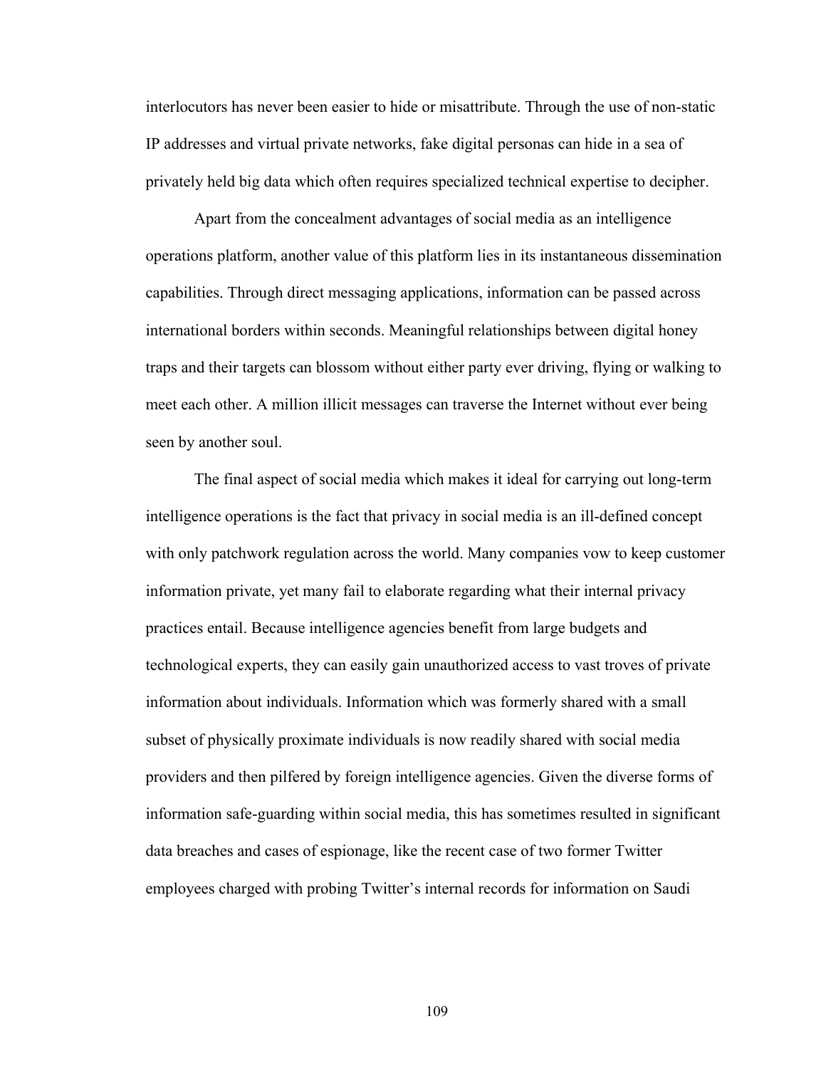interlocutors has never been easier to hide or misattribute. Through the use of non-static IP addresses and virtual private networks, fake digital personas can hide in a sea of privately held big data which often requires specialized technical expertise to decipher.

Apart from the concealment advantages of social media as an intelligence operations platform, another value of this platform lies in its instantaneous dissemination capabilities. Through direct messaging applications, information can be passed across international borders within seconds. Meaningful relationships between digital honey traps and their targets can blossom without either party ever driving, flying or walking to meet each other. A million illicit messages can traverse the Internet without ever being seen by another soul.

The final aspect of social media which makes it ideal for carrying out long-term intelligence operations is the fact that privacy in social media is an ill-defined concept with only patchwork regulation across the world. Many companies vow to keep customer information private, yet many fail to elaborate regarding what their internal privacy practices entail. Because intelligence agencies benefit from large budgets and technological experts, they can easily gain unauthorized access to vast troves of private information about individuals. Information which was formerly shared with a small subset of physically proximate individuals is now readily shared with social media providers and then pilfered by foreign intelligence agencies. Given the diverse forms of information safe-guarding within social media, this has sometimes resulted in significant data breaches and cases of espionage, like the recent case of two former Twitter employees charged with probing Twitter's internal records for information on Saudi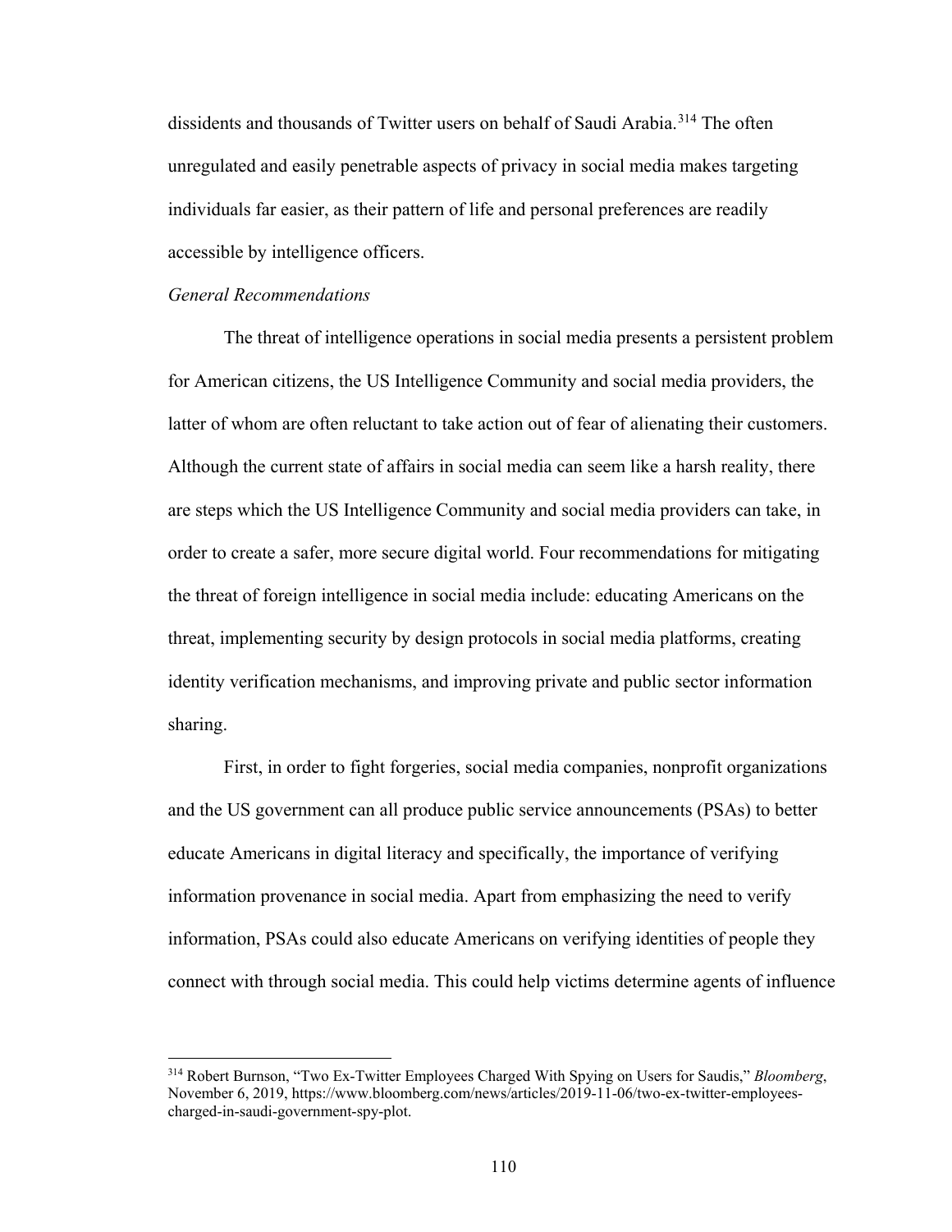dissidents and thousands of Twitter users on behalf of Saudi Arabia.[314] The often unregulated and easily penetrable aspects of privacy in social media makes targeting individuals far easier, as their pattern of life and personal preferences are readily accessible by intelligence officers.

*General Recommendations*

The threat of intelligence operations in social media presents a persistent problem for American citizens, the US Intelligence Community and social media providers, the latter of whom are often reluctant to take action out of fear of alienating their customers. Although the current state of affairs in social media can seem like a harsh reality, there are steps which the US Intelligence Community and social media providers can take, in order to create a safer, more secure digital world. Four recommendations for mitigating the threat of foreign intelligence in social media include: educating Americans on the threat, implementing security by design protocols in social media platforms, creating identity verification mechanisms, and improving private and public sector information sharing.

First, in order to fight forgeries, social media companies, nonprofit organizations and the US government can all produce public service announcements (PSAs) to better educate Americans in digital literacy and specifically, the importance of verifying information provenance in social media. Apart from emphasizing the need to verify information, PSAs could also educate Americans on verifying identities of people they connect with through social media. This could help victims determine agents of influence

[314] Robert Burnson, "Two Ex-Twitter Employees Charged With Spying on Users for Saudis," *Bloomberg*, November 6, 2019, https://www.bloomberg.com/news/articles/2019-11-06/two-ex-twitter-employees-charged-in-saudi-government-spy-plot.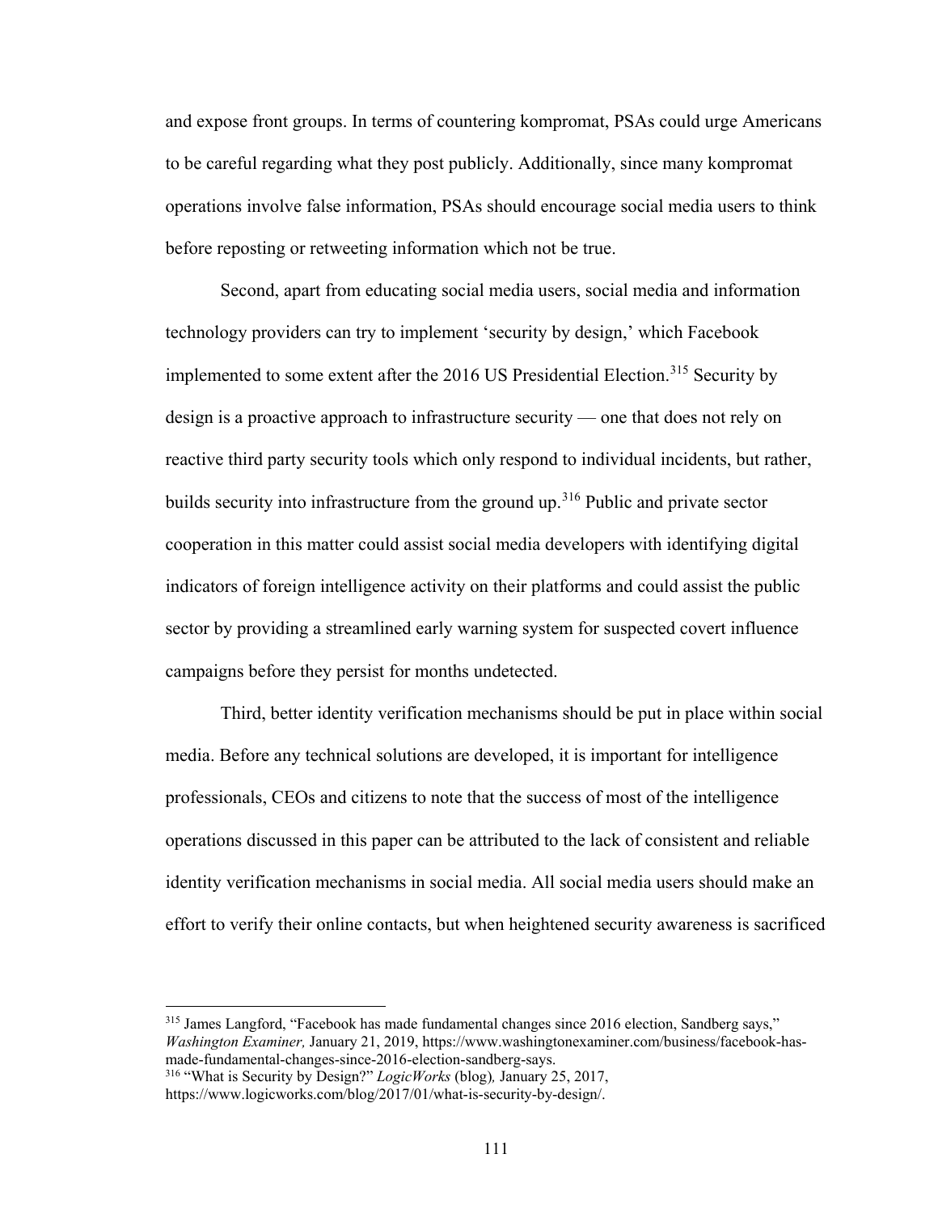and expose front groups. In terms of countering kompromat, PSAs could urge Americans to be careful regarding what they post publicly. Additionally, since many kompromat operations involve false information, PSAs should encourage social media users to think before reposting or retweeting information which not be true.

Second, apart from educating social media users, social media and information technology providers can try to implement 'security by design,' which Facebook implemented to some extent after the 2016 US Presidential Election.[315] Security by design is a proactive approach to infrastructure security — one that does not rely on reactive third party security tools which only respond to individual incidents, but rather, builds security into infrastructure from the ground up.[316] Public and private sector cooperation in this matter could assist social media developers with identifying digital indicators of foreign intelligence activity on their platforms and could assist the public sector by providing a streamlined early warning system for suspected covert influence campaigns before they persist for months undetected.

Third, better identity verification mechanisms should be put in place within social media. Before any technical solutions are developed, it is important for intelligence professionals, CEOs and citizens to note that the success of most of the intelligence operations discussed in this paper can be attributed to the lack of consistent and reliable identity verification mechanisms in social media. All social media users should make an effort to verify their online contacts, but when heightened security awareness is sacrificed

---

[315] James Langford, "Facebook has made fundamental changes since 2016 election, Sandberg says," *Washington Examiner,* January 21, 2019, https://www.washingtonexaminer.com/business/facebook-has-made-fundamental-changes-since-2016-election-sandberg-says.

[316] "What is Security by Design?" *LogicWorks* (blog)*,* January 25, 2017, https://www.logicworks.com/blog/2017/01/what-is-security-by-design/.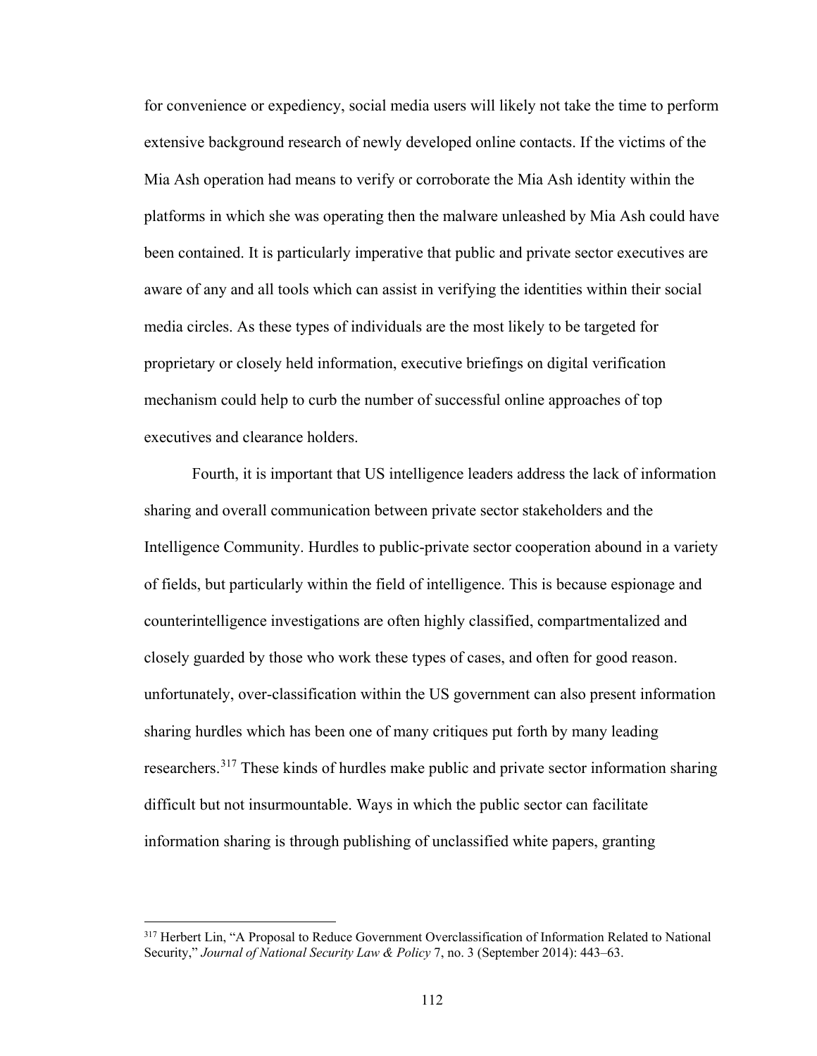for convenience or expediency, social media users will likely not take the time to perform extensive background research of newly developed online contacts. If the victims of the Mia Ash operation had means to verify or corroborate the Mia Ash identity within the platforms in which she was operating then the malware unleashed by Mia Ash could have been contained. It is particularly imperative that public and private sector executives are aware of any and all tools which can assist in verifying the identities within their social media circles. As these types of individuals are the most likely to be targeted for proprietary or closely held information, executive briefings on digital verification mechanism could help to curb the number of successful online approaches of top executives and clearance holders.

Fourth, it is important that US intelligence leaders address the lack of information sharing and overall communication between private sector stakeholders and the Intelligence Community. Hurdles to public-private sector cooperation abound in a variety of fields, but particularly within the field of intelligence. This is because espionage and counterintelligence investigations are often highly classified, compartmentalized and closely guarded by those who work these types of cases, and often for good reason. unfortunately, over-classification within the US government can also present information sharing hurdles which has been one of many critiques put forth by many leading researchers.[317] These kinds of hurdles make public and private sector information sharing difficult but not insurmountable. Ways in which the public sector can facilitate information sharing is through publishing of unclassified white papers, granting

[317] Herbert Lin, "A Proposal to Reduce Government Overclassification of Information Related to National Security," *Journal of National Security Law & Policy* 7, no. 3 (September 2014): 443–63.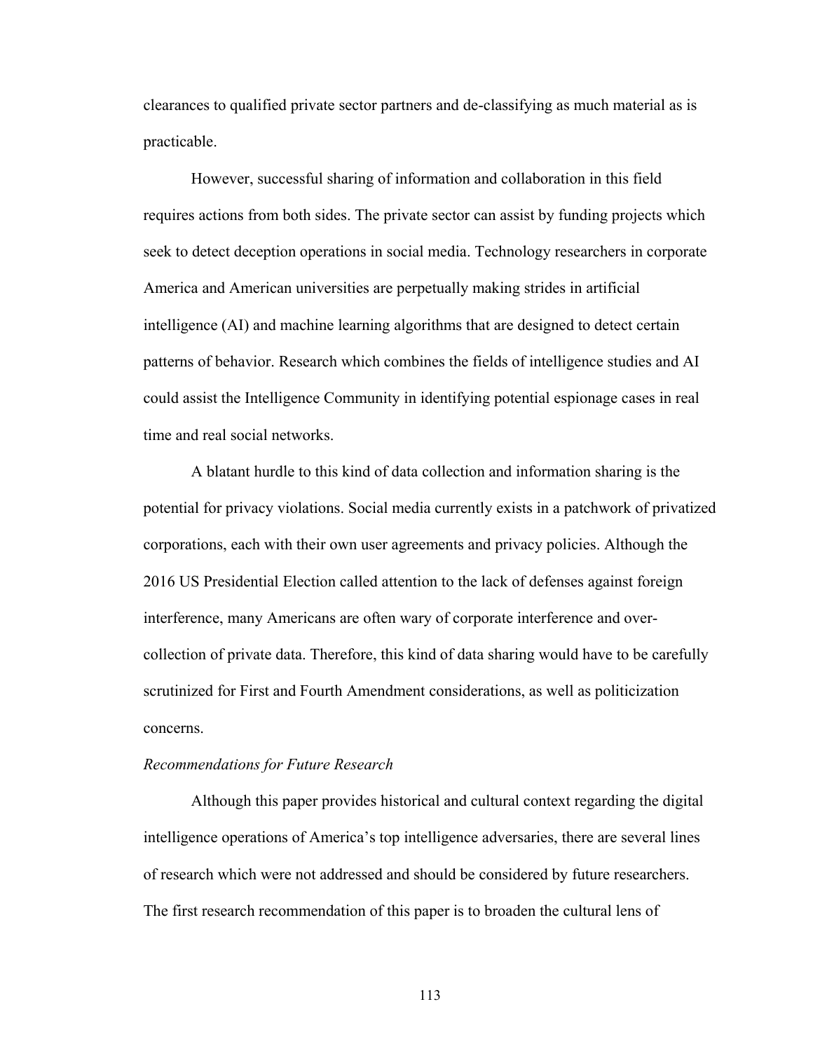clearances to qualified private sector partners and de-classifying as much material as is practicable.

However, successful sharing of information and collaboration in this field requires actions from both sides. The private sector can assist by funding projects which seek to detect deception operations in social media. Technology researchers in corporate America and American universities are perpetually making strides in artificial intelligence (AI) and machine learning algorithms that are designed to detect certain patterns of behavior. Research which combines the fields of intelligence studies and AI could assist the Intelligence Community in identifying potential espionage cases in real time and real social networks.

A blatant hurdle to this kind of data collection and information sharing is the potential for privacy violations. Social media currently exists in a patchwork of privatized corporations, each with their own user agreements and privacy policies. Although the 2016 US Presidential Election called attention to the lack of defenses against foreign interference, many Americans are often wary of corporate interference and over-collection of private data. Therefore, this kind of data sharing would have to be carefully scrutinized for First and Fourth Amendment considerations, as well as politicization concerns.

*Recommendations for Future Research*

Although this paper provides historical and cultural context regarding the digital intelligence operations of America's top intelligence adversaries, there are several lines of research which were not addressed and should be considered by future researchers. The first research recommendation of this paper is to broaden the cultural lens of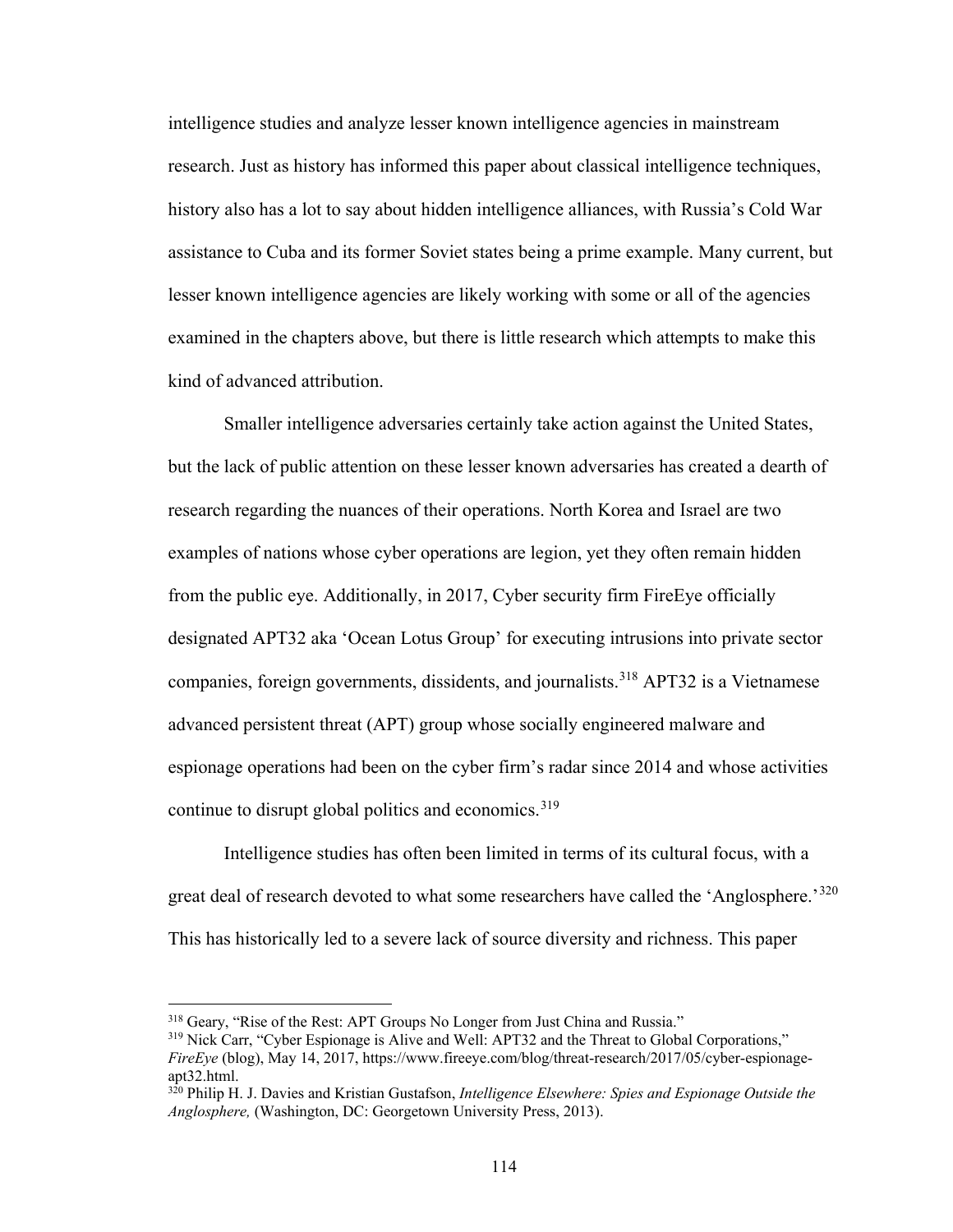intelligence studies and analyze lesser known intelligence agencies in mainstream research. Just as history has informed this paper about classical intelligence techniques, history also has a lot to say about hidden intelligence alliances, with Russia's Cold War assistance to Cuba and its former Soviet states being a prime example. Many current, but lesser known intelligence agencies are likely working with some or all of the agencies examined in the chapters above, but there is little research which attempts to make this kind of advanced attribution.

Smaller intelligence adversaries certainly take action against the United States, but the lack of public attention on these lesser known adversaries has created a dearth of research regarding the nuances of their operations. North Korea and Israel are two examples of nations whose cyber operations are legion, yet they often remain hidden from the public eye. Additionally, in 2017, Cyber security firm FireEye officially designated APT32 aka 'Ocean Lotus Group' for executing intrusions into private sector companies, foreign governments, dissidents, and journalists.[318] APT32 is a Vietnamese advanced persistent threat (APT) group whose socially engineered malware and espionage operations had been on the cyber firm's radar since 2014 and whose activities continue to disrupt global politics and economics.[319]

Intelligence studies has often been limited in terms of its cultural focus, with a great deal of research devoted to what some researchers have called the 'Anglosphere.'[320] This has historically led to a severe lack of source diversity and richness. This paper

---

[318] Geary, "Rise of the Rest: APT Groups No Longer from Just China and Russia."

[319] Nick Carr, "Cyber Espionage is Alive and Well: APT32 and the Threat to Global Corporations," *FireEye* (blog), May 14, 2017, https://www.fireeye.com/blog/threat-research/2017/05/cyber-espionage-apt32.html.

[320] Philip H. J. Davies and Kristian Gustafson, *Intelligence Elsewhere: Spies and Espionage Outside the Anglosphere,* (Washington, DC: Georgetown University Press, 2013).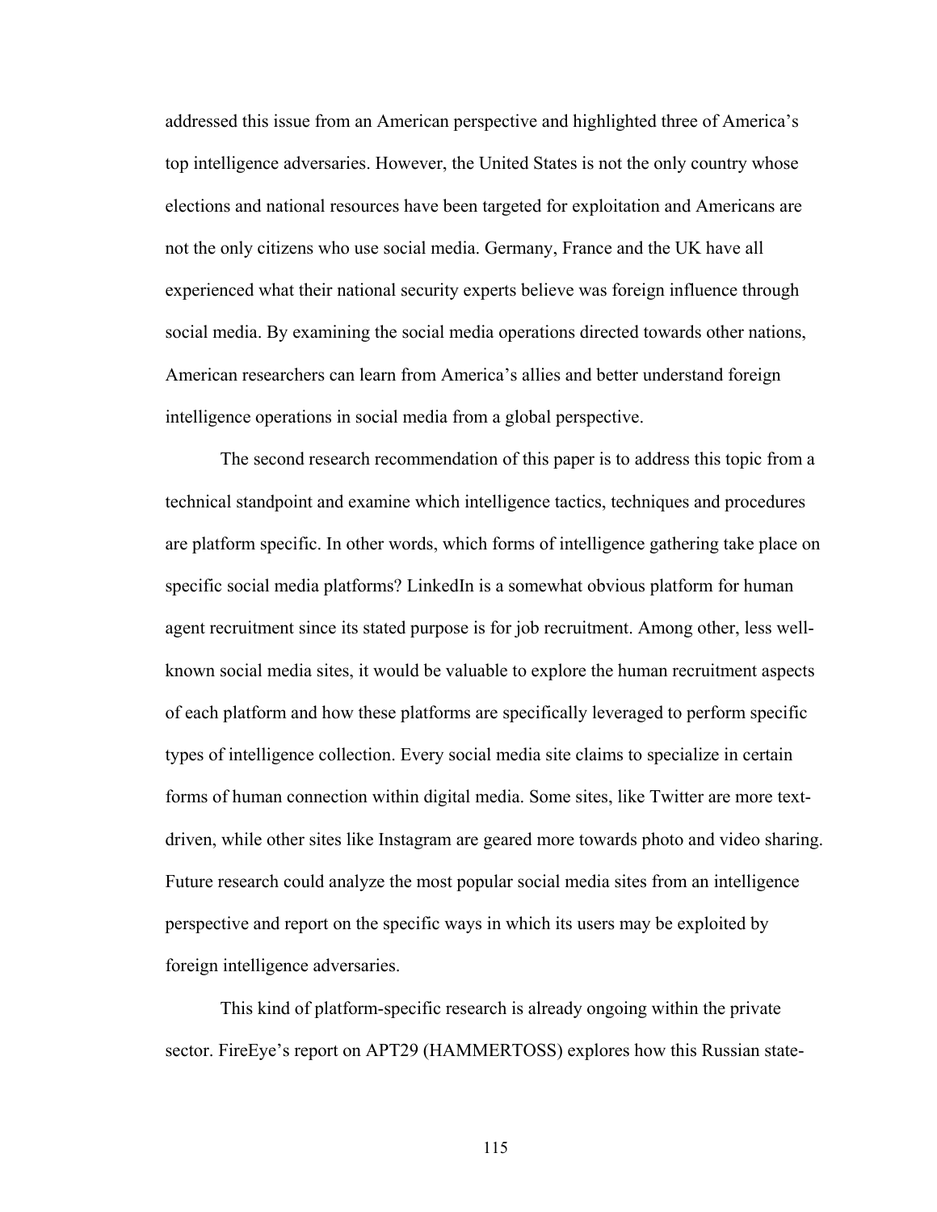addressed this issue from an American perspective and highlighted three of America's top intelligence adversaries. However, the United States is not the only country whose elections and national resources have been targeted for exploitation and Americans are not the only citizens who use social media. Germany, France and the UK have all experienced what their national security experts believe was foreign influence through social media. By examining the social media operations directed towards other nations, American researchers can learn from America's allies and better understand foreign intelligence operations in social media from a global perspective.

The second research recommendation of this paper is to address this topic from a technical standpoint and examine which intelligence tactics, techniques and procedures are platform specific. In other words, which forms of intelligence gathering take place on specific social media platforms? LinkedIn is a somewhat obvious platform for human agent recruitment since its stated purpose is for job recruitment. Among other, less well-known social media sites, it would be valuable to explore the human recruitment aspects of each platform and how these platforms are specifically leveraged to perform specific types of intelligence collection. Every social media site claims to specialize in certain forms of human connection within digital media. Some sites, like Twitter are more text-driven, while other sites like Instagram are geared more towards photo and video sharing. Future research could analyze the most popular social media sites from an intelligence perspective and report on the specific ways in which its users may be exploited by foreign intelligence adversaries.

This kind of platform-specific research is already ongoing within the private sector. FireEye's report on APT29 (HAMMERTOSS) explores how this Russian state-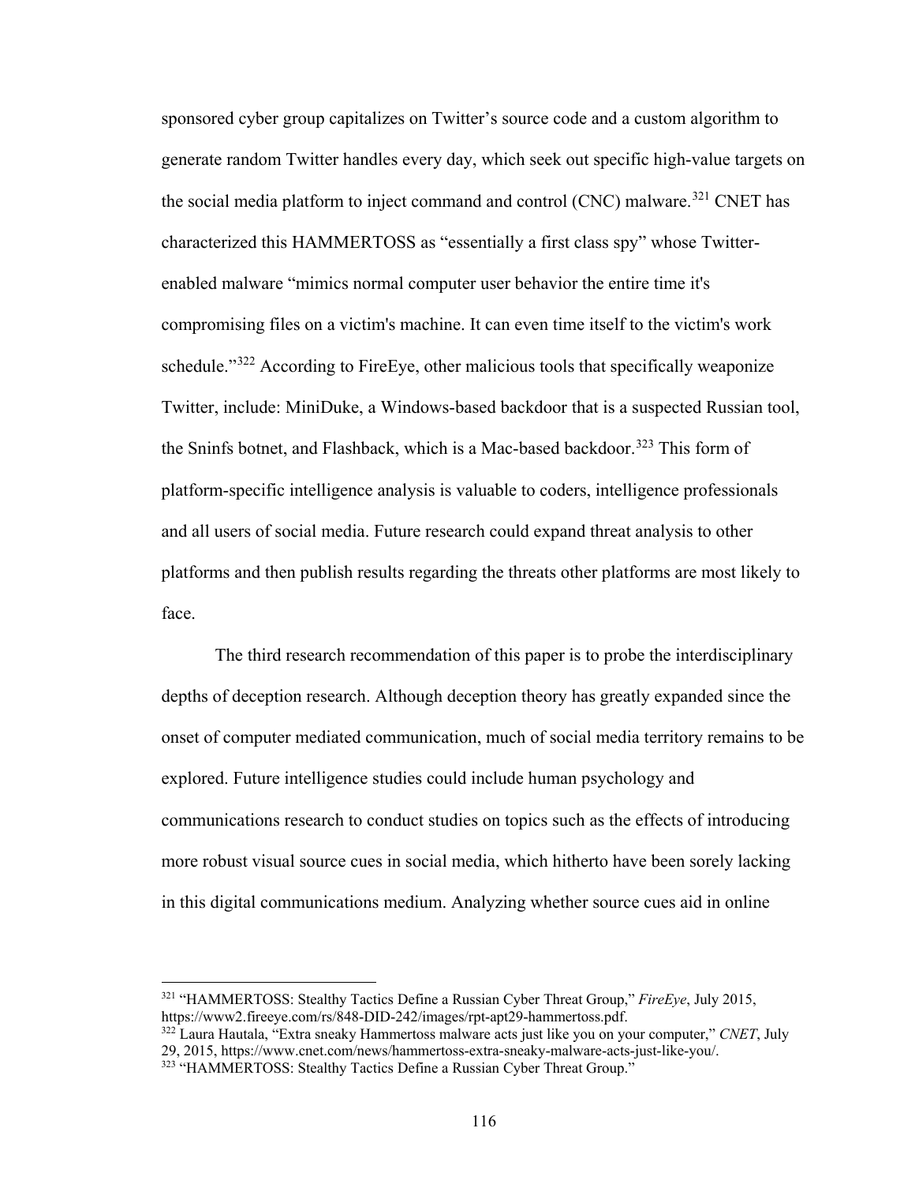sponsored cyber group capitalizes on Twitter's source code and a custom algorithm to generate random Twitter handles every day, which seek out specific high-value targets on the social media platform to inject command and control (CNC) malware.[321] CNET has characterized this HAMMERTOSS as "essentially a first class spy" whose Twitter-enabled malware "mimics normal computer user behavior the entire time it's compromising files on a victim's machine. It can even time itself to the victim's work schedule."[322] According to FireEye, other malicious tools that specifically weaponize Twitter, include: MiniDuke, a Windows-based backdoor that is a suspected Russian tool, the Sninfs botnet, and Flashback, which is a Mac-based backdoor.[323] This form of platform-specific intelligence analysis is valuable to coders, intelligence professionals and all users of social media. Future research could expand threat analysis to other platforms and then publish results regarding the threats other platforms are most likely to face.

The third research recommendation of this paper is to probe the interdisciplinary depths of deception research. Although deception theory has greatly expanded since the onset of computer mediated communication, much of social media territory remains to be explored. Future intelligence studies could include human psychology and communications research to conduct studies on topics such as the effects of introducing more robust visual source cues in social media, which hitherto have been sorely lacking in this digital communications medium. Analyzing whether source cues aid in online

---

[321] "HAMMERTOSS: Stealthy Tactics Define a Russian Cyber Threat Group," *FireEye*, July 2015, https://www2.fireeye.com/rs/848-DID-242/images/rpt-apt29-hammertoss.pdf.

[322] Laura Hautala, "Extra sneaky Hammertoss malware acts just like you on your computer," *CNET*, July 29, 2015, https://www.cnet.com/news/hammertoss-extra-sneaky-malware-acts-just-like-you/.

[323] "HAMMERTOSS: Stealthy Tactics Define a Russian Cyber Threat Group."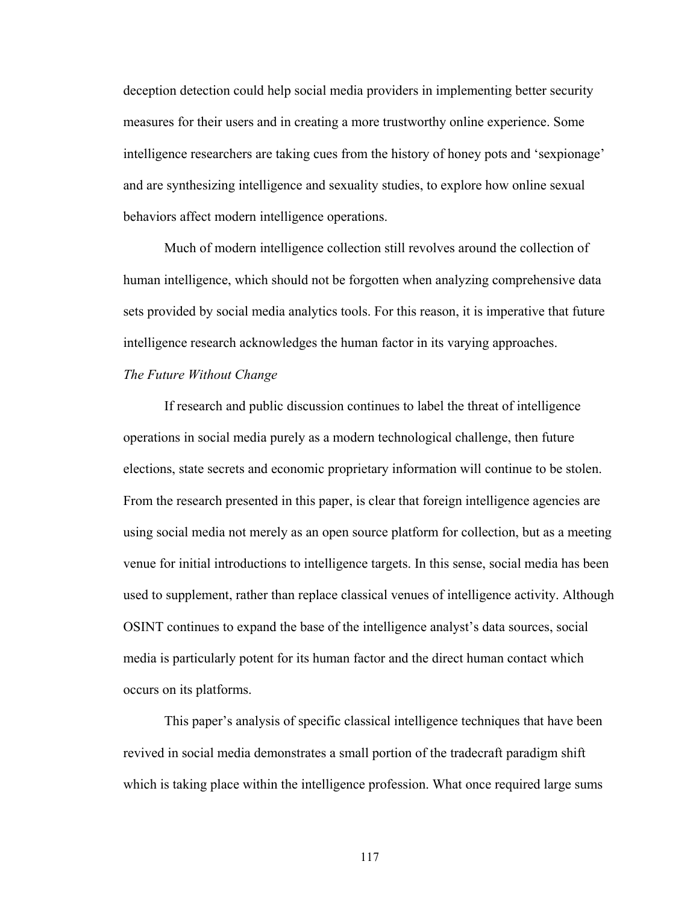deception detection could help social media providers in implementing better security measures for their users and in creating a more trustworthy online experience. Some intelligence researchers are taking cues from the history of honey pots and 'sexpionage' and are synthesizing intelligence and sexuality studies, to explore how online sexual behaviors affect modern intelligence operations.

Much of modern intelligence collection still revolves around the collection of human intelligence, which should not be forgotten when analyzing comprehensive data sets provided by social media analytics tools. For this reason, it is imperative that future intelligence research acknowledges the human factor in its varying approaches.

*The Future Without Change*

If research and public discussion continues to label the threat of intelligence operations in social media purely as a modern technological challenge, then future elections, state secrets and economic proprietary information will continue to be stolen. From the research presented in this paper, is clear that foreign intelligence agencies are using social media not merely as an open source platform for collection, but as a meeting venue for initial introductions to intelligence targets. In this sense, social media has been used to supplement, rather than replace classical venues of intelligence activity. Although OSINT continues to expand the base of the intelligence analyst's data sources, social media is particularly potent for its human factor and the direct human contact which occurs on its platforms.

This paper's analysis of specific classical intelligence techniques that have been revived in social media demonstrates a small portion of the tradecraft paradigm shift which is taking place within the intelligence profession. What once required large sums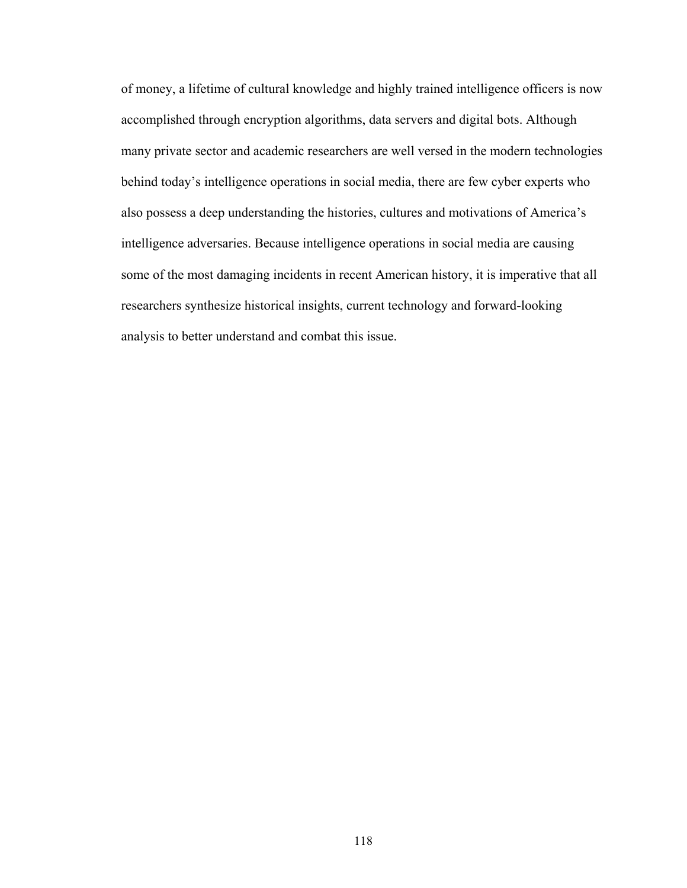of money, a lifetime of cultural knowledge and highly trained intelligence officers is now accomplished through encryption algorithms, data servers and digital bots. Although many private sector and academic researchers are well versed in the modern technologies behind today's intelligence operations in social media, there are few cyber experts who also possess a deep understanding the histories, cultures and motivations of America's intelligence adversaries. Because intelligence operations in social media are causing some of the most damaging incidents in recent American history, it is imperative that all researchers synthesize historical insights, current technology and forward-looking analysis to better understand and combat this issue.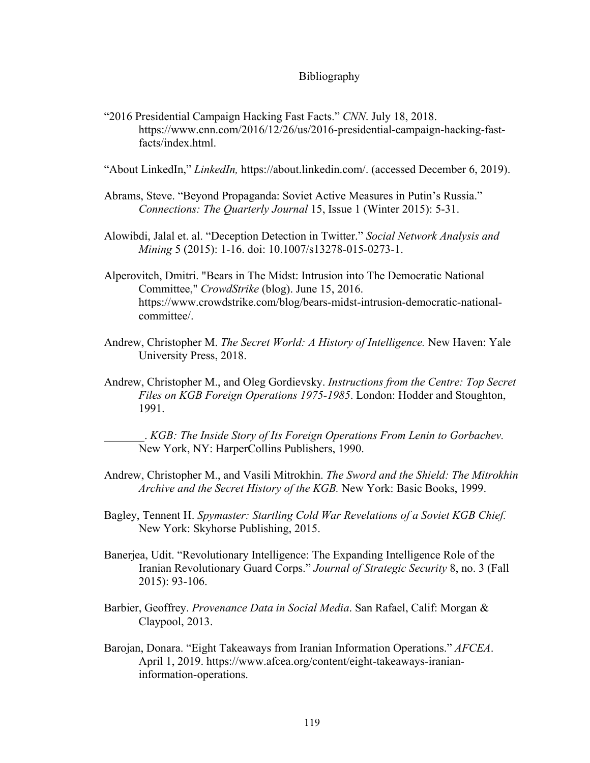# Bibliography

"2016 Presidential Campaign Hacking Fast Facts." *CNN*. July 18, 2018. https://www.cnn.com/2016/12/26/us/2016-presidential-campaign-hacking-fast-facts/index.html.

"About LinkedIn," *LinkedIn,* https://about.linkedin.com/. (accessed December 6, 2019).

Abrams, Steve. "Beyond Propaganda: Soviet Active Measures in Putin's Russia." *Connections: The Quarterly Journal* 15, Issue 1 (Winter 2015): 5-31.

Alowibdi, Jalal et. al. "Deception Detection in Twitter." *Social Network Analysis and Mining* 5 (2015): 1-16. doi: 10.1007/s13278-015-0273-1.

Alperovitch, Dmitri. "Bears in The Midst: Intrusion into The Democratic National Committee," *CrowdStrike* (blog). June 15, 2016. https://www.crowdstrike.com/blog/bears-midst-intrusion-democratic-national-committee/.

Andrew, Christopher M. *The Secret World: A History of Intelligence.* New Haven: Yale University Press, 2018.

Andrew, Christopher M., and Oleg Gordievsky. *Instructions from the Centre: Top Secret Files on KGB Foreign Operations 1975-1985*. London: Hodder and Stoughton, 1991.

_______. *KGB: The Inside Story of Its Foreign Operations From Lenin to Gorbachev.* New York, NY: HarperCollins Publishers, 1990.

Andrew, Christopher M., and Vasili Mitrokhin. *The Sword and the Shield: The Mitrokhin Archive and the Secret History of the KGB.* New York: Basic Books, 1999.

Bagley, Tennent H. *Spymaster: Startling Cold War Revelations of a Soviet KGB Chief.* New York: Skyhorse Publishing, 2015.

Banerjea, Udit. "Revolutionary Intelligence: The Expanding Intelligence Role of the Iranian Revolutionary Guard Corps." *Journal of Strategic Security* 8, no. 3 (Fall 2015): 93-106.

Barbier, Geoffrey. *Provenance Data in Social Media*. San Rafael, Calif: Morgan & Claypool, 2013.

Barojan, Donara. "Eight Takeaways from Iranian Information Operations." *AFCEA*. April 1, 2019. https://www.afcea.org/content/eight-takeaways-iranian-information-operations.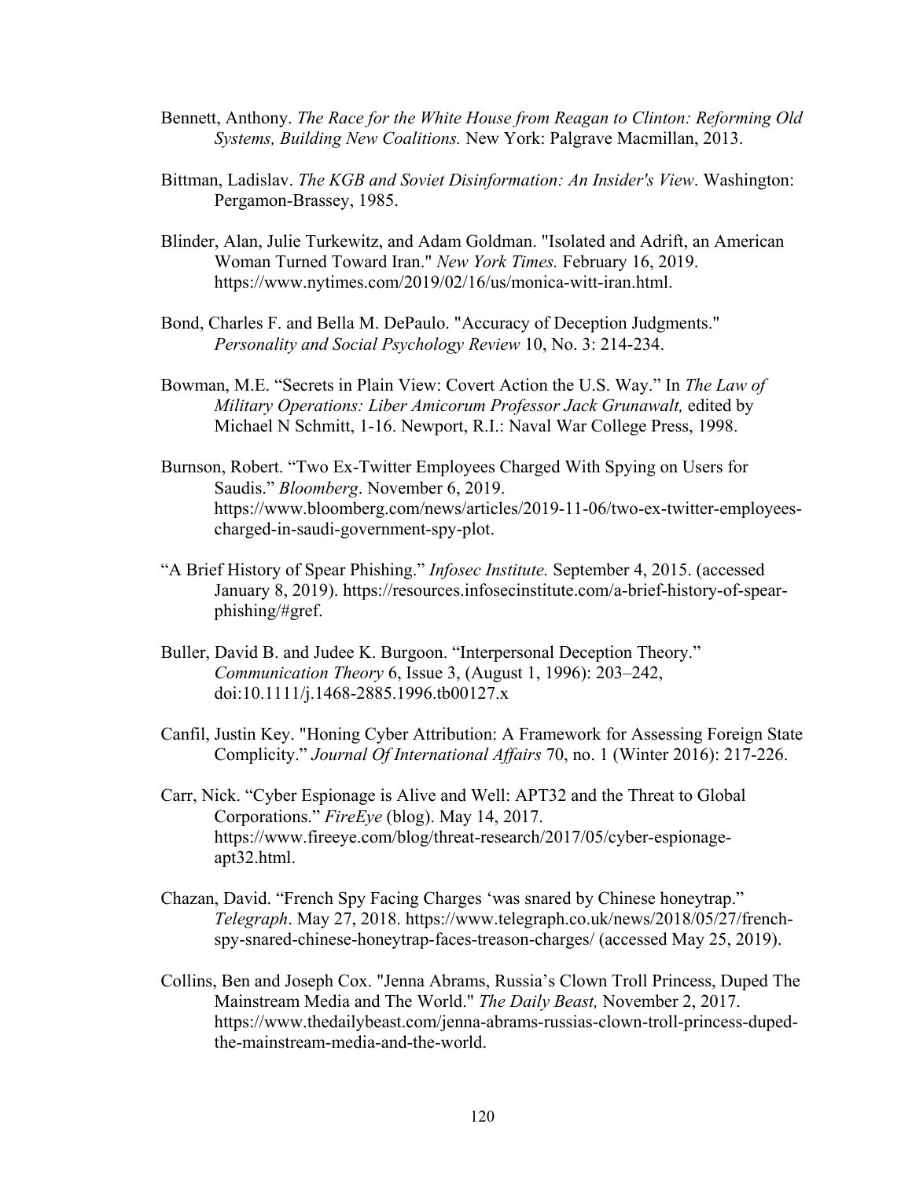Bennett, Anthony. *The Race for the White House from Reagan to Clinton: Reforming Old Systems, Building New Coalitions.* New York: Palgrave Macmillan, 2013.

Bittman, Ladislav. *The KGB and Soviet Disinformation: An Insider's View*. Washington: Pergamon-Brassey, 1985.

Blinder, Alan, Julie Turkewitz, and Adam Goldman. "Isolated and Adrift, an American Woman Turned Toward Iran." *New York Times.* February 16, 2019. https://www.nytimes.com/2019/02/16/us/monica-witt-iran.html.

Bond, Charles F. and Bella M. DePaulo. "Accuracy of Deception Judgments." *Personality and Social Psychology Review* 10, No. 3: 214-234.

Bowman, M.E. "Secrets in Plain View: Covert Action the U.S. Way." In *The Law of Military Operations: Liber Amicorum Professor Jack Grunawalt,* edited by Michael N Schmitt, 1-16. Newport, R.I.: Naval War College Press, 1998.

Burnson, Robert. "Two Ex-Twitter Employees Charged With Spying on Users for Saudis." *Bloomberg*. November 6, 2019. https://www.bloomberg.com/news/articles/2019-11-06/two-ex-twitter-employees-charged-in-saudi-government-spy-plot.

"A Brief History of Spear Phishing." *Infosec Institute.* September 4, 2015. (accessed January 8, 2019). https://resources.infosecinstitute.com/a-brief-history-of-spear-phishing/#gref.

Buller, David B. and Judee K. Burgoon. "Interpersonal Deception Theory." *Communication Theory* 6, Issue 3, (August 1, 1996): 203–242, doi:10.1111/j.1468-2885.1996.tb00127.x

Canfil, Justin Key. "Honing Cyber Attribution: A Framework for Assessing Foreign State Complicity." *Journal Of International Affairs* 70, no. 1 (Winter 2016): 217-226.

Carr, Nick. "Cyber Espionage is Alive and Well: APT32 and the Threat to Global Corporations." *FireEye* (blog). May 14, 2017. https://www.fireeye.com/blog/threat-research/2017/05/cyber-espionage-apt32.html.

Chazan, David. "French Spy Facing Charges 'was snared by Chinese honeytrap." *Telegraph*. May 27, 2018. https://www.telegraph.co.uk/news/2018/05/27/french-spy-snared-chinese-honeytrap-faces-treason-charges/ (accessed May 25, 2019).

Collins, Ben and Joseph Cox. "Jenna Abrams, Russia's Clown Troll Princess, Duped The Mainstream Media and The World." *The Daily Beast,* November 2, 2017. https://www.thedailybeast.com/jenna-abrams-russias-clown-troll-princess-duped-the-mainstream-media-and-the-world.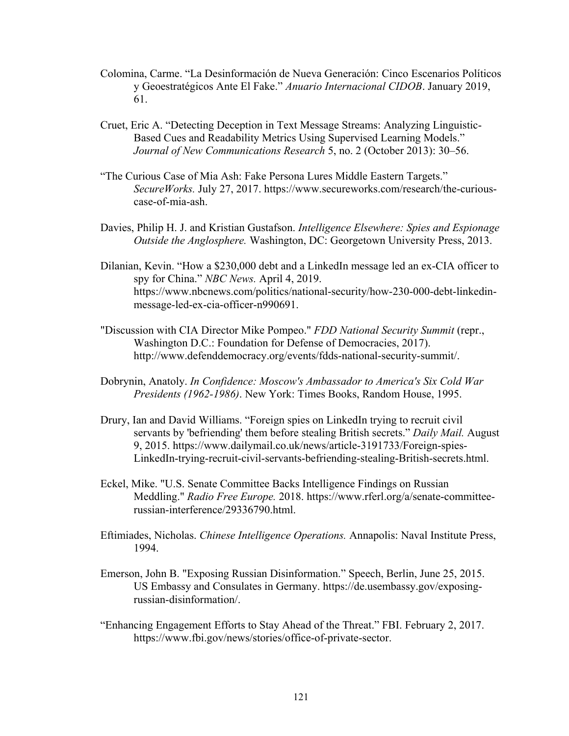Colomina, Carme. “La Desinformación de Nueva Generación: Cinco Escenarios Políticos y Geoestratégicos Ante El Fake.” *Anuario Internacional CIDOB*. January 2019, 61.

Cruet, Eric A. “Detecting Deception in Text Message Streams: Analyzing Linguistic-Based Cues and Readability Metrics Using Supervised Learning Models.” *Journal of New Communications Research* 5, no. 2 (October 2013): 30–56.

“The Curious Case of Mia Ash: Fake Persona Lures Middle Eastern Targets.” *SecureWorks.* July 27, 2017. https://www.secureworks.com/research/the-curious-case-of-mia-ash.

Davies, Philip H. J. and Kristian Gustafson. *Intelligence Elsewhere: Spies and Espionage Outside the Anglosphere.* Washington, DC: Georgetown University Press, 2013.

Dilanian, Kevin. “How a $230,000 debt and a LinkedIn message led an ex-CIA officer to spy for China.” *NBC News.* April 4, 2019. https://www.nbcnews.com/politics/national-security/how-230-000-debt-linkedin-message-led-ex-cia-officer-n990691.

"Discussion with CIA Director Mike Pompeo." *FDD National Security Summit* (repr., Washington D.C.: Foundation for Defense of Democracies, 2017). http://www.defenddemocracy.org/events/fdds-national-security-summit/.

Dobrynin, Anatoly. *In Confidence: Moscow's Ambassador to America's Six Cold War Presidents (1962-1986)*. New York: Times Books, Random House, 1995.

Drury, Ian and David Williams. “Foreign spies on LinkedIn trying to recruit civil servants by 'befriending' them before stealing British secrets.” *Daily Mail.* August 9, 2015. https://www.dailymail.co.uk/news/article-3191733/Foreign-spies-LinkedIn-trying-recruit-civil-servants-befriending-stealing-British-secrets.html.

Eckel, Mike. "U.S. Senate Committee Backs Intelligence Findings on Russian Meddling." *Radio Free Europe.* 2018. https://www.rferl.org/a/senate-committee-russian-interference/29336790.html.

Eftimiades, Nicholas. *Chinese Intelligence Operations.* Annapolis: Naval Institute Press, 1994.

Emerson, John B. "Exposing Russian Disinformation.” Speech, Berlin, June 25, 2015. US Embassy and Consulates in Germany. https://de.usembassy.gov/exposing-russian-disinformation/.

“Enhancing Engagement Efforts to Stay Ahead of the Threat.” FBI. February 2, 2017. https://www.fbi.gov/news/stories/office-of-private-sector.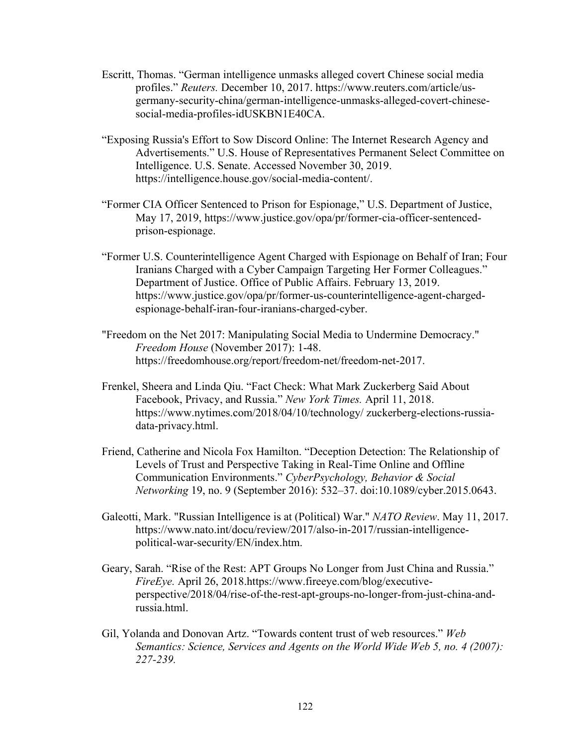Escritt, Thomas. “German intelligence unmasks alleged covert Chinese social media profiles.” *Reuters.* December 10, 2017. https://www.reuters.com/article/us-germany-security-china/german-intelligence-unmasks-alleged-covert-chinese-social-media-profiles-idUSKBN1E40CA.

“Exposing Russia's Effort to Sow Discord Online: The Internet Research Agency and Advertisements.” U.S. House of Representatives Permanent Select Committee on Intelligence. U.S. Senate. Accessed November 30, 2019. https://intelligence.house.gov/social-media-content/.

“Former CIA Officer Sentenced to Prison for Espionage,” U.S. Department of Justice, May 17, 2019, https://www.justice.gov/opa/pr/former-cia-officer-sentenced-prison-espionage.

“Former U.S. Counterintelligence Agent Charged with Espionage on Behalf of Iran; Four Iranians Charged with a Cyber Campaign Targeting Her Former Colleagues.” Department of Justice. Office of Public Affairs. February 13, 2019. https://www.justice.gov/opa/pr/former-us-counterintelligence-agent-charged-espionage-behalf-iran-four-iranians-charged-cyber.

"Freedom on the Net 2017: Manipulating Social Media to Undermine Democracy." *Freedom House* (November 2017): 1-48. https://freedomhouse.org/report/freedom-net/freedom-net-2017.

Frenkel, Sheera and Linda Qiu. “Fact Check: What Mark Zuckerberg Said About Facebook, Privacy, and Russia.” *New York Times.* April 11, 2018. https://www.nytimes.com/2018/04/10/technology/ zuckerberg-elections-russia-data-privacy.html.

Friend, Catherine and Nicola Fox Hamilton. “Deception Detection: The Relationship of Levels of Trust and Perspective Taking in Real-Time Online and Offline Communication Environments.” *CyberPsychology, Behavior & Social Networking* 19, no. 9 (September 2016): 532–37. doi:10.1089/cyber.2015.0643.

Galeotti, Mark. "Russian Intelligence is at (Political) War." *NATO Review*. May 11, 2017. https://www.nato.int/docu/review/2017/also-in-2017/russian-intelligence-political-war-security/EN/index.htm.

Geary, Sarah. “Rise of the Rest: APT Groups No Longer from Just China and Russia.” *FireEye.* April 26, 2018.https://www.fireeye.com/blog/executive-perspective/2018/04/rise-of-the-rest-apt-groups-no-longer-from-just-china-and-russia.html.

Gil, Yolanda and Donovan Artz. “Towards content trust of web resources.” *Web Semantics: Science, Services and Agents on the World Wide Web 5, no. 4 (2007): 227-239.*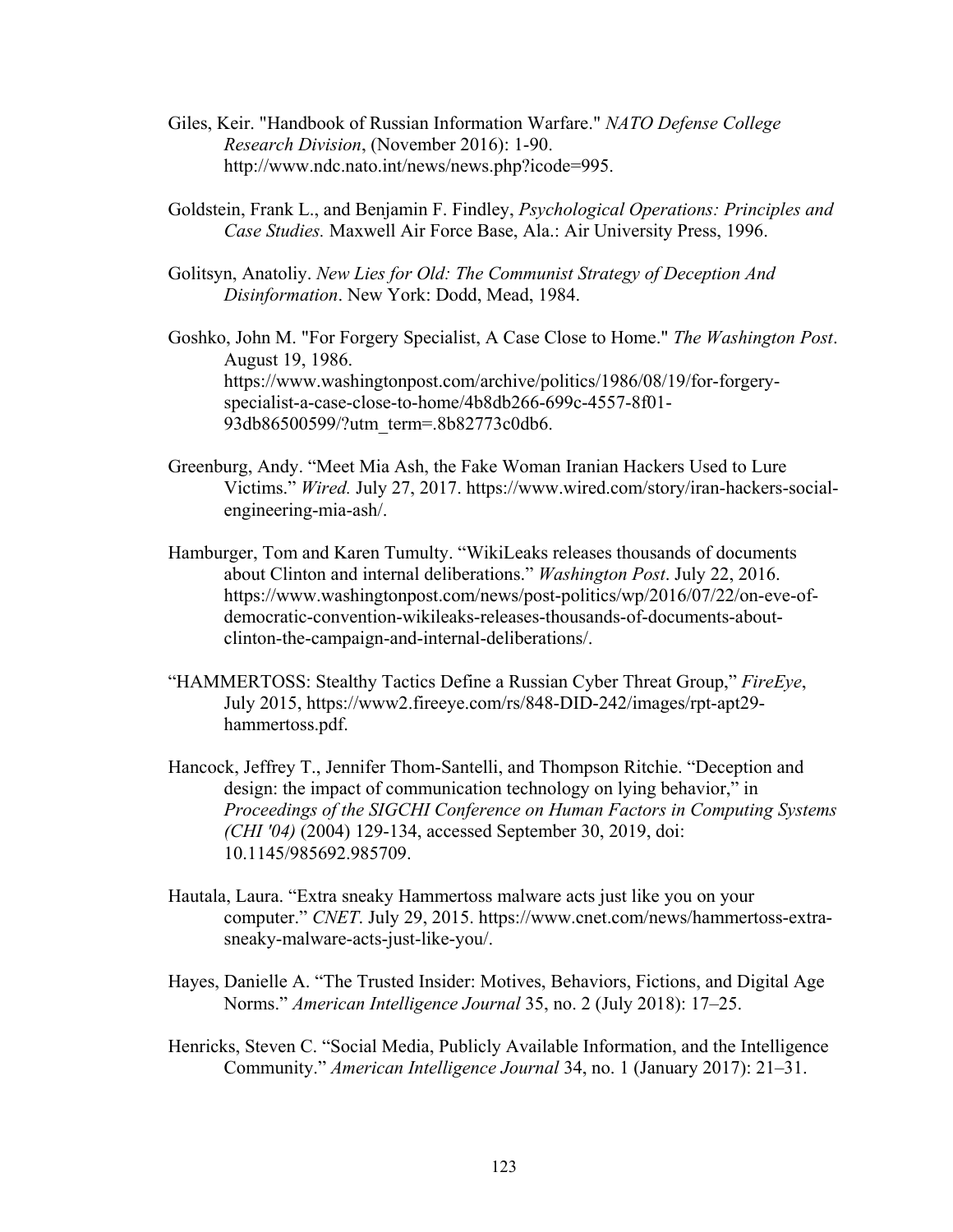Giles, Keir. "Handbook of Russian Information Warfare." *NATO Defense College Research Division*, (November 2016): 1-90. http://www.ndc.nato.int/news/news.php?icode=995.

Goldstein, Frank L., and Benjamin F. Findley, *Psychological Operations: Principles and Case Studies.* Maxwell Air Force Base, Ala.: Air University Press, 1996.

Golitsyn, Anatoliy. *New Lies for Old: The Communist Strategy of Deception And Disinformation*. New York: Dodd, Mead, 1984.

Goshko, John M. "For Forgery Specialist, A Case Close to Home." *The Washington Post*. August 19, 1986. https://www.washingtonpost.com/archive/politics/1986/08/19/for-forgery-specialist-a-case-close-to-home/4b8db266-699c-4557-8f01-93db86500599/?utm_term=.8b82773c0db6.

Greenburg, Andy. "Meet Mia Ash, the Fake Woman Iranian Hackers Used to Lure Victims." *Wired.* July 27, 2017. https://www.wired.com/story/iran-hackers-social-engineering-mia-ash/.

Hamburger, Tom and Karen Tumulty. "WikiLeaks releases thousands of documents about Clinton and internal deliberations." *Washington Post*. July 22, 2016. https://www.washingtonpost.com/news/post-politics/wp/2016/07/22/on-eve-of-democratic-convention-wikileaks-releases-thousands-of-documents-about-clinton-the-campaign-and-internal-deliberations/.

"HAMMERTOSS: Stealthy Tactics Define a Russian Cyber Threat Group," *FireEye*, July 2015, https://www2.fireeye.com/rs/848-DID-242/images/rpt-apt29-hammertoss.pdf.

Hancock, Jeffrey T., Jennifer Thom-Santelli, and Thompson Ritchie. "Deception and design: the impact of communication technology on lying behavior," in *Proceedings of the SIGCHI Conference on Human Factors in Computing Systems (CHI '04)* (2004) 129-134, accessed September 30, 2019, doi: 10.1145/985692.985709.

Hautala, Laura. "Extra sneaky Hammertoss malware acts just like you on your computer." *CNET*. July 29, 2015. https://www.cnet.com/news/hammertoss-extra-sneaky-malware-acts-just-like-you/.

Hayes, Danielle A. "The Trusted Insider: Motives, Behaviors, Fictions, and Digital Age Norms." *American Intelligence Journal* 35, no. 2 (July 2018): 17–25.

Henricks, Steven C. "Social Media, Publicly Available Information, and the Intelligence Community." *American Intelligence Journal* 34, no. 1 (January 2017): 21–31.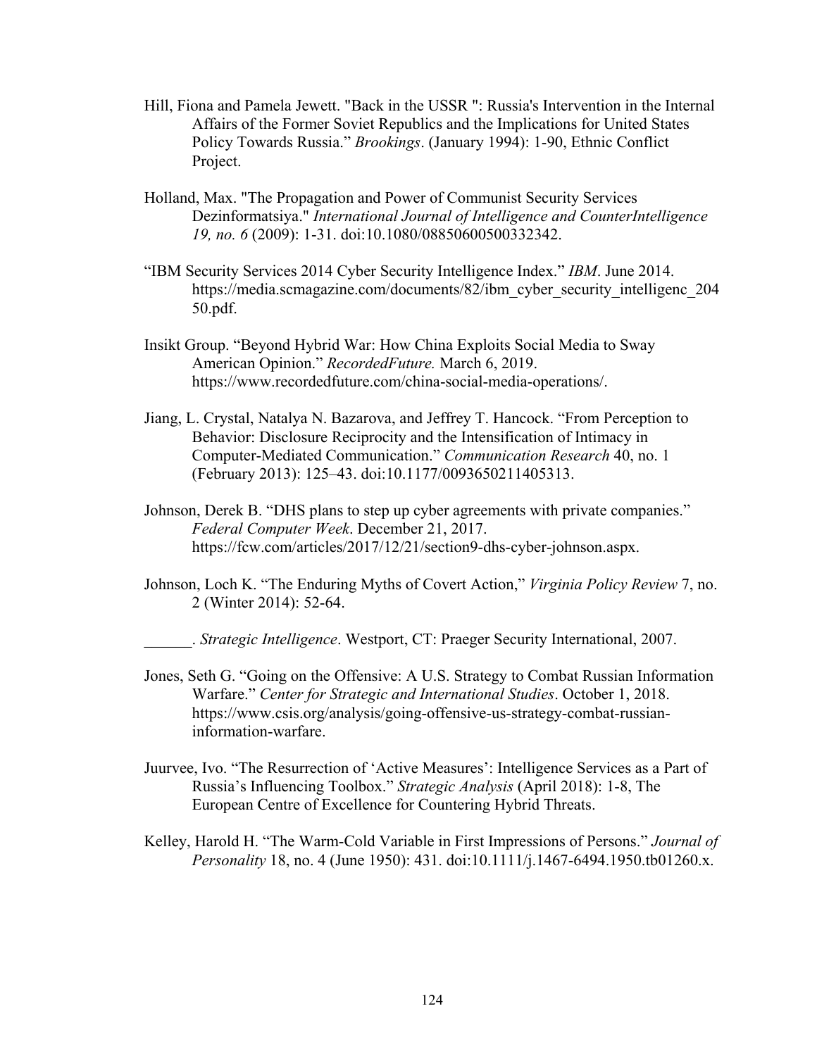Hill, Fiona and Pamela Jewett. "Back in the USSR ": Russia's Intervention in the Internal Affairs of the Former Soviet Republics and the Implications for United States Policy Towards Russia." *Brookings*. (January 1994): 1-90, Ethnic Conflict Project.

Holland, Max. "The Propagation and Power of Communist Security Services Dezinformatsiya." *International Journal of Intelligence and CounterIntelligence 19, no. 6* (2009): 1-31. doi:10.1080/08850600500332342.

"IBM Security Services 2014 Cyber Security Intelligence Index." *IBM*. June 2014. https://media.scmagazine.com/documents/82/ibm_cyber_security_intelligenc_20450.pdf.

Insikt Group. "Beyond Hybrid War: How China Exploits Social Media to Sway American Opinion." *RecordedFuture.* March 6, 2019. https://www.recordedfuture.com/china-social-media-operations/.

Jiang, L. Crystal, Natalya N. Bazarova, and Jeffrey T. Hancock. "From Perception to Behavior: Disclosure Reciprocity and the Intensification of Intimacy in Computer-Mediated Communication." *Communication Research* 40, no. 1 (February 2013): 125–43. doi:10.1177/0093650211405313.

Johnson, Derek B. "DHS plans to step up cyber agreements with private companies." *Federal Computer Week*. December 21, 2017. https://fcw.com/articles/2017/12/21/section9-dhs-cyber-johnson.aspx.

Johnson, Loch K. "The Enduring Myths of Covert Action," *Virginia Policy Review* 7, no. 2 (Winter 2014): 52-64.

______. *Strategic Intelligence*. Westport, CT: Praeger Security International, 2007.

Jones, Seth G. "Going on the Offensive: A U.S. Strategy to Combat Russian Information Warfare." *Center for Strategic and International Studies*. October 1, 2018. https://www.csis.org/analysis/going-offensive-us-strategy-combat-russian-information-warfare.

Juurvee, Ivo. "The Resurrection of 'Active Measures': Intelligence Services as a Part of Russia's Influencing Toolbox." *Strategic Analysis* (April 2018): 1-8, The European Centre of Excellence for Countering Hybrid Threats.

Kelley, Harold H. "The Warm-Cold Variable in First Impressions of Persons." *Journal of Personality* 18, no. 4 (June 1950): 431. doi:10.1111/j.1467-6494.1950.tb01260.x.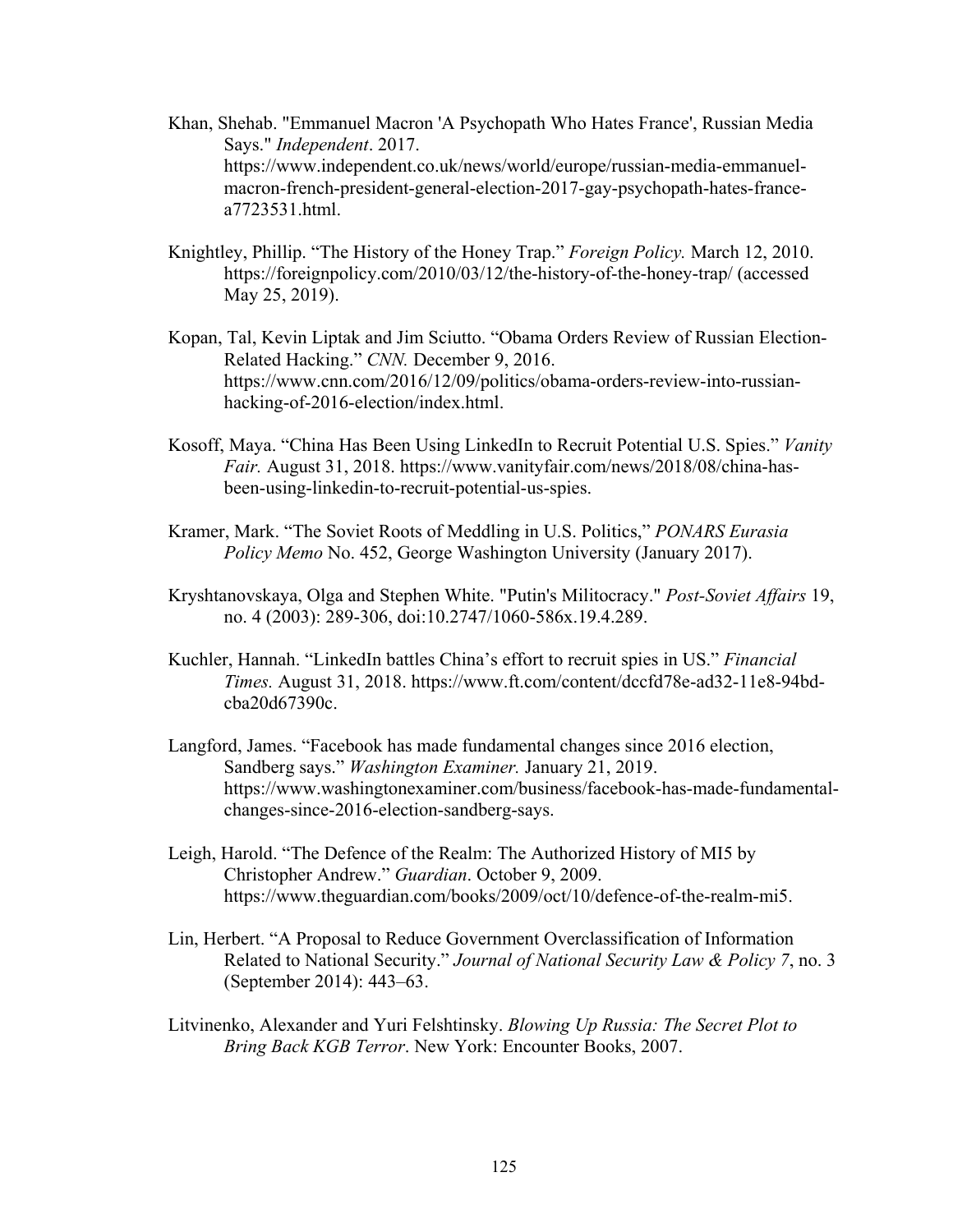Khan, Shehab. "Emmanuel Macron 'A Psychopath Who Hates France', Russian Media Says." *Independent*. 2017. https://www.independent.co.uk/news/world/europe/russian-media-emmanuel-macron-french-president-general-election-2017-gay-psychopath-hates-france-a7723531.html.

Knightley, Phillip. "The History of the Honey Trap." *Foreign Policy.* March 12, 2010. https://foreignpolicy.com/2010/03/12/the-history-of-the-honey-trap/ (accessed May 25, 2019).

Kopan, Tal, Kevin Liptak and Jim Sciutto. "Obama Orders Review of Russian Election-Related Hacking." *CNN.* December 9, 2016. https://www.cnn.com/2016/12/09/politics/obama-orders-review-into-russian-hacking-of-2016-election/index.html.

Kosoff, Maya. "China Has Been Using LinkedIn to Recruit Potential U.S. Spies." *Vanity Fair.* August 31, 2018. https://www.vanityfair.com/news/2018/08/china-has-been-using-linkedin-to-recruit-potential-us-spies.

Kramer, Mark. "The Soviet Roots of Meddling in U.S. Politics," *PONARS Eurasia Policy Memo* No. 452, George Washington University (January 2017).

Kryshtanovskaya, Olga and Stephen White. "Putin's Militocracy." *Post-Soviet Affairs* 19, no. 4 (2003): 289-306, doi:10.2747/1060-586x.19.4.289.

Kuchler, Hannah. "LinkedIn battles China's effort to recruit spies in US." *Financial Times.* August 31, 2018. https://www.ft.com/content/dccfd78e-ad32-11e8-94bd-cba20d67390c.

Langford, James. "Facebook has made fundamental changes since 2016 election, Sandberg says." *Washington Examiner.* January 21, 2019. https://www.washingtonexaminer.com/business/facebook-has-made-fundamental-changes-since-2016-election-sandberg-says.

Leigh, Harold. "The Defence of the Realm: The Authorized History of MI5 by Christopher Andrew." *Guardian*. October 9, 2009. https://www.theguardian.com/books/2009/oct/10/defence-of-the-realm-mi5.

Lin, Herbert. "A Proposal to Reduce Government Overclassification of Information Related to National Security." *Journal of National Security Law & Policy 7*, no. 3 (September 2014): 443–63.

Litvinenko, Alexander and Yuri Felshtinsky. *Blowing Up Russia: The Secret Plot to Bring Back KGB Terror*. New York: Encounter Books, 2007.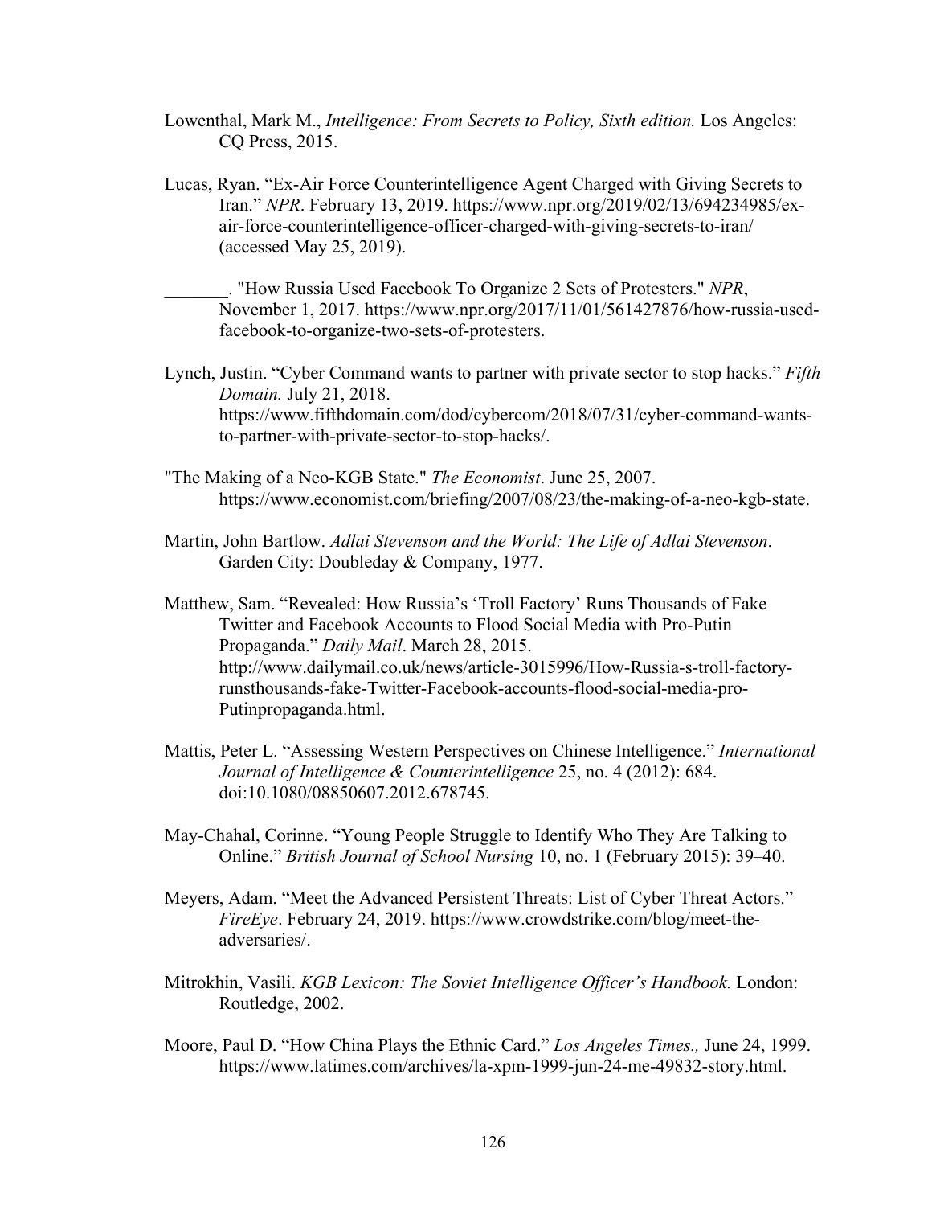Lowenthal, Mark M., *Intelligence: From Secrets to Policy, Sixth edition.* Los Angeles: CQ Press, 2015.

Lucas, Ryan. “Ex-Air Force Counterintelligence Agent Charged with Giving Secrets to Iran.” *NPR*. February 13, 2019. https://www.npr.org/2019/02/13/694234985/ex-air-force-counterintelligence-officer-charged-with-giving-secrets-to-iran/ (accessed May 25, 2019).

_______. "How Russia Used Facebook To Organize 2 Sets of Protesters." *NPR*, November 1, 2017. https://www.npr.org/2017/11/01/561427876/how-russia-used-facebook-to-organize-two-sets-of-protesters.

Lynch, Justin. “Cyber Command wants to partner with private sector to stop hacks.” *Fifth Domain.* July 21, 2018. https://www.fifthdomain.com/dod/cybercom/2018/07/31/cyber-command-wants-to-partner-with-private-sector-to-stop-hacks/.

"The Making of a Neo-KGB State." *The Economist*. June 25, 2007. https://www.economist.com/briefing/2007/08/23/the-making-of-a-neo-kgb-state.

Martin, John Bartlow. *Adlai Stevenson and the World: The Life of Adlai Stevenson*. Garden City: Doubleday & Company, 1977.

Matthew, Sam. “Revealed: How Russia’s ‘Troll Factory’ Runs Thousands of Fake Twitter and Facebook Accounts to Flood Social Media with Pro-Putin Propaganda.” *Daily Mail*. March 28, 2015. http://www.dailymail.co.uk/news/article-3015996/How-Russia-s-troll-factory-runsthousands-fake-Twitter-Facebook-accounts-flood-social-media-pro-Putinpropaganda.html.

Mattis, Peter L. “Assessing Western Perspectives on Chinese Intelligence.” *International Journal of Intelligence & Counterintelligence* 25, no. 4 (2012): 684. doi:10.1080/08850607.2012.678745.

May-Chahal, Corinne. “Young People Struggle to Identify Who They Are Talking to Online.” *British Journal of School Nursing* 10, no. 1 (February 2015): 39–40.

Meyers, Adam. “Meet the Advanced Persistent Threats: List of Cyber Threat Actors.” *FireEye*. February 24, 2019. https://www.crowdstrike.com/blog/meet-the-adversaries/.

Mitrokhin, Vasili. *KGB Lexicon: The Soviet Intelligence Officer’s Handbook.* London: Routledge, 2002.

Moore, Paul D. “How China Plays the Ethnic Card.” *Los Angeles Times.,* June 24, 1999. https://www.latimes.com/archives/la-xpm-1999-jun-24-me-49832-story.html.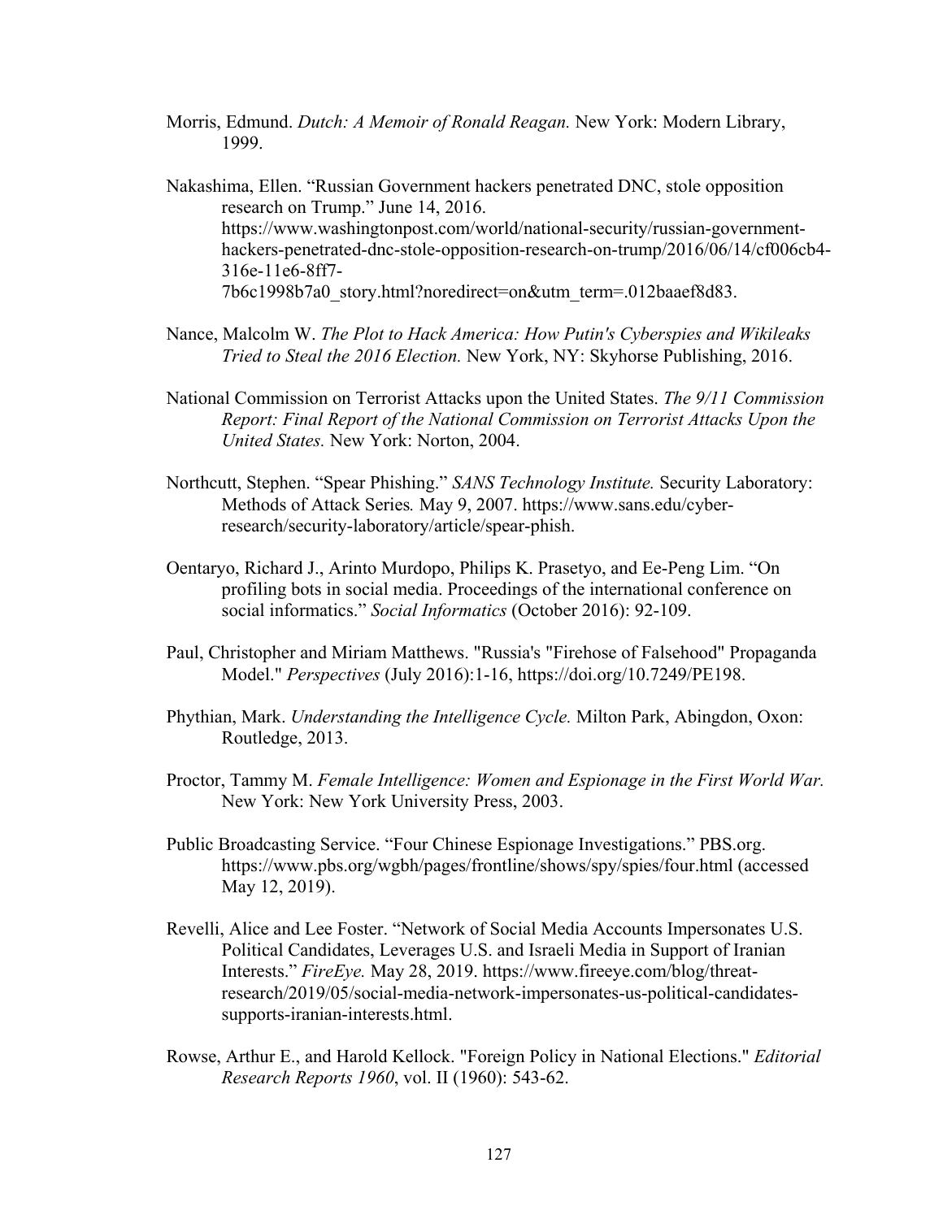Morris, Edmund. *Dutch: A Memoir of Ronald Reagan.* New York: Modern Library, 1999.

Nakashima, Ellen. "Russian Government hackers penetrated DNC, stole opposition research on Trump." June 14, 2016. https://www.washingtonpost.com/world/national-security/russian-government-hackers-penetrated-dnc-stole-opposition-research-on-trump/2016/06/14/cf006cb4-316e-11e6-8ff7-7b6c1998b7a0_story.html?noredirect=on&utm_term=.012baaef8d83.

Nance, Malcolm W. *The Plot to Hack America: How Putin's Cyberspies and Wikileaks Tried to Steal the 2016 Election.* New York, NY: Skyhorse Publishing, 2016.

National Commission on Terrorist Attacks upon the United States. *The 9/11 Commission Report: Final Report of the National Commission on Terrorist Attacks Upon the United States.* New York: Norton, 2004.

Northcutt, Stephen. "Spear Phishing." *SANS Technology Institute.* Security Laboratory: Methods of Attack Series*.* May 9, 2007. https://www.sans.edu/cyber-research/security-laboratory/article/spear-phish.

Oentaryo, Richard J., Arinto Murdopo, Philips K. Prasetyo, and Ee-Peng Lim. "On profiling bots in social media. Proceedings of the international conference on social informatics." *Social Informatics* (October 2016): 92-109.

Paul, Christopher and Miriam Matthews. "Russia's "Firehose of Falsehood" Propaganda Model." *Perspectives* (July 2016):1-16, https://doi.org/10.7249/PE198.

Phythian, Mark. *Understanding the Intelligence Cycle.* Milton Park, Abingdon, Oxon: Routledge, 2013.

Proctor, Tammy M. *Female Intelligence: Women and Espionage in the First World War.* New York: New York University Press, 2003.

Public Broadcasting Service. "Four Chinese Espionage Investigations." PBS.org. https://www.pbs.org/wgbh/pages/frontline/shows/spy/spies/four.html (accessed May 12, 2019).

Revelli, Alice and Lee Foster. "Network of Social Media Accounts Impersonates U.S. Political Candidates, Leverages U.S. and Israeli Media in Support of Iranian Interests." *FireEye.* May 28, 2019. https://www.fireeye.com/blog/threat-research/2019/05/social-media-network-impersonates-us-political-candidates-supports-iranian-interests.html.

Rowse, Arthur E., and Harold Kellock. "Foreign Policy in National Elections." *Editorial Research Reports 1960*, vol. II (1960): 543-62.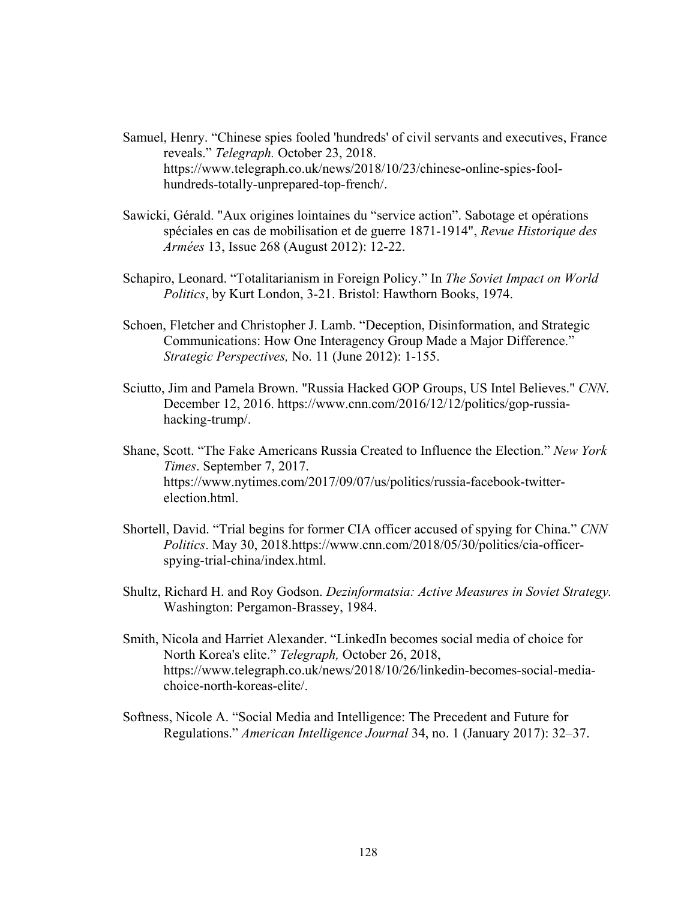Samuel, Henry. “Chinese spies fooled 'hundreds' of civil servants and executives, France reveals.” *Telegraph.* October 23, 2018. https://www.telegraph.co.uk/news/2018/10/23/chinese-online-spies-fool-hundreds-totally-unprepared-top-french/.

Sawicki, Gérald. "Aux origines lointaines du “service action”. Sabotage et opérations spéciales en cas de mobilisation et de guerre 1871-1914", *Revue Historique des Armées* 13, Issue 268 (August 2012): 12-22.

Schapiro, Leonard. “Totalitarianism in Foreign Policy.” In *The Soviet Impact on World Politics*, by Kurt London, 3-21. Bristol: Hawthorn Books, 1974.

Schoen, Fletcher and Christopher J. Lamb. “Deception, Disinformation, and Strategic Communications: How One Interagency Group Made a Major Difference.” *Strategic Perspectives,* No. 11 (June 2012): 1-155.

Sciutto, Jim and Pamela Brown. "Russia Hacked GOP Groups, US Intel Believes." *CNN*. December 12, 2016. https://www.cnn.com/2016/12/12/politics/gop-russia-hacking-trump/.

Shane, Scott. “The Fake Americans Russia Created to Influence the Election.” *New York Times*. September 7, 2017. https://www.nytimes.com/2017/09/07/us/politics/russia-facebook-twitter-election.html.

Shortell, David. “Trial begins for former CIA officer accused of spying for China.” *CNN Politics*. May 30, 2018.https://www.cnn.com/2018/05/30/politics/cia-officer-spying-trial-china/index.html.

Shultz, Richard H. and Roy Godson. *Dezinformatsia: Active Measures in Soviet Strategy.* Washington: Pergamon-Brassey, 1984.

Smith, Nicola and Harriet Alexander. “LinkedIn becomes social media of choice for North Korea's elite.” *Telegraph,* October 26, 2018, https://www.telegraph.co.uk/news/2018/10/26/linkedin-becomes-social-media-choice-north-koreas-elite/.

Softness, Nicole A. “Social Media and Intelligence: The Precedent and Future for Regulations.” *American Intelligence Journal* 34, no. 1 (January 2017): 32–37.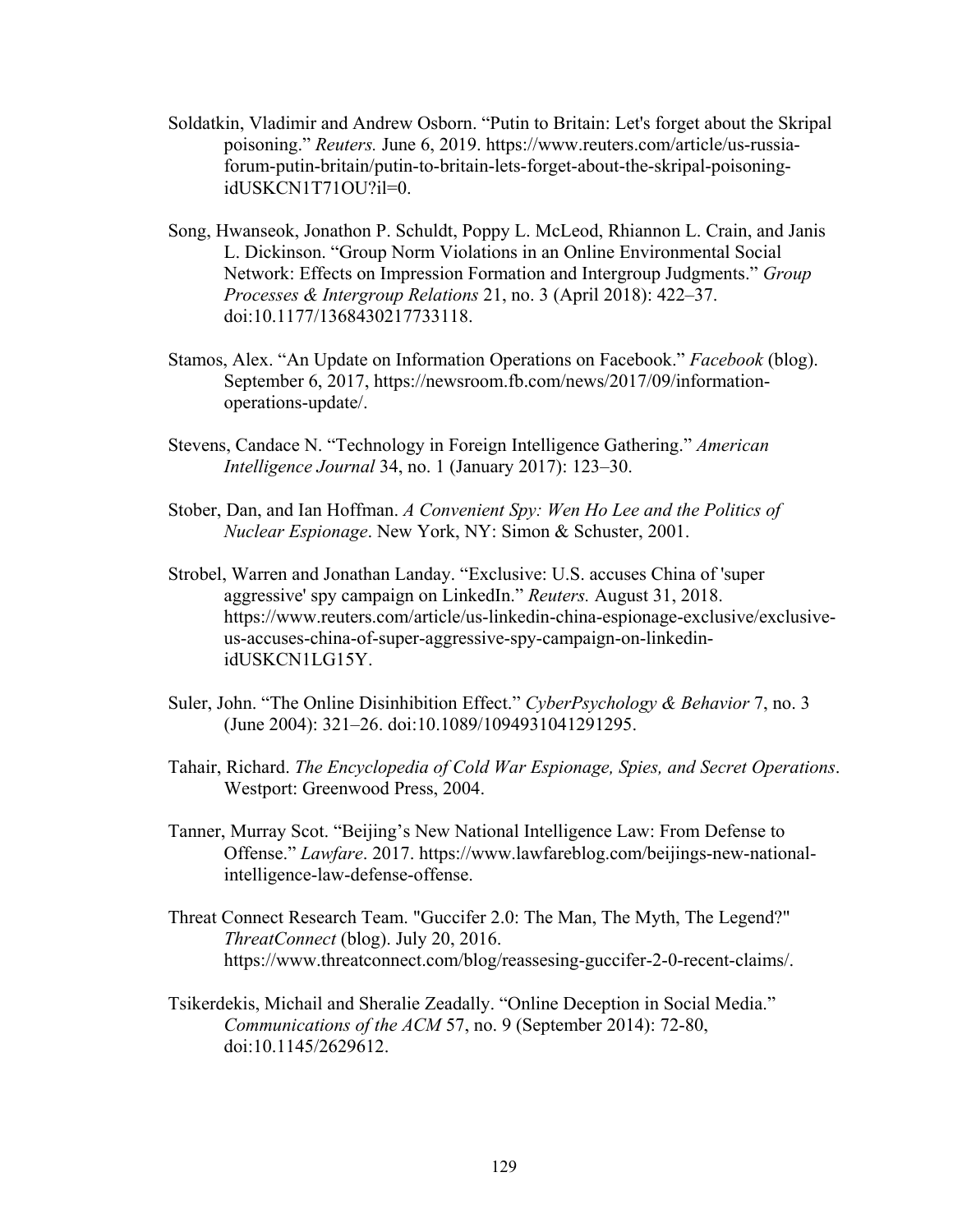Soldatkin, Vladimir and Andrew Osborn. "Putin to Britain: Let's forget about the Skripal poisoning." *Reuters.* June 6, 2019. https://www.reuters.com/article/us-russia-forum-putin-britain/putin-to-britain-lets-forget-about-the-skripal-poisoning-idUSKCN1T71OU?il=0.

Song, Hwanseok, Jonathon P. Schuldt, Poppy L. McLeod, Rhiannon L. Crain, and Janis L. Dickinson. "Group Norm Violations in an Online Environmental Social Network: Effects on Impression Formation and Intergroup Judgments." *Group Processes & Intergroup Relations* 21, no. 3 (April 2018): 422–37. doi:10.1177/1368430217733118.

Stamos, Alex. "An Update on Information Operations on Facebook." *Facebook* (blog). September 6, 2017, https://newsroom.fb.com/news/2017/09/information-operations-update/.

Stevens, Candace N. "Technology in Foreign Intelligence Gathering." *American Intelligence Journal* 34, no. 1 (January 2017): 123–30.

Stober, Dan, and Ian Hoffman. *A Convenient Spy: Wen Ho Lee and the Politics of Nuclear Espionage*. New York, NY: Simon & Schuster, 2001.

Strobel, Warren and Jonathan Landay. "Exclusive: U.S. accuses China of 'super aggressive' spy campaign on LinkedIn." *Reuters.* August 31, 2018. https://www.reuters.com/article/us-linkedin-china-espionage-exclusive/exclusive-us-accuses-china-of-super-aggressive-spy-campaign-on-linkedin-idUSKCN1LG15Y.

Suler, John. "The Online Disinhibition Effect." *CyberPsychology & Behavior* 7, no. 3 (June 2004): 321–26. doi:10.1089/1094931041291295.

Tahair, Richard. *The Encyclopedia of Cold War Espionage, Spies, and Secret Operations*. Westport: Greenwood Press, 2004.

Tanner, Murray Scot. "Beijing's New National Intelligence Law: From Defense to Offense." *Lawfare*. 2017. https://www.lawfareblog.com/beijings-new-national-intelligence-law-defense-offense.

Threat Connect Research Team. "Guccifer 2.0: The Man, The Myth, The Legend?" *ThreatConnect* (blog). July 20, 2016. https://www.threatconnect.com/blog/reassesing-guccifer-2-0-recent-claims/.

Tsikerdekis, Michail and Sheralie Zeadally. "Online Deception in Social Media." *Communications of the ACM* 57, no. 9 (September 2014): 72-80, doi:10.1145/2629612.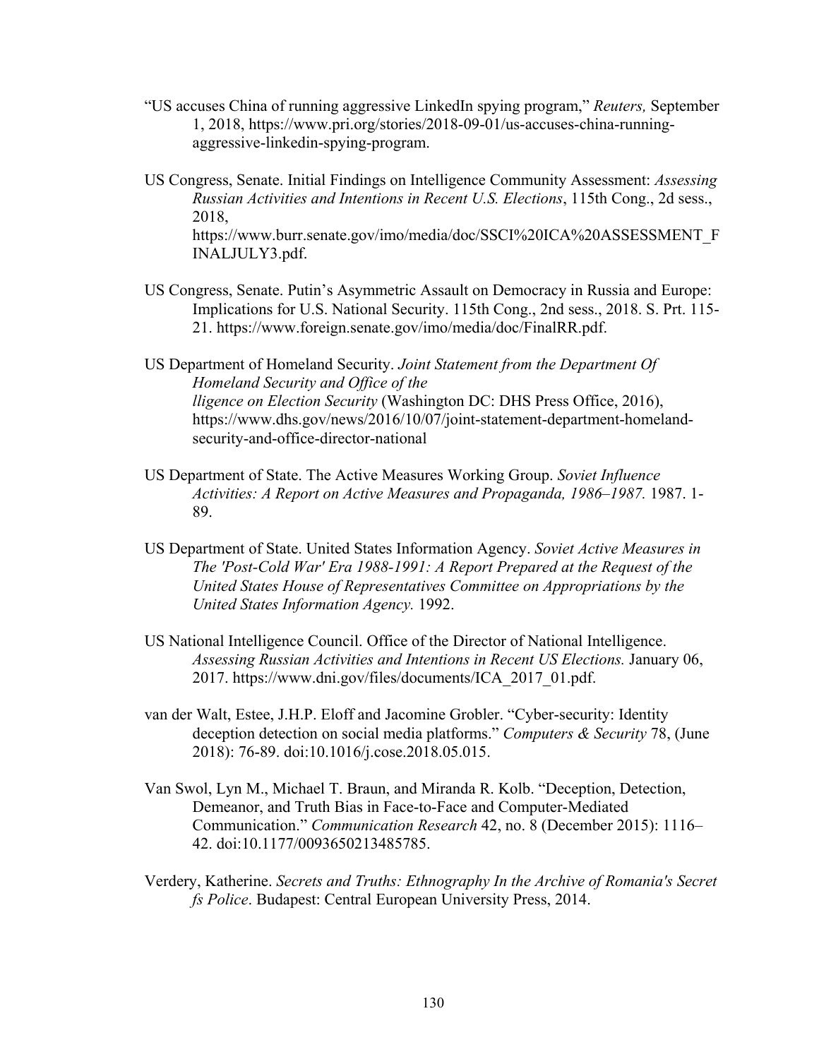"US accuses China of running aggressive LinkedIn spying program," *Reuters,* September 1, 2018, https://www.pri.org/stories/2018-09-01/us-accuses-china-running-aggressive-linkedin-spying-program.

US Congress, Senate. Initial Findings on Intelligence Community Assessment: *Assessing Russian Activities and Intentions in Recent U.S. Elections*, 115th Cong., 2d sess., 2018, https://www.burr.senate.gov/imo/media/doc/SSCI%20ICA%20ASSESSMENT_FINALJULY3.pdf.

US Congress, Senate. Putin's Asymmetric Assault on Democracy in Russia and Europe: Implications for U.S. National Security. 115th Cong., 2nd sess., 2018. S. Prt. 115-21. https://www.foreign.senate.gov/imo/media/doc/FinalRR.pdf.

US Department of Homeland Security. *Joint Statement from the Department Of Homeland Security and Office of the lligence on Election Security* (Washington DC: DHS Press Office, 2016), https://www.dhs.gov/news/2016/10/07/joint-statement-department-homeland-security-and-office-director-national

US Department of State. The Active Measures Working Group. *Soviet Influence Activities: A Report on Active Measures and Propaganda, 1986–1987.* 1987. 1-89.

US Department of State. United States Information Agency. *Soviet Active Measures in The 'Post-Cold War' Era 1988-1991: A Report Prepared at the Request of the United States House of Representatives Committee on Appropriations by the United States Information Agency.* 1992.

US National Intelligence Council. Office of the Director of National Intelligence. *Assessing Russian Activities and Intentions in Recent US Elections.* January 06, 2017. https://www.dni.gov/files/documents/ICA_2017_01.pdf.

van der Walt, Estee, J.H.P. Eloff and Jacomine Grobler. "Cyber-security: Identity deception detection on social media platforms." *Computers & Security* 78, (June 2018): 76-89. doi:10.1016/j.cose.2018.05.015.

Van Swol, Lyn M., Michael T. Braun, and Miranda R. Kolb. "Deception, Detection, Demeanor, and Truth Bias in Face-to-Face and Computer-Mediated Communication." *Communication Research* 42, no. 8 (December 2015): 1116–42. doi:10.1177/0093650213485785.

Verdery, Katherine. *Secrets and Truths: Ethnography In the Archive of Romania's Secret fs Police*. Budapest: Central European University Press, 2014.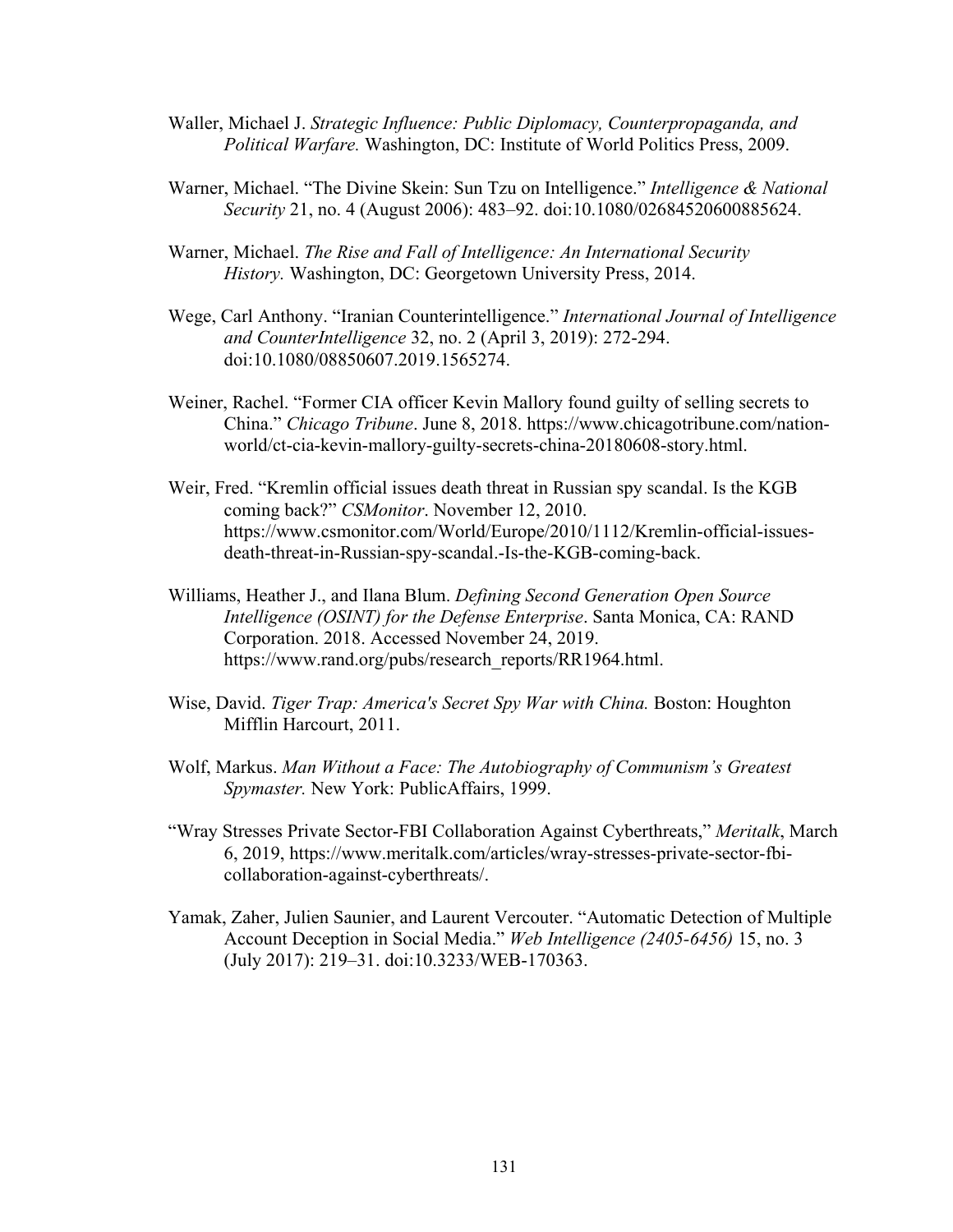Waller, Michael J. *Strategic Influence: Public Diplomacy, Counterpropaganda, and Political Warfare.* Washington, DC: Institute of World Politics Press, 2009.

Warner, Michael. "The Divine Skein: Sun Tzu on Intelligence." *Intelligence & National Security* 21, no. 4 (August 2006): 483–92. doi:10.1080/02684520600885624.

Warner, Michael. *The Rise and Fall of Intelligence: An International Security History.* Washington, DC: Georgetown University Press, 2014.

Wege, Carl Anthony. "Iranian Counterintelligence." *International Journal of Intelligence and CounterIntelligence* 32, no. 2 (April 3, 2019): 272-294. doi:10.1080/08850607.2019.1565274.

Weiner, Rachel. "Former CIA officer Kevin Mallory found guilty of selling secrets to China." *Chicago Tribune*. June 8, 2018. https://www.chicagotribune.com/nation-world/ct-cia-kevin-mallory-guilty-secrets-china-20180608-story.html.

Weir, Fred. "Kremlin official issues death threat in Russian spy scandal. Is the KGB coming back?" *CSMonitor*. November 12, 2010. https://www.csmonitor.com/World/Europe/2010/1112/Kremlin-official-issues-death-threat-in-Russian-spy-scandal.-Is-the-KGB-coming-back.

Williams, Heather J., and Ilana Blum. *Defining Second Generation Open Source Intelligence (OSINT) for the Defense Enterprise*. Santa Monica, CA: RAND Corporation. 2018. Accessed November 24, 2019. https://www.rand.org/pubs/research_reports/RR1964.html.

Wise, David. *Tiger Trap: America's Secret Spy War with China.* Boston: Houghton Mifflin Harcourt, 2011.

Wolf, Markus. *Man Without a Face: The Autobiography of Communism's Greatest Spymaster.* New York: PublicAffairs, 1999.

"Wray Stresses Private Sector-FBI Collaboration Against Cyberthreats," *Meritalk*, March 6, 2019, https://www.meritalk.com/articles/wray-stresses-private-sector-fbi-collaboration-against-cyberthreats/.

Yamak, Zaher, Julien Saunier, and Laurent Vercouter. "Automatic Detection of Multiple Account Deception in Social Media." *Web Intelligence (2405-6456)* 15, no. 3 (July 2017): 219–31. doi:10.3233/WEB-170363.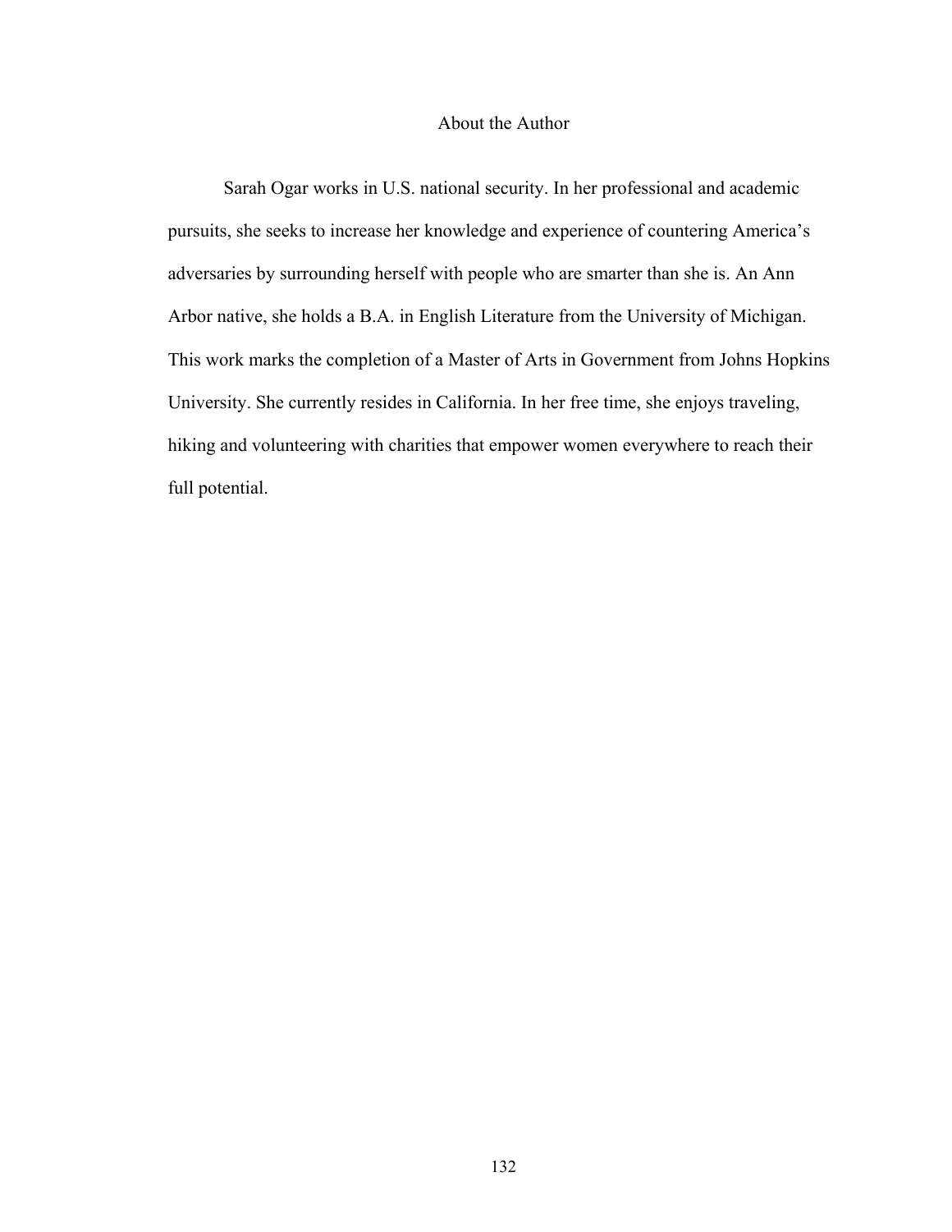# About the Author

Sarah Ogar works in U.S. national security. In her professional and academic pursuits, she seeks to increase her knowledge and experience of countering America's adversaries by surrounding herself with people who are smarter than she is. An Ann Arbor native, she holds a B.A. in English Literature from the University of Michigan. This work marks the completion of a Master of Arts in Government from Johns Hopkins University. She currently resides in California. In her free time, she enjoys traveling, hiking and volunteering with charities that empower women everywhere to reach their full potential.